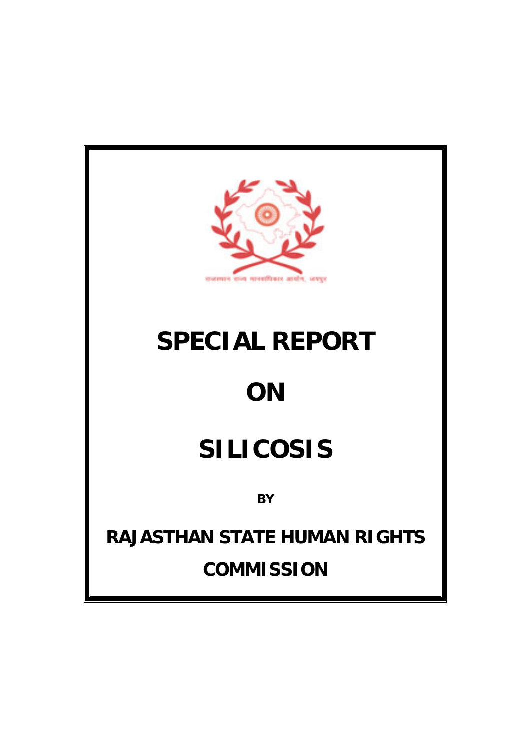राजस्थान राज्य मानवाधिकार आयोग, जयपुर

# SPECIAL REPORT

# ON

# SILICOSIS

**BY**

## RAJASTHAN STATE HUMAN RIGHTS COMMISSION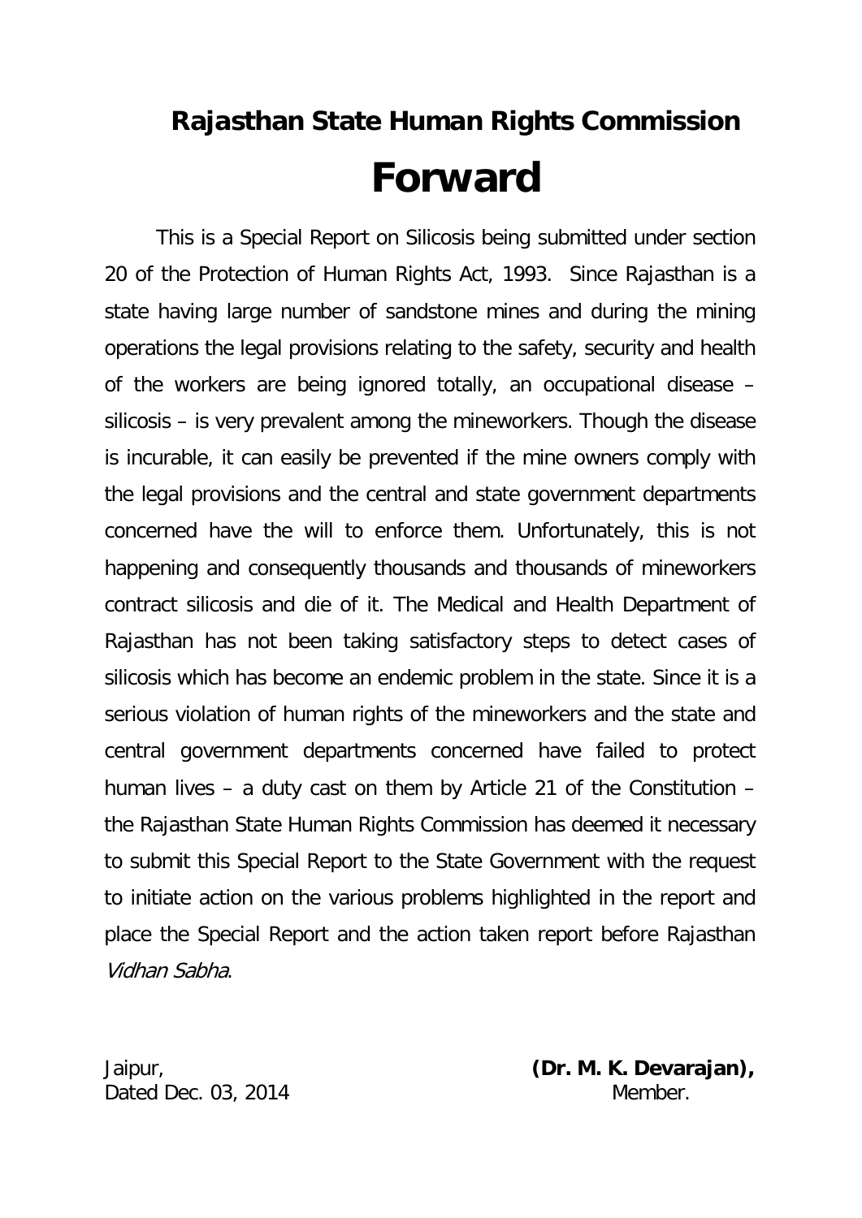## Rajasthan State Human Rights Commission

# Forward

This is a Special Report on Silicosis being submitted under section 20 of the Protection of Human Rights Act, 1993. Since Rajasthan is a state having large number of sandstone mines and during the mining operations the legal provisions relating to the safety, security and health of the workers are being ignored totally, an occupational disease – silicosis – is very prevalent among the mineworkers. Though the disease is incurable, it can easily be prevented if the mine owners comply with the legal provisions and the central and state government departments concerned have the will to enforce them. Unfortunately, this is not happening and consequently thousands and thousands of mineworkers contract silicosis and die of it. The Medical and Health Department of Rajasthan has not been taking satisfactory steps to detect cases of silicosis which has become an endemic problem in the state. Since it is a serious violation of human rights of the mineworkers and the state and central government departments concerned have failed to protect human lives – a duty cast on them by Article 21 of the Constitution – the Rajasthan State Human Rights Commission has deemed it necessary to submit this Special Report to the State Government with the request to initiate action on the various problems highlighted in the report and place the Special Report and the action taken report before Rajasthan *Vidhan Sabha*.

Jaipur,
Dated Dec. 03, 2014

**(Dr. M. K. Devarajan),**
Member.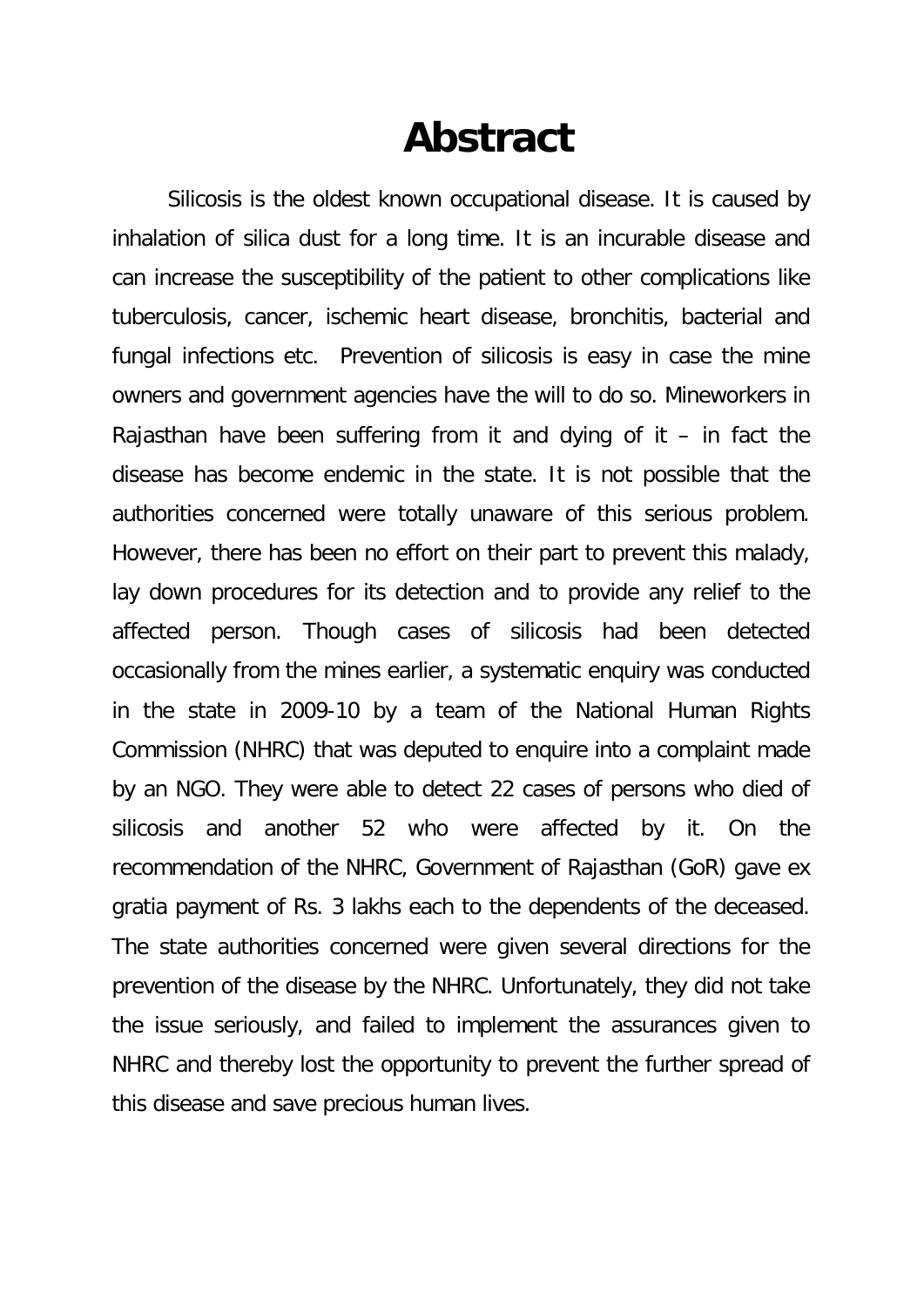# Abstract

Silicosis is the oldest known occupational disease. It is caused by inhalation of silica dust for a long time. It is an incurable disease and can increase the susceptibility of the patient to other complications like tuberculosis, cancer, ischemic heart disease, bronchitis, bacterial and fungal infections etc. Prevention of silicosis is easy in case the mine owners and government agencies have the will to do so. Mineworkers in Rajasthan have been suffering from it and dying of it – in fact the disease has become endemic in the state. It is not possible that the authorities concerned were totally unaware of this serious problem. However, there has been no effort on their part to prevent this malady, lay down procedures for its detection and to provide any relief to the affected person. Though cases of silicosis had been detected occasionally from the mines earlier, a systematic enquiry was conducted in the state in 2009-10 by a team of the National Human Rights Commission (NHRC) that was deputed to enquire into a complaint made by an NGO. They were able to detect 22 cases of persons who died of silicosis and another 52 who were affected by it. On the recommendation of the NHRC, Government of Rajasthan (GoR) gave ex gratia payment of Rs. 3 lakhs each to the dependents of the deceased. The state authorities concerned were given several directions for the prevention of the disease by the NHRC. Unfortunately, they did not take the issue seriously, and failed to implement the assurances given to NHRC and thereby lost the opportunity to prevent the further spread of this disease and save precious human lives.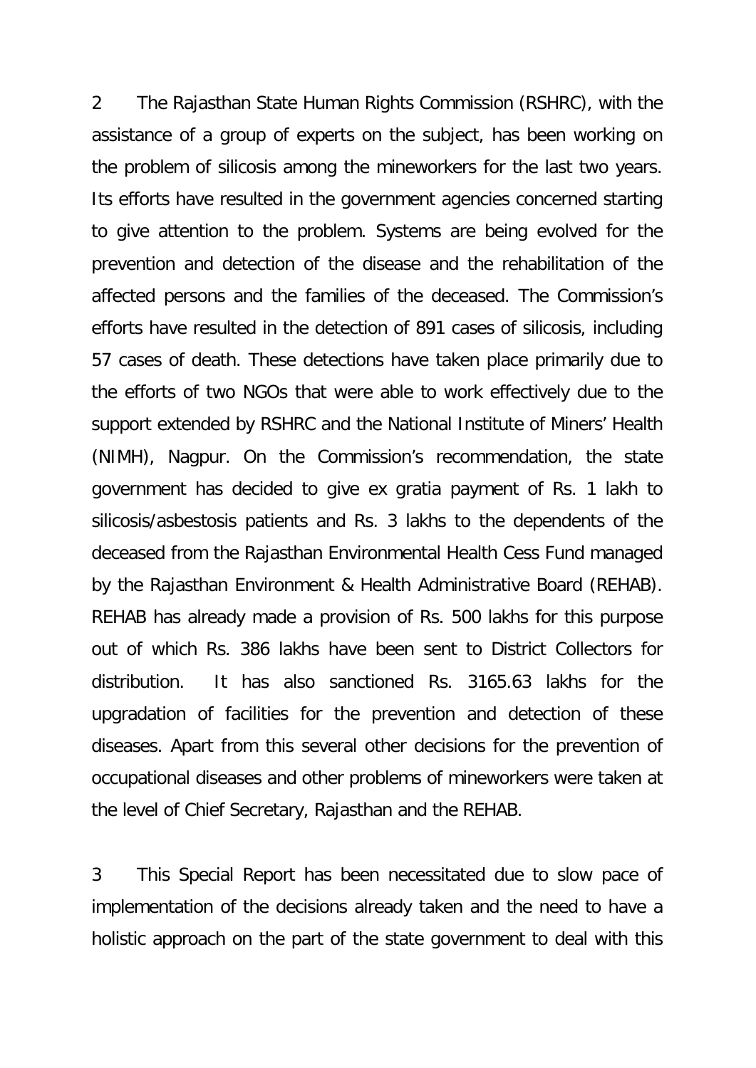2 The Rajasthan State Human Rights Commission (RSHRC), with the assistance of a group of experts on the subject, has been working on the problem of silicosis among the mineworkers for the last two years. Its efforts have resulted in the government agencies concerned starting to give attention to the problem. Systems are being evolved for the prevention and detection of the disease and the rehabilitation of the affected persons and the families of the deceased. The Commission's efforts have resulted in the detection of 891 cases of silicosis, including 57 cases of death. These detections have taken place primarily due to the efforts of two NGOs that were able to work effectively due to the support extended by RSHRC and the National Institute of Miners' Health (NIMH), Nagpur. On the Commission's recommendation, the state government has decided to give ex gratia payment of Rs. 1 lakh to silicosis/asbestosis patients and Rs. 3 lakhs to the dependents of the deceased from the Rajasthan Environmental Health Cess Fund managed by the Rajasthan Environment & Health Administrative Board (REHAB). REHAB has already made a provision of Rs. 500 lakhs for this purpose out of which Rs. 386 lakhs have been sent to District Collectors for distribution. It has also sanctioned Rs. 3165.63 lakhs for the upgradation of facilities for the prevention and detection of these diseases. Apart from this several other decisions for the prevention of occupational diseases and other problems of mineworkers were taken at the level of Chief Secretary, Rajasthan and the REHAB.

3 This Special Report has been necessitated due to slow pace of implementation of the decisions already taken and the need to have a holistic approach on the part of the state government to deal with this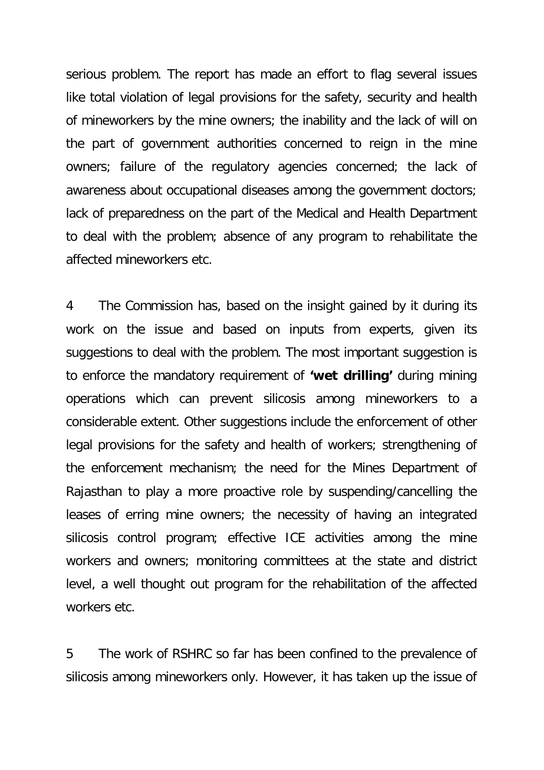serious problem. The report has made an effort to flag several issues like total violation of legal provisions for the safety, security and health of mineworkers by the mine owners; the inability and the lack of will on the part of government authorities concerned to reign in the mine owners; failure of the regulatory agencies concerned; the lack of awareness about occupational diseases among the government doctors; lack of preparedness on the part of the Medical and Health Department to deal with the problem; absence of any program to rehabilitate the affected mineworkers etc.

4 The Commission has, based on the insight gained by it during its work on the issue and based on inputs from experts, given its suggestions to deal with the problem. The most important suggestion is to enforce the mandatory requirement of **'wet drilling'** during mining operations which can prevent silicosis among mineworkers to a considerable extent. Other suggestions include the enforcement of other legal provisions for the safety and health of workers; strengthening of the enforcement mechanism; the need for the Mines Department of Rajasthan to play a more proactive role by suspending/cancelling the leases of erring mine owners; the necessity of having an integrated silicosis control program; effective ICE activities among the mine workers and owners; monitoring committees at the state and district level, a well thought out program for the rehabilitation of the affected workers etc.

5 The work of RSHRC so far has been confined to the prevalence of silicosis among mineworkers only. However, it has taken up the issue of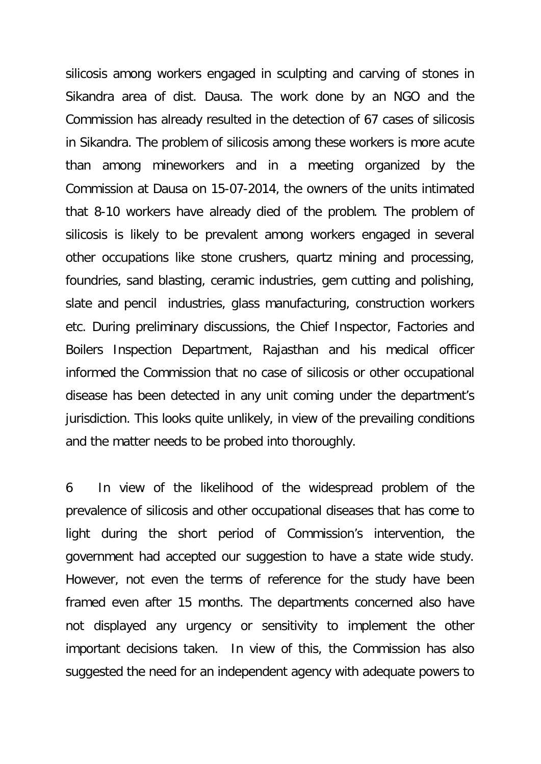silicosis among workers engaged in sculpting and carving of stones in Sikandra area of dist. Dausa. The work done by an NGO and the Commission has already resulted in the detection of 67 cases of silicosis in Sikandra. The problem of silicosis among these workers is more acute than among mineworkers and in a meeting organized by the Commission at Dausa on 15-07-2014, the owners of the units intimated that 8-10 workers have already died of the problem. The problem of silicosis is likely to be prevalent among workers engaged in several other occupations like stone crushers, quartz mining and processing, foundries, sand blasting, ceramic industries, gem cutting and polishing, slate and pencil industries, glass manufacturing, construction workers etc. During preliminary discussions, the Chief Inspector, Factories and Boilers Inspection Department, Rajasthan and his medical officer informed the Commission that no case of silicosis or other occupational disease has been detected in any unit coming under the department's jurisdiction. This looks quite unlikely, in view of the prevailing conditions and the matter needs to be probed into thoroughly.

6 In view of the likelihood of the widespread problem of the prevalence of silicosis and other occupational diseases that has come to light during the short period of Commission's intervention, the government had accepted our suggestion to have a state wide study. However, not even the terms of reference for the study have been framed even after 15 months. The departments concerned also have not displayed any urgency or sensitivity to implement the other important decisions taken. In view of this, the Commission has also suggested the need for an independent agency with adequate powers to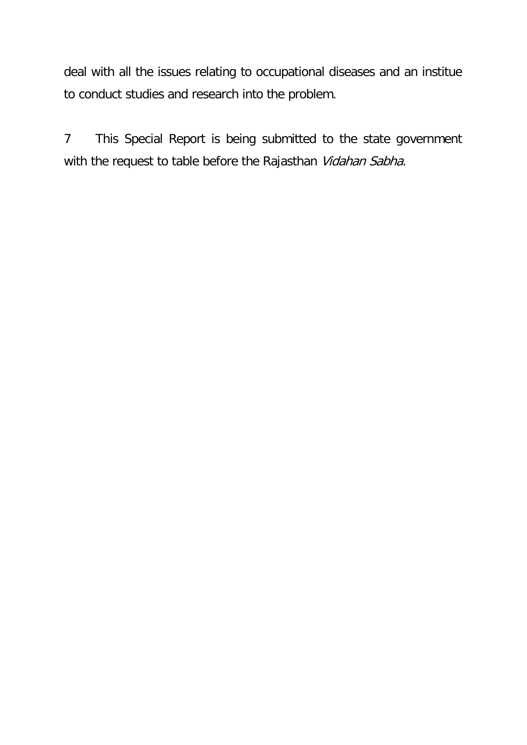deal with all the issues relating to occupational diseases and an institue to conduct studies and research into the problem.

7 This Special Report is being submitted to the state government with the request to table before the Rajasthan *Vidahan Sabha.*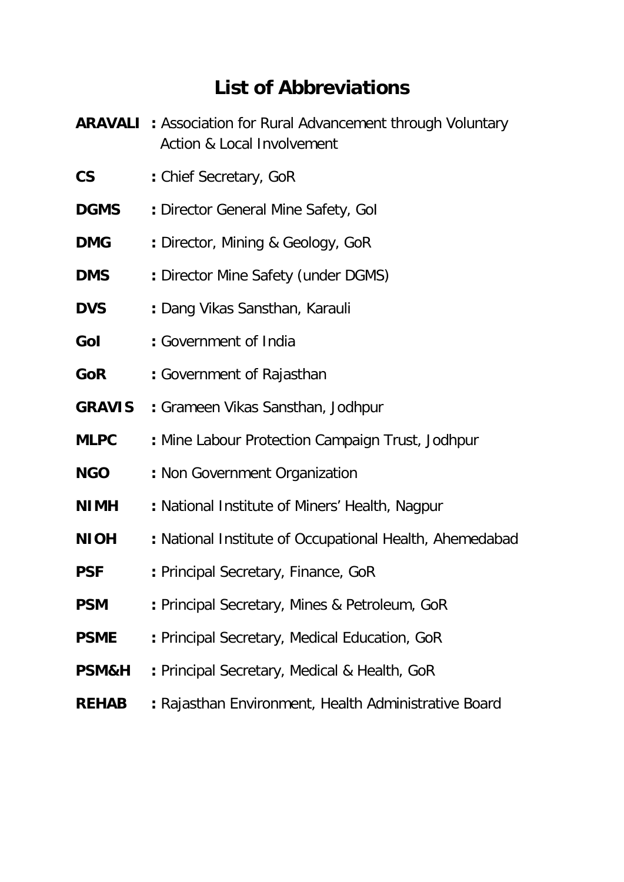# List of Abbreviations

**ARAVALI** : Association for Rural Advancement through Voluntary Action & Local Involvement

**CS** : Chief Secretary, GoR

**DGMS** : Director General Mine Safety, GoI

**DMG** : Director, Mining & Geology, GoR

**DMS** : Director Mine Safety (under DGMS)

**DVS** : Dang Vikas Sansthan, Karauli

**GoI** : Government of India

**GoR** : Government of Rajasthan

**GRAVIS** : Grameen Vikas Sansthan, Jodhpur

**MLPC** : Mine Labour Protection Campaign Trust, Jodhpur

**NGO** : Non Government Organization

**NIMH** : National Institute of Miners' Health, Nagpur

**NIOH** : National Institute of Occupational Health, Ahemedabad

**PSF** : Principal Secretary, Finance, GoR

**PSM** : Principal Secretary, Mines & Petroleum, GoR

**PSME** : Principal Secretary, Medical Education, GoR

**PSM&H** : Principal Secretary, Medical & Health, GoR

**REHAB** : Rajasthan Environment, Health Administrative Board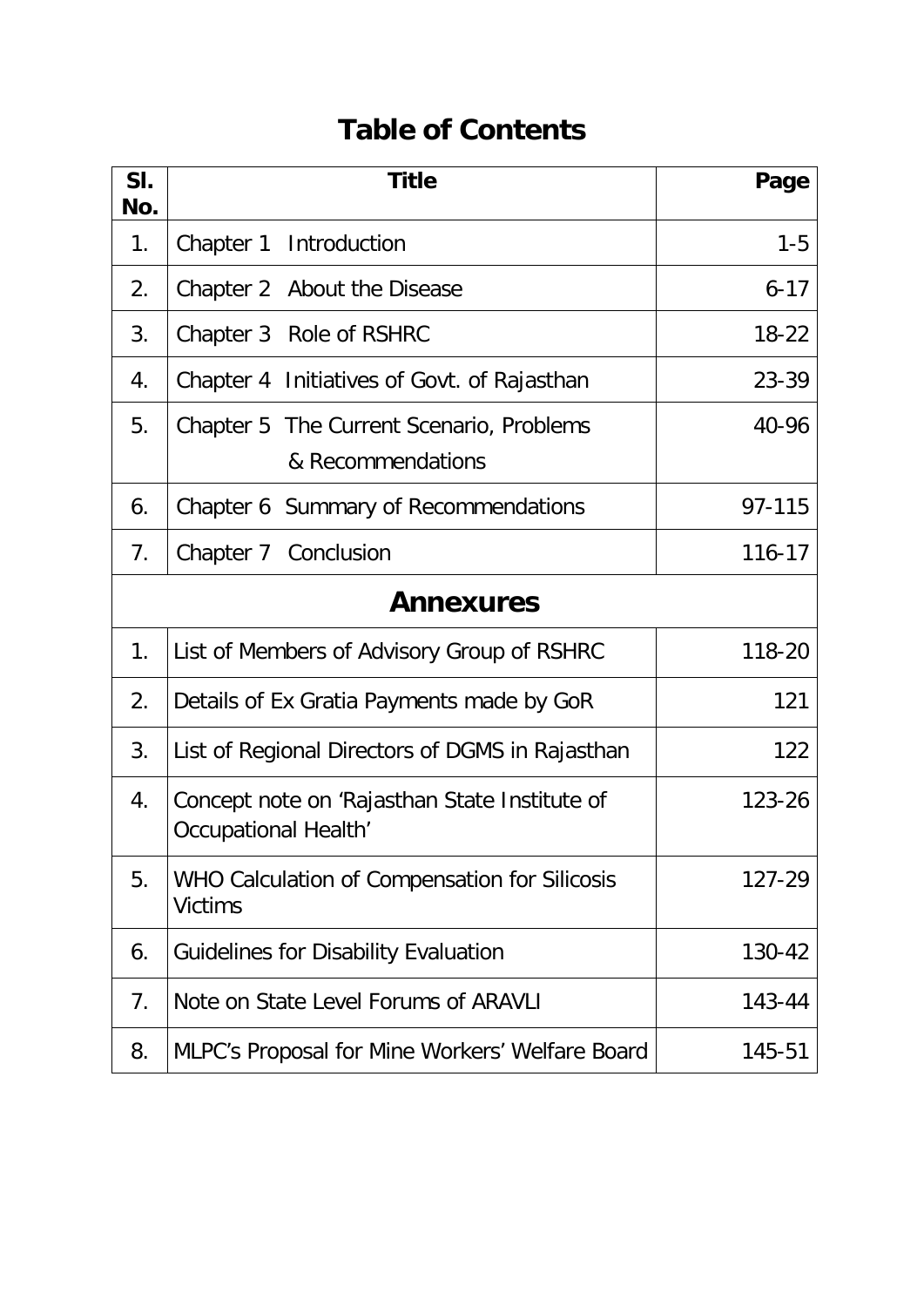# Table of Contents

| Sl. No. | Title | Page |
|---|---|---|
| 1. | Chapter 1 Introduction | 1-5 |
| 2. | Chapter 2 About the Disease | 6-17 |
| 3. | Chapter 3 Role of RSHRC | 18-22 |
| 4. | Chapter 4 Initiatives of Govt. of Rajasthan | 23-39 |
| 5. | Chapter 5 The Current Scenario, Problems & Recommendations | 40-96 |
| 6. | Chapter 6 Summary of Recommendations | 97-115 |
| 7. | Chapter 7 Conclusion | 116-17 |
| | **Annexures** | |
| 1. | List of Members of Advisory Group of RSHRC | 118-20 |
| 2. | Details of Ex Gratia Payments made by GoR | 121 |
| 3. | List of Regional Directors of DGMS in Rajasthan | 122 |
| 4. | Concept note on 'Rajasthan State Institute of Occupational Health' | 123-26 |
| 5. | WHO Calculation of Compensation for Silicosis Victims | 127-29 |
| 6. | Guidelines for Disability Evaluation | 130-42 |
| 7. | Note on State Level Forums of ARAVLI | 143-44 |
| 8. | MLPC's Proposal for Mine Workers' Welfare Board | 145-51 |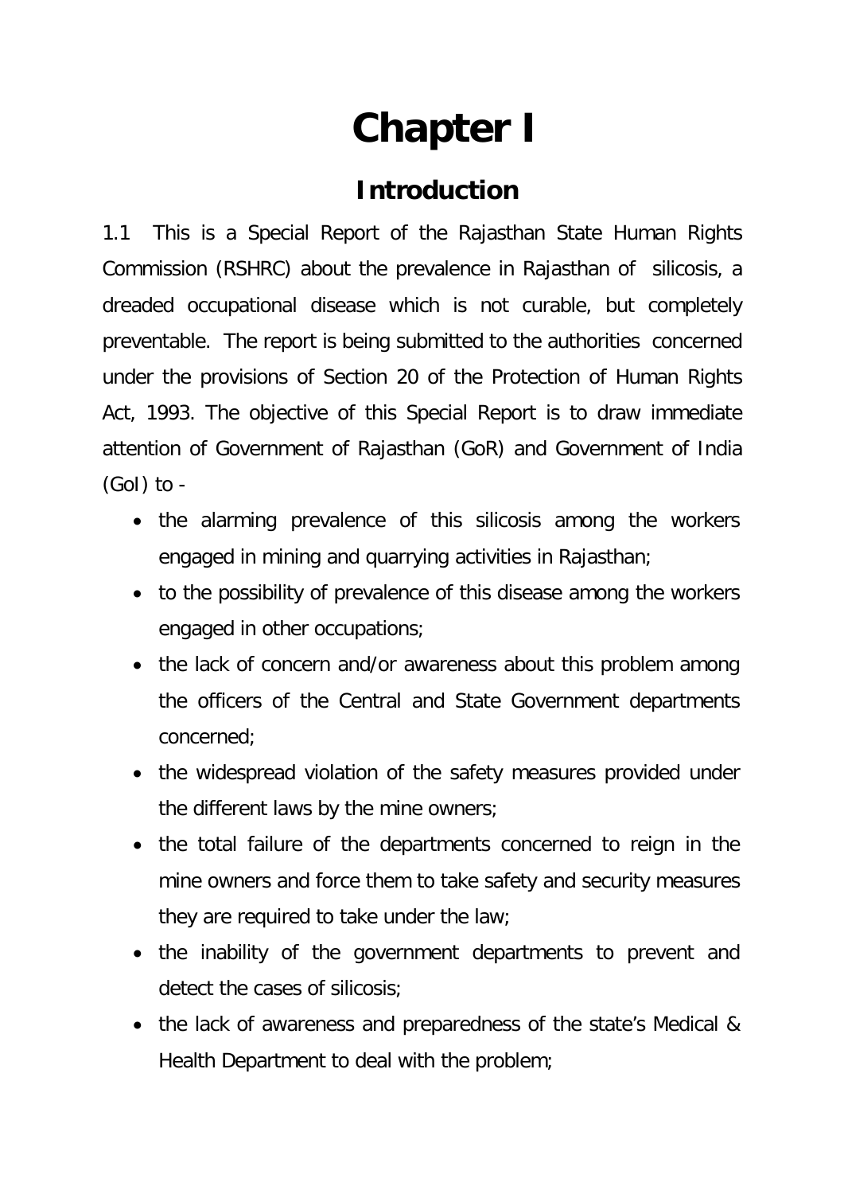# Chapter I

## Introduction

1.1 This is a Special Report of the Rajasthan State Human Rights Commission (RSHRC) about the prevalence in Rajasthan of silicosis, a dreaded occupational disease which is not curable, but completely preventable. The report is being submitted to the authorities concerned under the provisions of Section 20 of the Protection of Human Rights Act, 1993. The objective of this Special Report is to draw immediate attention of Government of Rajasthan (GoR) and Government of India (GoI) to -

- the alarming prevalence of this silicosis among the workers engaged in mining and quarrying activities in Rajasthan;
- to the possibility of prevalence of this disease among the workers engaged in other occupations;
- the lack of concern and/or awareness about this problem among the officers of the Central and State Government departments concerned;
- the widespread violation of the safety measures provided under the different laws by the mine owners;
- the total failure of the departments concerned to reign in the mine owners and force them to take safety and security measures they are required to take under the law;
- the inability of the government departments to prevent and detect the cases of silicosis;
- the lack of awareness and preparedness of the state's Medical & Health Department to deal with the problem;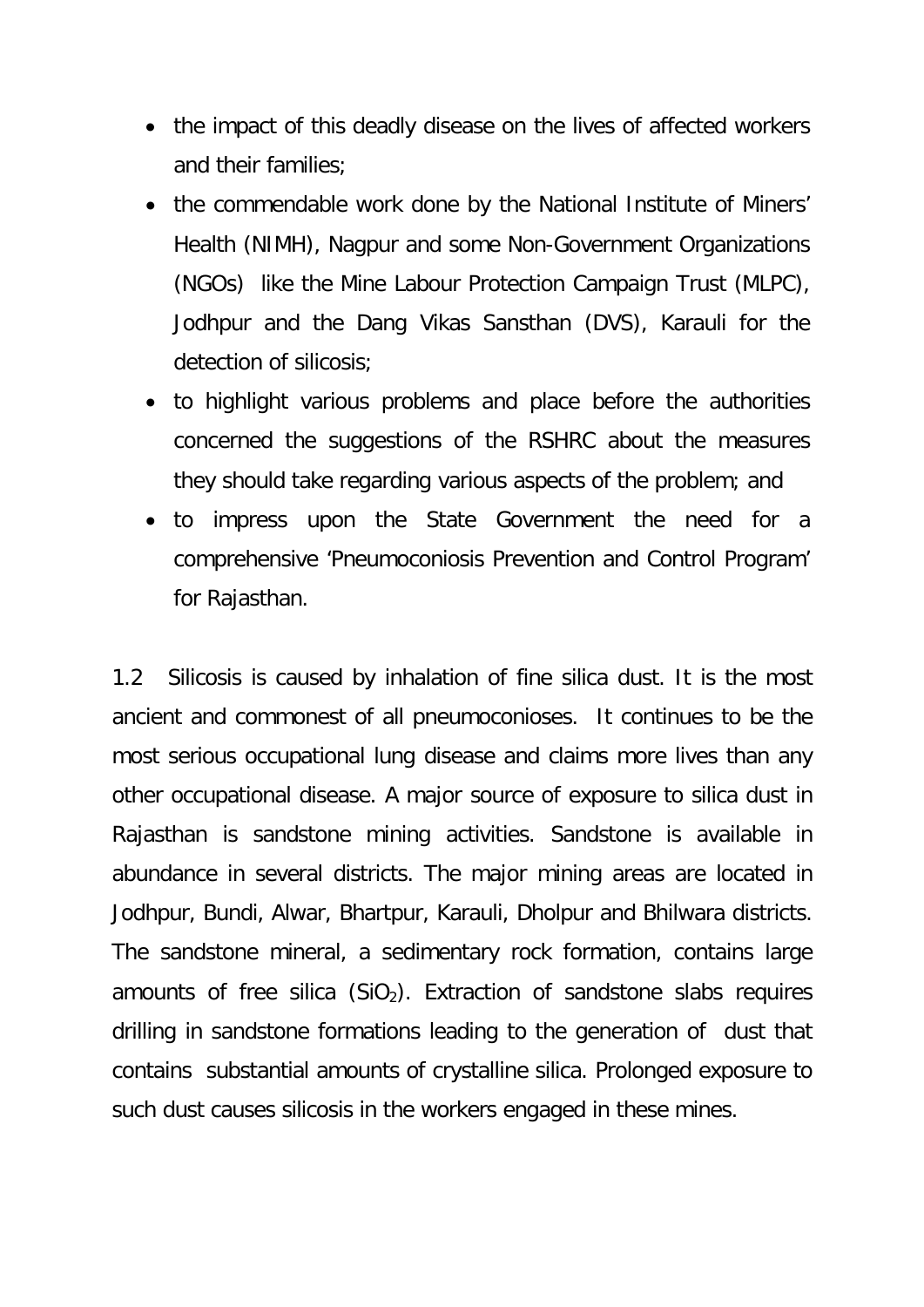- the impact of this deadly disease on the lives of affected workers and their families;
- the commendable work done by the National Institute of Miners' Health (NIMH), Nagpur and some Non-Government Organizations (NGOs) like the Mine Labour Protection Campaign Trust (MLPC), Jodhpur and the Dang Vikas Sansthan (DVS), Karauli for the detection of silicosis;
- to highlight various problems and place before the authorities concerned the suggestions of the RSHRC about the measures they should take regarding various aspects of the problem; and
- to impress upon the State Government the need for a comprehensive 'Pneumoconiosis Prevention and Control Program' for Rajasthan.

1.2 Silicosis is caused by inhalation of fine silica dust. It is the most ancient and commonest of all pneumoconioses. It continues to be the most serious occupational lung disease and claims more lives than any other occupational disease. A major source of exposure to silica dust in Rajasthan is sandstone mining activities. Sandstone is available in abundance in several districts. The major mining areas are located in Jodhpur, Bundi, Alwar, Bhartpur, Karauli, Dholpur and Bhilwara districts. The sandstone mineral, a sedimentary rock formation, contains large amounts of free silica ($SiO_2$). Extraction of sandstone slabs requires drilling in sandstone formations leading to the generation of dust that contains substantial amounts of crystalline silica. Prolonged exposure to such dust causes silicosis in the workers engaged in these mines.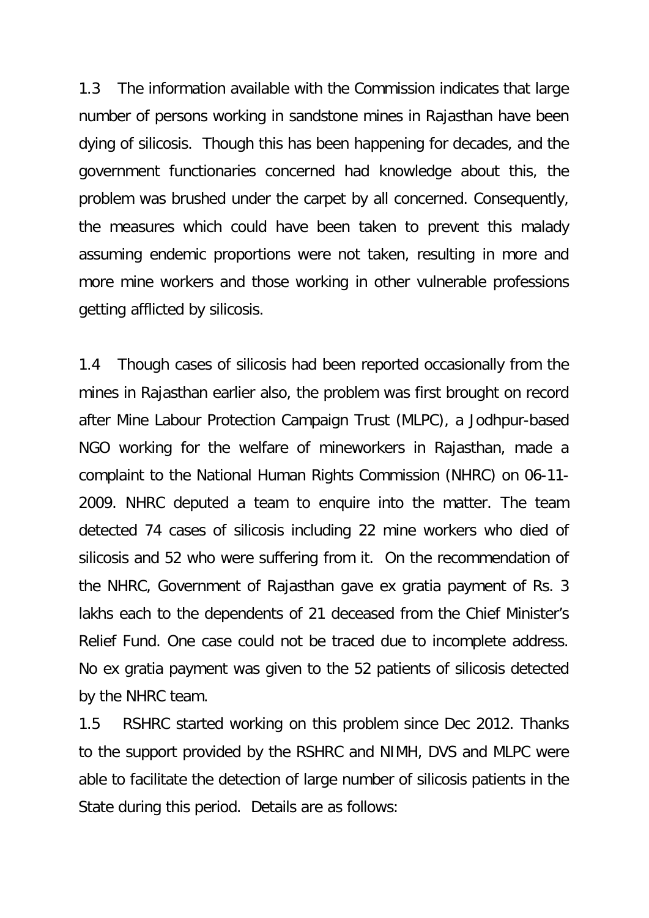1.3 The information available with the Commission indicates that large number of persons working in sandstone mines in Rajasthan have been dying of silicosis. Though this has been happening for decades, and the government functionaries concerned had knowledge about this, the problem was brushed under the carpet by all concerned. Consequently, the measures which could have been taken to prevent this malady assuming endemic proportions were not taken, resulting in more and more mine workers and those working in other vulnerable professions getting afflicted by silicosis.

1.4 Though cases of silicosis had been reported occasionally from the mines in Rajasthan earlier also, the problem was first brought on record after Mine Labour Protection Campaign Trust (MLPC), a Jodhpur-based NGO working for the welfare of mineworkers in Rajasthan, made a complaint to the National Human Rights Commission (NHRC) on 06-11-2009. NHRC deputed a team to enquire into the matter. The team detected 74 cases of silicosis including 22 mine workers who died of silicosis and 52 who were suffering from it. On the recommendation of the NHRC, Government of Rajasthan gave ex gratia payment of Rs. 3 lakhs each to the dependents of 21 deceased from the Chief Minister's Relief Fund. One case could not be traced due to incomplete address. No ex gratia payment was given to the 52 patients of silicosis detected by the NHRC team.

1.5 RSHRC started working on this problem since Dec 2012. Thanks to the support provided by the RSHRC and NIMH, DVS and MLPC were able to facilitate the detection of large number of silicosis patients in the State during this period. Details are as follows: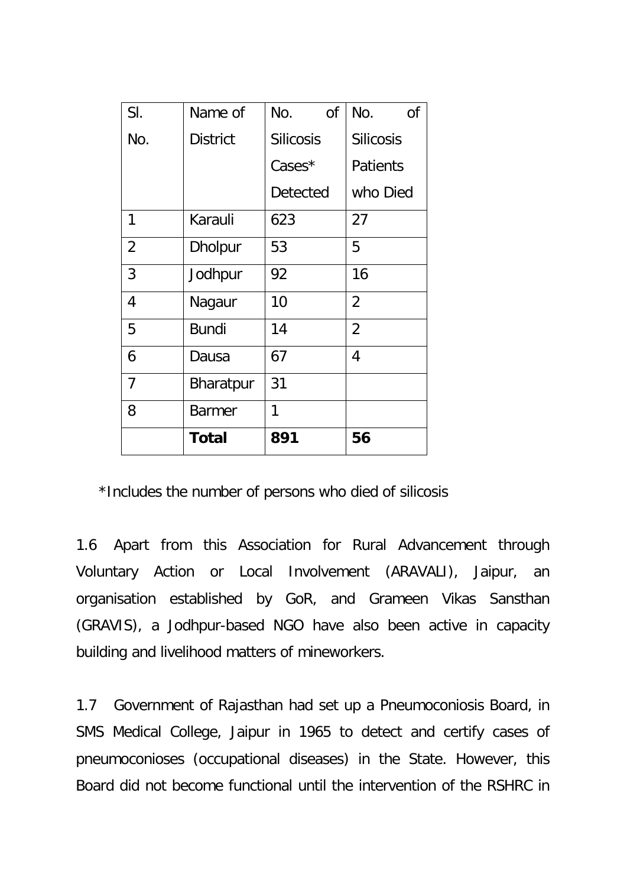| Sl. No. | Name of District | No. of Silicosis Cases* Detected | No. of Silicosis Patients who Died |
|---|---|---|---|
| 1 | Karauli | 623 | 27 |
| 2 | Dholpur | 53 | 5 |
| 3 | Jodhpur | 92 | 16 |
| 4 | Nagaur | 10 | 2 |
| 5 | Bundi | 14 | 2 |
| 6 | Dausa | 67 | 4 |
| 7 | Bharatpur | 31 | |
| 8 | Barmer | 1 | |
| | **Total** | **891** | **56** |

*Includes the number of persons who died of silicosis

1.6 Apart from this Association for Rural Advancement through Voluntary Action or Local Involvement (ARAVALI), Jaipur, an organisation established by GoR, and Grameen Vikas Sansthan (GRAVIS), a Jodhpur-based NGO have also been active in capacity building and livelihood matters of mineworkers.

1.7 Government of Rajasthan had set up a Pneumoconiosis Board, in SMS Medical College, Jaipur in 1965 to detect and certify cases of pneumoconioses (occupational diseases) in the State. However, this Board did not become functional until the intervention of the RSHRC in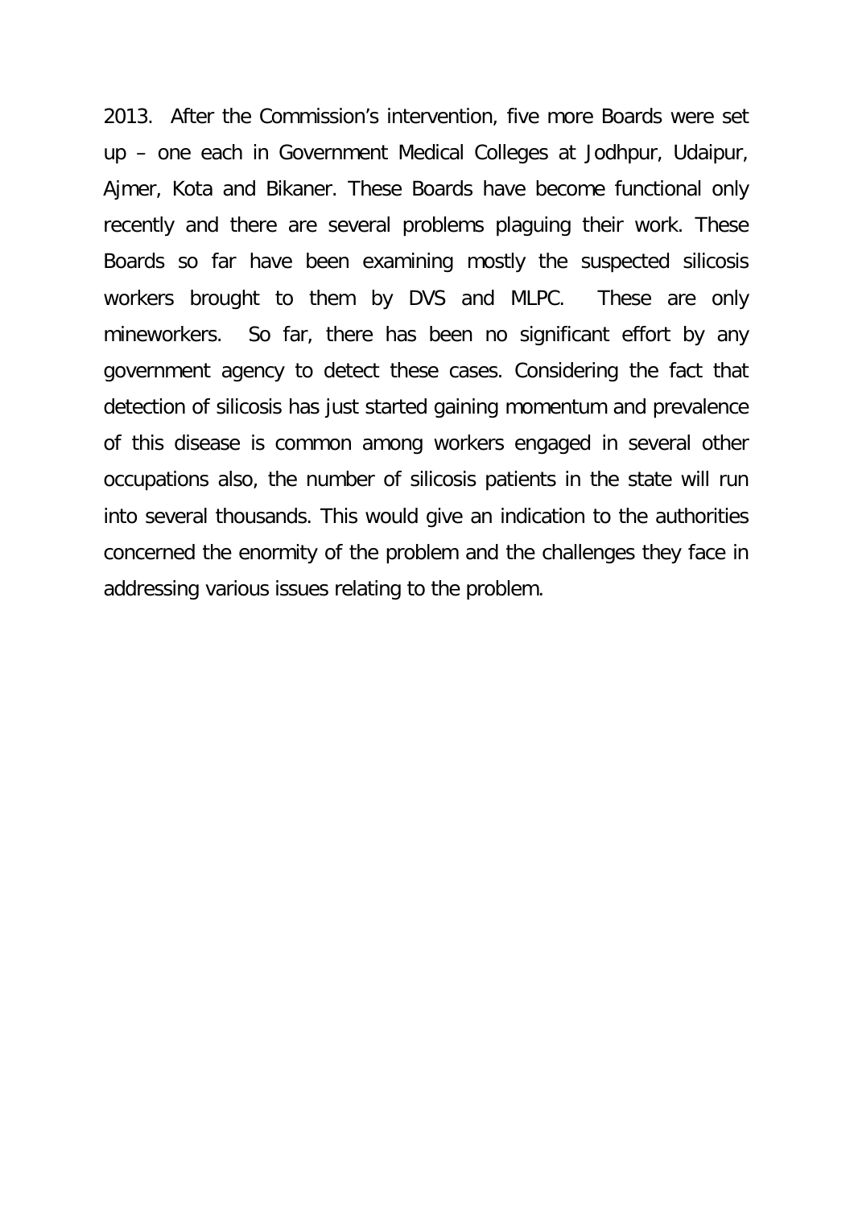2013. After the Commission's intervention, five more Boards were set up – one each in Government Medical Colleges at Jodhpur, Udaipur, Ajmer, Kota and Bikaner. These Boards have become functional only recently and there are several problems plaguing their work. These Boards so far have been examining mostly the suspected silicosis workers brought to them by DVS and MLPC. These are only mineworkers. So far, there has been no significant effort by any government agency to detect these cases. Considering the fact that detection of silicosis has just started gaining momentum and prevalence of this disease is common among workers engaged in several other occupations also, the number of silicosis patients in the state will run into several thousands. This would give an indication to the authorities concerned the enormity of the problem and the challenges they face in addressing various issues relating to the problem.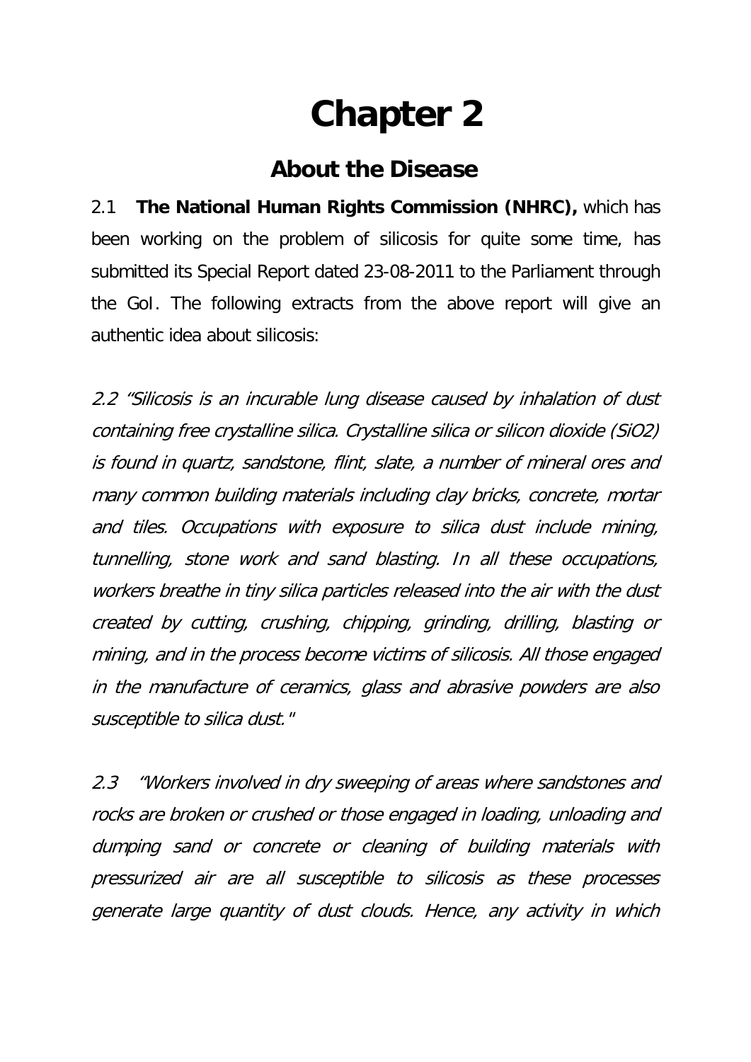# Chapter 2

## About the Disease

2.1 **The National Human Rights Commission (NHRC),** which has been working on the problem of silicosis for quite some time, has submitted its Special Report dated 23-08-2011 to the Parliament through the GoI. The following extracts from the above report will give an authentic idea about silicosis:

*2.2 "Silicosis is an incurable lung disease caused by inhalation of dust containing free crystalline silica. Crystalline silica or silicon dioxide ($SiO_2$) is found in quartz, sandstone, flint, slate, a number of mineral ores and many common building materials including clay bricks, concrete, mortar and tiles. Occupations with exposure to silica dust include mining, tunnelling, stone work and sand blasting. In all these occupations, workers breathe in tiny silica particles released into the air with the dust created by cutting, crushing, chipping, grinding, drilling, blasting or mining, and in the process become victims of silicosis. All those engaged in the manufacture of ceramics, glass and abrasive powders are also susceptible to silica dust."*

*2.3 "Workers involved in dry sweeping of areas where sandstones and rocks are broken or crushed or those engaged in loading, unloading and dumping sand or concrete or cleaning of building materials with pressurized air are all susceptible to silicosis as these processes generate large quantity of dust clouds. Hence, any activity in which*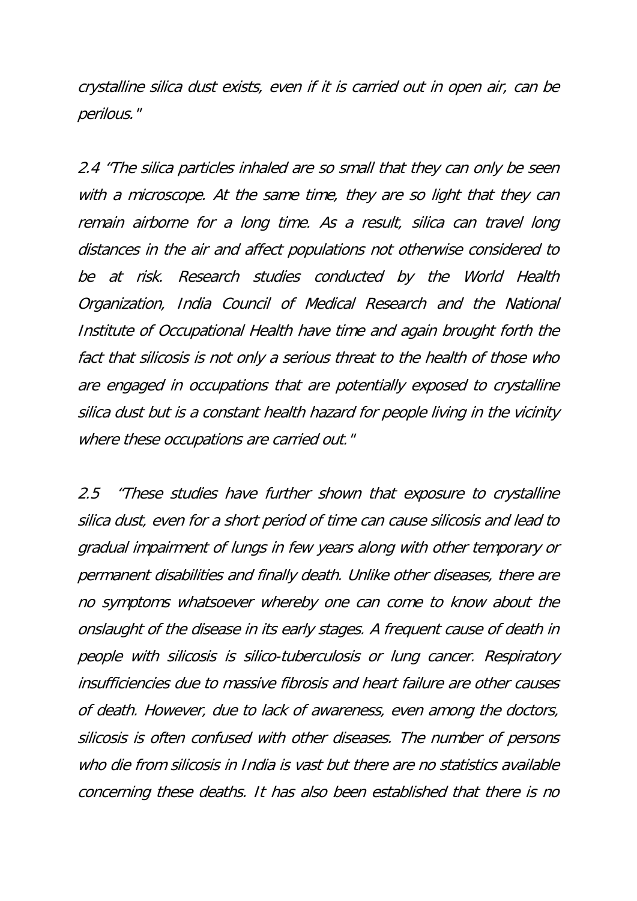*crystalline silica dust exists, even if it is carried out in open air, can be perilous."*

*2.4 "The silica particles inhaled are so small that they can only be seen with a microscope. At the same time, they are so light that they can remain airborne for a long time. As a result, silica can travel long distances in the air and affect populations not otherwise considered to be at risk. Research studies conducted by the World Health Organization, India Council of Medical Research and the National Institute of Occupational Health have time and again brought forth the fact that silicosis is not only a serious threat to the health of those who are engaged in occupations that are potentially exposed to crystalline silica dust but is a constant health hazard for people living in the vicinity where these occupations are carried out."*

*2.5 "These studies have further shown that exposure to crystalline silica dust, even for a short period of time can cause silicosis and lead to gradual impairment of lungs in few years along with other temporary or permanent disabilities and finally death. Unlike other diseases, there are no symptoms whatsoever whereby one can come to know about the onslaught of the disease in its early stages. A frequent cause of death in people with silicosis is silico-tuberculosis or lung cancer. Respiratory insufficiencies due to massive fibrosis and heart failure are other causes of death. However, due to lack of awareness, even among the doctors, silicosis is often confused with other diseases. The number of persons who die from silicosis in India is vast but there are no statistics available concerning these deaths. It has also been established that there is no*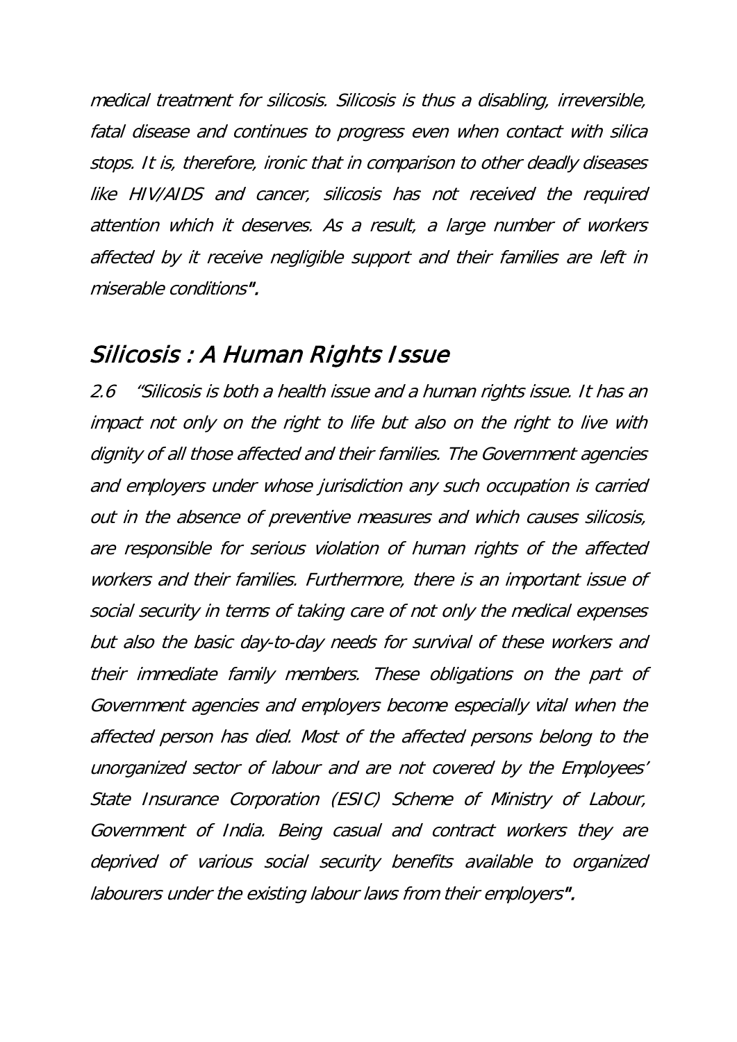*medical treatment for silicosis. Silicosis is thus a disabling, irreversible, fatal disease and continues to progress even when contact with silica stops. It is, therefore, ironic that in comparison to other deadly diseases like HIV/AIDS and cancer, silicosis has not received the required attention which it deserves. As a result, a large number of workers affected by it receive negligible support and their families are left in miserable conditions".*

## *Silicosis : A Human Rights Issue*

*2.6 "Silicosis is both a health issue and a human rights issue. It has an impact not only on the right to life but also on the right to live with dignity of all those affected and their families. The Government agencies and employers under whose jurisdiction any such occupation is carried out in the absence of preventive measures and which causes silicosis, are responsible for serious violation of human rights of the affected workers and their families. Furthermore, there is an important issue of social security in terms of taking care of not only the medical expenses but also the basic day-to-day needs for survival of these workers and their immediate family members. These obligations on the part of Government agencies and employers become especially vital when the affected person has died. Most of the affected persons belong to the unorganized sector of labour and are not covered by the Employees' State Insurance Corporation (ESIC) Scheme of Ministry of Labour, Government of India. Being casual and contract workers they are deprived of various social security benefits available to organized labourers under the existing labour laws from their employers".*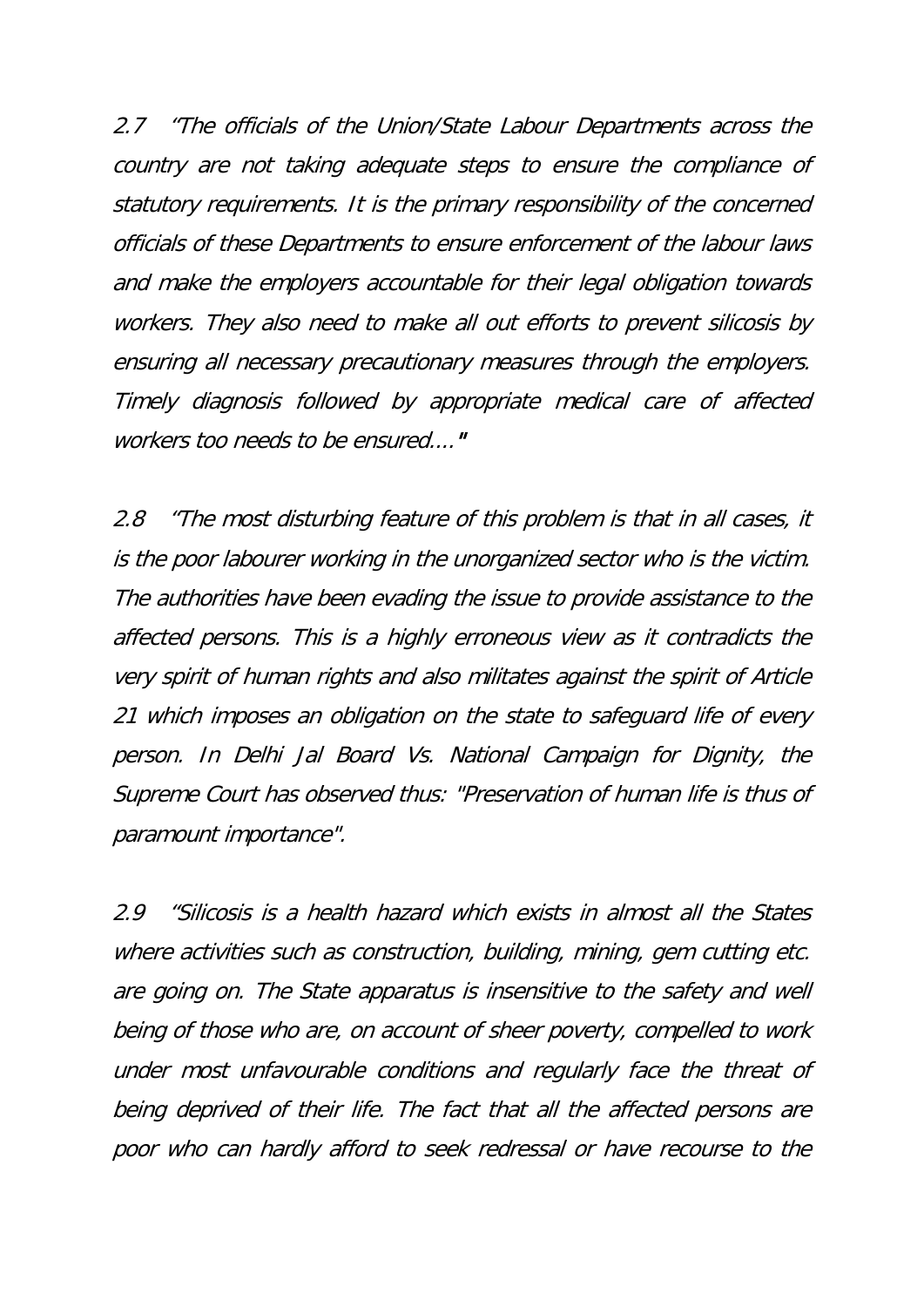*2.7 "The officials of the Union/State Labour Departments across the country are not taking adequate steps to ensure the compliance of statutory requirements. It is the primary responsibility of the concerned officials of these Departments to ensure enforcement of the labour laws and make the employers accountable for their legal obligation towards workers. They also need to make all out efforts to prevent silicosis by ensuring all necessary precautionary measures through the employers. Timely diagnosis followed by appropriate medical care of affected workers too needs to be ensured...."*

*2.8 "The most disturbing feature of this problem is that in all cases, it is the poor labourer working in the unorganized sector who is the victim. The authorities have been evading the issue to provide assistance to the affected persons. This is a highly erroneous view as it contradicts the very spirit of human rights and also militates against the spirit of Article 21 which imposes an obligation on the state to safeguard life of every person. In Delhi Jal Board Vs. National Campaign for Dignity, the Supreme Court has observed thus: "Preservation of human life is thus of paramount importance".*

*2.9 "Silicosis is a health hazard which exists in almost all the States where activities such as construction, building, mining, gem cutting etc. are going on. The State apparatus is insensitive to the safety and well being of those who are, on account of sheer poverty, compelled to work under most unfavourable conditions and regularly face the threat of being deprived of their life. The fact that all the affected persons are poor who can hardly afford to seek redressal or have recourse to the*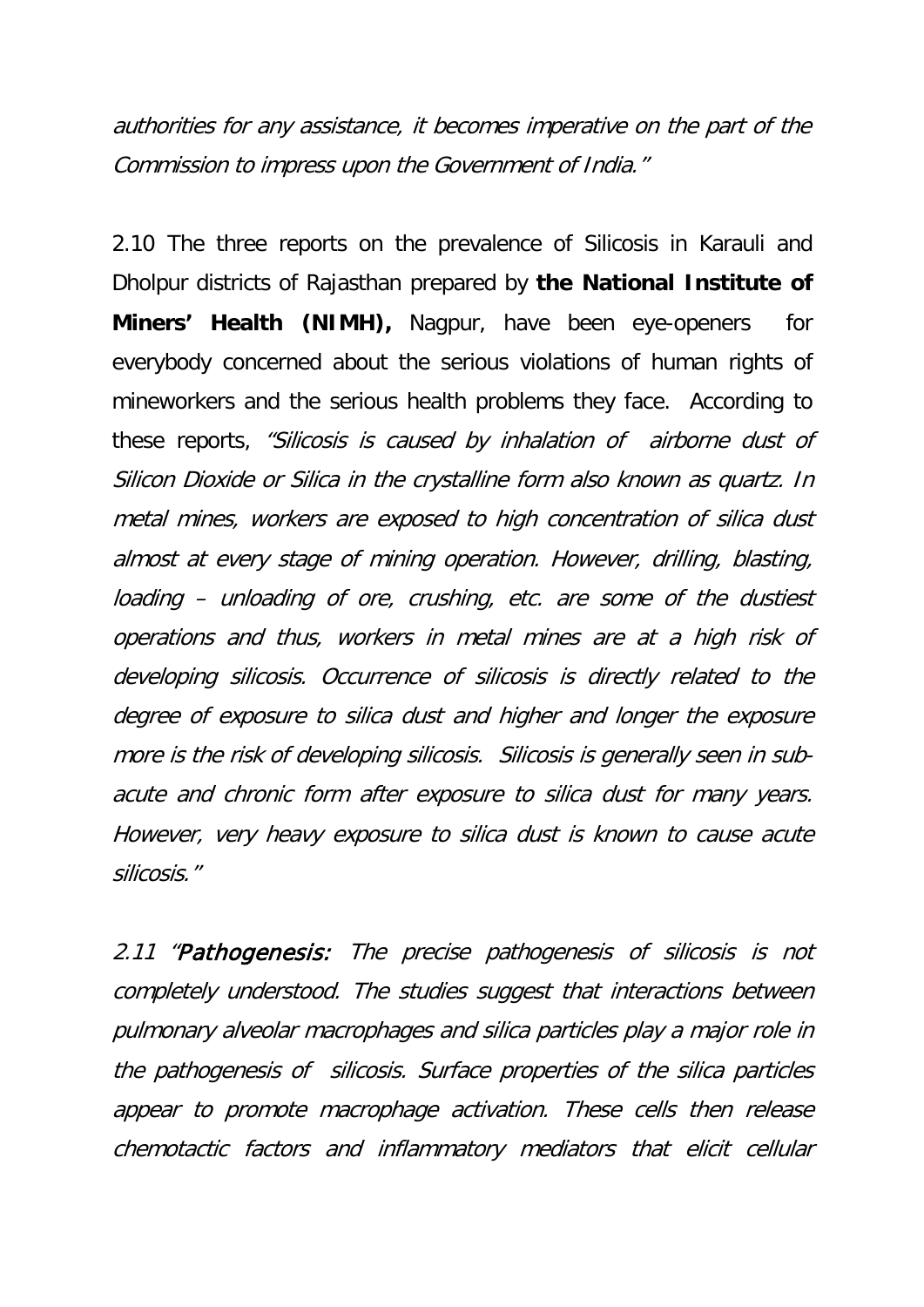*authorities for any assistance, it becomes imperative on the part of the Commission to impress upon the Government of India."*

2.10 The three reports on the prevalence of Silicosis in Karauli and Dholpur districts of Rajasthan prepared by **the National Institute of Miners' Health (NIMH),** Nagpur, have been eye-openers for everybody concerned about the serious violations of human rights of mineworkers and the serious health problems they face. According to these reports, *"Silicosis is caused by inhalation of airborne dust of Silicon Dioxide or Silica in the crystalline form also known as quartz. In metal mines, workers are exposed to high concentration of silica dust almost at every stage of mining operation. However, drilling, blasting, loading – unloading of ore, crushing, etc. are some of the dustiest operations and thus, workers in metal mines are at a high risk of developing silicosis. Occurrence of silicosis is directly related to the degree of exposure to silica dust and higher and longer the exposure more is the risk of developing silicosis. Silicosis is generally seen in sub-acute and chronic form after exposure to silica dust for many years. However, very heavy exposure to silica dust is known to cause acute silicosis."*

*2.11 "**Pathogenesis:** The precise pathogenesis of silicosis is not completely understood. The studies suggest that interactions between pulmonary alveolar macrophages and silica particles play a major role in the pathogenesis of silicosis. Surface properties of the silica particles appear to promote macrophage activation. These cells then release chemotactic factors and inflammatory mediators that elicit cellular*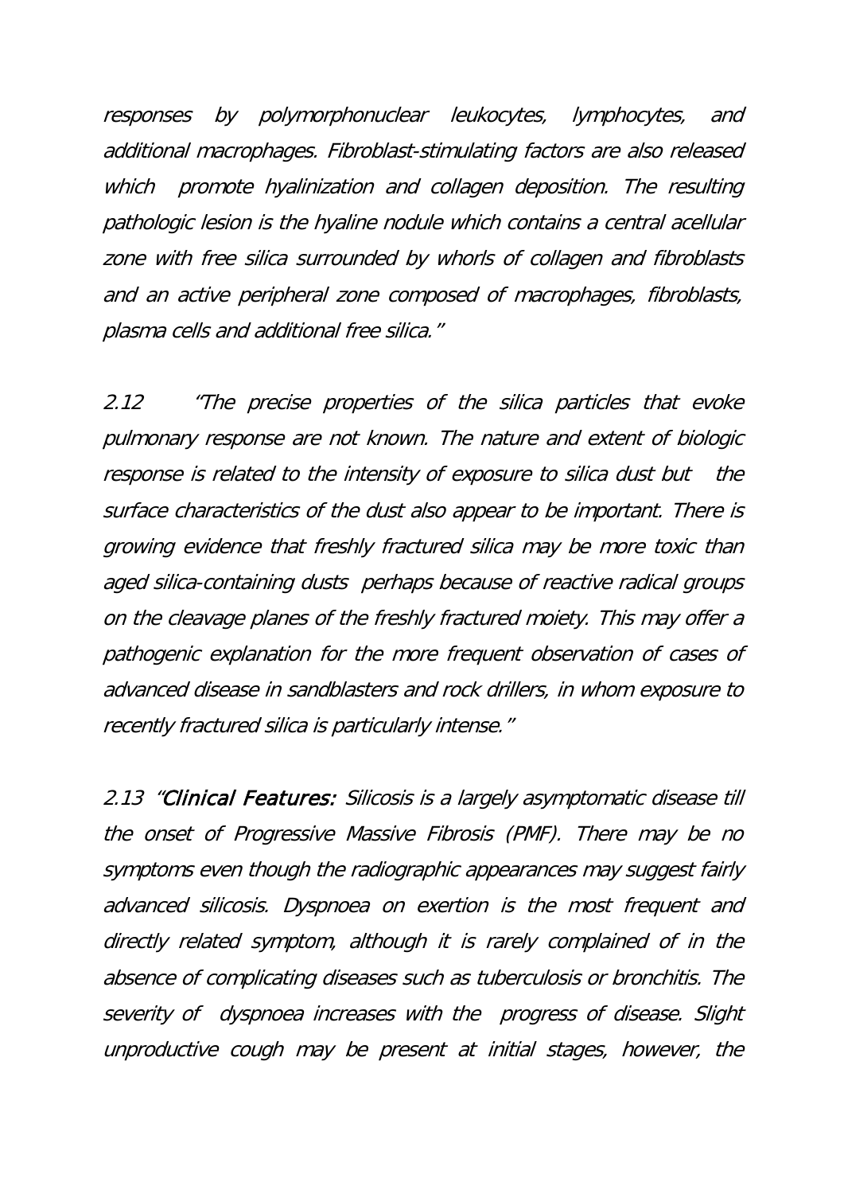*responses by polymorphonuclear leukocytes, lymphocytes, and additional macrophages. Fibroblast-stimulating factors are also released which promote hyalinization and collagen deposition. The resulting pathologic lesion is the hyaline nodule which contains a central acellular zone with free silica surrounded by whorls of collagen and fibroblasts and an active peripheral zone composed of macrophages, fibroblasts, plasma cells and additional free silica."*

*2.12 "The precise properties of the silica particles that evoke pulmonary response are not known. The nature and extent of biologic response is related to the intensity of exposure to silica dust but the surface characteristics of the dust also appear to be important. There is growing evidence that freshly fractured silica may be more toxic than aged silica-containing dusts perhaps because of reactive radical groups on the cleavage planes of the freshly fractured moiety. This may offer a pathogenic explanation for the more frequent observation of cases of advanced disease in sandblasters and rock drillers, in whom exposure to recently fractured silica is particularly intense."*

*2.13 "**Clinical Features:** Silicosis is a largely asymptomatic disease till the onset of Progressive Massive Fibrosis (PMF). There may be no symptoms even though the radiographic appearances may suggest fairly advanced silicosis. Dyspnoea on exertion is the most frequent and directly related symptom, although it is rarely complained of in the absence of complicating diseases such as tuberculosis or bronchitis. The severity of dyspnoea increases with the progress of disease. Slight unproductive cough may be present at initial stages, however, the*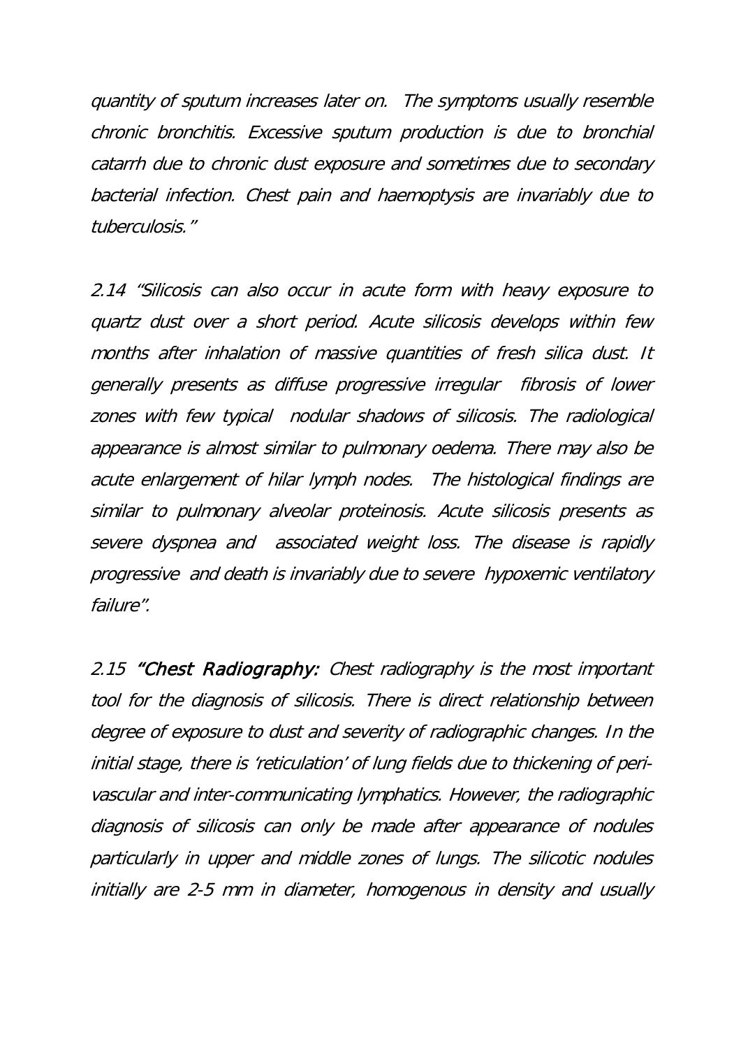*quantity of sputum increases later on. The symptoms usually resemble chronic bronchitis. Excessive sputum production is due to bronchial catarrh due to chronic dust exposure and sometimes due to secondary bacterial infection. Chest pain and haemoptysis are invariably due to tuberculosis."*

*2.14 "Silicosis can also occur in acute form with heavy exposure to quartz dust over a short period. Acute silicosis develops within few months after inhalation of massive quantities of fresh silica dust. It generally presents as diffuse progressive irregular fibrosis of lower zones with few typical nodular shadows of silicosis. The radiological appearance is almost similar to pulmonary oedema. There may also be acute enlargement of hilar lymph nodes. The histological findings are similar to pulmonary alveolar proteinosis. Acute silicosis presents as severe dyspnea and associated weight loss. The disease is rapidly progressive and death is invariably due to severe hypoxemic ventilatory failure".*

*2.15* ***"Chest Radiography:*** *Chest radiography is the most important tool for the diagnosis of silicosis. There is direct relationship between degree of exposure to dust and severity of radiographic changes. In the initial stage, there is 'reticulation' of lung fields due to thickening of peri-vascular and inter-communicating lymphatics. However, the radiographic diagnosis of silicosis can only be made after appearance of nodules particularly in upper and middle zones of lungs. The silicotic nodules initially are 2-5 mm in diameter, homogenous in density and usually*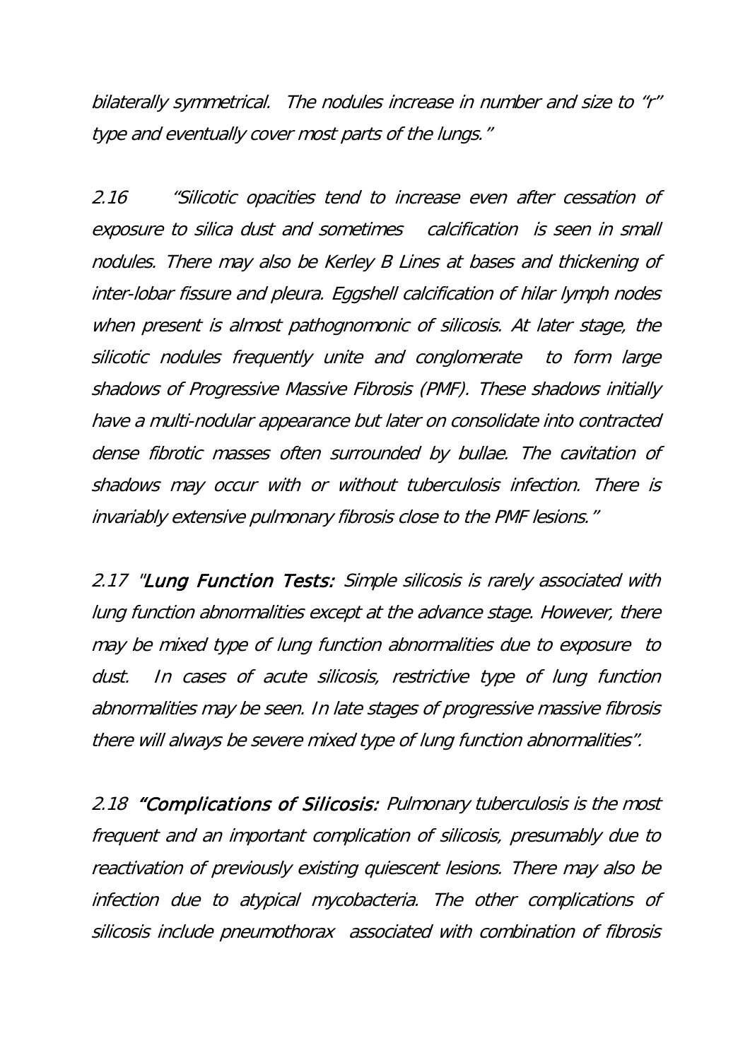*bilaterally symmetrical. The nodules increase in number and size to "r" type and eventually cover most parts of the lungs."*

2.16 *"Silicotic opacities tend to increase even after cessation of exposure to silica dust and sometimes calcification is seen in small nodules. There may also be Kerley B Lines at bases and thickening of inter-lobar fissure and pleura. Eggshell calcification of hilar lymph nodes when present is almost pathognomonic of silicosis. At later stage, the silicotic nodules frequently unite and conglomerate to form large shadows of Progressive Massive Fibrosis (PMF). These shadows initially have a multi-nodular appearance but later on consolidate into contracted dense fibrotic masses often surrounded by bullae. The cavitation of shadows may occur with or without tuberculosis infection. There is invariably extensive pulmonary fibrosis close to the PMF lesions."*

2.17 *"**Lung Function Tests:** Simple silicosis is rarely associated with lung function abnormalities except at the advance stage. However, there may be mixed type of lung function abnormalities due to exposure to dust. In cases of acute silicosis, restrictive type of lung function abnormalities may be seen. In late stages of progressive massive fibrosis there will always be severe mixed type of lung function abnormalities".*

2.18 ***"Complications of Silicosis:*** *Pulmonary tuberculosis is the most frequent and an important complication of silicosis, presumably due to reactivation of previously existing quiescent lesions. There may also be infection due to atypical mycobacteria. The other complications of silicosis include pneumothorax associated with combination of fibrosis*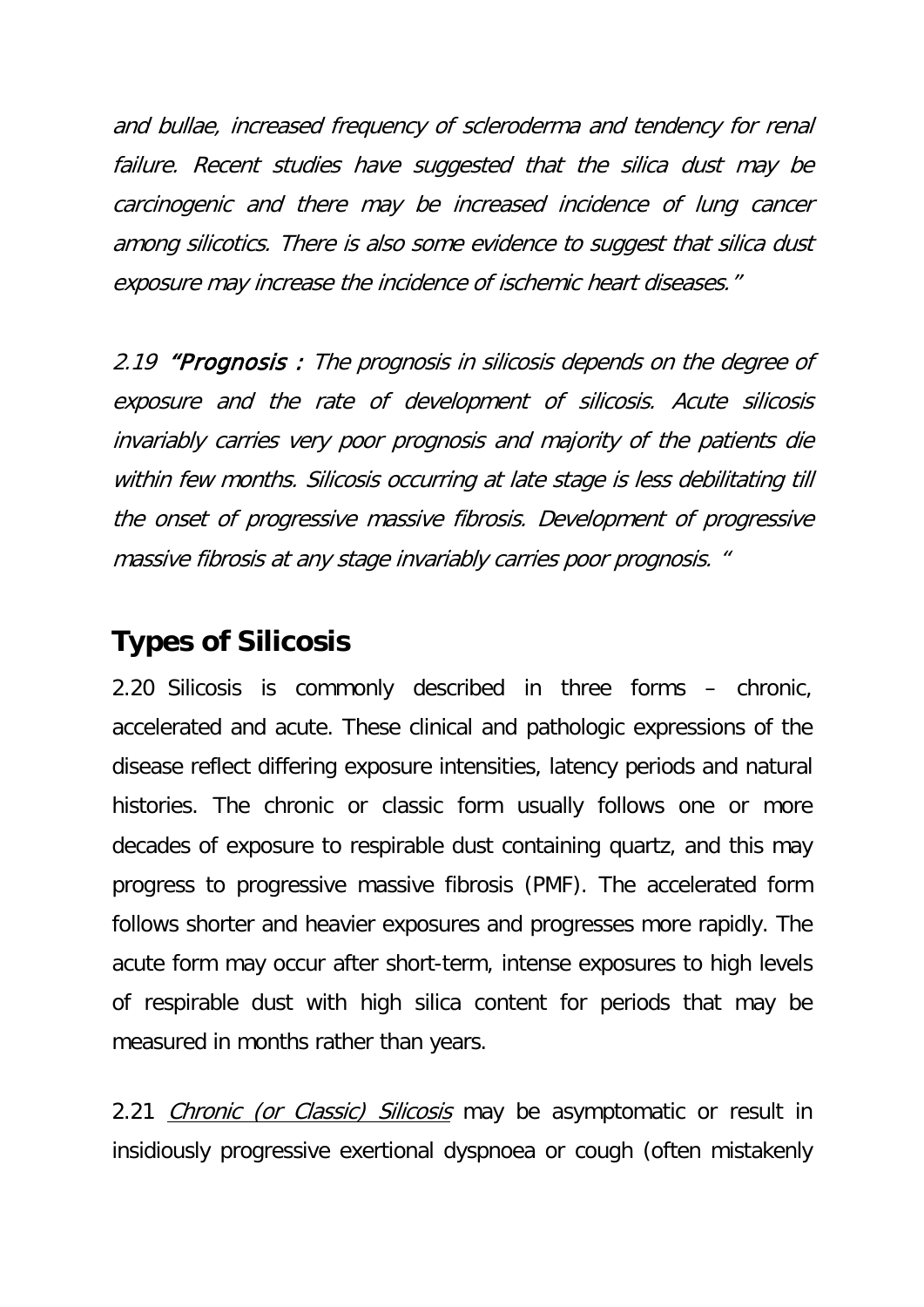*and bullae, increased frequency of scleroderma and tendency for renal failure. Recent studies have suggested that the silica dust may be carcinogenic and there may be increased incidence of lung cancer among silicotics. There is also some evidence to suggest that silica dust exposure may increase the incidence of ischemic heart diseases."*

*2.19* ***"Prognosis :*** *The prognosis in silicosis depends on the degree of exposure and the rate of development of silicosis. Acute silicosis invariably carries very poor prognosis and majority of the patients die within few months. Silicosis occurring at late stage is less debilitating till the onset of progressive massive fibrosis. Development of progressive massive fibrosis at any stage invariably carries poor prognosis. "*

## Types of Silicosis

2.20 Silicosis is commonly described in three forms – chronic, accelerated and acute. These clinical and pathologic expressions of the disease reflect differing exposure intensities, latency periods and natural histories. The chronic or classic form usually follows one or more decades of exposure to respirable dust containing quartz, and this may progress to progressive massive fibrosis (PMF). The accelerated form follows shorter and heavier exposures and progresses more rapidly. The acute form may occur after short-term, intense exposures to high levels of respirable dust with high silica content for periods that may be measured in months rather than years.

2.21 *Chronic (or Classic) Silicosis* may be asymptomatic or result in insidiously progressive exertional dyspnoea or cough (often mistakenly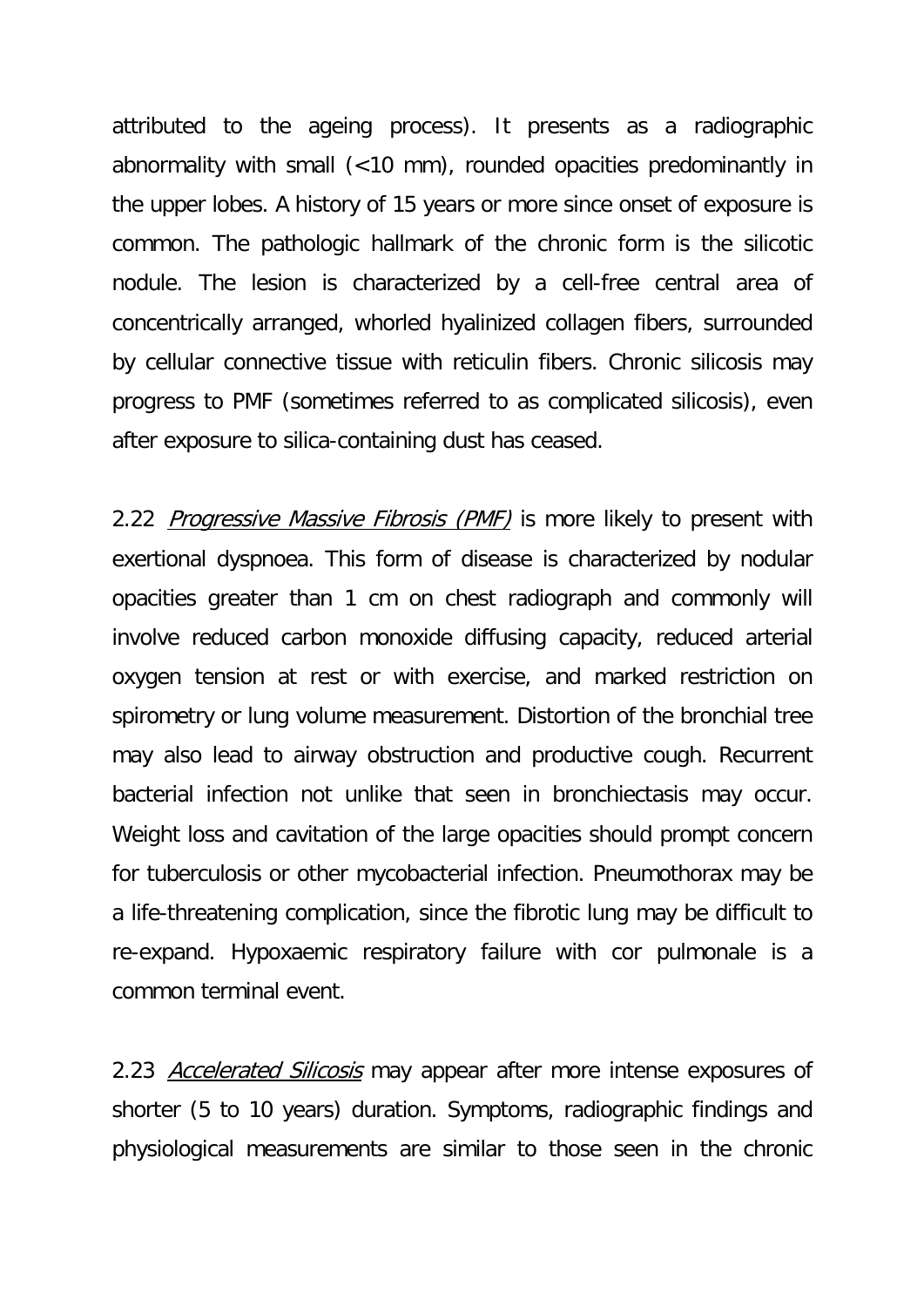attributed to the ageing process). It presents as a radiographic abnormality with small (<10 mm), rounded opacities predominantly in the upper lobes. A history of 15 years or more since onset of exposure is common. The pathologic hallmark of the chronic form is the silicotic nodule. The lesion is characterized by a cell-free central area of concentrically arranged, whorled hyalinized collagen fibers, surrounded by cellular connective tissue with reticulin fibers. Chronic silicosis may progress to PMF (sometimes referred to as complicated silicosis), even after exposure to silica-containing dust has ceased.

2.22 *Progressive Massive Fibrosis (PMF)* is more likely to present with exertional dyspnoea. This form of disease is characterized by nodular opacities greater than 1 cm on chest radiograph and commonly will involve reduced carbon monoxide diffusing capacity, reduced arterial oxygen tension at rest or with exercise, and marked restriction on spirometry or lung volume measurement. Distortion of the bronchial tree may also lead to airway obstruction and productive cough. Recurrent bacterial infection not unlike that seen in bronchiectasis may occur. Weight loss and cavitation of the large opacities should prompt concern for tuberculosis or other mycobacterial infection. Pneumothorax may be a life-threatening complication, since the fibrotic lung may be difficult to re-expand. Hypoxaemic respiratory failure with cor pulmonale is a common terminal event.

2.23 *Accelerated Silicosis* may appear after more intense exposures of shorter (5 to 10 years) duration. Symptoms, radiographic findings and physiological measurements are similar to those seen in the chronic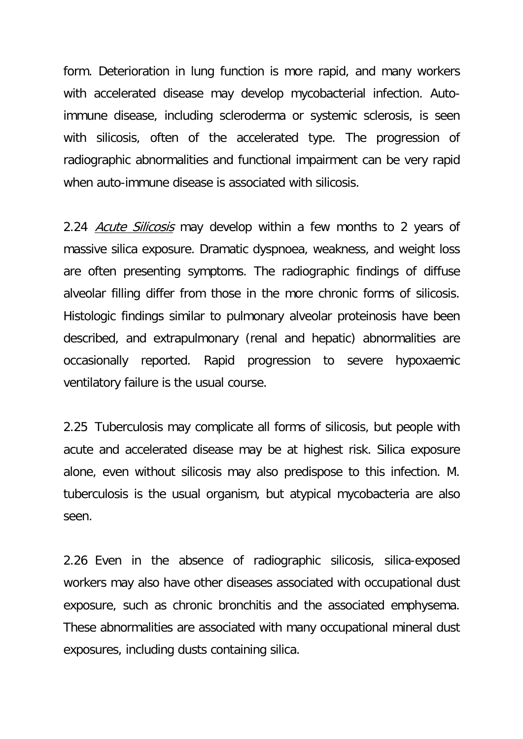form. Deterioration in lung function is more rapid, and many workers with accelerated disease may develop mycobacterial infection. Auto-immune disease, including scleroderma or systemic sclerosis, is seen with silicosis, often of the accelerated type. The progression of radiographic abnormalities and functional impairment can be very rapid when auto-immune disease is associated with silicosis.

2.24 *Acute Silicosis* may develop within a few months to 2 years of massive silica exposure. Dramatic dyspnoea, weakness, and weight loss are often presenting symptoms. The radiographic findings of diffuse alveolar filling differ from those in the more chronic forms of silicosis. Histologic findings similar to pulmonary alveolar proteinosis have been described, and extrapulmonary (renal and hepatic) abnormalities are occasionally reported. Rapid progression to severe hypoxaemic ventilatory failure is the usual course.

2.25 Tuberculosis may complicate all forms of silicosis, but people with acute and accelerated disease may be at highest risk. Silica exposure alone, even without silicosis may also predispose to this infection. M. tuberculosis is the usual organism, but atypical mycobacteria are also seen.

2.26 Even in the absence of radiographic silicosis, silica-exposed workers may also have other diseases associated with occupational dust exposure, such as chronic bronchitis and the associated emphysema. These abnormalities are associated with many occupational mineral dust exposures, including dusts containing silica.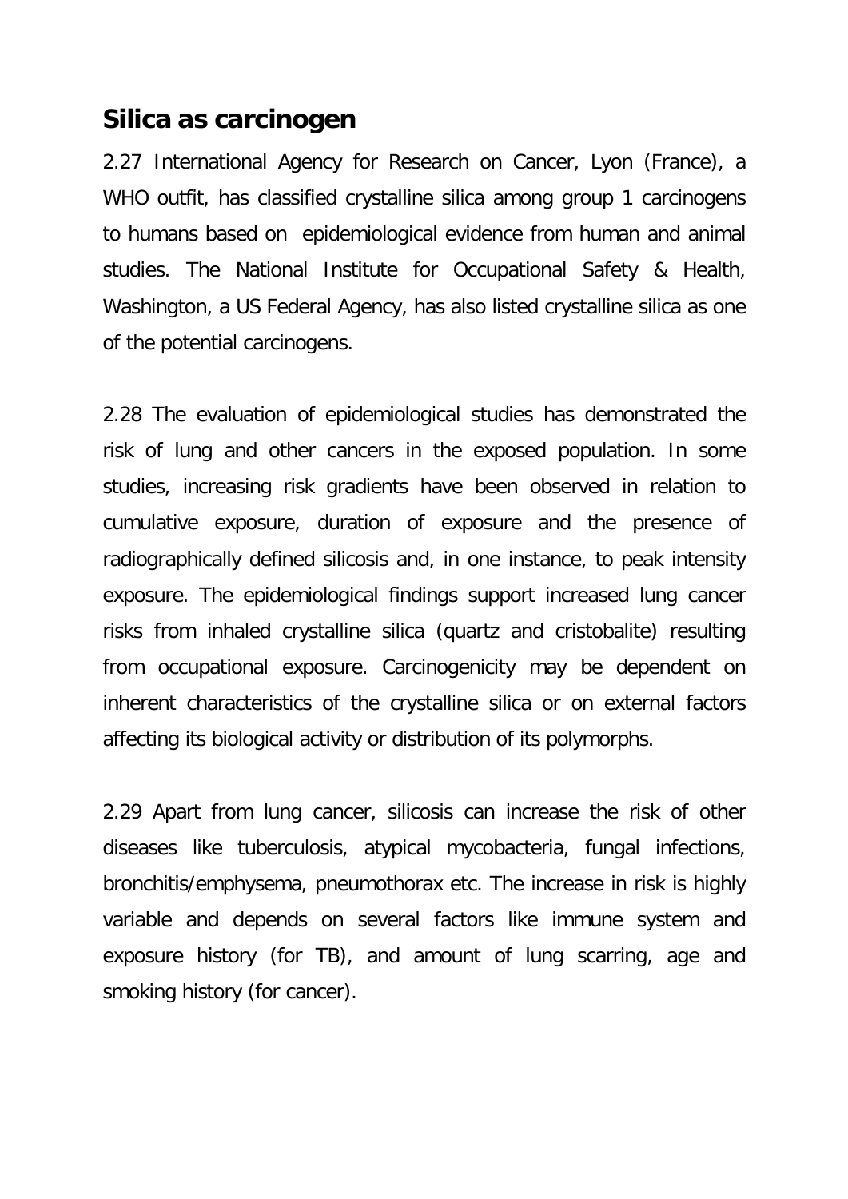## Silica as carcinogen

2.27 International Agency for Research on Cancer, Lyon (France), a WHO outfit, has classified crystalline silica among group 1 carcinogens to humans based on epidemiological evidence from human and animal studies. The National Institute for Occupational Safety & Health, Washington, a US Federal Agency, has also listed crystalline silica as one of the potential carcinogens.

2.28 The evaluation of epidemiological studies has demonstrated the risk of lung and other cancers in the exposed population. In some studies, increasing risk gradients have been observed in relation to cumulative exposure, duration of exposure and the presence of radiographically defined silicosis and, in one instance, to peak intensity exposure. The epidemiological findings support increased lung cancer risks from inhaled crystalline silica (quartz and cristobalite) resulting from occupational exposure. Carcinogenicity may be dependent on inherent characteristics of the crystalline silica or on external factors affecting its biological activity or distribution of its polymorphs.

2.29 Apart from lung cancer, silicosis can increase the risk of other diseases like tuberculosis, atypical mycobacteria, fungal infections, bronchitis/emphysema, pneumothorax etc. The increase in risk is highly variable and depends on several factors like immune system and exposure history (for TB), and amount of lung scarring, age and smoking history (for cancer).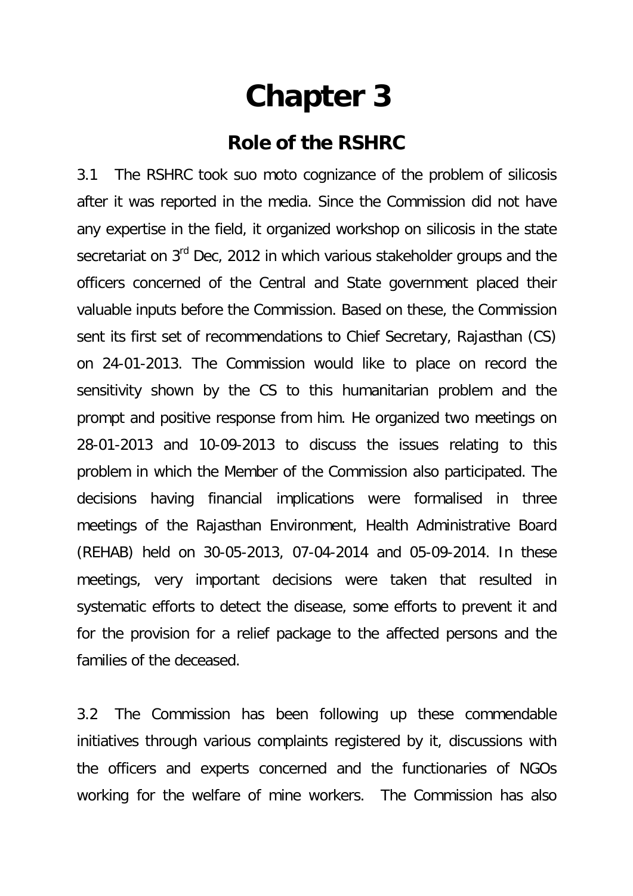# Chapter 3

## Role of the RSHRC

3.1 The RSHRC took suo moto cognizance of the problem of silicosis after it was reported in the media. Since the Commission did not have any expertise in the field, it organized workshop on silicosis in the state secretariat on 3rd Dec, 2012 in which various stakeholder groups and the officers concerned of the Central and State government placed their valuable inputs before the Commission. Based on these, the Commission sent its first set of recommendations to Chief Secretary, Rajasthan (CS) on 24-01-2013. The Commission would like to place on record the sensitivity shown by the CS to this humanitarian problem and the prompt and positive response from him. He organized two meetings on 28-01-2013 and 10-09-2013 to discuss the issues relating to this problem in which the Member of the Commission also participated. The decisions having financial implications were formalised in three meetings of the Rajasthan Environment, Health Administrative Board (REHAB) held on 30-05-2013, 07-04-2014 and 05-09-2014. In these meetings, very important decisions were taken that resulted in systematic efforts to detect the disease, some efforts to prevent it and for the provision for a relief package to the affected persons and the families of the deceased.

3.2 The Commission has been following up these commendable initiatives through various complaints registered by it, discussions with the officers and experts concerned and the functionaries of NGOs working for the welfare of mine workers. The Commission has also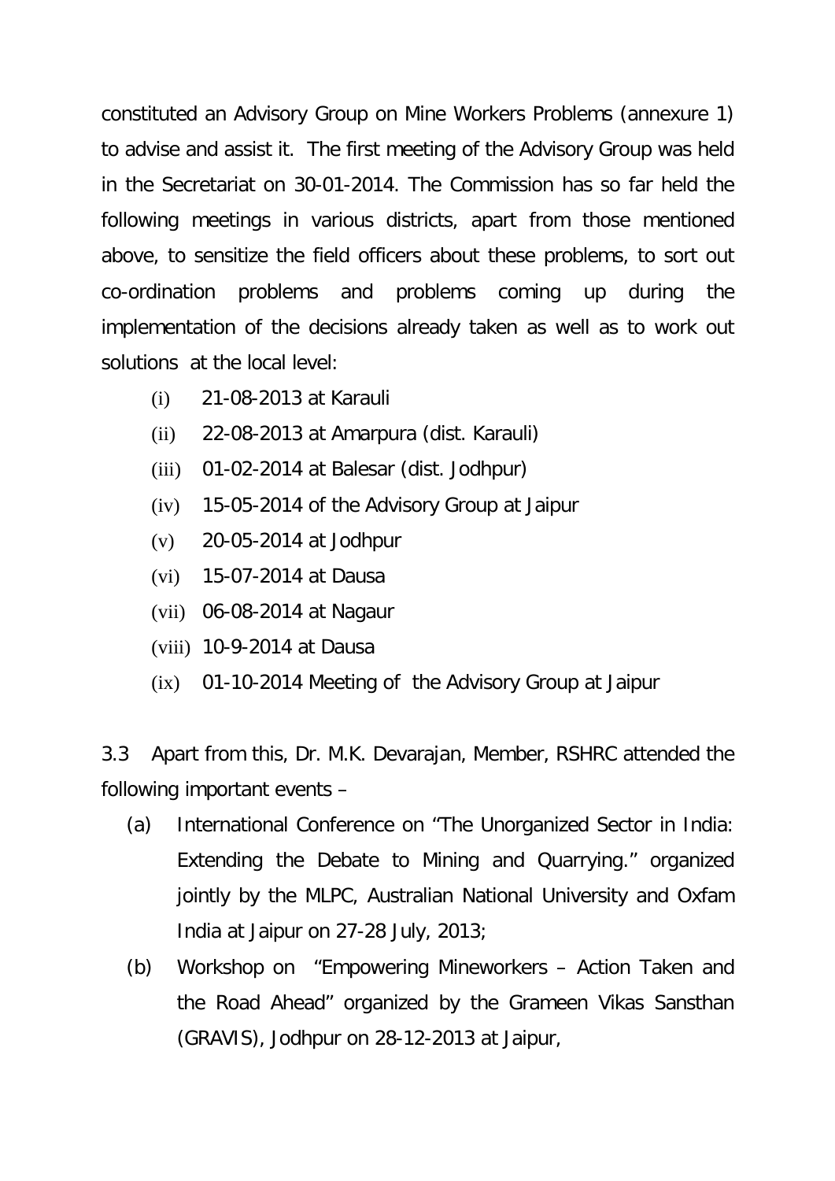constituted an Advisory Group on Mine Workers Problems (annexure 1) to advise and assist it. The first meeting of the Advisory Group was held in the Secretariat on 30-01-2014. The Commission has so far held the following meetings in various districts, apart from those mentioned above, to sensitize the field officers about these problems, to sort out co-ordination problems and problems coming up during the implementation of the decisions already taken as well as to work out solutions at the local level:

- (i) 21-08-2013 at Karauli
- (ii) 22-08-2013 at Amarpura (dist. Karauli)
- (iii) 01-02-2014 at Balesar (dist. Jodhpur)
- (iv) 15-05-2014 of the Advisory Group at Jaipur
- (v) 20-05-2014 at Jodhpur
- (vi) 15-07-2014 at Dausa
- (vii) 06-08-2014 at Nagaur
- (viii) 10-9-2014 at Dausa
- (ix) 01-10-2014 Meeting of the Advisory Group at Jaipur

3.3 Apart from this, Dr. M.K. Devarajan, Member, RSHRC attended the following important events –

- (a) International Conference on "The Unorganized Sector in India: Extending the Debate to Mining and Quarrying." organized jointly by the MLPC, Australian National University and Oxfam India at Jaipur on 27-28 July, 2013;
- (b) Workshop on "Empowering Mineworkers – Action Taken and the Road Ahead" organized by the Grameen Vikas Sansthan (GRAVIS), Jodhpur on 28-12-2013 at Jaipur,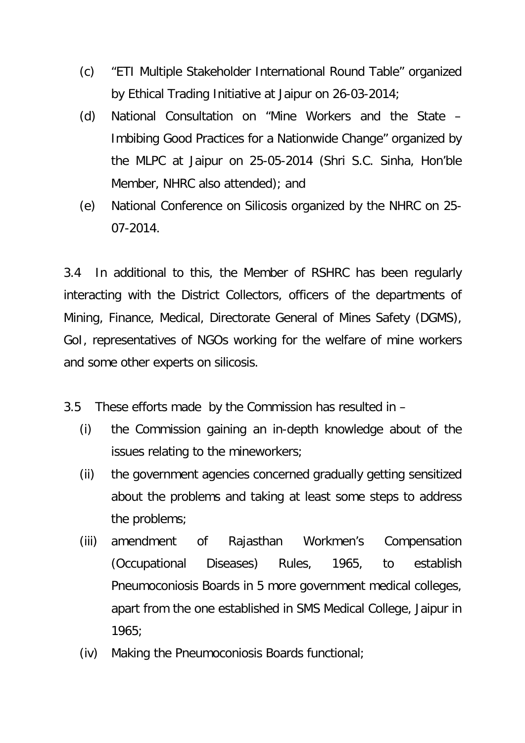(c) "ETI Multiple Stakeholder International Round Table" organized by Ethical Trading Initiative at Jaipur on 26-03-2014;

(d) National Consultation on "Mine Workers and the State – Imbibing Good Practices for a Nationwide Change" organized by the MLPC at Jaipur on 25-05-2014 (Shri S.C. Sinha, Hon'ble Member, NHRC also attended); and

(e) National Conference on Silicosis organized by the NHRC on 25-07-2014.

3.4 In additional to this, the Member of RSHRC has been regularly interacting with the District Collectors, officers of the departments of Mining, Finance, Medical, Directorate General of Mines Safety (DGMS), GoI, representatives of NGOs working for the welfare of mine workers and some other experts on silicosis.

3.5 These efforts made by the Commission has resulted in –

(i) the Commission gaining an in-depth knowledge about of the issues relating to the mineworkers;

(ii) the government agencies concerned gradually getting sensitized about the problems and taking at least some steps to address the problems;

(iii) amendment of Rajasthan Workmen's Compensation (Occupational Diseases) Rules, 1965, to establish Pneumoconiosis Boards in 5 more government medical colleges, apart from the one established in SMS Medical College, Jaipur in 1965;

(iv) Making the Pneumoconiosis Boards functional;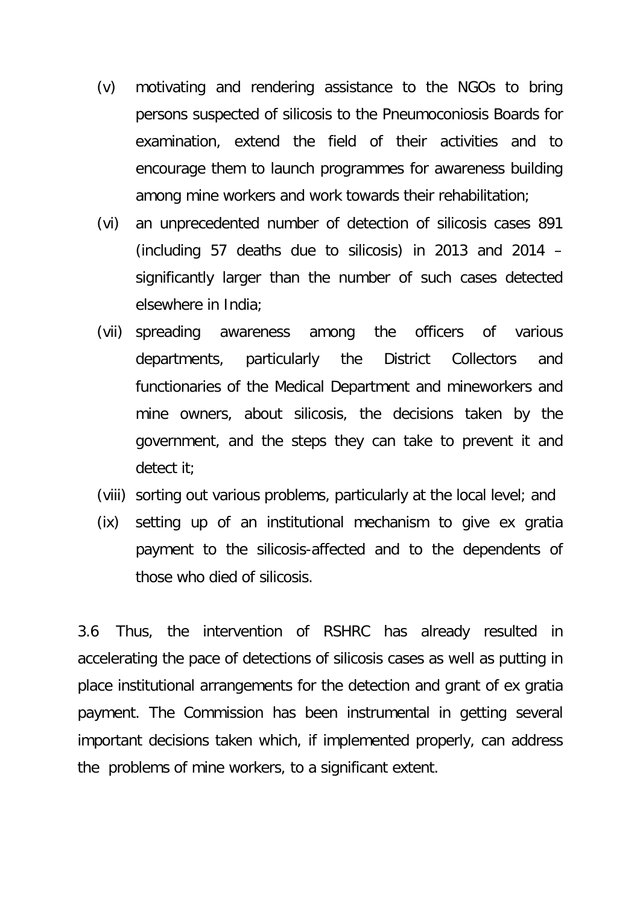(v) motivating and rendering assistance to the NGOs to bring persons suspected of silicosis to the Pneumoconiosis Boards for examination, extend the field of their activities and to encourage them to launch programmes for awareness building among mine workers and work towards their rehabilitation;

(vi) an unprecedented number of detection of silicosis cases 891 (including 57 deaths due to silicosis) in 2013 and 2014 – significantly larger than the number of such cases detected elsewhere in India;

(vii) spreading awareness among the officers of various departments, particularly the District Collectors and functionaries of the Medical Department and mineworkers and mine owners, about silicosis, the decisions taken by the government, and the steps they can take to prevent it and detect it;

(viii) sorting out various problems, particularly at the local level; and

(ix) setting up of an institutional mechanism to give ex gratia payment to the silicosis-affected and to the dependents of those who died of silicosis.

3.6 Thus, the intervention of RSHRC has already resulted in accelerating the pace of detections of silicosis cases as well as putting in place institutional arrangements for the detection and grant of ex gratia payment. The Commission has been instrumental in getting several important decisions taken which, if implemented properly, can address the problems of mine workers, to a significant extent.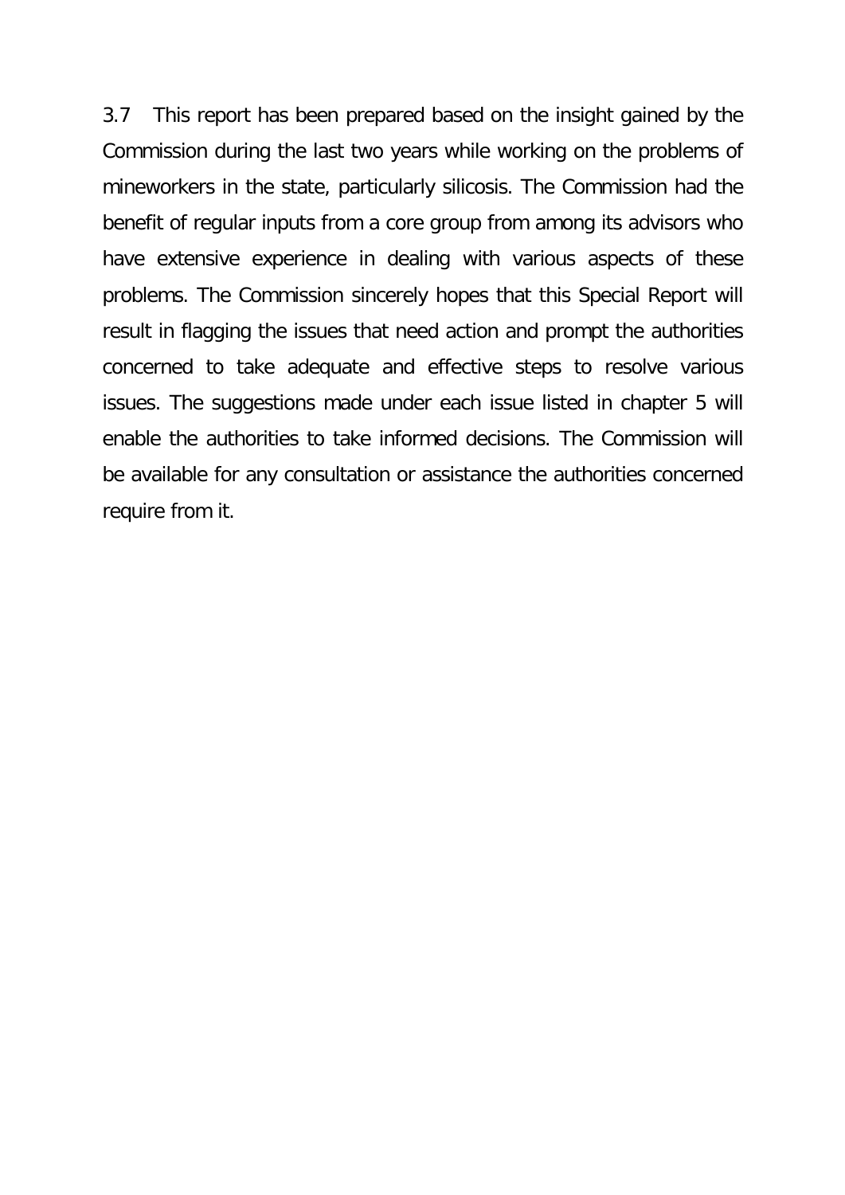3.7 This report has been prepared based on the insight gained by the Commission during the last two years while working on the problems of mineworkers in the state, particularly silicosis. The Commission had the benefit of regular inputs from a core group from among its advisors who have extensive experience in dealing with various aspects of these problems. The Commission sincerely hopes that this Special Report will result in flagging the issues that need action and prompt the authorities concerned to take adequate and effective steps to resolve various issues. The suggestions made under each issue listed in chapter 5 will enable the authorities to take informed decisions. The Commission will be available for any consultation or assistance the authorities concerned require from it.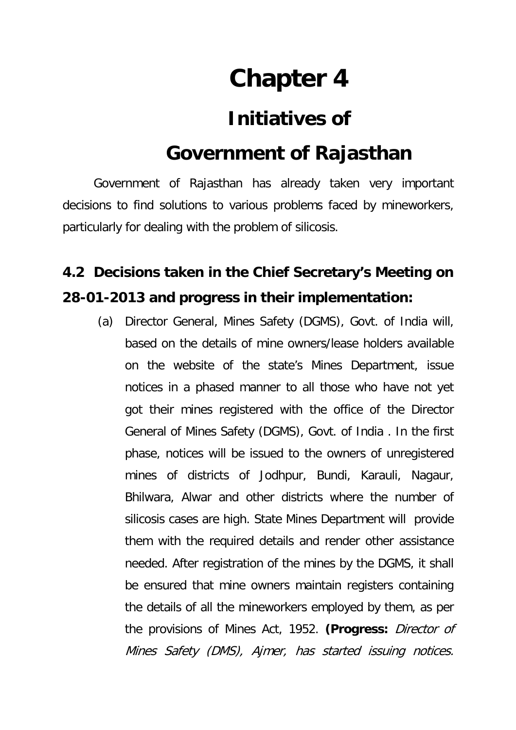# Chapter 4

# Initiatives of Government of Rajasthan

Government of Rajasthan has already taken very important decisions to find solutions to various problems faced by mineworkers, particularly for dealing with the problem of silicosis.

## 4.2 Decisions taken in the Chief Secretary's Meeting on 28-01-2013 and progress in their implementation:

(a) Director General, Mines Safety (DGMS), Govt. of India will, based on the details of mine owners/lease holders available on the website of the state's Mines Department, issue notices in a phased manner to all those who have not yet got their mines registered with the office of the Director General of Mines Safety (DGMS), Govt. of India . In the first phase, notices will be issued to the owners of unregistered mines of districts of Jodhpur, Bundi, Karauli, Nagaur, Bhilwara, Alwar and other districts where the number of silicosis cases are high. State Mines Department will provide them with the required details and render other assistance needed. After registration of the mines by the DGMS, it shall be ensured that mine owners maintain registers containing the details of all the mineworkers employed by them, as per the provisions of Mines Act, 1952. **(Progress:** *Director of Mines Safety (DMS), Ajmer, has started issuing notices.*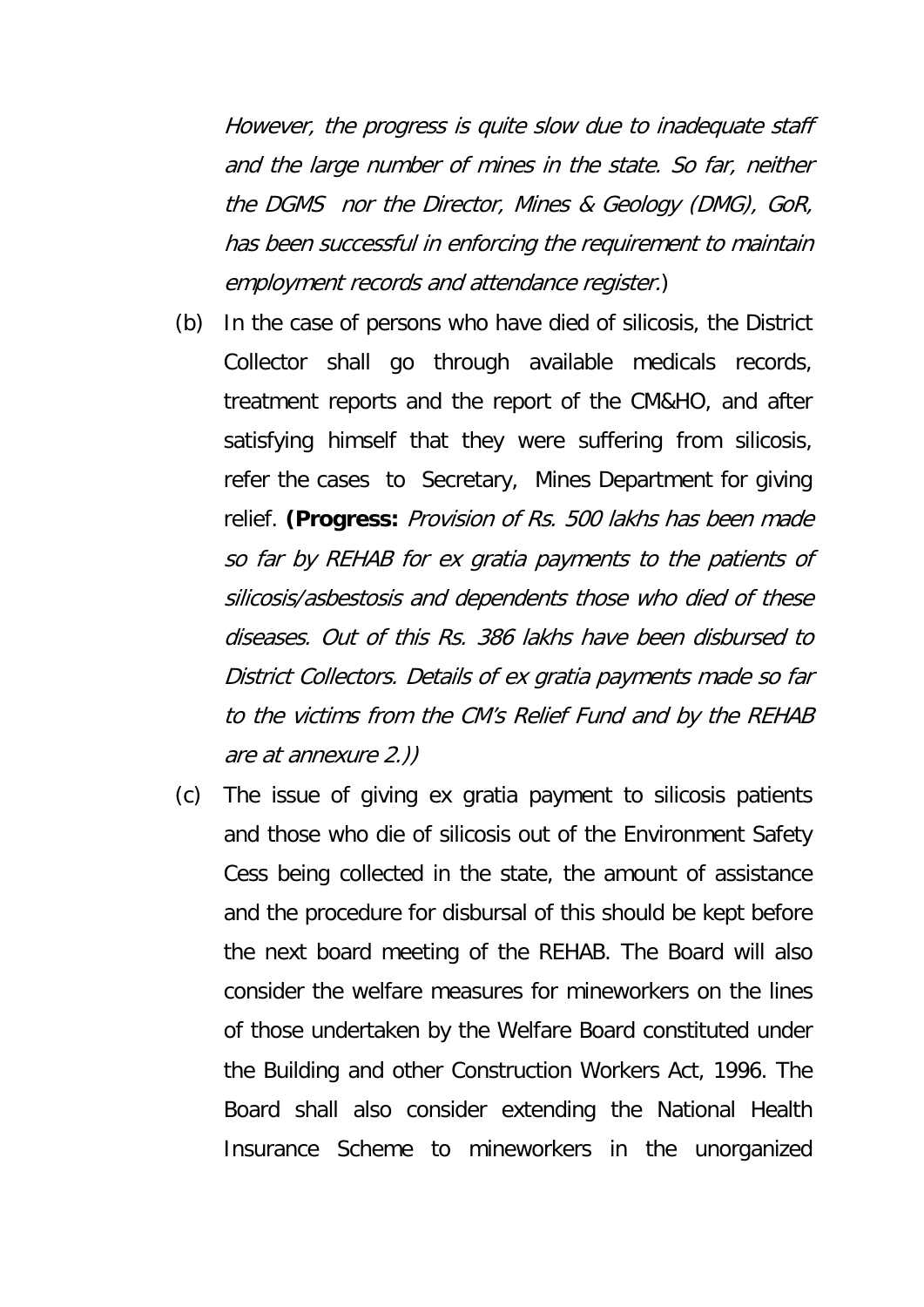*However, the progress is quite slow due to inadequate staff and the large number of mines in the state. So far, neither the DGMS nor the Director, Mines & Geology (DMG), GoR, has been successful in enforcing the requirement to maintain employment records and attendance register.*)

(b) In the case of persons who have died of silicosis, the District Collector shall go through available medicals records, treatment reports and the report of the CM&HO, and after satisfying himself that they were suffering from silicosis, refer the cases to Secretary, Mines Department for giving relief. **(Progress:** *Provision of Rs. 500 lakhs has been made so far by REHAB for ex gratia payments to the patients of silicosis/asbestosis and dependents those who died of these diseases. Out of this Rs. 386 lakhs have been disbursed to District Collectors. Details of ex gratia payments made so far to the victims from the CM's Relief Fund and by the REHAB are at annexure 2.*))

(c) The issue of giving ex gratia payment to silicosis patients and those who die of silicosis out of the Environment Safety Cess being collected in the state, the amount of assistance and the procedure for disbursal of this should be kept before the next board meeting of the REHAB. The Board will also consider the welfare measures for mineworkers on the lines of those undertaken by the Welfare Board constituted under the Building and other Construction Workers Act, 1996. The Board shall also consider extending the National Health Insurance Scheme to mineworkers in the unorganized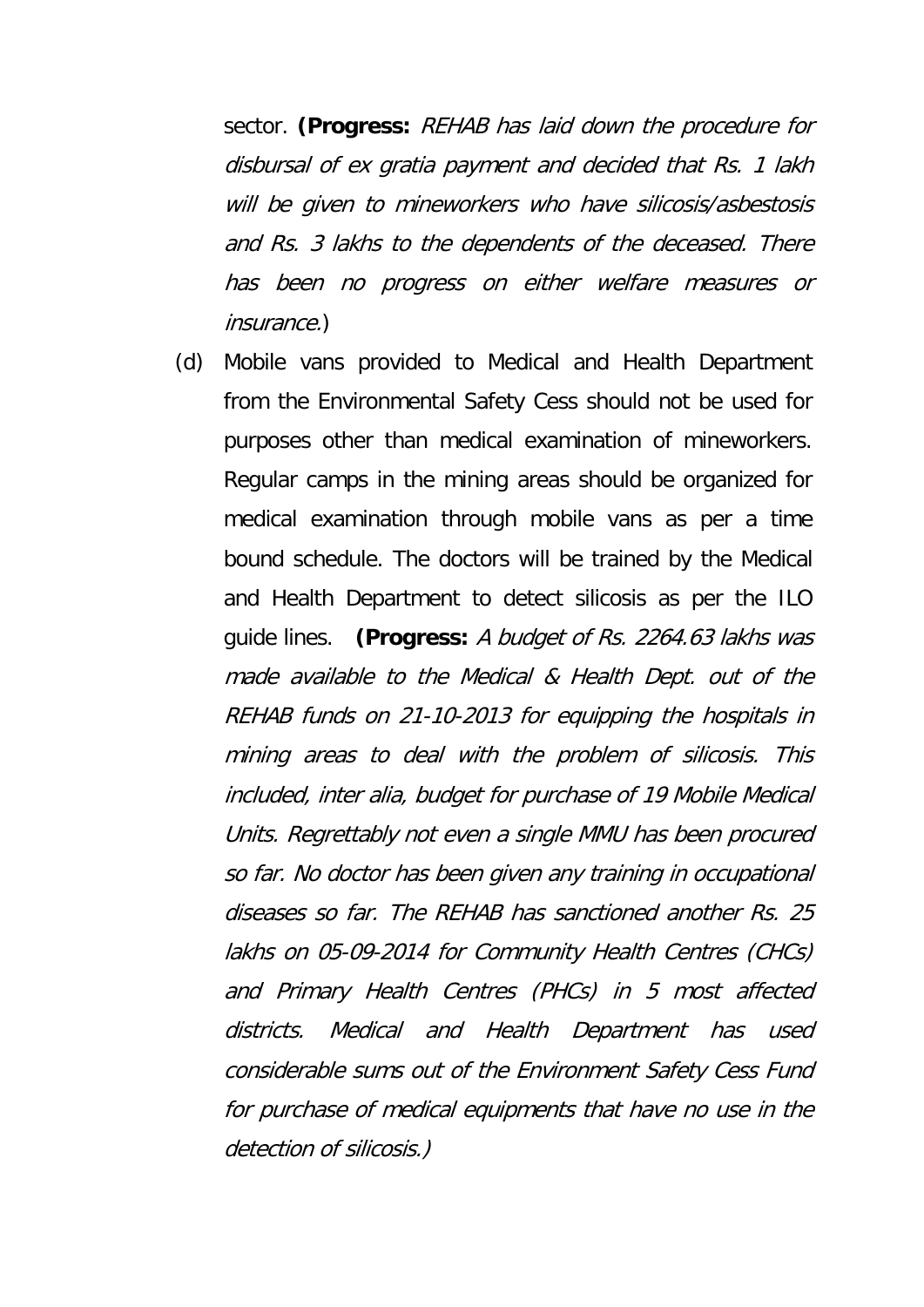sector. **(Progress:** *REHAB has laid down the procedure for disbursal of ex gratia payment and decided that Rs. 1 lakh will be given to mineworkers who have silicosis/asbestosis and Rs. 3 lakhs to the dependents of the deceased. There has been no progress on either welfare measures or insurance.*)

(d) Mobile vans provided to Medical and Health Department from the Environmental Safety Cess should not be used for purposes other than medical examination of mineworkers. Regular camps in the mining areas should be organized for medical examination through mobile vans as per a time bound schedule. The doctors will be trained by the Medical and Health Department to detect silicosis as per the ILO guide lines. **(Progress:** *A budget of Rs. 2264.63 lakhs was made available to the Medical & Health Dept. out of the REHAB funds on 21-10-2013 for equipping the hospitals in mining areas to deal with the problem of silicosis. This included, inter alia, budget for purchase of 19 Mobile Medical Units. Regrettably not even a single MMU has been procured so far. No doctor has been given any training in occupational diseases so far. The REHAB has sanctioned another Rs. 25 lakhs on 05-09-2014 for Community Health Centres (CHCs) and Primary Health Centres (PHCs) in 5 most affected districts. Medical and Health Department has used considerable sums out of the Environment Safety Cess Fund for purchase of medical equipments that have no use in the detection of silicosis.)*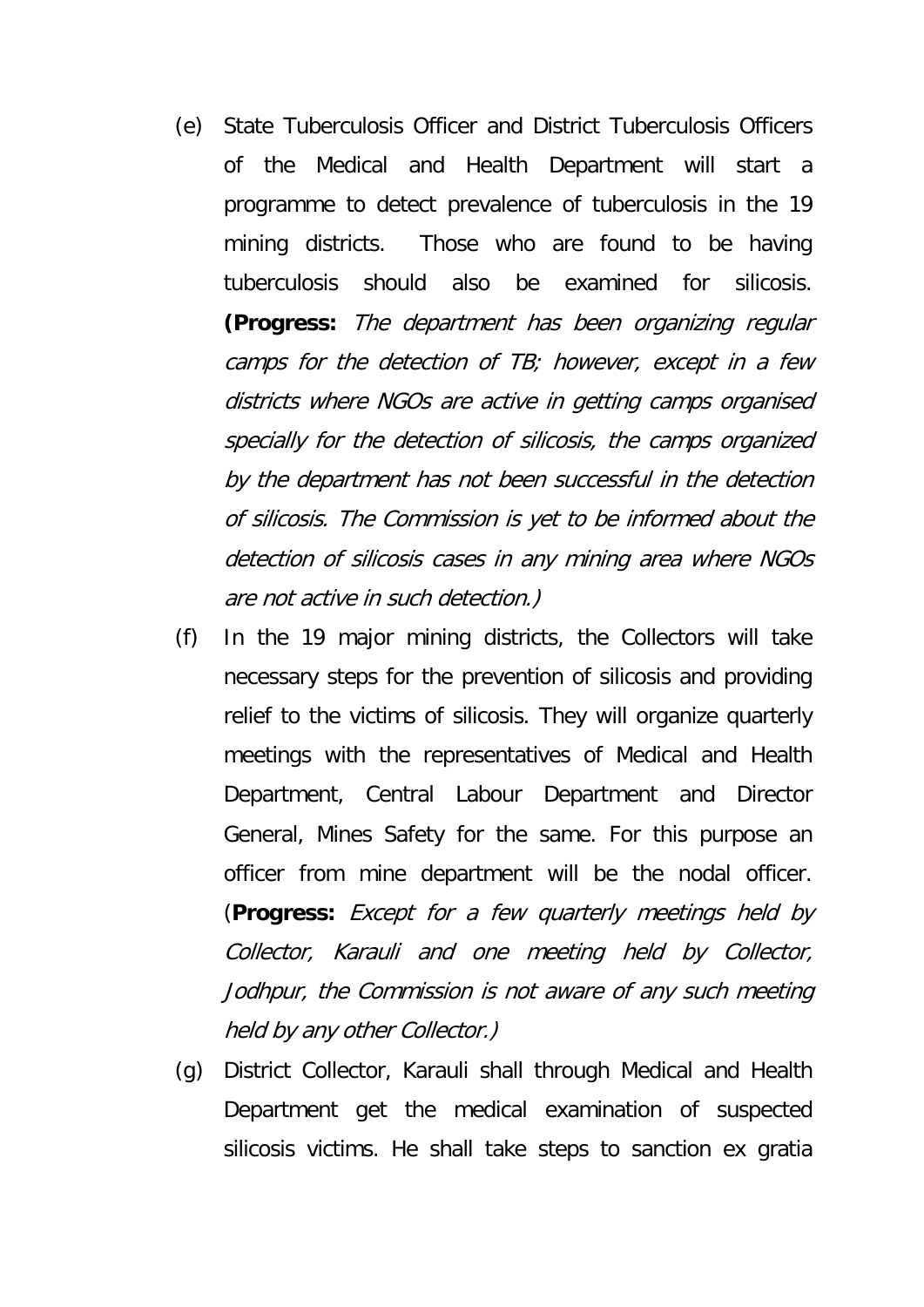(e) State Tuberculosis Officer and District Tuberculosis Officers of the Medical and Health Department will start a programme to detect prevalence of tuberculosis in the 19 mining districts. Those who are found to be having tuberculosis should also be examined for silicosis. **(Progress:** *The department has been organizing regular camps for the detection of TB; however, except in a few districts where NGOs are active in getting camps organised specially for the detection of silicosis, the camps organized by the department has not been successful in the detection of silicosis. The Commission is yet to be informed about the detection of silicosis cases in any mining area where NGOs are not active in such detection.)*

(f) In the 19 major mining districts, the Collectors will take necessary steps for the prevention of silicosis and providing relief to the victims of silicosis. They will organize quarterly meetings with the representatives of Medical and Health Department, Central Labour Department and Director General, Mines Safety for the same. For this purpose an officer from mine department will be the nodal officer. (**Progress:** *Except for a few quarterly meetings held by Collector, Karauli and one meeting held by Collector, Jodhpur, the Commission is not aware of any such meeting held by any other Collector.)*

(g) District Collector, Karauli shall through Medical and Health Department get the medical examination of suspected silicosis victims. He shall take steps to sanction ex gratia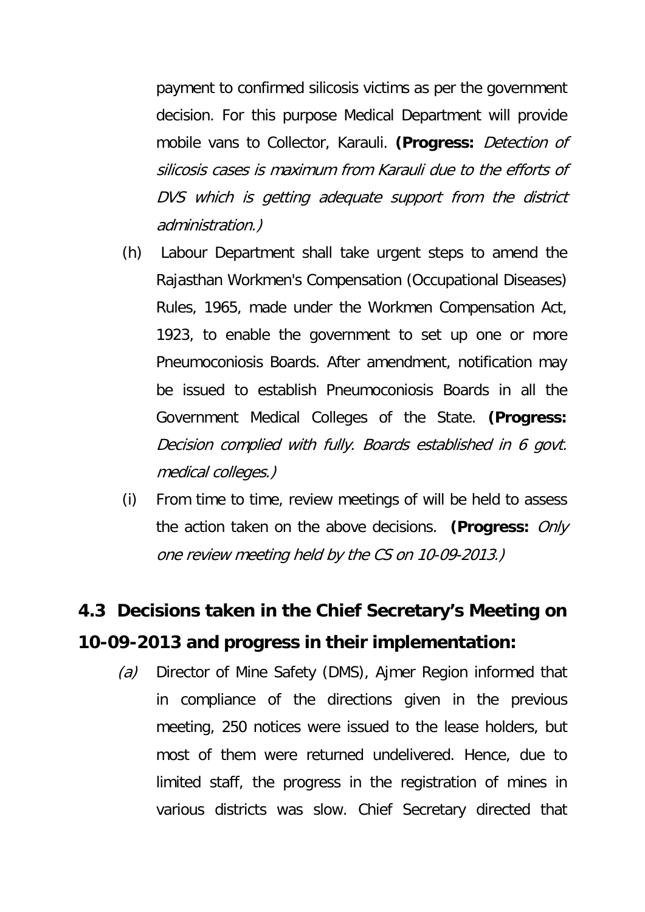payment to confirmed silicosis victims as per the government decision. For this purpose Medical Department will provide mobile vans to Collector, Karauli. **(Progress:** *Detection of silicosis cases is maximum from Karauli due to the efforts of DVS which is getting adequate support from the district administration.)*

(h) Labour Department shall take urgent steps to amend the Rajasthan Workmen's Compensation (Occupational Diseases) Rules, 1965, made under the Workmen Compensation Act, 1923, to enable the government to set up one or more Pneumoconiosis Boards. After amendment, notification may be issued to establish Pneumoconiosis Boards in all the Government Medical Colleges of the State. **(Progress:** *Decision complied with fully. Boards established in 6 govt. medical colleges.)*

(i) From time to time, review meetings of will be held to assess the action taken on the above decisions. **(Progress:** *Only one review meeting held by the CS on 10-09-2013.)*

## 4.3 Decisions taken in the Chief Secretary's Meeting on 10-09-2013 and progress in their implementation:

*(a)* Director of Mine Safety (DMS), Ajmer Region informed that in compliance of the directions given in the previous meeting, 250 notices were issued to the lease holders, but most of them were returned undelivered. Hence, due to limited staff, the progress in the registration of mines in various districts was slow. Chief Secretary directed that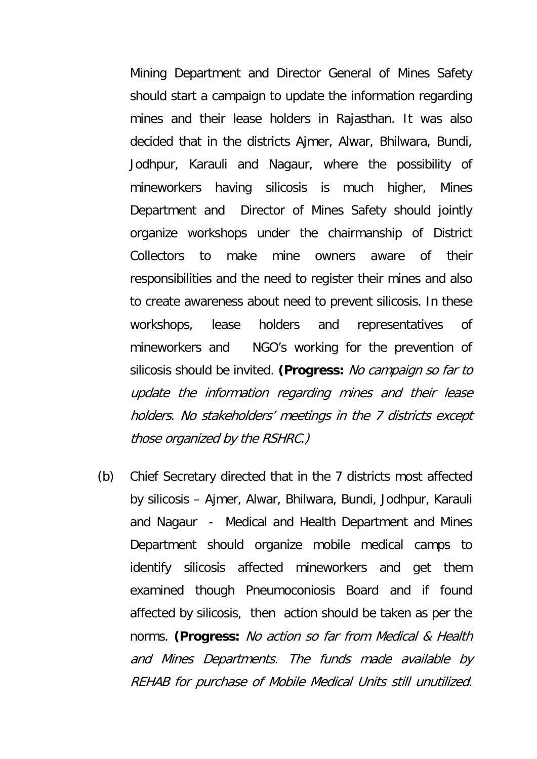Mining Department and Director General of Mines Safety should start a campaign to update the information regarding mines and their lease holders in Rajasthan. It was also decided that in the districts Ajmer, Alwar, Bhilwara, Bundi, Jodhpur, Karauli and Nagaur, where the possibility of mineworkers having silicosis is much higher, Mines Department and Director of Mines Safety should jointly organize workshops under the chairmanship of District Collectors to make mine owners aware of their responsibilities and the need to register their mines and also to create awareness about need to prevent silicosis. In these workshops, lease holders and representatives of mineworkers and NGO's working for the prevention of silicosis should be invited. **(Progress:** *No campaign so far to update the information regarding mines and their lease holders. No stakeholders' meetings in the 7 districts except those organized by the RSHRC.)*

(b) Chief Secretary directed that in the 7 districts most affected by silicosis – Ajmer, Alwar, Bhilwara, Bundi, Jodhpur, Karauli and Nagaur - Medical and Health Department and Mines Department should organize mobile medical camps to identify silicosis affected mineworkers and get them examined though Pneumoconiosis Board and if found affected by silicosis, then action should be taken as per the norms. **(Progress:** *No action so far from Medical & Health and Mines Departments. The funds made available by REHAB for purchase of Mobile Medical Units still unutilized.*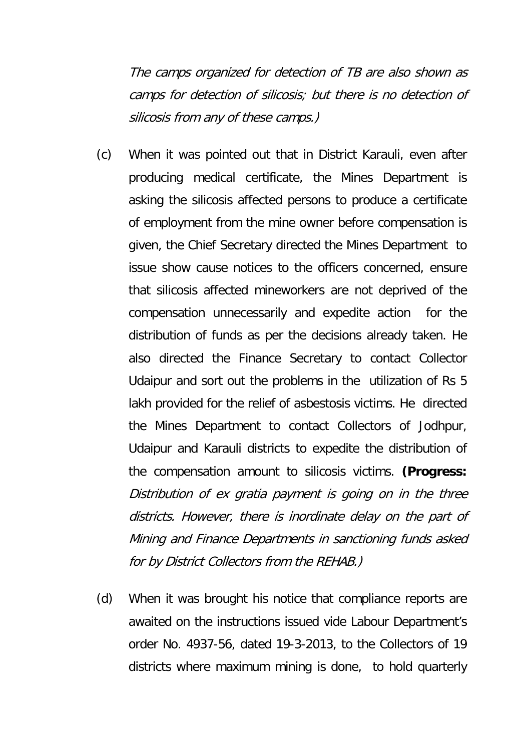*The camps organized for detection of TB are also shown as camps for detection of silicosis; but there is no detection of silicosis from any of these camps.)*

(c) When it was pointed out that in District Karauli, even after producing medical certificate, the Mines Department is asking the silicosis affected persons to produce a certificate of employment from the mine owner before compensation is given, the Chief Secretary directed the Mines Department to issue show cause notices to the officers concerned, ensure that silicosis affected mineworkers are not deprived of the compensation unnecessarily and expedite action for the distribution of funds as per the decisions already taken. He also directed the Finance Secretary to contact Collector Udaipur and sort out the problems in the utilization of Rs 5 lakh provided for the relief of asbestosis victims. He directed the Mines Department to contact Collectors of Jodhpur, Udaipur and Karauli districts to expedite the distribution of the compensation amount to silicosis victims. **(Progress:** *Distribution of ex gratia payment is going on in the three districts. However, there is inordinate delay on the part of Mining and Finance Departments in sanctioning funds asked for by District Collectors from the REHAB.)*

(d) When it was brought his notice that compliance reports are awaited on the instructions issued vide Labour Department's order No. 4937-56, dated 19-3-2013, to the Collectors of 19 districts where maximum mining is done, to hold quarterly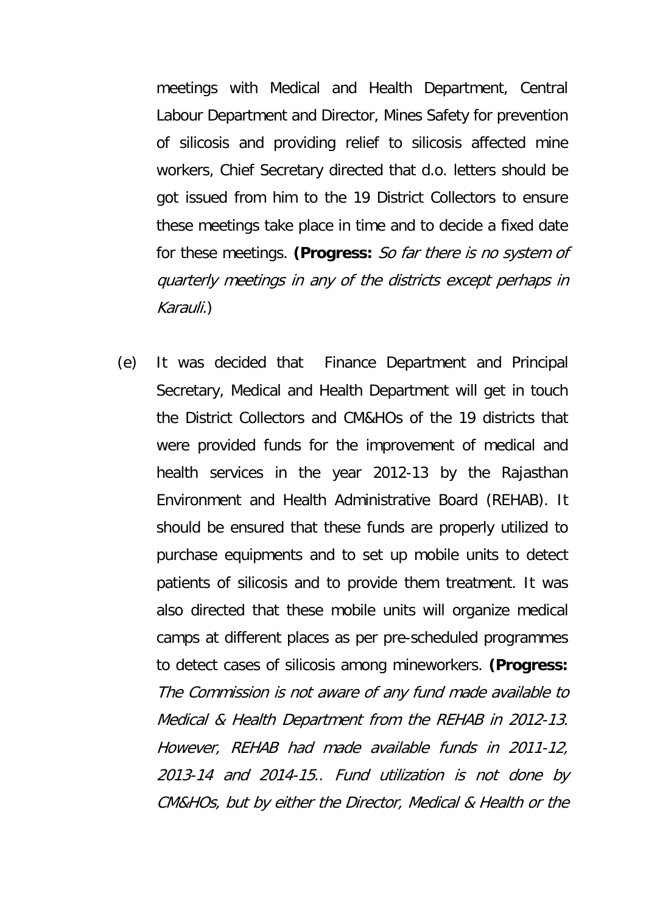meetings with Medical and Health Department, Central Labour Department and Director, Mines Safety for prevention of silicosis and providing relief to silicosis affected mine workers, Chief Secretary directed that d.o. letters should be got issued from him to the 19 District Collectors to ensure these meetings take place in time and to decide a fixed date for these meetings. **(Progress:** *So far there is no system of quarterly meetings in any of the districts except perhaps in Karauli.*)

(e) It was decided that Finance Department and Principal Secretary, Medical and Health Department will get in touch the District Collectors and CM&HOs of the 19 districts that were provided funds for the improvement of medical and health services in the year 2012-13 by the Rajasthan Environment and Health Administrative Board (REHAB). It should be ensured that these funds are properly utilized to purchase equipments and to set up mobile units to detect patients of silicosis and to provide them treatment. It was also directed that these mobile units will organize medical camps at different places as per pre-scheduled programmes to detect cases of silicosis among mineworkers. **(Progress:** *The Commission is not aware of any fund made available to Medical & Health Department from the REHAB in 2012-13. However, REHAB had made available funds in 2011-12, 2013-14 and 2014-15.. Fund utilization is not done by CM&HOs, but by either the Director, Medical & Health or the*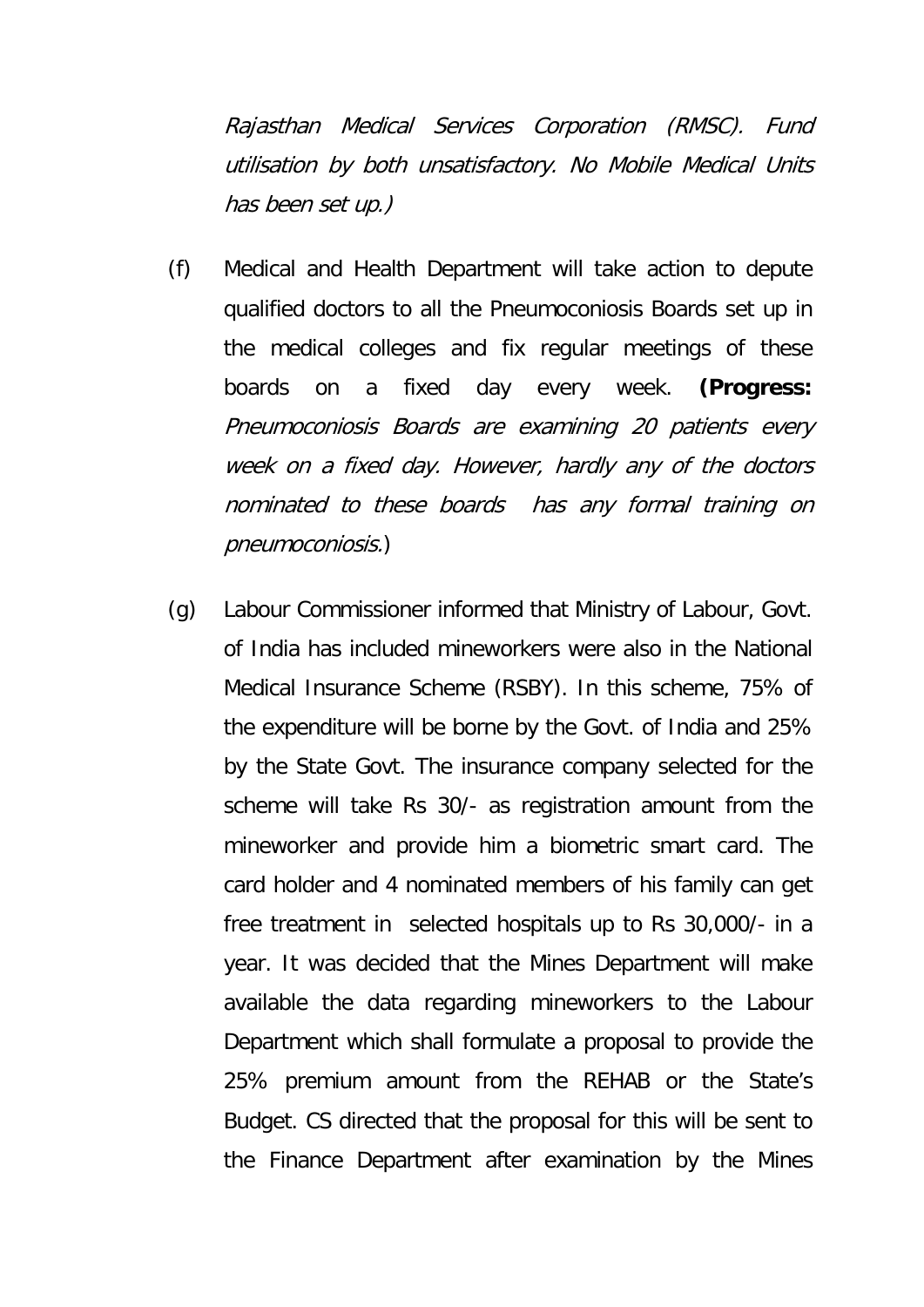*Rajasthan Medical Services Corporation (RMSC). Fund utilisation by both unsatisfactory. No Mobile Medical Units has been set up.)*

(f) Medical and Health Department will take action to depute qualified doctors to all the Pneumoconiosis Boards set up in the medical colleges and fix regular meetings of these boards on a fixed day every week. **(Progress:** *Pneumoconiosis Boards are examining 20 patients every week on a fixed day. However, hardly any of the doctors nominated to these boards has any formal training on pneumoconiosis.*)

(g) Labour Commissioner informed that Ministry of Labour, Govt. of India has included mineworkers were also in the National Medical Insurance Scheme (RSBY). In this scheme, 75% of the expenditure will be borne by the Govt. of India and 25% by the State Govt. The insurance company selected for the scheme will take Rs 30/- as registration amount from the mineworker and provide him a biometric smart card. The card holder and 4 nominated members of his family can get free treatment in selected hospitals up to Rs 30,000/- in a year. It was decided that the Mines Department will make available the data regarding mineworkers to the Labour Department which shall formulate a proposal to provide the 25% premium amount from the REHAB or the State's Budget. CS directed that the proposal for this will be sent to the Finance Department after examination by the Mines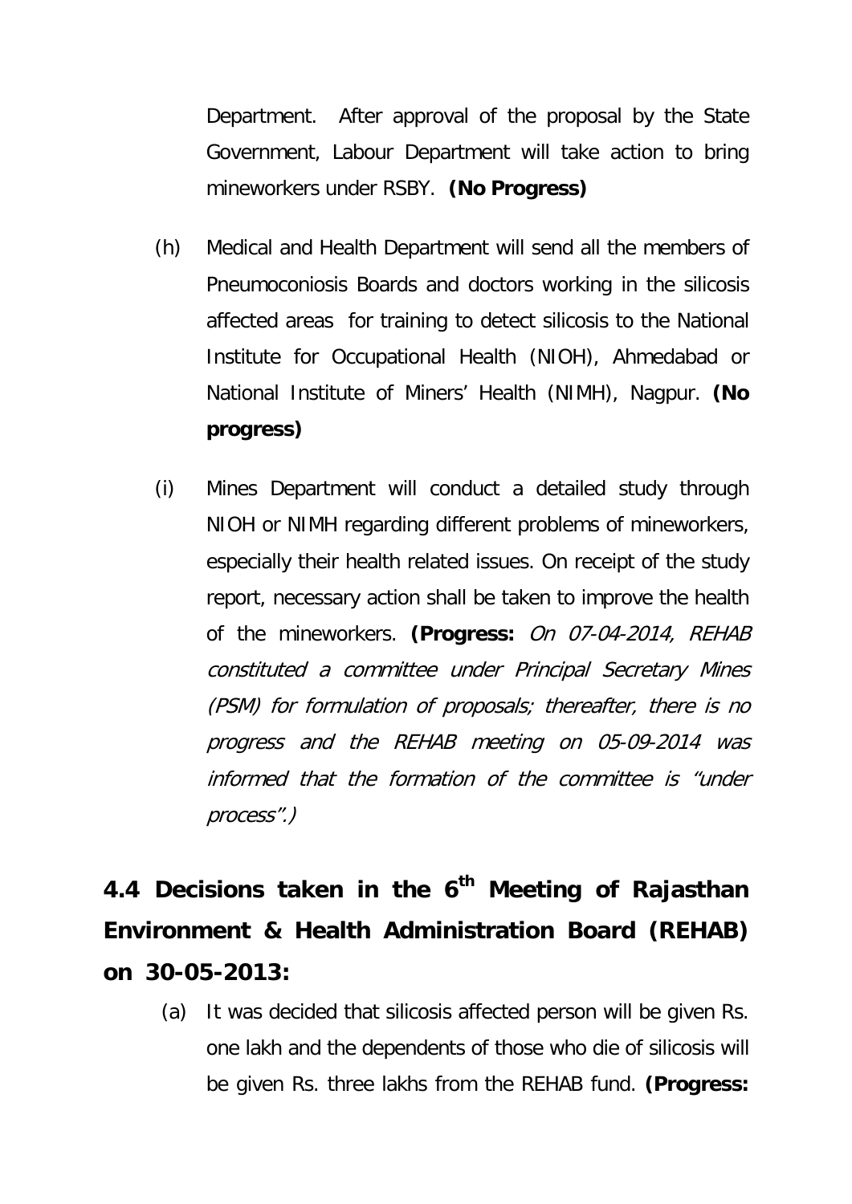Department. After approval of the proposal by the State Government, Labour Department will take action to bring mineworkers under RSBY. **(No Progress)**

(h) Medical and Health Department will send all the members of Pneumoconiosis Boards and doctors working in the silicosis affected areas for training to detect silicosis to the National Institute for Occupational Health (NIOH), Ahmedabad or National Institute of Miners' Health (NIMH), Nagpur. **(No progress)**

(i) Mines Department will conduct a detailed study through NIOH or NIMH regarding different problems of mineworkers, especially their health related issues. On receipt of the study report, necessary action shall be taken to improve the health of the mineworkers. **(Progress:** *On 07-04-2014, REHAB constituted a committee under Principal Secretary Mines (PSM) for formulation of proposals; thereafter, there is no progress and the REHAB meeting on 05-09-2014 was informed that the formation of the committee is "under process".)*

## 4.4 Decisions taken in the 6th Meeting of Rajasthan Environment & Health Administration Board (REHAB) on 30-05-2013:

(a) It was decided that silicosis affected person will be given Rs. one lakh and the dependents of those who die of silicosis will be given Rs. three lakhs from the REHAB fund. **(Progress:**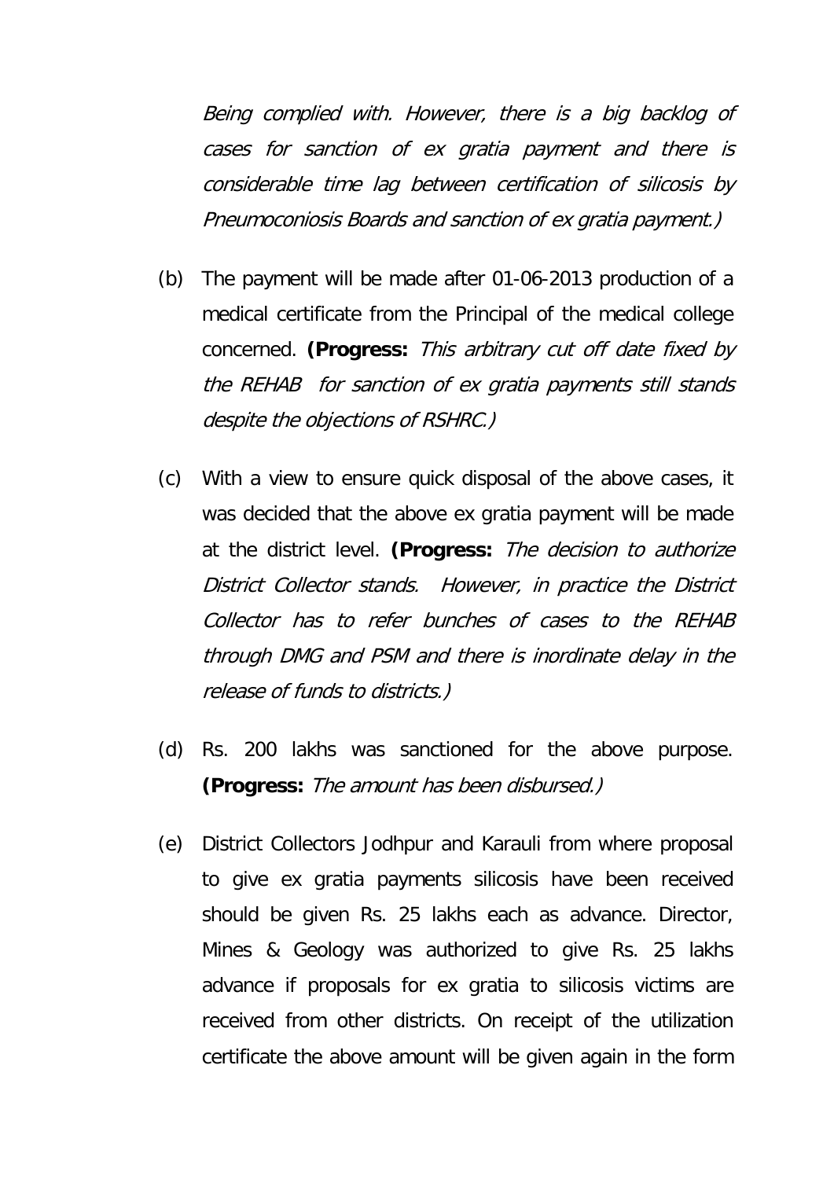*Being complied with. However, there is a big backlog of cases for sanction of ex gratia payment and there is considerable time lag between certification of silicosis by Pneumoconiosis Boards and sanction of ex gratia payment.)*

(b) The payment will be made after 01-06-2013 production of a medical certificate from the Principal of the medical college concerned. **(Progress:** *This arbitrary cut off date fixed by the REHAB for sanction of ex gratia payments still stands despite the objections of RSHRC.)*

(c) With a view to ensure quick disposal of the above cases, it was decided that the above ex gratia payment will be made at the district level. **(Progress:** *The decision to authorize District Collector stands. However, in practice the District Collector has to refer bunches of cases to the REHAB through DMG and PSM and there is inordinate delay in the release of funds to districts.)*

(d) Rs. 200 lakhs was sanctioned for the above purpose. **(Progress:** *The amount has been disbursed.)*

(e) District Collectors Jodhpur and Karauli from where proposal to give ex gratia payments silicosis have been received should be given Rs. 25 lakhs each as advance. Director, Mines & Geology was authorized to give Rs. 25 lakhs advance if proposals for ex gratia to silicosis victims are received from other districts. On receipt of the utilization certificate the above amount will be given again in the form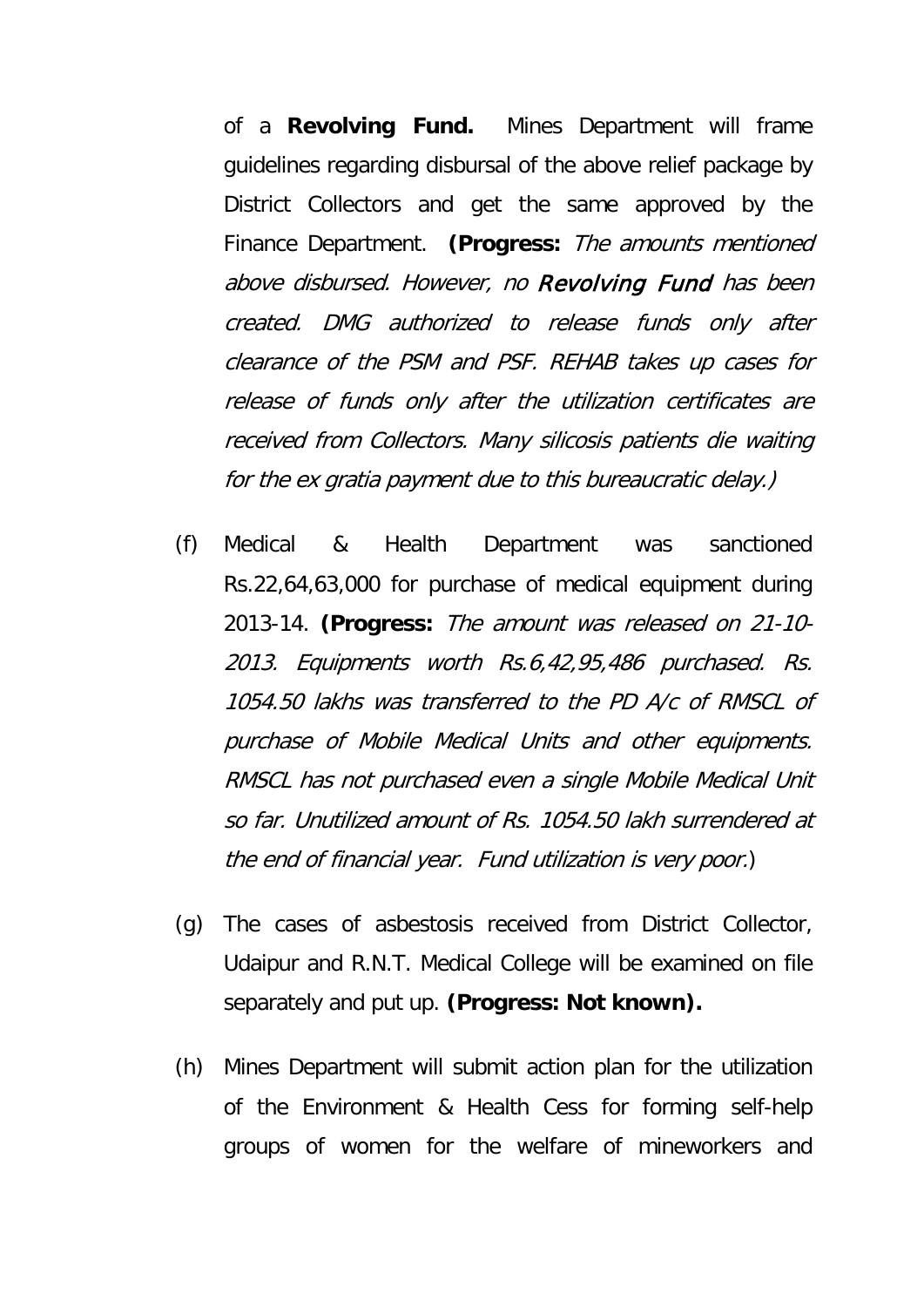of a **Revolving Fund.** Mines Department will frame guidelines regarding disbursal of the above relief package by District Collectors and get the same approved by the Finance Department. **(Progress:** *The amounts mentioned above disbursed. However, no **Revolving Fund** has been created. DMG authorized to release funds only after clearance of the PSM and PSF. REHAB takes up cases for release of funds only after the utilization certificates are received from Collectors. Many silicosis patients die waiting for the ex gratia payment due to this bureaucratic delay.*)

(f) Medical & Health Department was sanctioned Rs.22,64,63,000 for purchase of medical equipment during 2013-14. **(Progress:** *The amount was released on 21-10-2013. Equipments worth Rs.6,42,95,486 purchased. Rs. 1054.50 lakhs was transferred to the PD A/c of RMSCL of purchase of Mobile Medical Units and other equipments. RMSCL has not purchased even a single Mobile Medical Unit so far. Unutilized amount of Rs. 1054.50 lakh surrendered at the end of financial year. Fund utilization is very poor.*)

(g) The cases of asbestosis received from District Collector, Udaipur and R.N.T. Medical College will be examined on file separately and put up. **(Progress: Not known).**

(h) Mines Department will submit action plan for the utilization of the Environment & Health Cess for forming self-help groups of women for the welfare of mineworkers and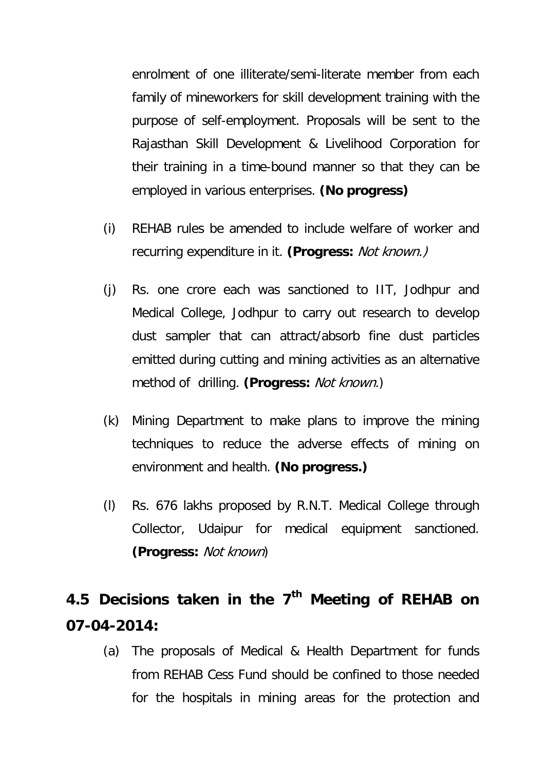enrolment of one illiterate/semi-literate member from each family of mineworkers for skill development training with the purpose of self-employment. Proposals will be sent to the Rajasthan Skill Development & Livelihood Corporation for their training in a time-bound manner so that they can be employed in various enterprises. **(No progress)**

(i) REHAB rules be amended to include welfare of worker and recurring expenditure in it. **(Progress:** *Not known.)*

(j) Rs. one crore each was sanctioned to IIT, Jodhpur and Medical College, Jodhpur to carry out research to develop dust sampler that can attract/absorb fine dust particles emitted during cutting and mining activities as an alternative method of drilling. **(Progress:** *Not known.*)

(k) Mining Department to make plans to improve the mining techniques to reduce the adverse effects of mining on environment and health. **(No progress.)**

(l) Rs. 676 lakhs proposed by R.N.T. Medical College through Collector, Udaipur for medical equipment sanctioned. **(Progress:** *Not known*)

## 4.5 Decisions taken in the 7th Meeting of REHAB on 07-04-2014:

(a) The proposals of Medical & Health Department for funds from REHAB Cess Fund should be confined to those needed for the hospitals in mining areas for the protection and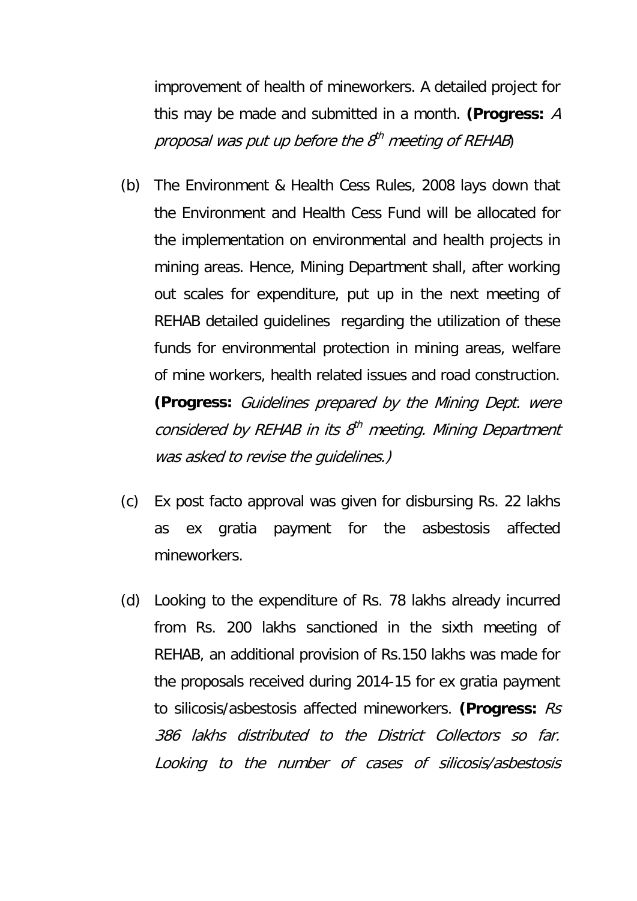improvement of health of mineworkers. A detailed project for this may be made and submitted in a month. **(Progress:** *A proposal was put up before the 8th meeting of REHAB*)

(b) The Environment & Health Cess Rules, 2008 lays down that the Environment and Health Cess Fund will be allocated for the implementation on environmental and health projects in mining areas. Hence, Mining Department shall, after working out scales for expenditure, put up in the next meeting of REHAB detailed guidelines regarding the utilization of these funds for environmental protection in mining areas, welfare of mine workers, health related issues and road construction. **(Progress:** *Guidelines prepared by the Mining Dept. were considered by REHAB in its 8th meeting. Mining Department was asked to revise the guidelines.)*

(c) Ex post facto approval was given for disbursing Rs. 22 lakhs as ex gratia payment for the asbestosis affected mineworkers.

(d) Looking to the expenditure of Rs. 78 lakhs already incurred from Rs. 200 lakhs sanctioned in the sixth meeting of REHAB, an additional provision of Rs.150 lakhs was made for the proposals received during 2014-15 for ex gratia payment to silicosis/asbestosis affected mineworkers. **(Progress:** *Rs 386 lakhs distributed to the District Collectors so far. Looking to the number of cases of silicosis/asbestosis*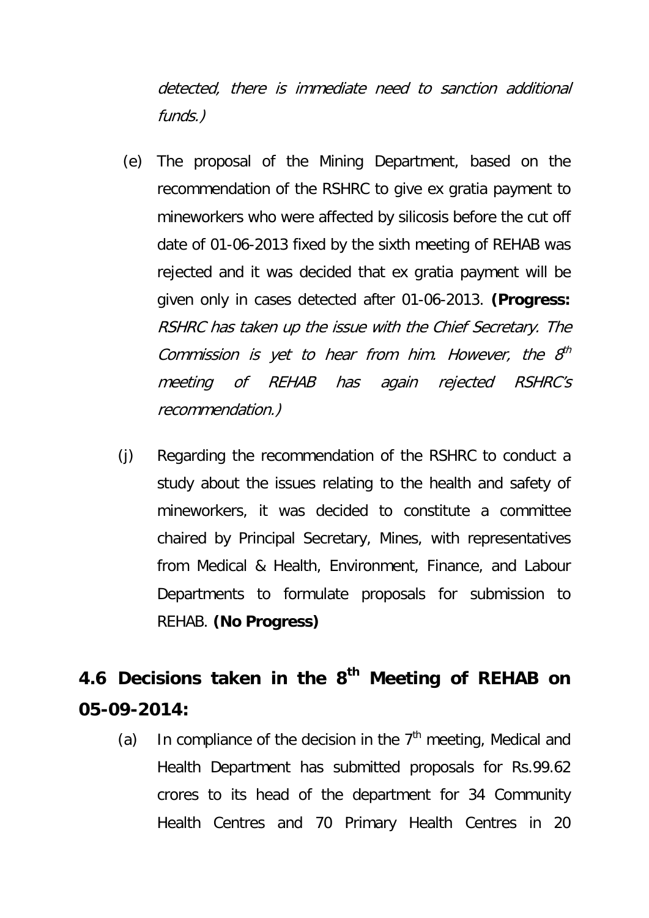*detected, there is immediate need to sanction additional funds.)*

(e) The proposal of the Mining Department, based on the recommendation of the RSHRC to give ex gratia payment to mineworkers who were affected by silicosis before the cut off date of 01-06-2013 fixed by the sixth meeting of REHAB was rejected and it was decided that ex gratia payment will be given only in cases detected after 01-06-2013. **(Progress:** *RSHRC has taken up the issue with the Chief Secretary. The Commission is yet to hear from him. However, the 8th meeting of REHAB has again rejected RSHRC's recommendation.)*

(j) Regarding the recommendation of the RSHRC to conduct a study about the issues relating to the health and safety of mineworkers, it was decided to constitute a committee chaired by Principal Secretary, Mines, with representatives from Medical & Health, Environment, Finance, and Labour Departments to formulate proposals for submission to REHAB. **(No Progress)**

## 4.6 Decisions taken in the 8th Meeting of REHAB on 05-09-2014:

(a) In compliance of the decision in the 7th meeting, Medical and Health Department has submitted proposals for Rs.99.62 crores to its head of the department for 34 Community Health Centres and 70 Primary Health Centres in 20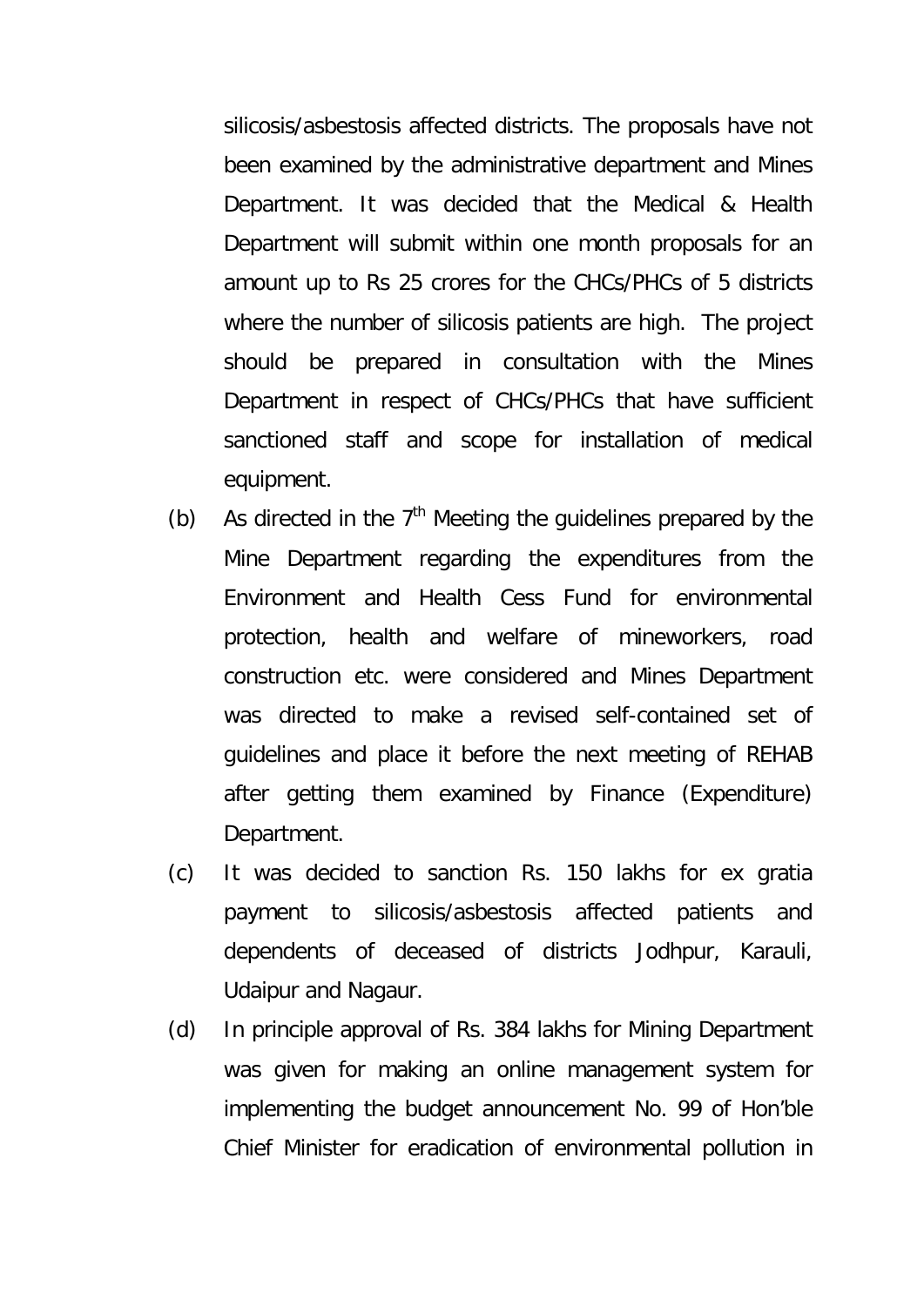silicosis/asbestosis affected districts. The proposals have not been examined by the administrative department and Mines Department. It was decided that the Medical & Health Department will submit within one month proposals for an amount up to Rs 25 crores for the CHCs/PHCs of 5 districts where the number of silicosis patients are high. The project should be prepared in consultation with the Mines Department in respect of CHCs/PHCs that have sufficient sanctioned staff and scope for installation of medical equipment.

(b) As directed in the 7th Meeting the guidelines prepared by the Mine Department regarding the expenditures from the Environment and Health Cess Fund for environmental protection, health and welfare of mineworkers, road construction etc. were considered and Mines Department was directed to make a revised self-contained set of guidelines and place it before the next meeting of REHAB after getting them examined by Finance (Expenditure) Department.

(c) It was decided to sanction Rs. 150 lakhs for ex gratia payment to silicosis/asbestosis affected patients and dependents of deceased of districts Jodhpur, Karauli, Udaipur and Nagaur.

(d) In principle approval of Rs. 384 lakhs for Mining Department was given for making an online management system for implementing the budget announcement No. 99 of Hon'ble Chief Minister for eradication of environmental pollution in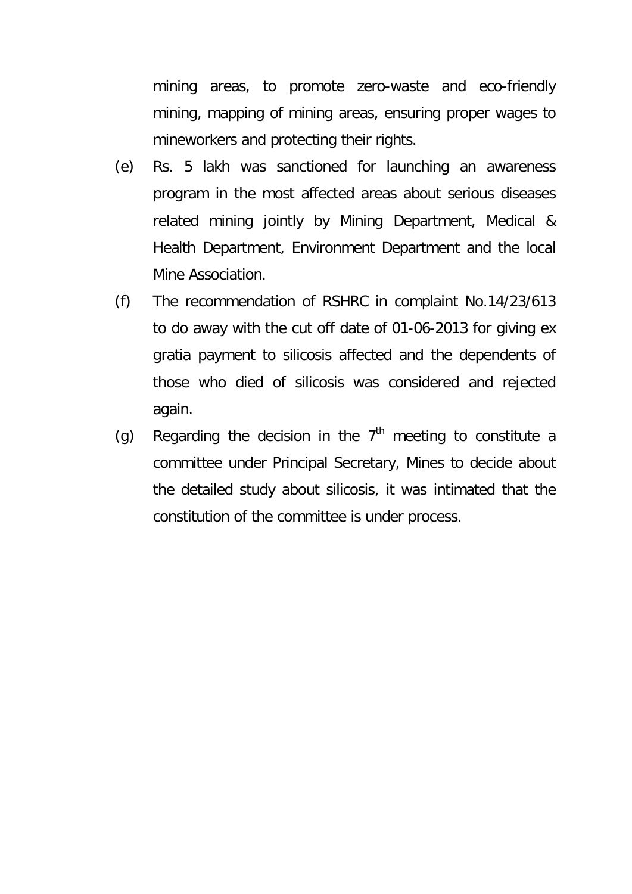mining areas, to promote zero-waste and eco-friendly mining, mapping of mining areas, ensuring proper wages to mineworkers and protecting their rights.

(e) Rs. 5 lakh was sanctioned for launching an awareness program in the most affected areas about serious diseases related mining jointly by Mining Department, Medical & Health Department, Environment Department and the local Mine Association.

(f) The recommendation of RSHRC in complaint No.14/23/613 to do away with the cut off date of 01-06-2013 for giving ex gratia payment to silicosis affected and the dependents of those who died of silicosis was considered and rejected again.

(g) Regarding the decision in the 7th meeting to constitute a committee under Principal Secretary, Mines to decide about the detailed study about silicosis, it was intimated that the constitution of the committee is under process.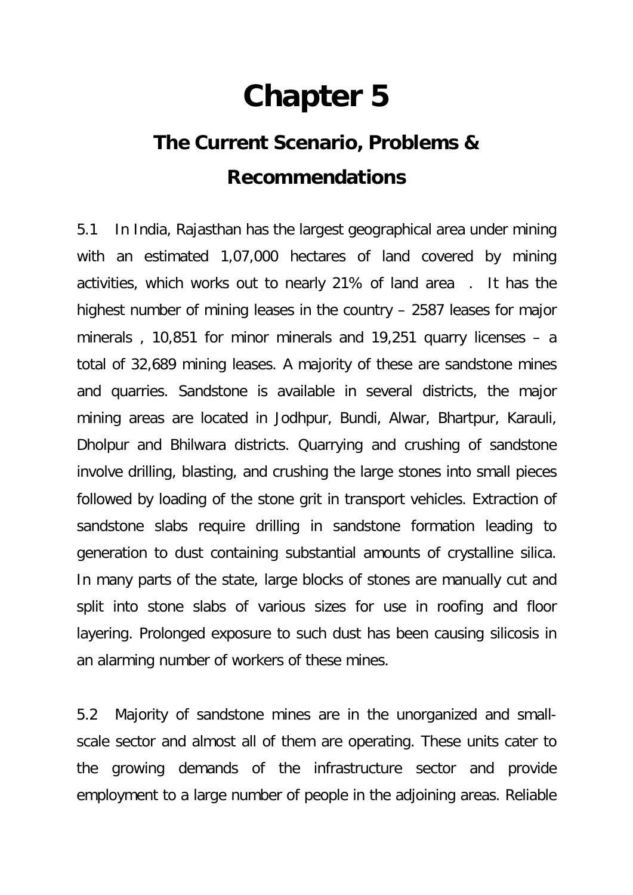# Chapter 5

## The Current Scenario, Problems & Recommendations

5.1 In India, Rajasthan has the largest geographical area under mining with an estimated 1,07,000 hectares of land covered by mining activities, which works out to nearly 21% of land area . It has the highest number of mining leases in the country – 2587 leases for major minerals , 10,851 for minor minerals and 19,251 quarry licenses – a total of 32,689 mining leases. A majority of these are sandstone mines and quarries. Sandstone is available in several districts, the major mining areas are located in Jodhpur, Bundi, Alwar, Bhartpur, Karauli, Dholpur and Bhilwara districts. Quarrying and crushing of sandstone involve drilling, blasting, and crushing the large stones into small pieces followed by loading of the stone grit in transport vehicles. Extraction of sandstone slabs require drilling in sandstone formation leading to generation to dust containing substantial amounts of crystalline silica. In many parts of the state, large blocks of stones are manually cut and split into stone slabs of various sizes for use in roofing and floor layering. Prolonged exposure to such dust has been causing silicosis in an alarming number of workers of these mines.

5.2 Majority of sandstone mines are in the unorganized and small-scale sector and almost all of them are operating. These units cater to the growing demands of the infrastructure sector and provide employment to a large number of people in the adjoining areas. Reliable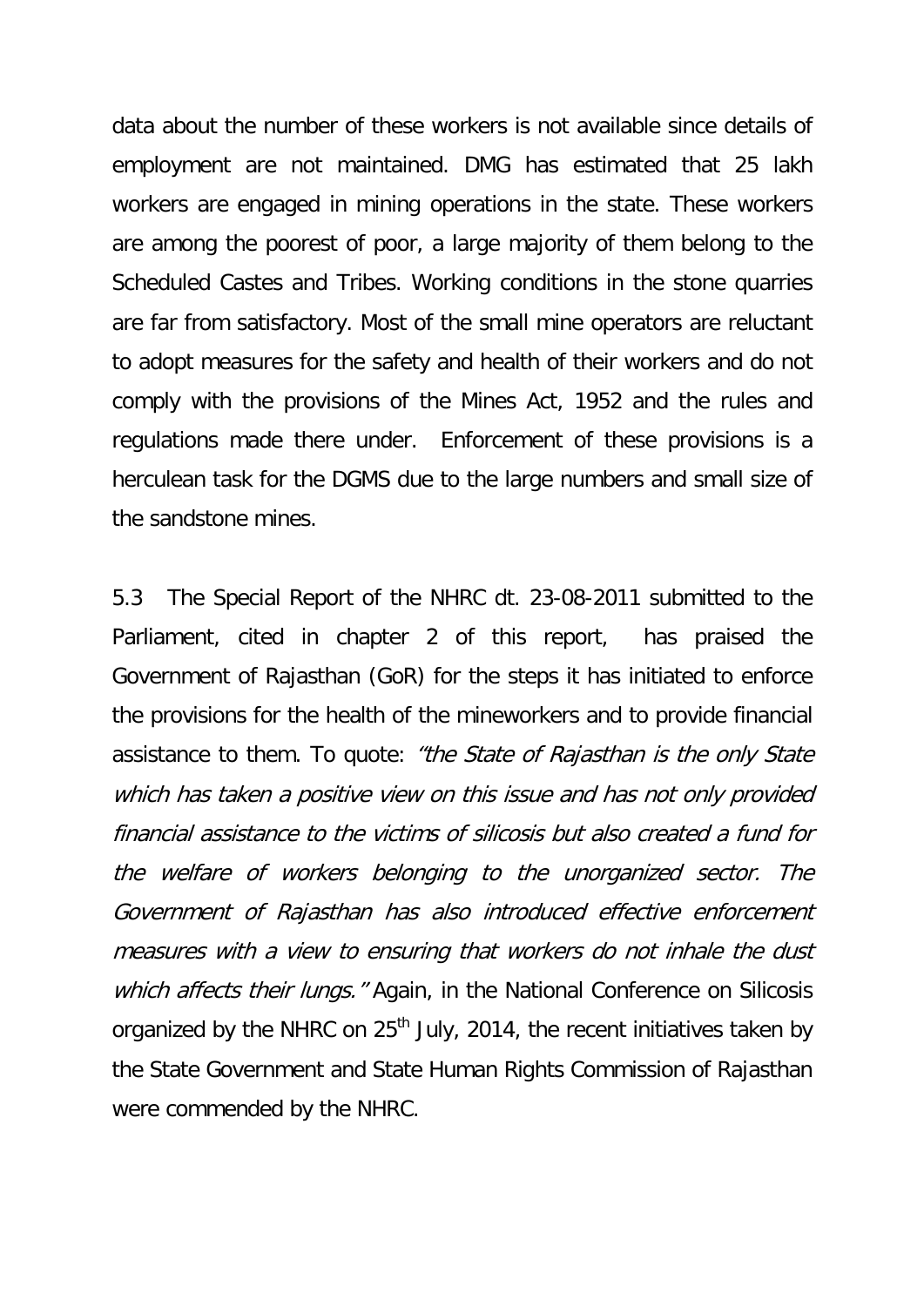data about the number of these workers is not available since details of employment are not maintained. DMG has estimated that 25 lakh workers are engaged in mining operations in the state. These workers are among the poorest of poor, a large majority of them belong to the Scheduled Castes and Tribes. Working conditions in the stone quarries are far from satisfactory. Most of the small mine operators are reluctant to adopt measures for the safety and health of their workers and do not comply with the provisions of the Mines Act, 1952 and the rules and regulations made there under. Enforcement of these provisions is a herculean task for the DGMS due to the large numbers and small size of the sandstone mines.

5.3 The Special Report of the NHRC dt. 23-08-2011 submitted to the Parliament, cited in chapter 2 of this report, has praised the Government of Rajasthan (GoR) for the steps it has initiated to enforce the provisions for the health of the mineworkers and to provide financial assistance to them. To quote: *"the State of Rajasthan is the only State which has taken a positive view on this issue and has not only provided financial assistance to the victims of silicosis but also created a fund for the welfare of workers belonging to the unorganized sector. The Government of Rajasthan has also introduced effective enforcement measures with a view to ensuring that workers do not inhale the dust which affects their lungs."* Again, in the National Conference on Silicosis organized by the NHRC on 25th July, 2014, the recent initiatives taken by the State Government and State Human Rights Commission of Rajasthan were commended by the NHRC.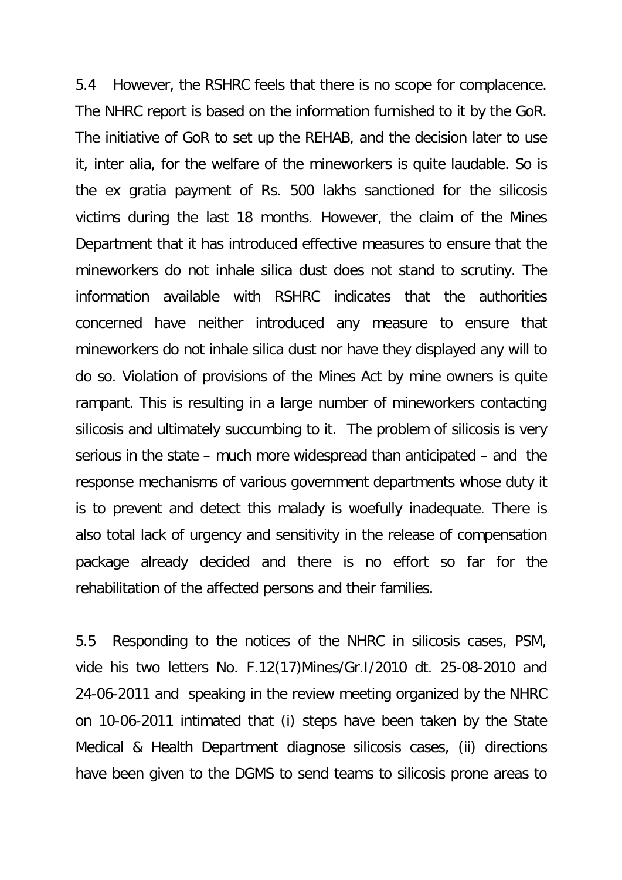5.4 However, the RSHRC feels that there is no scope for complacence. The NHRC report is based on the information furnished to it by the GoR. The initiative of GoR to set up the REHAB, and the decision later to use it, inter alia, for the welfare of the mineworkers is quite laudable. So is the ex gratia payment of Rs. 500 lakhs sanctioned for the silicosis victims during the last 18 months. However, the claim of the Mines Department that it has introduced effective measures to ensure that the mineworkers do not inhale silica dust does not stand to scrutiny. The information available with RSHRC indicates that the authorities concerned have neither introduced any measure to ensure that mineworkers do not inhale silica dust nor have they displayed any will to do so. Violation of provisions of the Mines Act by mine owners is quite rampant. This is resulting in a large number of mineworkers contacting silicosis and ultimately succumbing to it. The problem of silicosis is very serious in the state – much more widespread than anticipated – and the response mechanisms of various government departments whose duty it is to prevent and detect this malady is woefully inadequate. There is also total lack of urgency and sensitivity in the release of compensation package already decided and there is no effort so far for the rehabilitation of the affected persons and their families.

5.5 Responding to the notices of the NHRC in silicosis cases, PSM, vide his two letters No. F.12(17)Mines/Gr.I/2010 dt. 25-08-2010 and 24-06-2011 and speaking in the review meeting organized by the NHRC on 10-06-2011 intimated that (i) steps have been taken by the State Medical & Health Department diagnose silicosis cases, (ii) directions have been given to the DGMS to send teams to silicosis prone areas to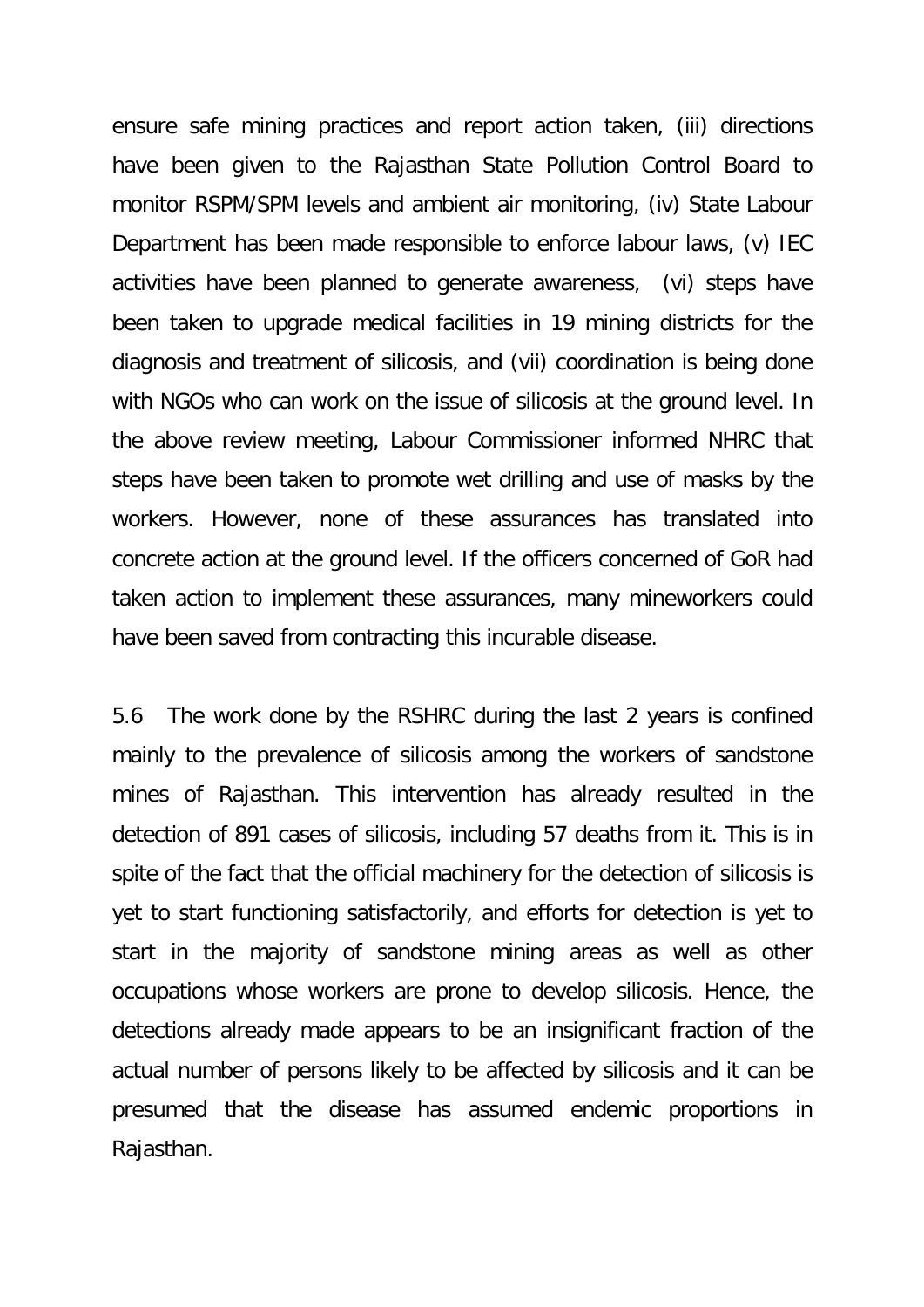ensure safe mining practices and report action taken, (iii) directions have been given to the Rajasthan State Pollution Control Board to monitor RSPM/SPM levels and ambient air monitoring, (iv) State Labour Department has been made responsible to enforce labour laws, (v) IEC activities have been planned to generate awareness, (vi) steps have been taken to upgrade medical facilities in 19 mining districts for the diagnosis and treatment of silicosis, and (vii) coordination is being done with NGOs who can work on the issue of silicosis at the ground level. In the above review meeting, Labour Commissioner informed NHRC that steps have been taken to promote wet drilling and use of masks by the workers. However, none of these assurances has translated into concrete action at the ground level. If the officers concerned of GoR had taken action to implement these assurances, many mineworkers could have been saved from contracting this incurable disease.

5.6 The work done by the RSHRC during the last 2 years is confined mainly to the prevalence of silicosis among the workers of sandstone mines of Rajasthan. This intervention has already resulted in the detection of 891 cases of silicosis, including 57 deaths from it. This is in spite of the fact that the official machinery for the detection of silicosis is yet to start functioning satisfactorily, and efforts for detection is yet to start in the majority of sandstone mining areas as well as other occupations whose workers are prone to develop silicosis. Hence, the detections already made appears to be an insignificant fraction of the actual number of persons likely to be affected by silicosis and it can be presumed that the disease has assumed endemic proportions in Rajasthan.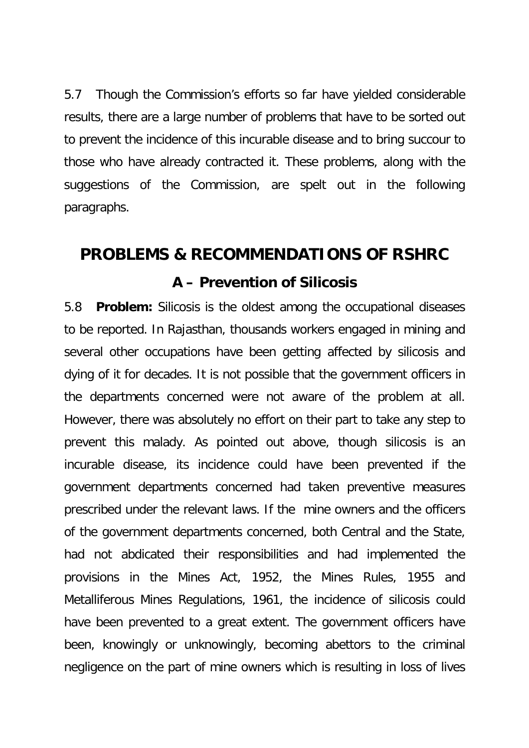5.7 Though the Commission's efforts so far have yielded considerable results, there are a large number of problems that have to be sorted out to prevent the incidence of this incurable disease and to bring succour to those who have already contracted it. These problems, along with the suggestions of the Commission, are spelt out in the following paragraphs.

## PROBLEMS & RECOMMENDATIONS OF RSHRC

### A – Prevention of Silicosis

5.8 **Problem:** Silicosis is the oldest among the occupational diseases to be reported. In Rajasthan, thousands workers engaged in mining and several other occupations have been getting affected by silicosis and dying of it for decades. It is not possible that the government officers in the departments concerned were not aware of the problem at all. However, there was absolutely no effort on their part to take any step to prevent this malady. As pointed out above, though silicosis is an incurable disease, its incidence could have been prevented if the government departments concerned had taken preventive measures prescribed under the relevant laws. If the mine owners and the officers of the government departments concerned, both Central and the State, had not abdicated their responsibilities and had implemented the provisions in the Mines Act, 1952, the Mines Rules, 1955 and Metalliferous Mines Regulations, 1961, the incidence of silicosis could have been prevented to a great extent. The government officers have been, knowingly or unknowingly, becoming abettors to the criminal negligence on the part of mine owners which is resulting in loss of lives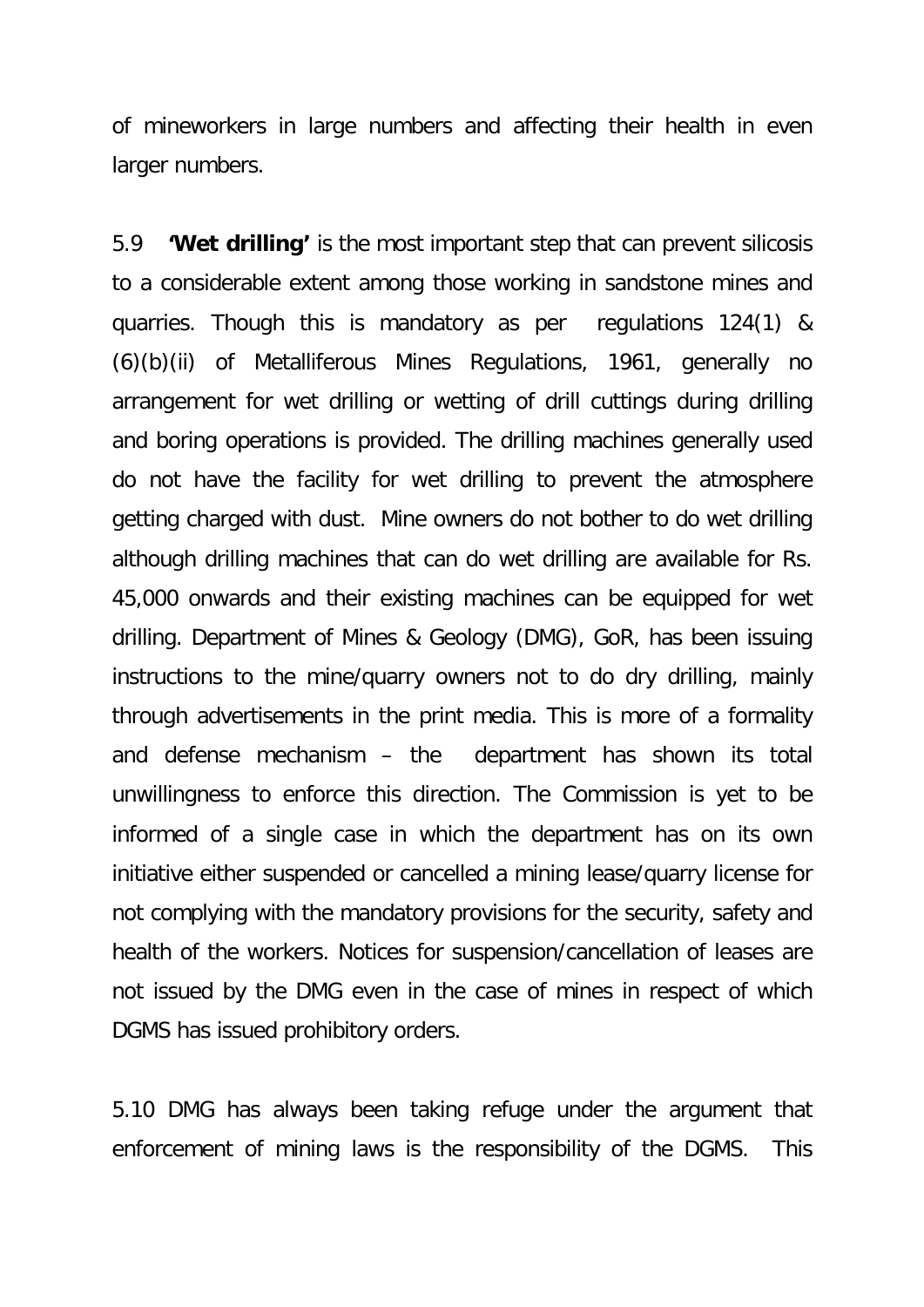of mineworkers in large numbers and affecting their health in even larger numbers.

5.9 **'Wet drilling'** is the most important step that can prevent silicosis to a considerable extent among those working in sandstone mines and quarries. Though this is mandatory as per regulations 124(1) & (6)(b)(ii) of Metalliferous Mines Regulations, 1961, generally no arrangement for wet drilling or wetting of drill cuttings during drilling and boring operations is provided. The drilling machines generally used do not have the facility for wet drilling to prevent the atmosphere getting charged with dust. Mine owners do not bother to do wet drilling although drilling machines that can do wet drilling are available for Rs. 45,000 onwards and their existing machines can be equipped for wet drilling. Department of Mines & Geology (DMG), GoR, has been issuing instructions to the mine/quarry owners not to do dry drilling, mainly through advertisements in the print media. This is more of a formality and defense mechanism – the department has shown its total unwillingness to enforce this direction. The Commission is yet to be informed of a single case in which the department has on its own initiative either suspended or cancelled a mining lease/quarry license for not complying with the mandatory provisions for the security, safety and health of the workers. Notices for suspension/cancellation of leases are not issued by the DMG even in the case of mines in respect of which DGMS has issued prohibitory orders.

5.10 DMG has always been taking refuge under the argument that enforcement of mining laws is the responsibility of the DGMS. This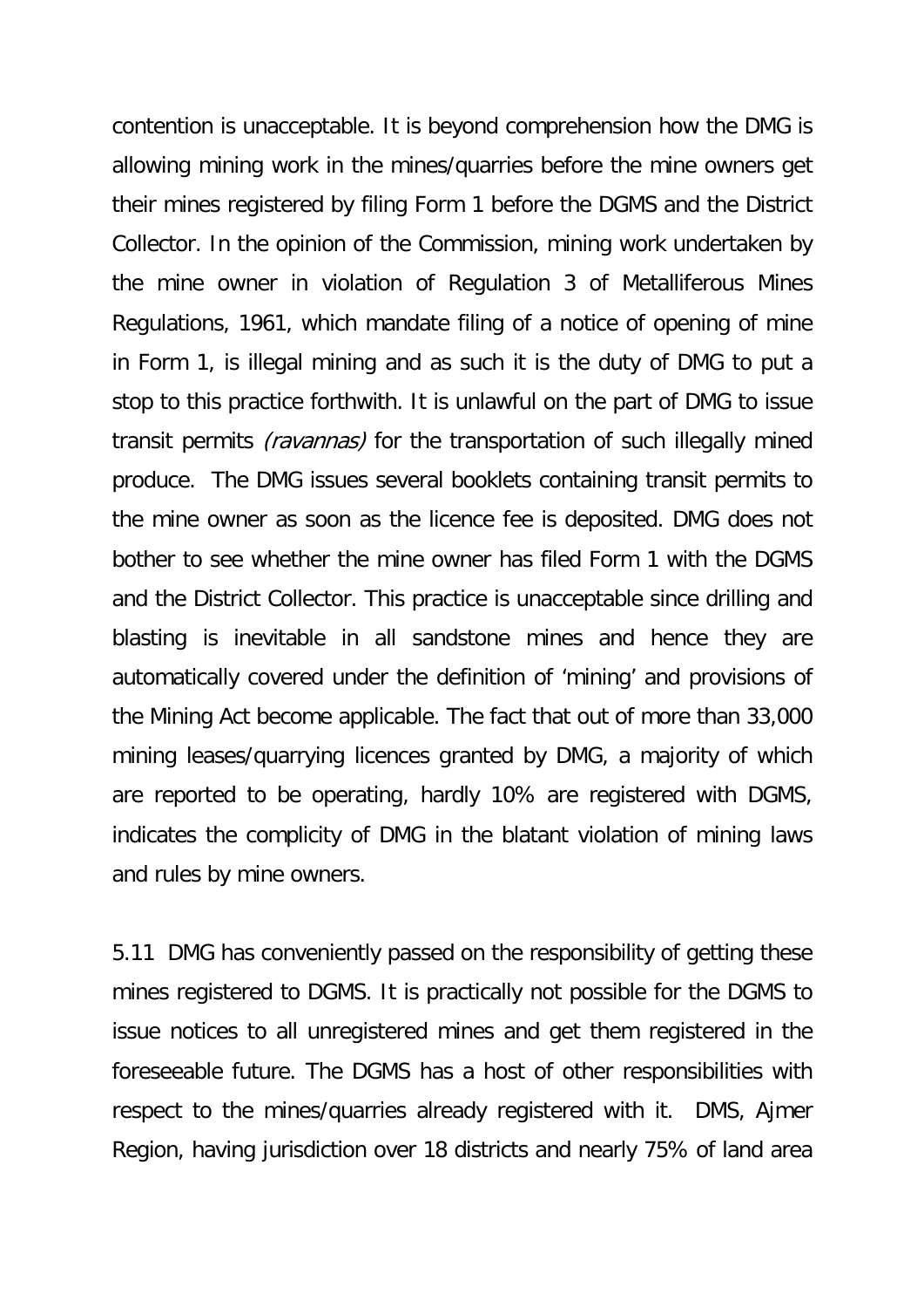contention is unacceptable. It is beyond comprehension how the DMG is allowing mining work in the mines/quarries before the mine owners get their mines registered by filing Form 1 before the DGMS and the District Collector. In the opinion of the Commission, mining work undertaken by the mine owner in violation of Regulation 3 of Metalliferous Mines Regulations, 1961, which mandate filing of a notice of opening of mine in Form 1, is illegal mining and as such it is the duty of DMG to put a stop to this practice forthwith. It is unlawful on the part of DMG to issue transit permits *(ravannas)* for the transportation of such illegally mined produce. The DMG issues several booklets containing transit permits to the mine owner as soon as the licence fee is deposited. DMG does not bother to see whether the mine owner has filed Form 1 with the DGMS and the District Collector. This practice is unacceptable since drilling and blasting is inevitable in all sandstone mines and hence they are automatically covered under the definition of 'mining' and provisions of the Mining Act become applicable. The fact that out of more than 33,000 mining leases/quarrying licences granted by DMG, a majority of which are reported to be operating, hardly 10% are registered with DGMS, indicates the complicity of DMG in the blatant violation of mining laws and rules by mine owners.

5.11 DMG has conveniently passed on the responsibility of getting these mines registered to DGMS. It is practically not possible for the DGMS to issue notices to all unregistered mines and get them registered in the foreseeable future. The DGMS has a host of other responsibilities with respect to the mines/quarries already registered with it. DMS, Ajmer Region, having jurisdiction over 18 districts and nearly 75% of land area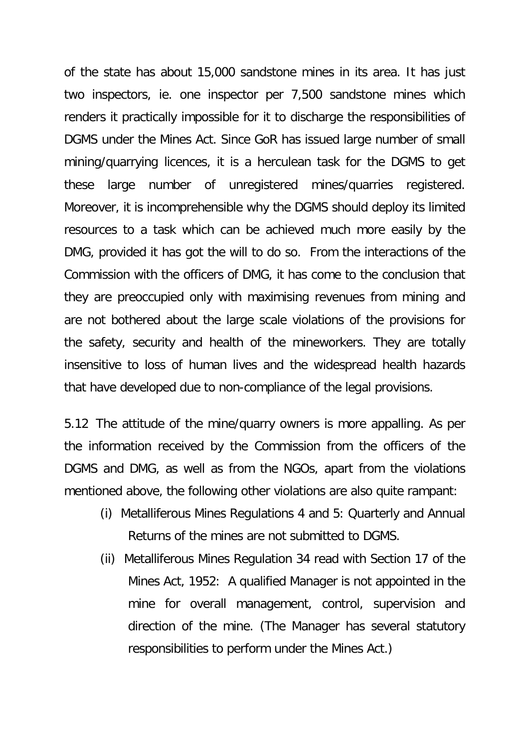of the state has about 15,000 sandstone mines in its area. It has just two inspectors, ie. one inspector per 7,500 sandstone mines which renders it practically impossible for it to discharge the responsibilities of DGMS under the Mines Act. Since GoR has issued large number of small mining/quarrying licences, it is a herculean task for the DGMS to get these large number of unregistered mines/quarries registered. Moreover, it is incomprehensible why the DGMS should deploy its limited resources to a task which can be achieved much more easily by the DMG, provided it has got the will to do so. From the interactions of the Commission with the officers of DMG, it has come to the conclusion that they are preoccupied only with maximising revenues from mining and are not bothered about the large scale violations of the provisions for the safety, security and health of the mineworkers. They are totally insensitive to loss of human lives and the widespread health hazards that have developed due to non-compliance of the legal provisions.

5.12 The attitude of the mine/quarry owners is more appalling. As per the information received by the Commission from the officers of the DGMS and DMG, as well as from the NGOs, apart from the violations mentioned above, the following other violations are also quite rampant:

(i) Metalliferous Mines Regulations 4 and 5: Quarterly and Annual Returns of the mines are not submitted to DGMS.

(ii) Metalliferous Mines Regulation 34 read with Section 17 of the Mines Act, 1952: A qualified Manager is not appointed in the mine for overall management, control, supervision and direction of the mine. (The Manager has several statutory responsibilities to perform under the Mines Act.)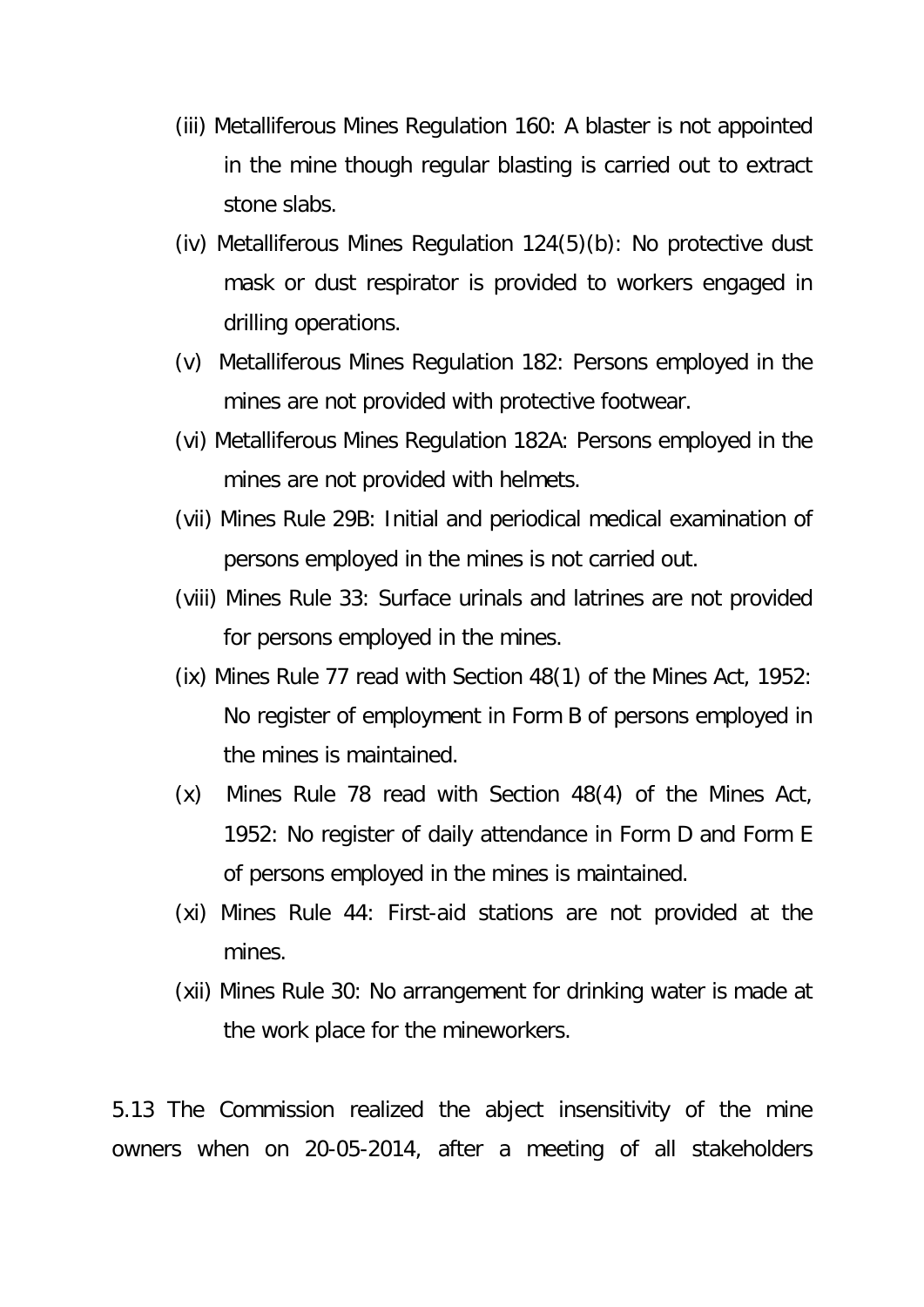(iii) Metalliferous Mines Regulation 160: A blaster is not appointed in the mine though regular blasting is carried out to extract stone slabs.

(iv) Metalliferous Mines Regulation 124(5)(b): No protective dust mask or dust respirator is provided to workers engaged in drilling operations.

(v) Metalliferous Mines Regulation 182: Persons employed in the mines are not provided with protective footwear.

(vi) Metalliferous Mines Regulation 182A: Persons employed in the mines are not provided with helmets.

(vii) Mines Rule 29B: Initial and periodical medical examination of persons employed in the mines is not carried out.

(viii) Mines Rule 33: Surface urinals and latrines are not provided for persons employed in the mines.

(ix) Mines Rule 77 read with Section 48(1) of the Mines Act, 1952: No register of employment in Form B of persons employed in the mines is maintained.

(x) Mines Rule 78 read with Section 48(4) of the Mines Act, 1952: No register of daily attendance in Form D and Form E of persons employed in the mines is maintained.

(xi) Mines Rule 44: First-aid stations are not provided at the mines.

(xii) Mines Rule 30: No arrangement for drinking water is made at the work place for the mineworkers.

5.13 The Commission realized the abject insensitivity of the mine owners when on 20-05-2014, after a meeting of all stakeholders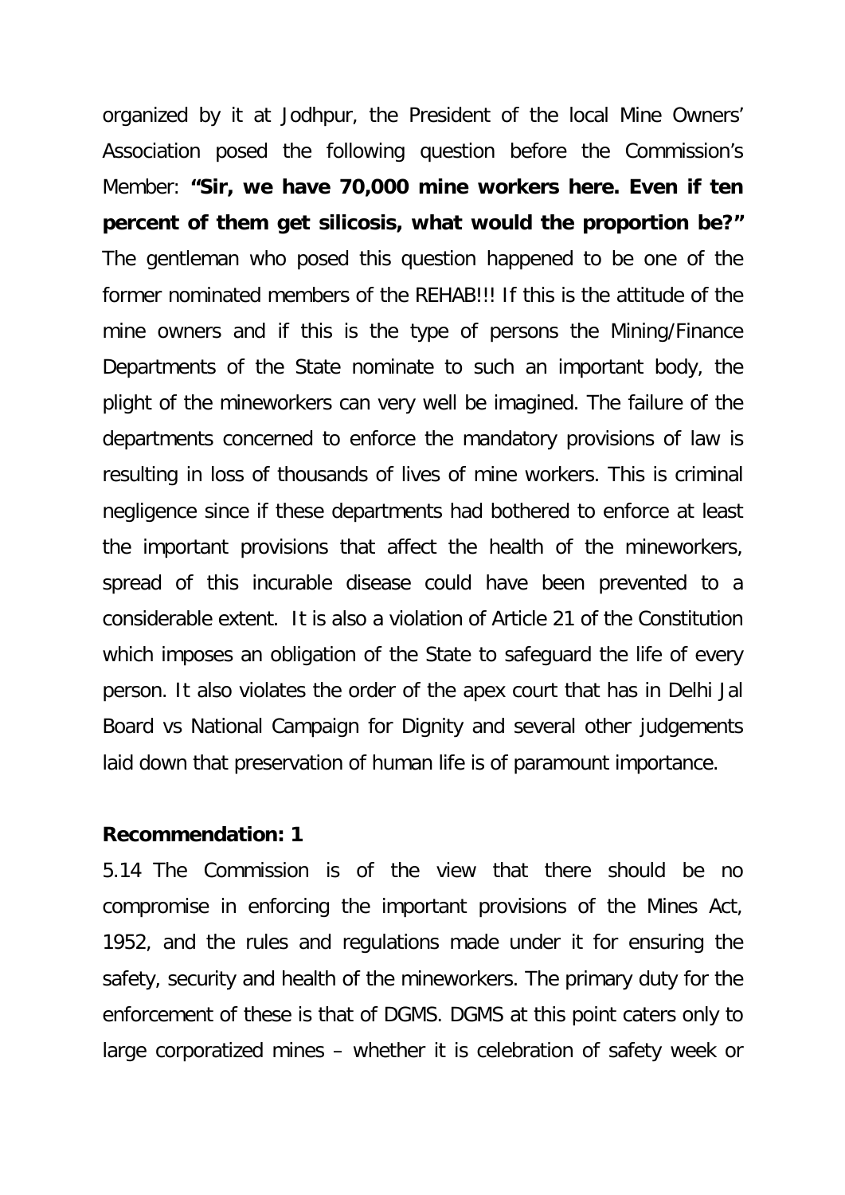organized by it at Jodhpur, the President of the local Mine Owners' Association posed the following question before the Commission's Member: **"Sir, we have 70,000 mine workers here. Even if ten percent of them get silicosis, what would the proportion be?"** The gentleman who posed this question happened to be one of the former nominated members of the REHAB!!! If this is the attitude of the mine owners and if this is the type of persons the Mining/Finance Departments of the State nominate to such an important body, the plight of the mineworkers can very well be imagined. The failure of the departments concerned to enforce the mandatory provisions of law is resulting in loss of thousands of lives of mine workers. This is criminal negligence since if these departments had bothered to enforce at least the important provisions that affect the health of the mineworkers, spread of this incurable disease could have been prevented to a considerable extent. It is also a violation of Article 21 of the Constitution which imposes an obligation of the State to safeguard the life of every person. It also violates the order of the apex court that has in Delhi Jal Board vs National Campaign for Dignity and several other judgements laid down that preservation of human life is of paramount importance.

**Recommendation: 1**

5.14 The Commission is of the view that there should be no compromise in enforcing the important provisions of the Mines Act, 1952, and the rules and regulations made under it for ensuring the safety, security and health of the mineworkers. The primary duty for the enforcement of these is that of DGMS. DGMS at this point caters only to large corporatized mines – whether it is celebration of safety week or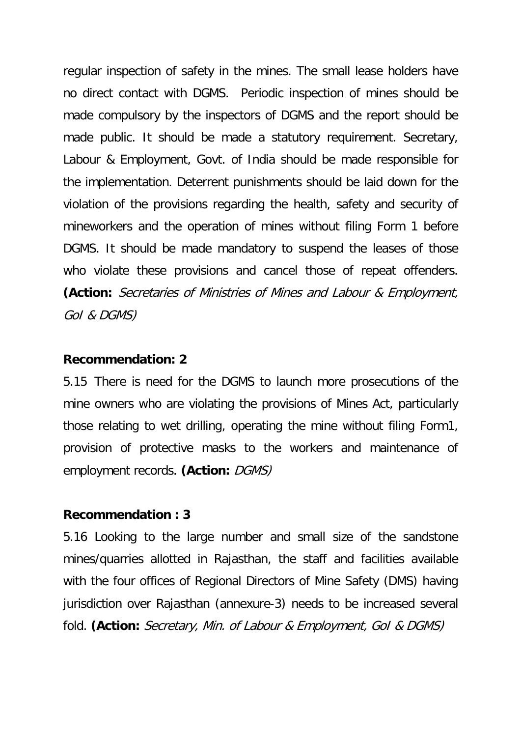regular inspection of safety in the mines. The small lease holders have no direct contact with DGMS. Periodic inspection of mines should be made compulsory by the inspectors of DGMS and the report should be made public. It should be made a statutory requirement. Secretary, Labour & Employment, Govt. of India should be made responsible for the implementation. Deterrent punishments should be laid down for the violation of the provisions regarding the health, safety and security of mineworkers and the operation of mines without filing Form 1 before DGMS. It should be made mandatory to suspend the leases of those who violate these provisions and cancel those of repeat offenders. **(Action:** *Secretaries of Ministries of Mines and Labour & Employment, GoI & DGMS)*

**Recommendation: 2**

5.15 There is need for the DGMS to launch more prosecutions of the mine owners who are violating the provisions of Mines Act, particularly those relating to wet drilling, operating the mine without filing Form1, provision of protective masks to the workers and maintenance of employment records. **(Action:** *DGMS)*

**Recommendation : 3**

5.16 Looking to the large number and small size of the sandstone mines/quarries allotted in Rajasthan, the staff and facilities available with the four offices of Regional Directors of Mine Safety (DMS) having jurisdiction over Rajasthan (annexure-3) needs to be increased several fold. **(Action:** *Secretary, Min. of Labour & Employment, GoI & DGMS)*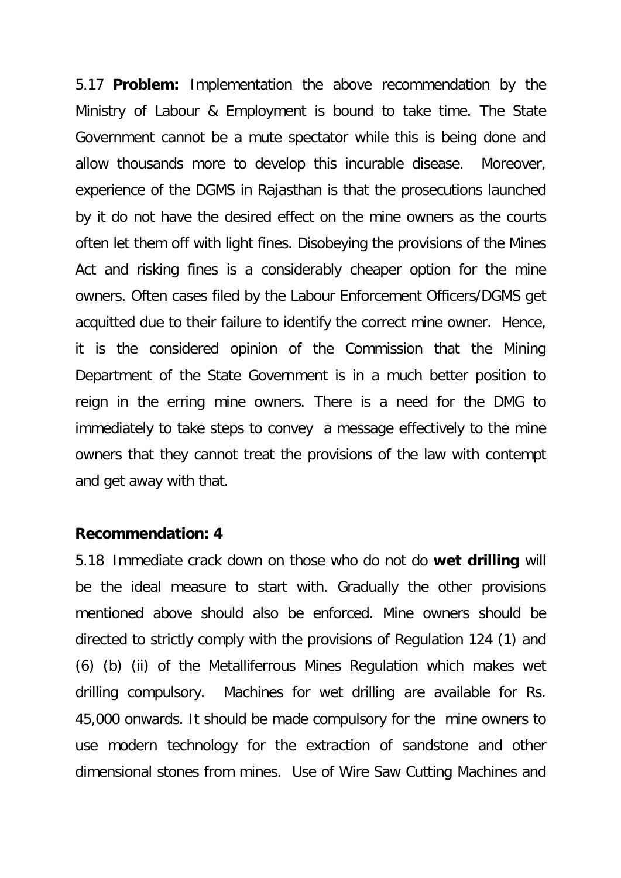5.17 **Problem:** Implementation the above recommendation by the Ministry of Labour & Employment is bound to take time. The State Government cannot be a mute spectator while this is being done and allow thousands more to develop this incurable disease. Moreover, experience of the DGMS in Rajasthan is that the prosecutions launched by it do not have the desired effect on the mine owners as the courts often let them off with light fines. Disobeying the provisions of the Mines Act and risking fines is a considerably cheaper option for the mine owners. Often cases filed by the Labour Enforcement Officers/DGMS get acquitted due to their failure to identify the correct mine owner. Hence, it is the considered opinion of the Commission that the Mining Department of the State Government is in a much better position to reign in the erring mine owners. There is a need for the DMG to immediately to take steps to convey a message effectively to the mine owners that they cannot treat the provisions of the law with contempt and get away with that.

**Recommendation: 4**

5.18 Immediate crack down on those who do not do **wet drilling** will be the ideal measure to start with. Gradually the other provisions mentioned above should also be enforced. Mine owners should be directed to strictly comply with the provisions of Regulation 124 (1) and (6) (b) (ii) of the Metalliferrous Mines Regulation which makes wet drilling compulsory. Machines for wet drilling are available for Rs. 45,000 onwards. It should be made compulsory for the mine owners to use modern technology for the extraction of sandstone and other dimensional stones from mines. Use of Wire Saw Cutting Machines and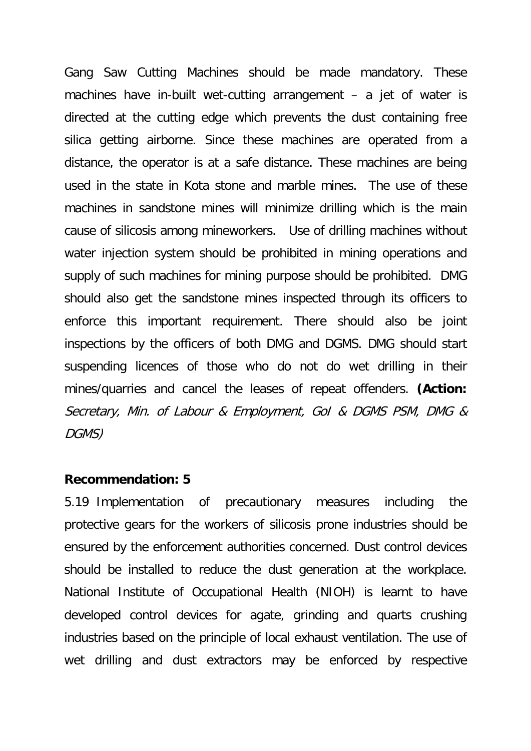Gang Saw Cutting Machines should be made mandatory. These machines have in-built wet-cutting arrangement – a jet of water is directed at the cutting edge which prevents the dust containing free silica getting airborne. Since these machines are operated from a distance, the operator is at a safe distance. These machines are being used in the state in Kota stone and marble mines. The use of these machines in sandstone mines will minimize drilling which is the main cause of silicosis among mineworkers. Use of drilling machines without water injection system should be prohibited in mining operations and supply of such machines for mining purpose should be prohibited. DMG should also get the sandstone mines inspected through its officers to enforce this important requirement. There should also be joint inspections by the officers of both DMG and DGMS. DMG should start suspending licences of those who do not do wet drilling in their mines/quarries and cancel the leases of repeat offenders. **(Action:** *Secretary, Min. of Labour & Employment, GoI & DGMS PSM, DMG & DGMS)*

**Recommendation: 5**

5.19 Implementation of precautionary measures including the protective gears for the workers of silicosis prone industries should be ensured by the enforcement authorities concerned. Dust control devices should be installed to reduce the dust generation at the workplace. National Institute of Occupational Health (NIOH) is learnt to have developed control devices for agate, grinding and quarts crushing industries based on the principle of local exhaust ventilation. The use of wet drilling and dust extractors may be enforced by respective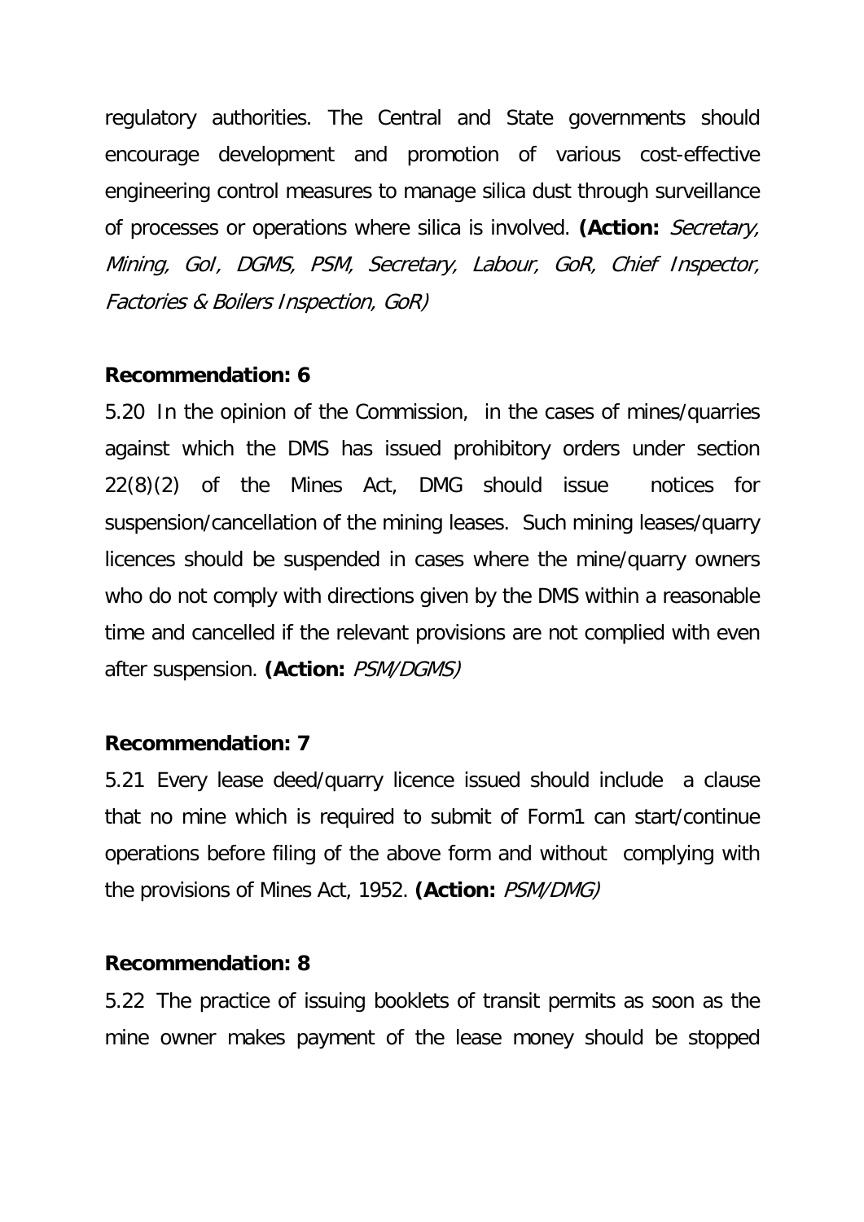regulatory authorities. The Central and State governments should encourage development and promotion of various cost-effective engineering control measures to manage silica dust through surveillance of processes or operations where silica is involved. **(Action:** *Secretary, Mining, GoI, DGMS, PSM, Secretary, Labour, GoR, Chief Inspector, Factories & Boilers Inspection, GoR)*

**Recommendation: 6**

5.20 In the opinion of the Commission, in the cases of mines/quarries against which the DMS has issued prohibitory orders under section 22(8)(2) of the Mines Act, DMG should issue notices for suspension/cancellation of the mining leases. Such mining leases/quarry licences should be suspended in cases where the mine/quarry owners who do not comply with directions given by the DMS within a reasonable time and cancelled if the relevant provisions are not complied with even after suspension. **(Action:** *PSM/DGMS)*

**Recommendation: 7**

5.21 Every lease deed/quarry licence issued should include a clause that no mine which is required to submit of Form1 can start/continue operations before filing of the above form and without complying with the provisions of Mines Act, 1952. **(Action:** *PSM/DMG)*

**Recommendation: 8**

5.22 The practice of issuing booklets of transit permits as soon as the mine owner makes payment of the lease money should be stopped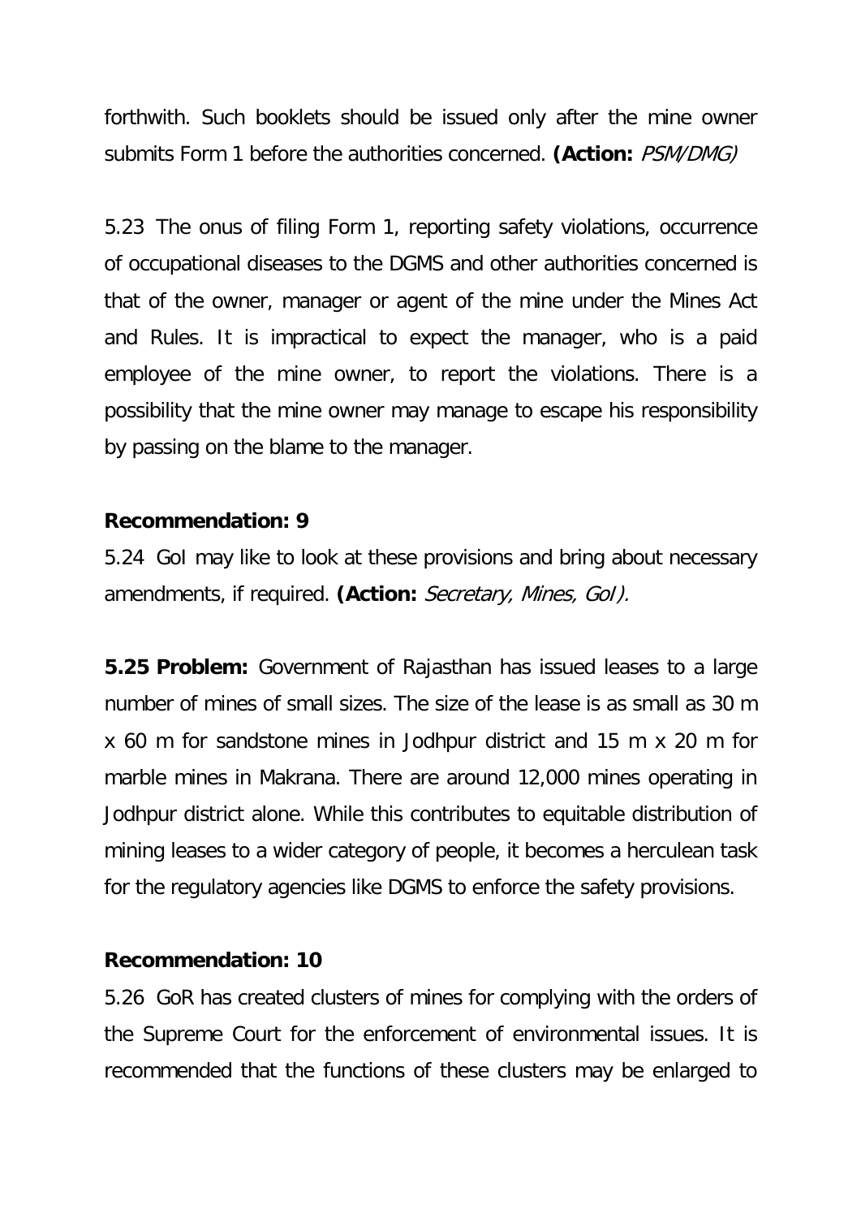forthwith. Such booklets should be issued only after the mine owner submits Form 1 before the authorities concerned. **(Action:** *PSM/DMG)*

5.23 The onus of filing Form 1, reporting safety violations, occurrence of occupational diseases to the DGMS and other authorities concerned is that of the owner, manager or agent of the mine under the Mines Act and Rules. It is impractical to expect the manager, who is a paid employee of the mine owner, to report the violations. There is a possibility that the mine owner may manage to escape his responsibility by passing on the blame to the manager.

**Recommendation: 9**

5.24 GoI may like to look at these provisions and bring about necessary amendments, if required. **(Action:** *Secretary, Mines, GoI).*

**5.25 Problem:** Government of Rajasthan has issued leases to a large number of mines of small sizes. The size of the lease is as small as 30 m x 60 m for sandstone mines in Jodhpur district and 15 m x 20 m for marble mines in Makrana. There are around 12,000 mines operating in Jodhpur district alone. While this contributes to equitable distribution of mining leases to a wider category of people, it becomes a herculean task for the regulatory agencies like DGMS to enforce the safety provisions.

**Recommendation: 10**

5.26 GoR has created clusters of mines for complying with the orders of the Supreme Court for the enforcement of environmental issues. It is recommended that the functions of these clusters may be enlarged to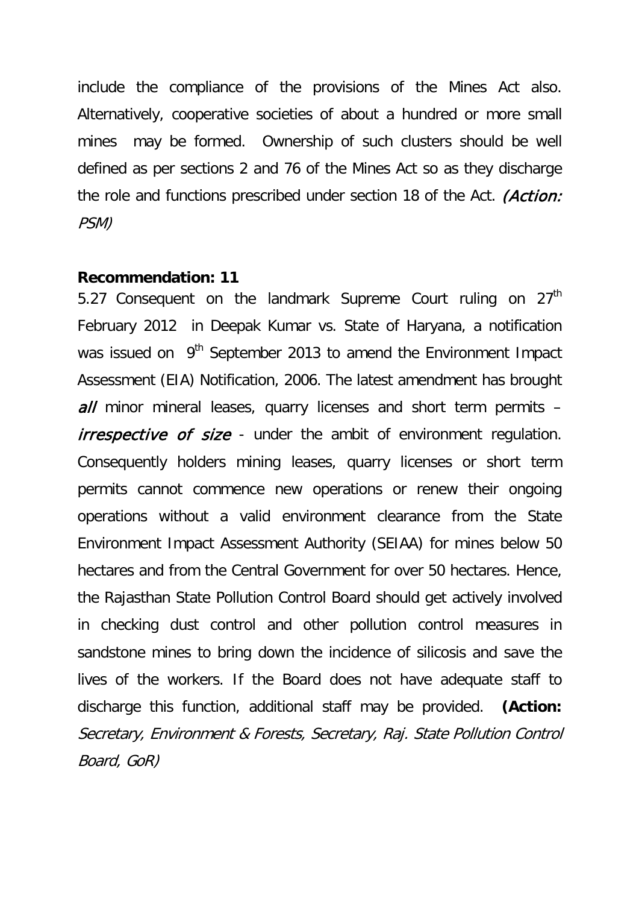include the compliance of the provisions of the Mines Act also. Alternatively, cooperative societies of about a hundred or more small mines may be formed. Ownership of such clusters should be well defined as per sections 2 and 76 of the Mines Act so as they discharge the role and functions prescribed under section 18 of the Act. *(Action: PSM)*

**Recommendation: 11**

5.27 Consequent on the landmark Supreme Court ruling on 27th February 2012 in Deepak Kumar vs. State of Haryana, a notification was issued on 9th September 2013 to amend the Environment Impact Assessment (EIA) Notification, 2006. The latest amendment has brought ***all*** minor mineral leases, quarry licenses and short term permits – *irrespective of size* - under the ambit of environment regulation. Consequently holders mining leases, quarry licenses or short term permits cannot commence new operations or renew their ongoing operations without a valid environment clearance from the State Environment Impact Assessment Authority (SEIAA) for mines below 50 hectares and from the Central Government for over 50 hectares. Hence, the Rajasthan State Pollution Control Board should get actively involved in checking dust control and other pollution control measures in sandstone mines to bring down the incidence of silicosis and save the lives of the workers. If the Board does not have adequate staff to discharge this function, additional staff may be provided. **(Action:** *Secretary, Environment & Forests, Secretary, Raj. State Pollution Control Board, GoR)*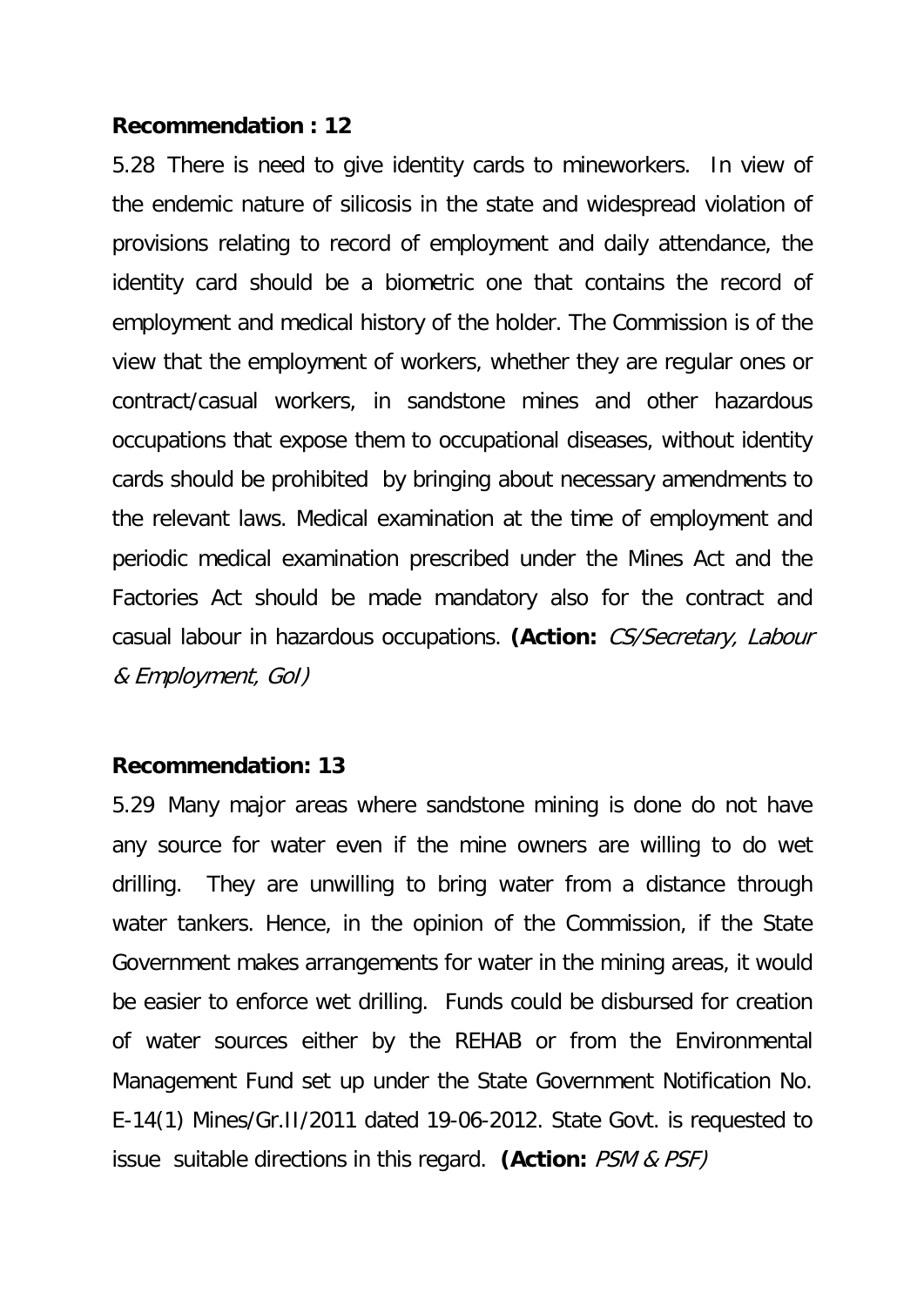**Recommendation : 12**

5.28 There is need to give identity cards to mineworkers. In view of the endemic nature of silicosis in the state and widespread violation of provisions relating to record of employment and daily attendance, the identity card should be a biometric one that contains the record of employment and medical history of the holder. The Commission is of the view that the employment of workers, whether they are regular ones or contract/casual workers, in sandstone mines and other hazardous occupations that expose them to occupational diseases, without identity cards should be prohibited by bringing about necessary amendments to the relevant laws. Medical examination at the time of employment and periodic medical examination prescribed under the Mines Act and the Factories Act should be made mandatory also for the contract and casual labour in hazardous occupations. **(Action:** *CS/Secretary, Labour & Employment, GoI)*

**Recommendation: 13**

5.29 Many major areas where sandstone mining is done do not have any source for water even if the mine owners are willing to do wet drilling. They are unwilling to bring water from a distance through water tankers. Hence, in the opinion of the Commission, if the State Government makes arrangements for water in the mining areas, it would be easier to enforce wet drilling. Funds could be disbursed for creation of water sources either by the REHAB or from the Environmental Management Fund set up under the State Government Notification No. E-14(1) Mines/Gr.II/2011 dated 19-06-2012. State Govt. is requested to issue suitable directions in this regard. **(Action:** *PSM & PSF)*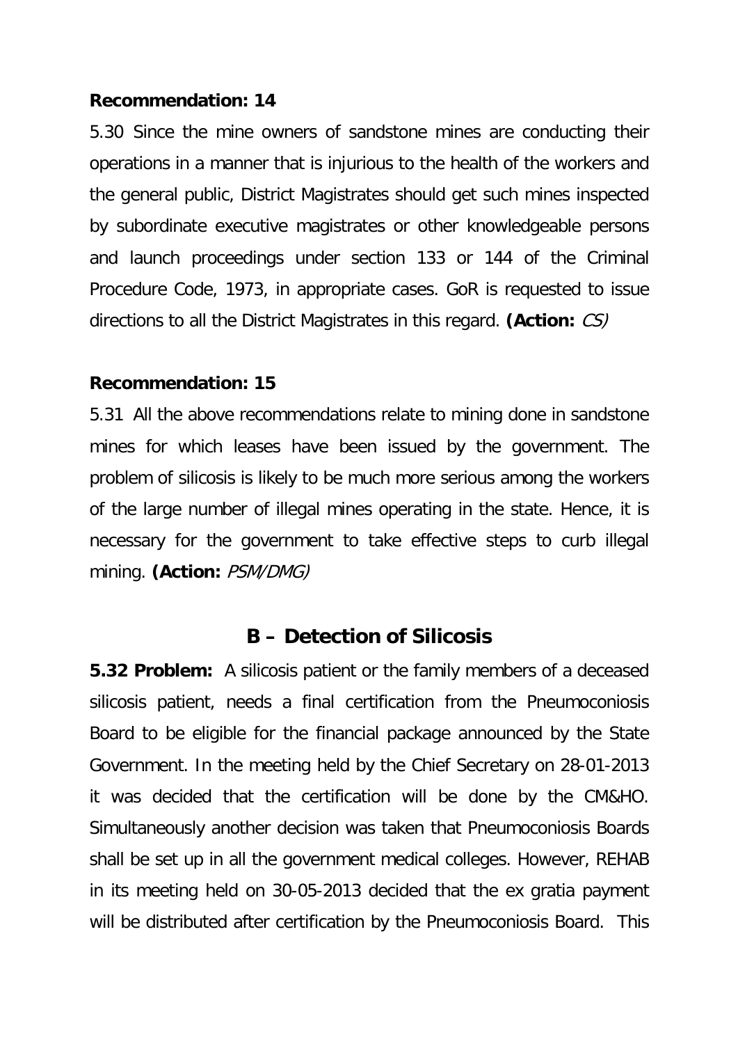**Recommendation: 14**

5.30 Since the mine owners of sandstone mines are conducting their operations in a manner that is injurious to the health of the workers and the general public, District Magistrates should get such mines inspected by subordinate executive magistrates or other knowledgeable persons and launch proceedings under section 133 or 144 of the Criminal Procedure Code, 1973, in appropriate cases. GoR is requested to issue directions to all the District Magistrates in this regard. **(Action:** *CS)*

**Recommendation: 15**

5.31 All the above recommendations relate to mining done in sandstone mines for which leases have been issued by the government. The problem of silicosis is likely to be much more serious among the workers of the large number of illegal mines operating in the state. Hence, it is necessary for the government to take effective steps to curb illegal mining. **(Action:** *PSM/DMG)*

## B – Detection of Silicosis

**5.32 Problem:** A silicosis patient or the family members of a deceased silicosis patient, needs a final certification from the Pneumoconiosis Board to be eligible for the financial package announced by the State Government. In the meeting held by the Chief Secretary on 28-01-2013 it was decided that the certification will be done by the CM&HO. Simultaneously another decision was taken that Pneumoconiosis Boards shall be set up in all the government medical colleges. However, REHAB in its meeting held on 30-05-2013 decided that the ex gratia payment will be distributed after certification by the Pneumoconiosis Board. This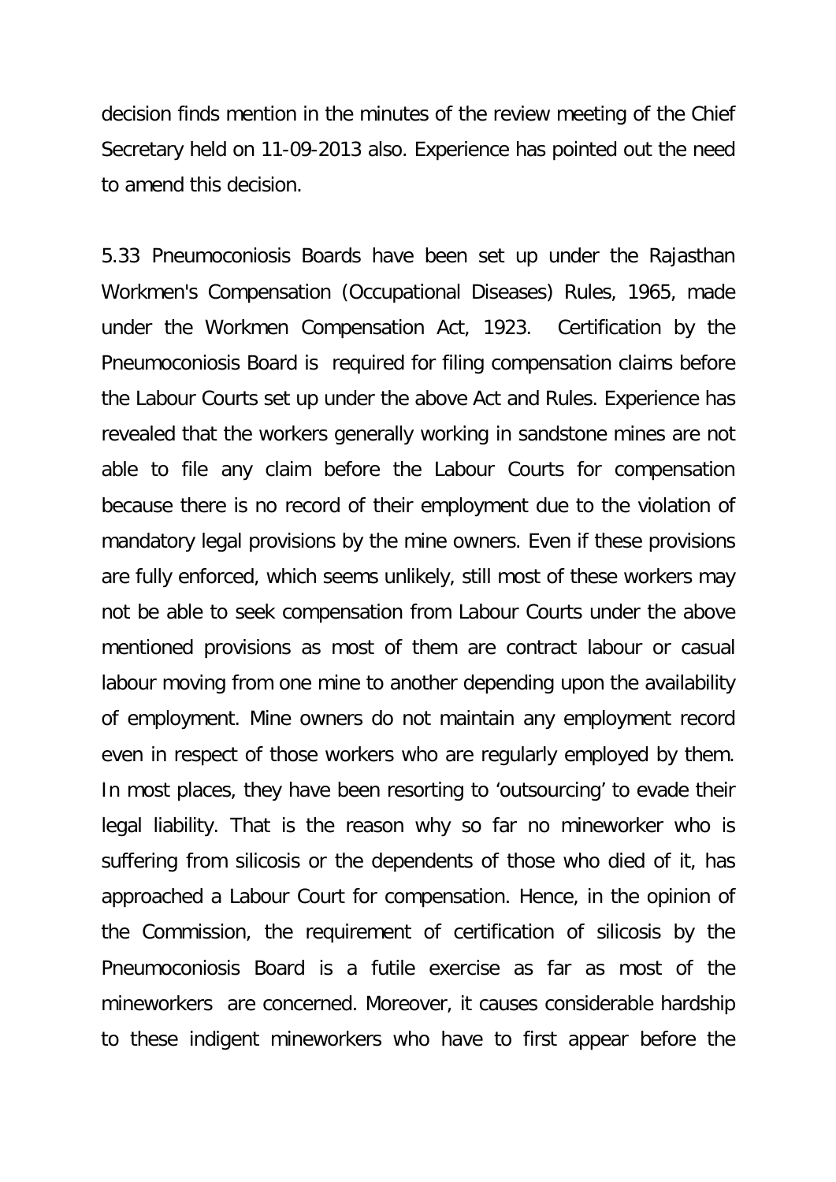decision finds mention in the minutes of the review meeting of the Chief Secretary held on 11-09-2013 also. Experience has pointed out the need to amend this decision.

5.33 Pneumoconiosis Boards have been set up under the Rajasthan Workmen's Compensation (Occupational Diseases) Rules, 1965, made under the Workmen Compensation Act, 1923. Certification by the Pneumoconiosis Board is required for filing compensation claims before the Labour Courts set up under the above Act and Rules. Experience has revealed that the workers generally working in sandstone mines are not able to file any claim before the Labour Courts for compensation because there is no record of their employment due to the violation of mandatory legal provisions by the mine owners. Even if these provisions are fully enforced, which seems unlikely, still most of these workers may not be able to seek compensation from Labour Courts under the above mentioned provisions as most of them are contract labour or casual labour moving from one mine to another depending upon the availability of employment. Mine owners do not maintain any employment record even in respect of those workers who are regularly employed by them. In most places, they have been resorting to 'outsourcing' to evade their legal liability. That is the reason why so far no mineworker who is suffering from silicosis or the dependents of those who died of it, has approached a Labour Court for compensation. Hence, in the opinion of the Commission, the requirement of certification of silicosis by the Pneumoconiosis Board is a futile exercise as far as most of the mineworkers are concerned. Moreover, it causes considerable hardship to these indigent mineworkers who have to first appear before the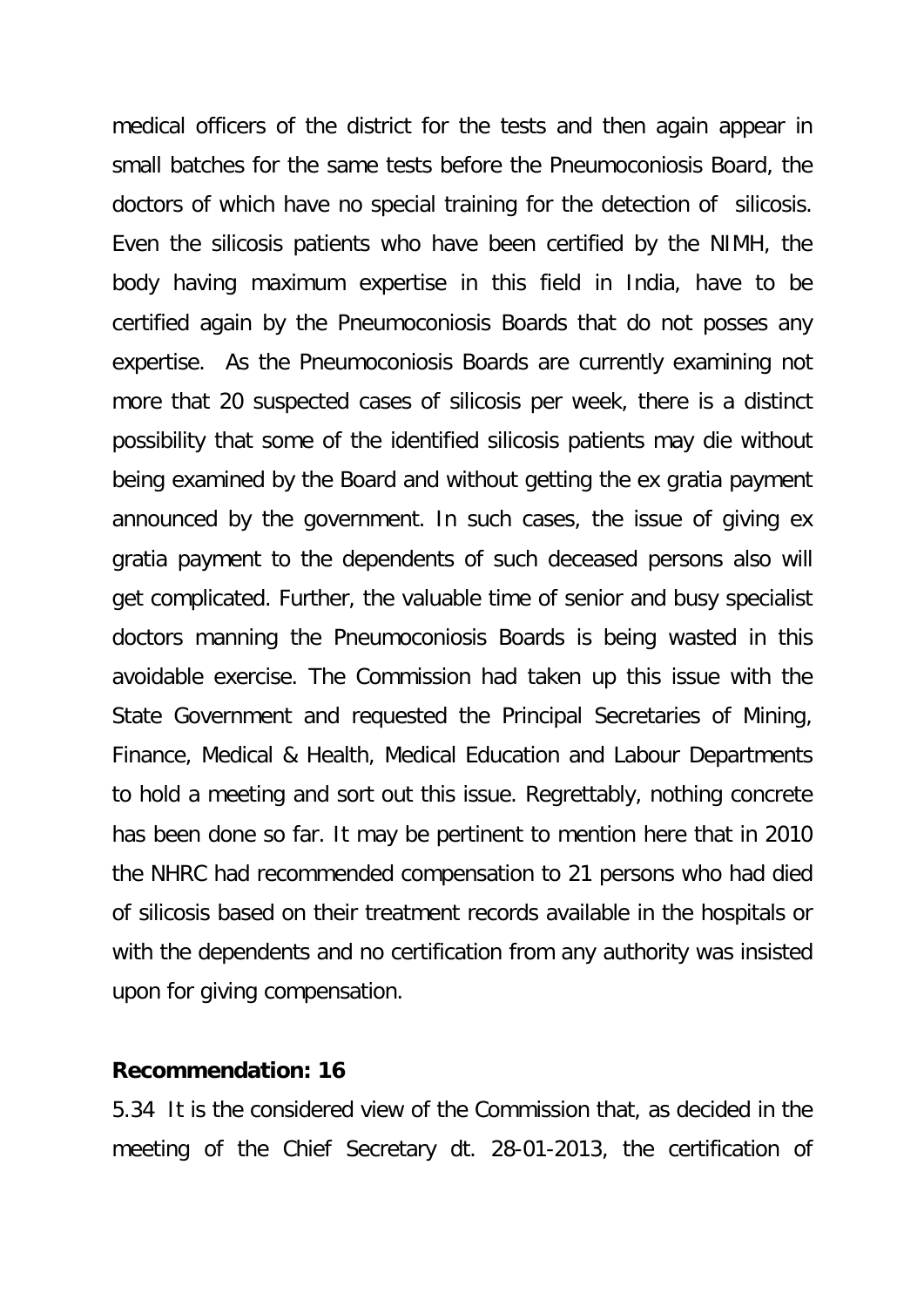medical officers of the district for the tests and then again appear in small batches for the same tests before the Pneumoconiosis Board, the doctors of which have no special training for the detection of silicosis. Even the silicosis patients who have been certified by the NIMH, the body having maximum expertise in this field in India, have to be certified again by the Pneumoconiosis Boards that do not posses any expertise. As the Pneumoconiosis Boards are currently examining not more that 20 suspected cases of silicosis per week, there is a distinct possibility that some of the identified silicosis patients may die without being examined by the Board and without getting the ex gratia payment announced by the government. In such cases, the issue of giving ex gratia payment to the dependents of such deceased persons also will get complicated. Further, the valuable time of senior and busy specialist doctors manning the Pneumoconiosis Boards is being wasted in this avoidable exercise. The Commission had taken up this issue with the State Government and requested the Principal Secretaries of Mining, Finance, Medical & Health, Medical Education and Labour Departments to hold a meeting and sort out this issue. Regrettably, nothing concrete has been done so far. It may be pertinent to mention here that in 2010 the NHRC had recommended compensation to 21 persons who had died of silicosis based on their treatment records available in the hospitals or with the dependents and no certification from any authority was insisted upon for giving compensation.

**Recommendation: 16**

5.34 It is the considered view of the Commission that, as decided in the meeting of the Chief Secretary dt. 28-01-2013, the certification of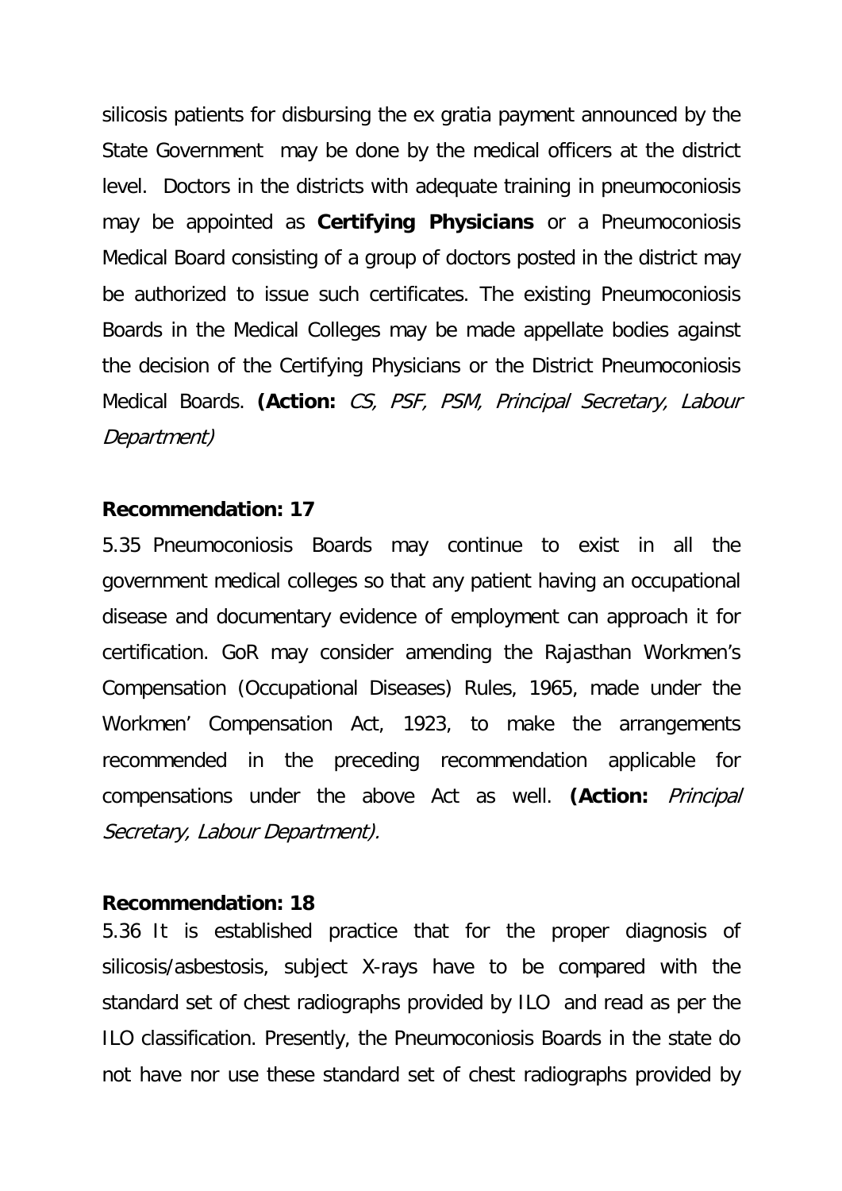silicosis patients for disbursing the ex gratia payment announced by the State Government may be done by the medical officers at the district level. Doctors in the districts with adequate training in pneumoconiosis may be appointed as **Certifying Physicians** or a Pneumoconiosis Medical Board consisting of a group of doctors posted in the district may be authorized to issue such certificates. The existing Pneumoconiosis Boards in the Medical Colleges may be made appellate bodies against the decision of the Certifying Physicians or the District Pneumoconiosis Medical Boards. **(Action:** *CS, PSF, PSM, Principal Secretary, Labour Department)*

**Recommendation: 17**

5.35 Pneumoconiosis Boards may continue to exist in all the government medical colleges so that any patient having an occupational disease and documentary evidence of employment can approach it for certification. GoR may consider amending the Rajasthan Workmen's Compensation (Occupational Diseases) Rules, 1965, made under the Workmen' Compensation Act, 1923, to make the arrangements recommended in the preceding recommendation applicable for compensations under the above Act as well. **(Action:** *Principal Secretary, Labour Department).*

**Recommendation: 18**

5.36 It is established practice that for the proper diagnosis of silicosis/asbestosis, subject X-rays have to be compared with the standard set of chest radiographs provided by ILO and read as per the ILO classification. Presently, the Pneumoconiosis Boards in the state do not have nor use these standard set of chest radiographs provided by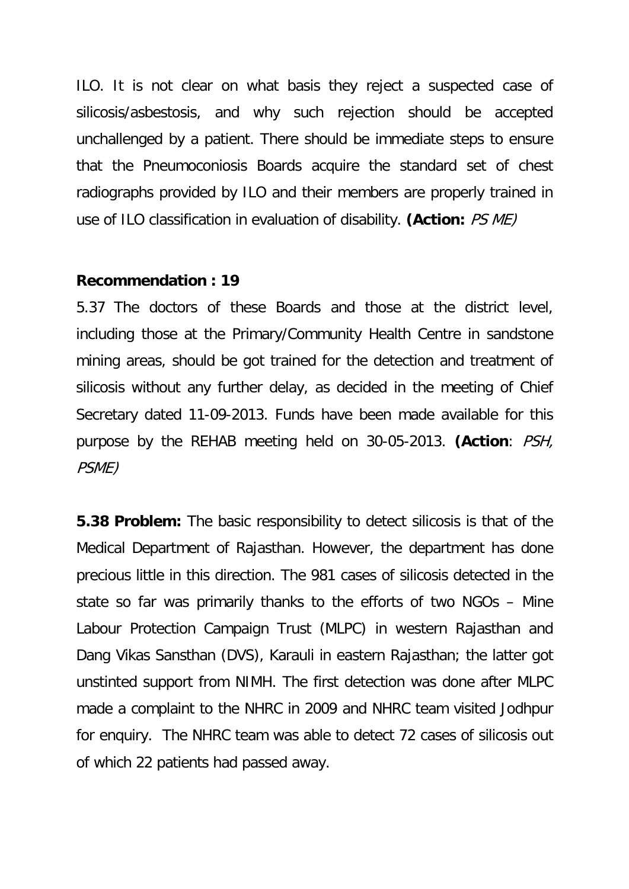ILO. It is not clear on what basis they reject a suspected case of silicosis/asbestosis, and why such rejection should be accepted unchallenged by a patient. There should be immediate steps to ensure that the Pneumoconiosis Boards acquire the standard set of chest radiographs provided by ILO and their members are properly trained in use of ILO classification in evaluation of disability. **(Action:** *PS ME)*

**Recommendation : 19**

5.37 The doctors of these Boards and those at the district level, including those at the Primary/Community Health Centre in sandstone mining areas, should be got trained for the detection and treatment of silicosis without any further delay, as decided in the meeting of Chief Secretary dated 11-09-2013. Funds have been made available for this purpose by the REHAB meeting held on 30-05-2013. **(Action**: *PSH, PSME)*

**5.38 Problem:** The basic responsibility to detect silicosis is that of the Medical Department of Rajasthan. However, the department has done precious little in this direction. The 981 cases of silicosis detected in the state so far was primarily thanks to the efforts of two NGOs – Mine Labour Protection Campaign Trust (MLPC) in western Rajasthan and Dang Vikas Sansthan (DVS), Karauli in eastern Rajasthan; the latter got unstinted support from NIMH. The first detection was done after MLPC made a complaint to the NHRC in 2009 and NHRC team visited Jodhpur for enquiry. The NHRC team was able to detect 72 cases of silicosis out of which 22 patients had passed away.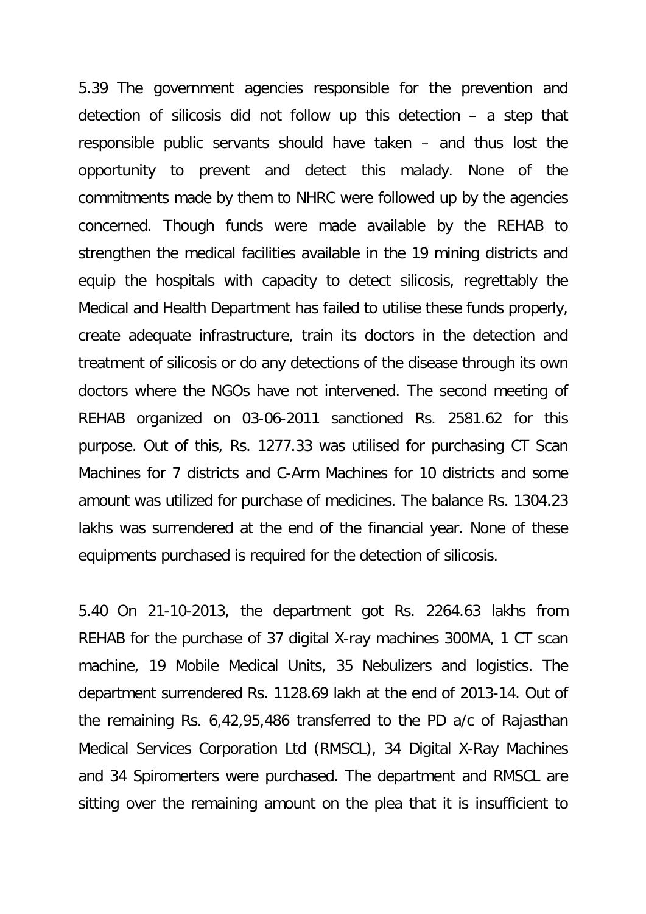5.39 The government agencies responsible for the prevention and detection of silicosis did not follow up this detection – a step that responsible public servants should have taken – and thus lost the opportunity to prevent and detect this malady. None of the commitments made by them to NHRC were followed up by the agencies concerned. Though funds were made available by the REHAB to strengthen the medical facilities available in the 19 mining districts and equip the hospitals with capacity to detect silicosis, regrettably the Medical and Health Department has failed to utilise these funds properly, create adequate infrastructure, train its doctors in the detection and treatment of silicosis or do any detections of the disease through its own doctors where the NGOs have not intervened. The second meeting of REHAB organized on 03-06-2011 sanctioned Rs. 2581.62 for this purpose. Out of this, Rs. 1277.33 was utilised for purchasing CT Scan Machines for 7 districts and C-Arm Machines for 10 districts and some amount was utilized for purchase of medicines. The balance Rs. 1304.23 lakhs was surrendered at the end of the financial year. None of these equipments purchased is required for the detection of silicosis.

5.40 On 21-10-2013, the department got Rs. 2264.63 lakhs from REHAB for the purchase of 37 digital X-ray machines 300MA, 1 CT scan machine, 19 Mobile Medical Units, 35 Nebulizers and logistics. The department surrendered Rs. 1128.69 lakh at the end of 2013-14. Out of the remaining Rs. 6,42,95,486 transferred to the PD a/c of Rajasthan Medical Services Corporation Ltd (RMSCL), 34 Digital X-Ray Machines and 34 Spiromerters were purchased. The department and RMSCL are sitting over the remaining amount on the plea that it is insufficient to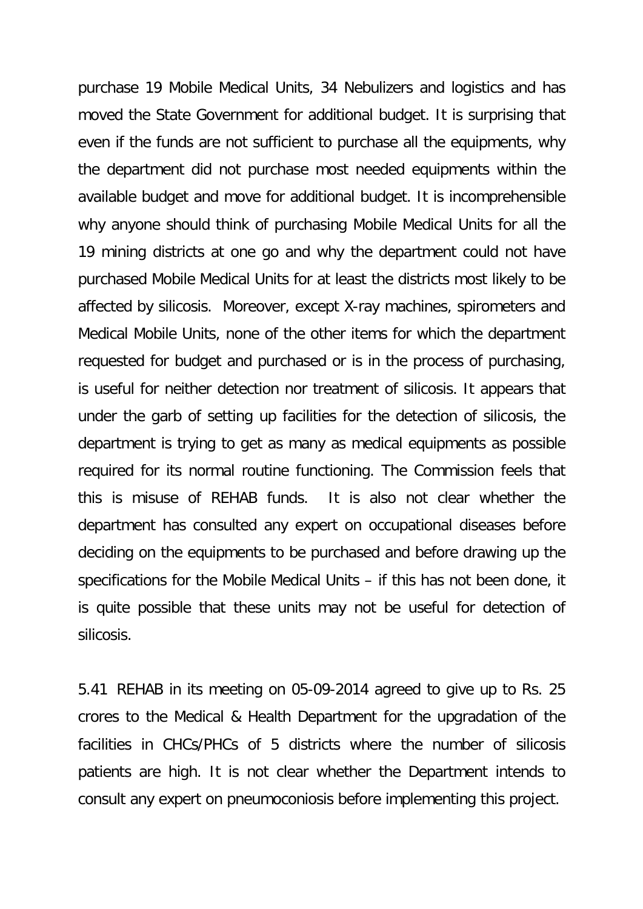purchase 19 Mobile Medical Units, 34 Nebulizers and logistics and has moved the State Government for additional budget. It is surprising that even if the funds are not sufficient to purchase all the equipments, why the department did not purchase most needed equipments within the available budget and move for additional budget. It is incomprehensible why anyone should think of purchasing Mobile Medical Units for all the 19 mining districts at one go and why the department could not have purchased Mobile Medical Units for at least the districts most likely to be affected by silicosis. Moreover, except X-ray machines, spirometers and Medical Mobile Units, none of the other items for which the department requested for budget and purchased or is in the process of purchasing, is useful for neither detection nor treatment of silicosis. It appears that under the garb of setting up facilities for the detection of silicosis, the department is trying to get as many as medical equipments as possible required for its normal routine functioning. The Commission feels that this is misuse of REHAB funds. It is also not clear whether the department has consulted any expert on occupational diseases before deciding on the equipments to be purchased and before drawing up the specifications for the Mobile Medical Units – if this has not been done, it is quite possible that these units may not be useful for detection of silicosis.

5.41 REHAB in its meeting on 05-09-2014 agreed to give up to Rs. 25 crores to the Medical & Health Department for the upgradation of the facilities in CHCs/PHCs of 5 districts where the number of silicosis patients are high. It is not clear whether the Department intends to consult any expert on pneumoconiosis before implementing this project.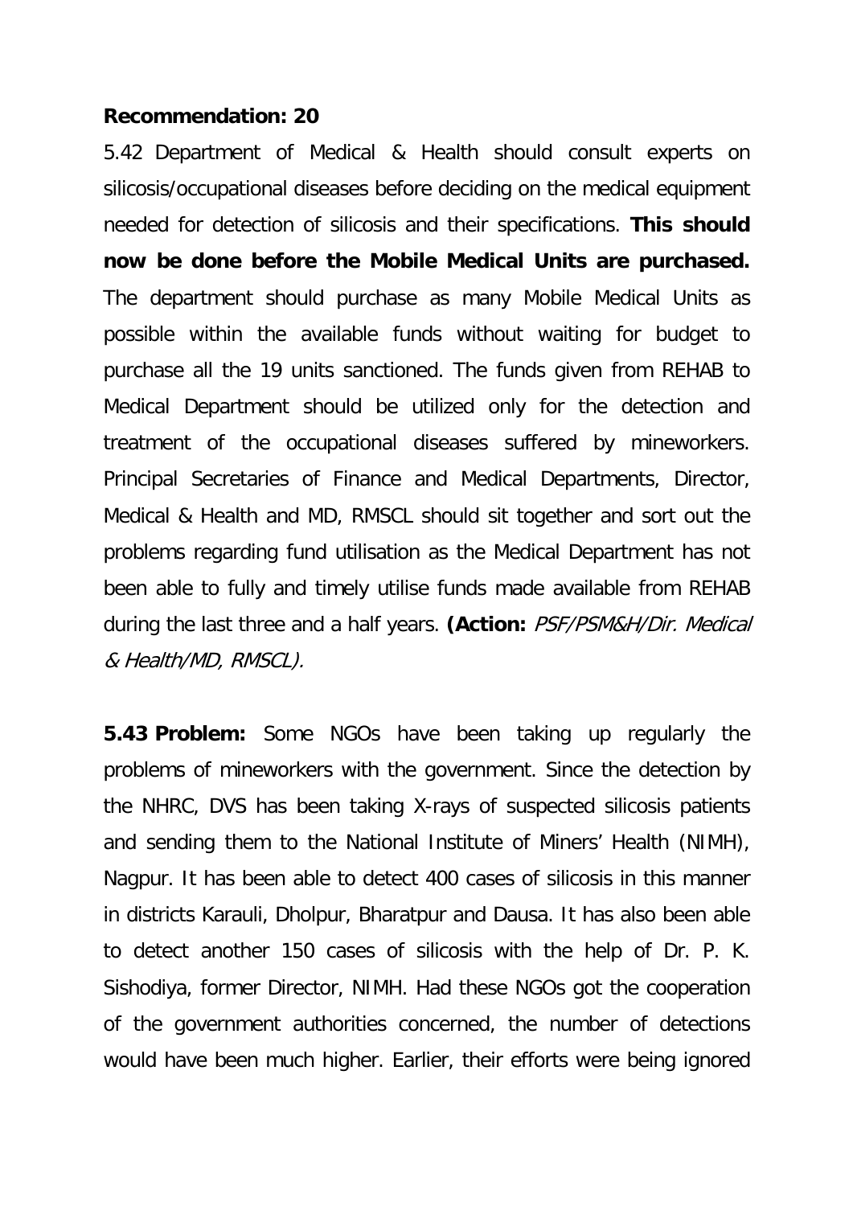**Recommendation: 20**

5.42 Department of Medical & Health should consult experts on silicosis/occupational diseases before deciding on the medical equipment needed for detection of silicosis and their specifications. **This should now be done before the Mobile Medical Units are purchased.** The department should purchase as many Mobile Medical Units as possible within the available funds without waiting for budget to purchase all the 19 units sanctioned. The funds given from REHAB to Medical Department should be utilized only for the detection and treatment of the occupational diseases suffered by mineworkers. Principal Secretaries of Finance and Medical Departments, Director, Medical & Health and MD, RMSCL should sit together and sort out the problems regarding fund utilisation as the Medical Department has not been able to fully and timely utilise funds made available from REHAB during the last three and a half years. **(Action:** *PSF/PSM&H/Dir. Medical & Health/MD, RMSCL).*

**5.43 Problem:** Some NGOs have been taking up regularly the problems of mineworkers with the government. Since the detection by the NHRC, DVS has been taking X-rays of suspected silicosis patients and sending them to the National Institute of Miners' Health (NIMH), Nagpur. It has been able to detect 400 cases of silicosis in this manner in districts Karauli, Dholpur, Bharatpur and Dausa. It has also been able to detect another 150 cases of silicosis with the help of Dr. P. K. Sishodiya, former Director, NIMH. Had these NGOs got the cooperation of the government authorities concerned, the number of detections would have been much higher. Earlier, their efforts were being ignored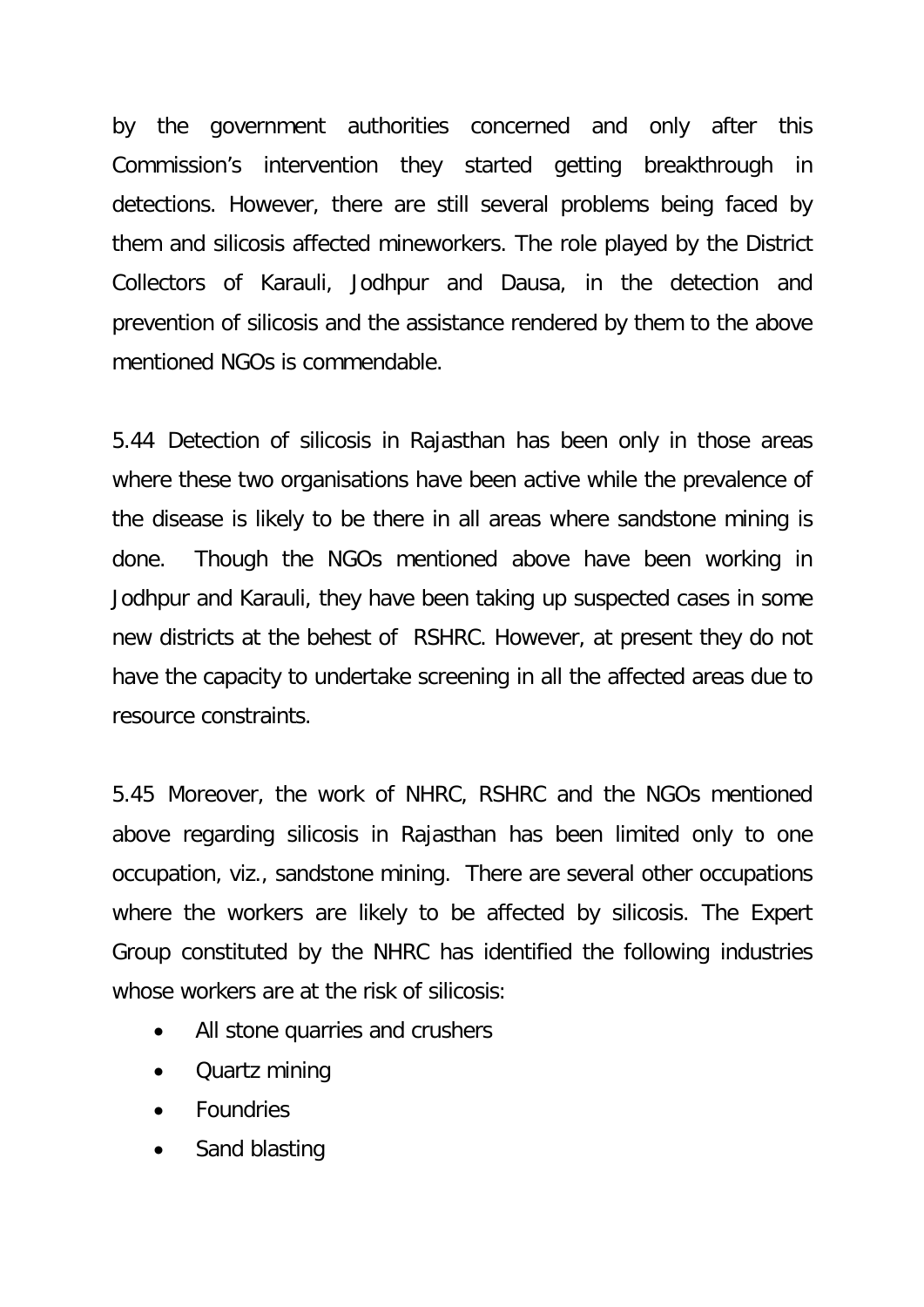by the government authorities concerned and only after this Commission's intervention they started getting breakthrough in detections. However, there are still several problems being faced by them and silicosis affected mineworkers. The role played by the District Collectors of Karauli, Jodhpur and Dausa, in the detection and prevention of silicosis and the assistance rendered by them to the above mentioned NGOs is commendable.

5.44 Detection of silicosis in Rajasthan has been only in those areas where these two organisations have been active while the prevalence of the disease is likely to be there in all areas where sandstone mining is done. Though the NGOs mentioned above have been working in Jodhpur and Karauli, they have been taking up suspected cases in some new districts at the behest of RSHRC. However, at present they do not have the capacity to undertake screening in all the affected areas due to resource constraints.

5.45 Moreover, the work of NHRC, RSHRC and the NGOs mentioned above regarding silicosis in Rajasthan has been limited only to one occupation, viz., sandstone mining. There are several other occupations where the workers are likely to be affected by silicosis. The Expert Group constituted by the NHRC has identified the following industries whose workers are at the risk of silicosis:

- All stone quarries and crushers
- Quartz mining
- Foundries
- Sand blasting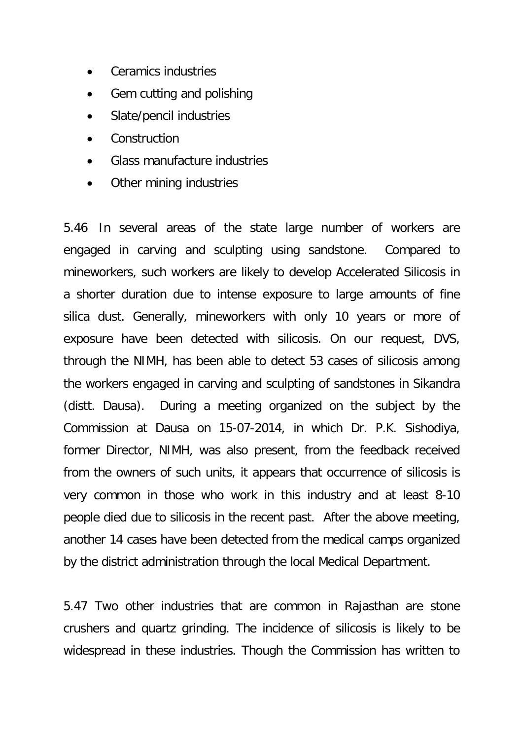- Ceramics industries
- Gem cutting and polishing
- Slate/pencil industries
- Construction
- Glass manufacture industries
- Other mining industries

5.46 In several areas of the state large number of workers are engaged in carving and sculpting using sandstone. Compared to mineworkers, such workers are likely to develop Accelerated Silicosis in a shorter duration due to intense exposure to large amounts of fine silica dust. Generally, mineworkers with only 10 years or more of exposure have been detected with silicosis. On our request, DVS, through the NIMH, has been able to detect 53 cases of silicosis among the workers engaged in carving and sculpting of sandstones in Sikandra (distt. Dausa). During a meeting organized on the subject by the Commission at Dausa on 15-07-2014, in which Dr. P.K. Sishodiya, former Director, NIMH, was also present, from the feedback received from the owners of such units, it appears that occurrence of silicosis is very common in those who work in this industry and at least 8-10 people died due to silicosis in the recent past. After the above meeting, another 14 cases have been detected from the medical camps organized by the district administration through the local Medical Department.

5.47 Two other industries that are common in Rajasthan are stone crushers and quartz grinding. The incidence of silicosis is likely to be widespread in these industries. Though the Commission has written to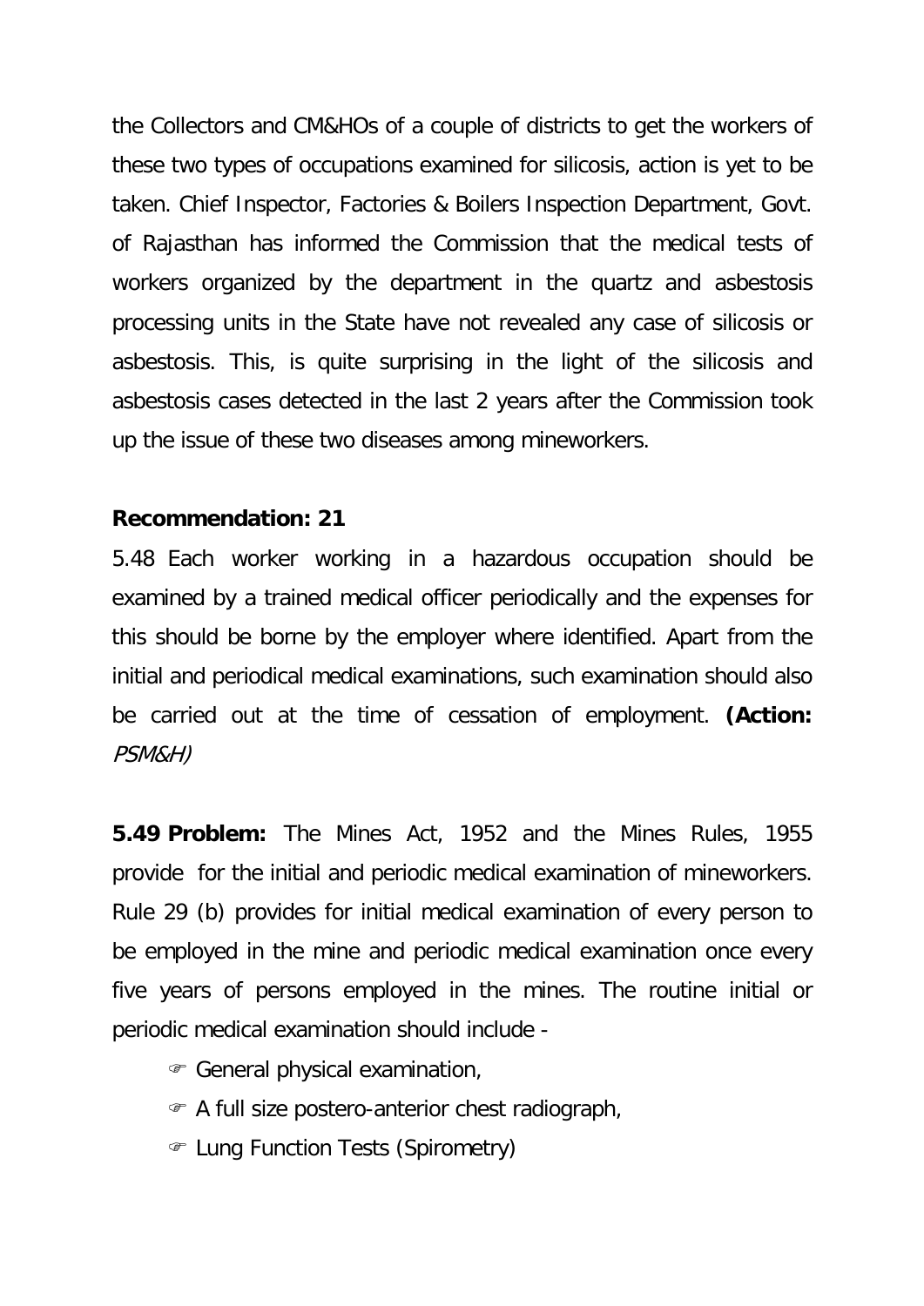the Collectors and CM&HOs of a couple of districts to get the workers of these two types of occupations examined for silicosis, action is yet to be taken. Chief Inspector, Factories & Boilers Inspection Department, Govt. of Rajasthan has informed the Commission that the medical tests of workers organized by the department in the quartz and asbestosis processing units in the State have not revealed any case of silicosis or asbestosis. This, is quite surprising in the light of the silicosis and asbestosis cases detected in the last 2 years after the Commission took up the issue of these two diseases among mineworkers.

**Recommendation: 21**

5.48 Each worker working in a hazardous occupation should be examined by a trained medical officer periodically and the expenses for this should be borne by the employer where identified. Apart from the initial and periodical medical examinations, such examination should also be carried out at the time of cessation of employment. **(Action:** *PSM&H)*

**5.49 Problem:** The Mines Act, 1952 and the Mines Rules, 1955 provide for the initial and periodic medical examination of mineworkers. Rule 29 (b) provides for initial medical examination of every person to be employed in the mine and periodic medical examination once every five years of persons employed in the mines. The routine initial or periodic medical examination should include -

- General physical examination,
- A full size postero-anterior chest radiograph,
- Lung Function Tests (Spirometry)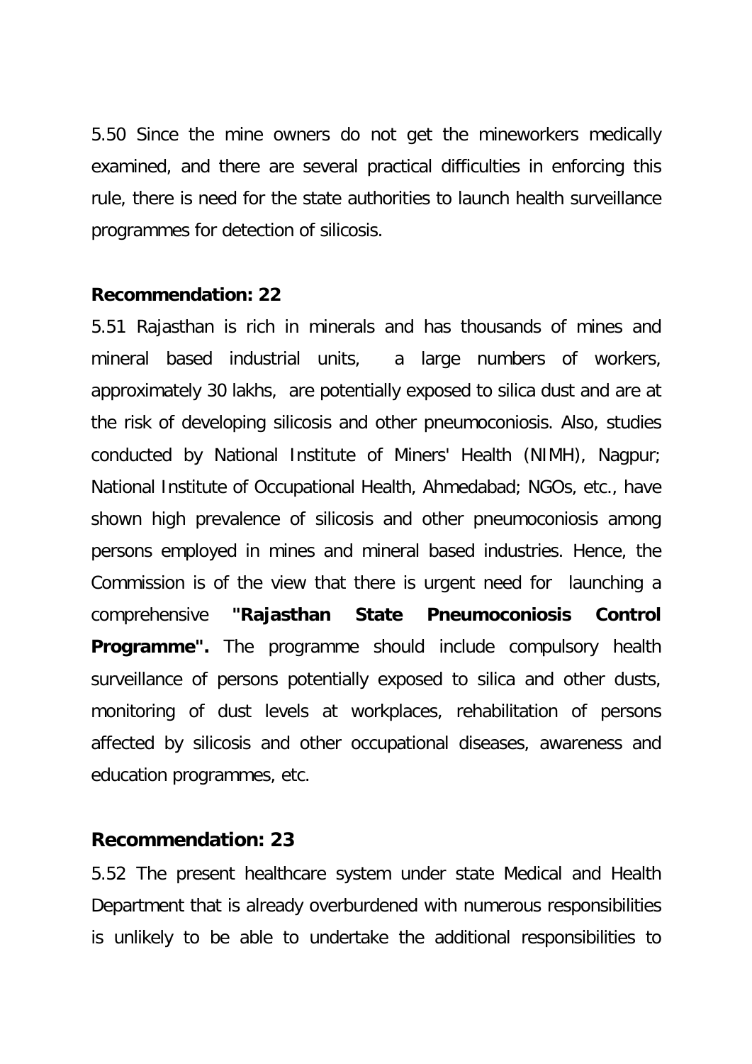5.50 Since the mine owners do not get the mineworkers medically examined, and there are several practical difficulties in enforcing this rule, there is need for the state authorities to launch health surveillance programmes for detection of silicosis.

**Recommendation: 22**

5.51 Rajasthan is rich in minerals and has thousands of mines and mineral based industrial units, a large numbers of workers, approximately 30 lakhs, are potentially exposed to silica dust and are at the risk of developing silicosis and other pneumoconiosis. Also, studies conducted by National Institute of Miners' Health (NIMH), Nagpur; National Institute of Occupational Health, Ahmedabad; NGOs, etc., have shown high prevalence of silicosis and other pneumoconiosis among persons employed in mines and mineral based industries. Hence, the Commission is of the view that there is urgent need for launching a comprehensive **"Rajasthan State Pneumoconiosis Control Programme".** The programme should include compulsory health surveillance of persons potentially exposed to silica and other dusts, monitoring of dust levels at workplaces, rehabilitation of persons affected by silicosis and other occupational diseases, awareness and education programmes, etc.

**Recommendation: 23**

5.52 The present healthcare system under state Medical and Health Department that is already overburdened with numerous responsibilities is unlikely to be able to undertake the additional responsibilities to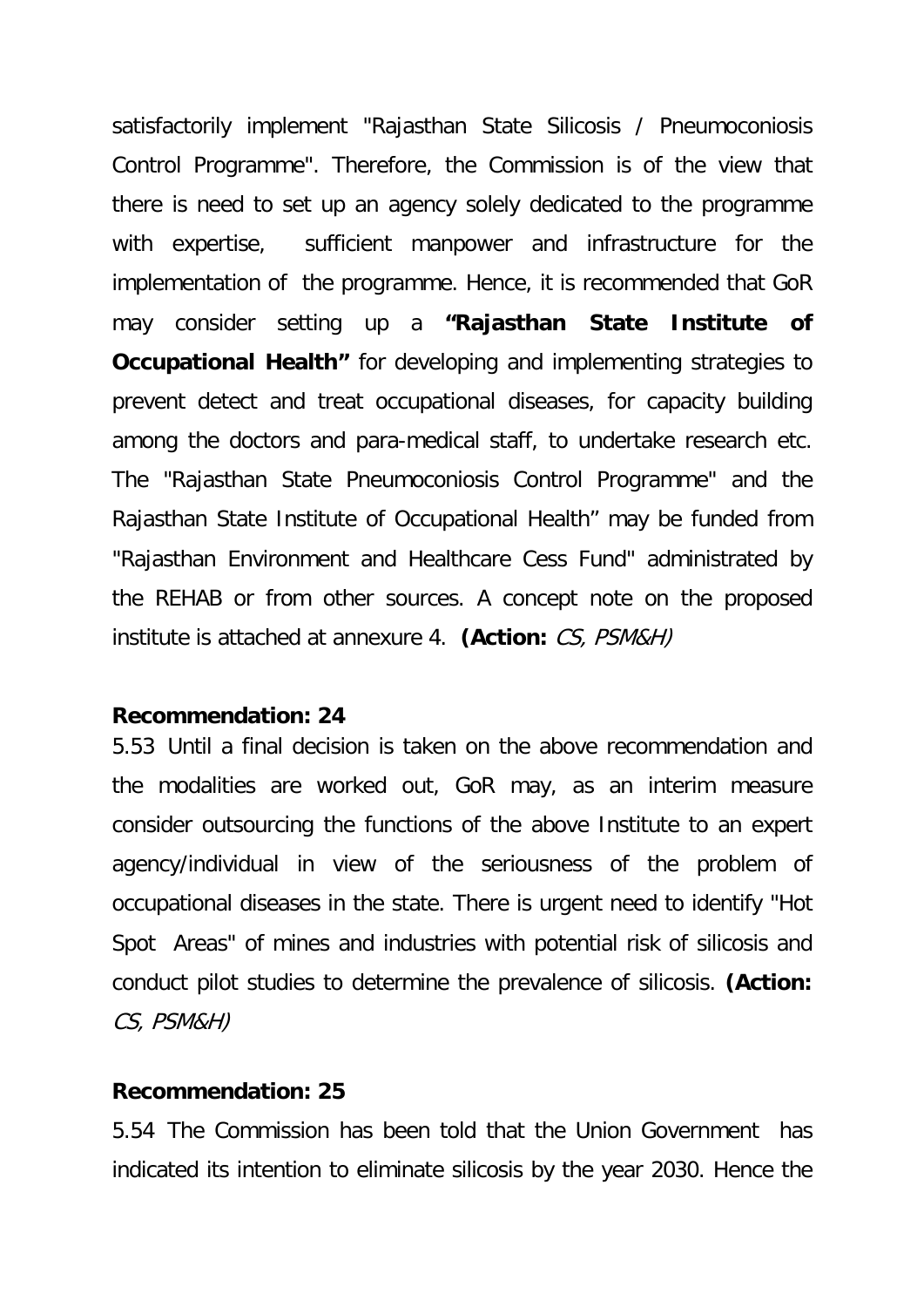satisfactorily implement "Rajasthan State Silicosis / Pneumoconiosis Control Programme". Therefore, the Commission is of the view that there is need to set up an agency solely dedicated to the programme with expertise, sufficient manpower and infrastructure for the implementation of the programme. Hence, it is recommended that GoR may consider setting up a **"Rajasthan State Institute of Occupational Health"** for developing and implementing strategies to prevent detect and treat occupational diseases, for capacity building among the doctors and para-medical staff, to undertake research etc. The "Rajasthan State Pneumoconiosis Control Programme" and the Rajasthan State Institute of Occupational Health" may be funded from "Rajasthan Environment and Healthcare Cess Fund" administrated by the REHAB or from other sources. A concept note on the proposed institute is attached at annexure 4. **(Action:** *CS, PSM&H)*

**Recommendation: 24**

5.53 Until a final decision is taken on the above recommendation and the modalities are worked out, GoR may, as an interim measure consider outsourcing the functions of the above Institute to an expert agency/individual in view of the seriousness of the problem of occupational diseases in the state. There is urgent need to identify "Hot Spot Areas" of mines and industries with potential risk of silicosis and conduct pilot studies to determine the prevalence of silicosis. **(Action:** *CS, PSM&H)*

**Recommendation: 25**

5.54 The Commission has been told that the Union Government has indicated its intention to eliminate silicosis by the year 2030. Hence the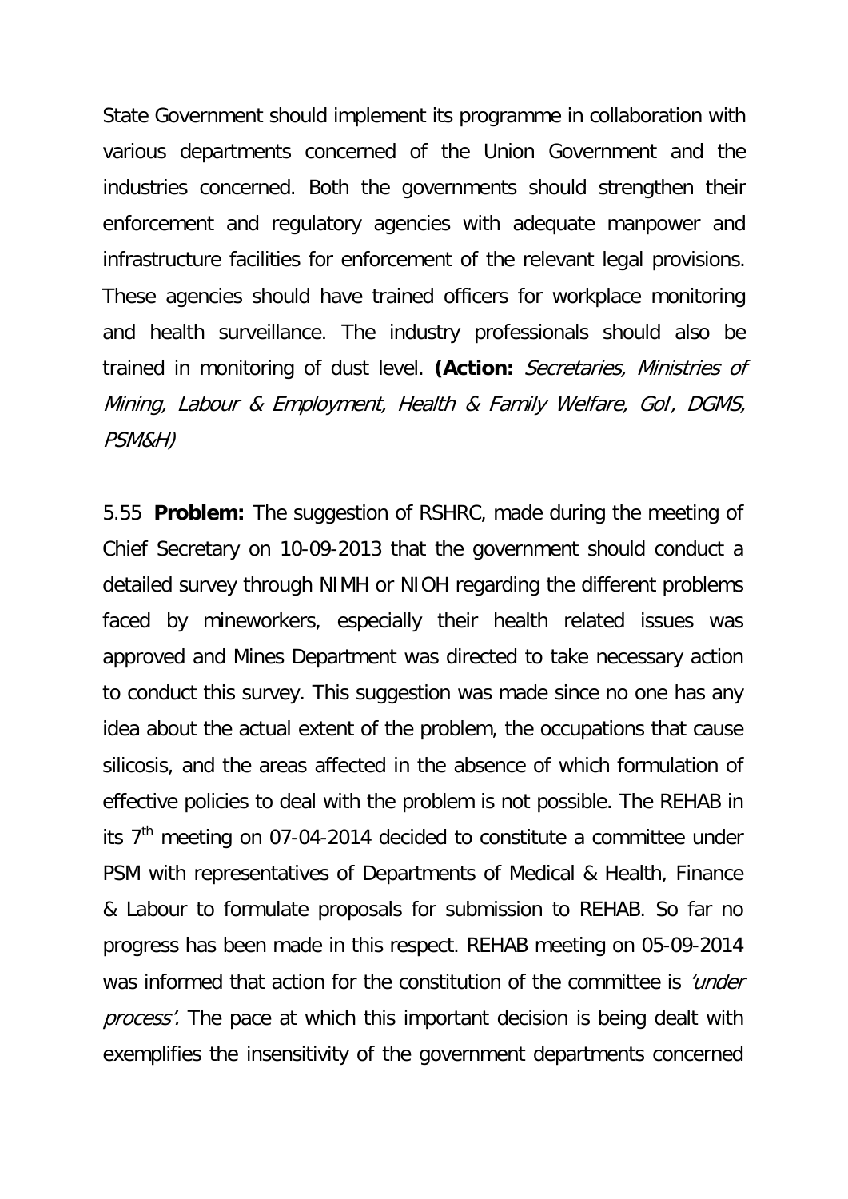State Government should implement its programme in collaboration with various departments concerned of the Union Government and the industries concerned. Both the governments should strengthen their enforcement and regulatory agencies with adequate manpower and infrastructure facilities for enforcement of the relevant legal provisions. These agencies should have trained officers for workplace monitoring and health surveillance. The industry professionals should also be trained in monitoring of dust level. **(Action:** *Secretaries, Ministries of Mining, Labour & Employment, Health & Family Welfare, GoI, DGMS, PSM&H)*

5.55 **Problem:** The suggestion of RSHRC, made during the meeting of Chief Secretary on 10-09-2013 that the government should conduct a detailed survey through NIMH or NIOH regarding the different problems faced by mineworkers, especially their health related issues was approved and Mines Department was directed to take necessary action to conduct this survey. This suggestion was made since no one has any idea about the actual extent of the problem, the occupations that cause silicosis, and the areas affected in the absence of which formulation of effective policies to deal with the problem is not possible. The REHAB in its 7th meeting on 07-04-2014 decided to constitute a committee under PSM with representatives of Departments of Medical & Health, Finance & Labour to formulate proposals for submission to REHAB. So far no progress has been made in this respect. REHAB meeting on 05-09-2014 was informed that action for the constitution of the committee is *'under process'*. The pace at which this important decision is being dealt with exemplifies the insensitivity of the government departments concerned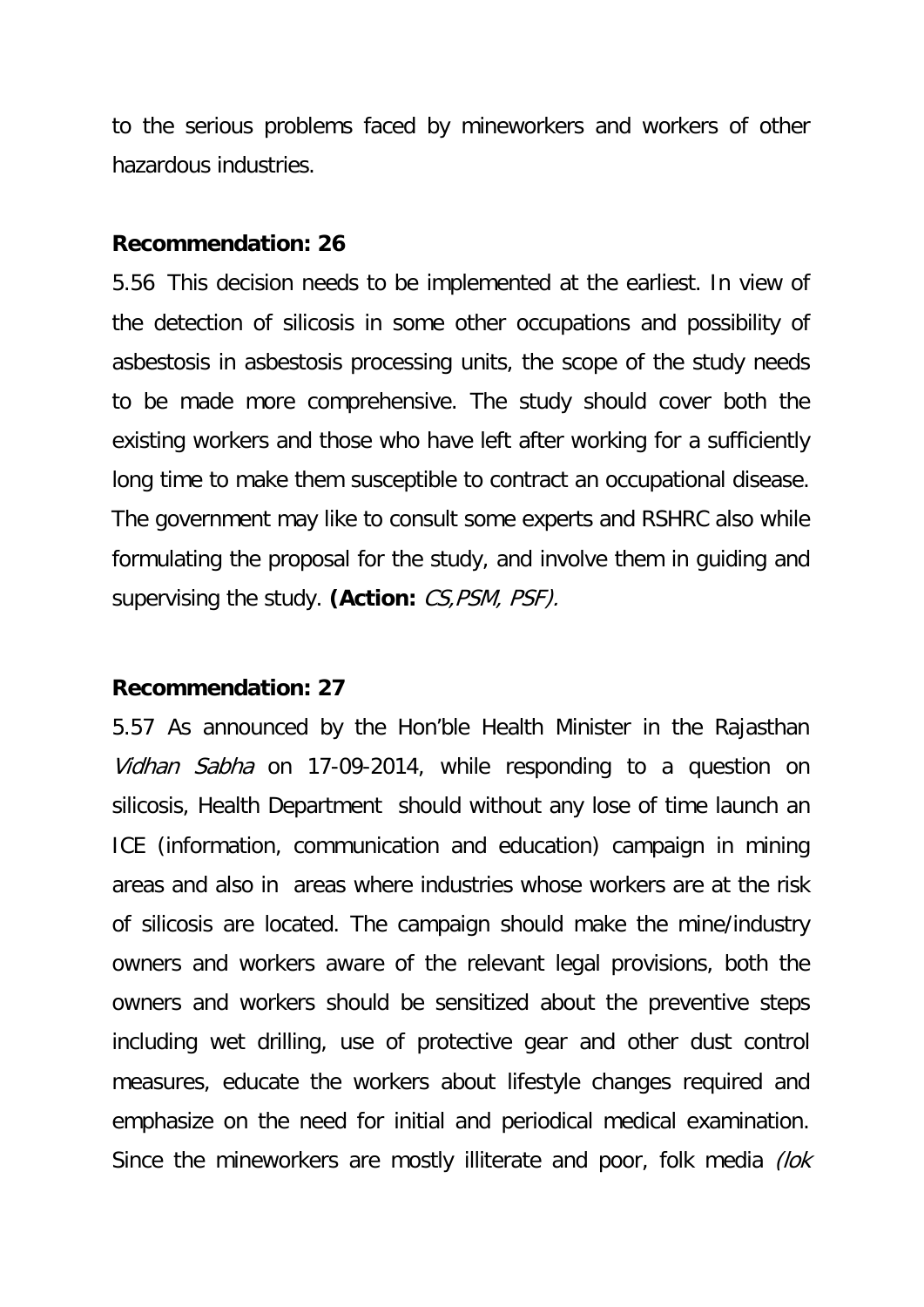to the serious problems faced by mineworkers and workers of other hazardous industries.

**Recommendation: 26**

5.56 This decision needs to be implemented at the earliest. In view of the detection of silicosis in some other occupations and possibility of asbestosis in asbestosis processing units, the scope of the study needs to be made more comprehensive. The study should cover both the existing workers and those who have left after working for a sufficiently long time to make them susceptible to contract an occupational disease. The government may like to consult some experts and RSHRC also while formulating the proposal for the study, and involve them in guiding and supervising the study. **(Action:** *CS,PSM, PSF).*

**Recommendation: 27**

5.57 As announced by the Hon'ble Health Minister in the Rajasthan *Vidhan Sabha* on 17-09-2014, while responding to a question on silicosis, Health Department should without any lose of time launch an ICE (information, communication and education) campaign in mining areas and also in areas where industries whose workers are at the risk of silicosis are located. The campaign should make the mine/industry owners and workers aware of the relevant legal provisions, both the owners and workers should be sensitized about the preventive steps including wet drilling, use of protective gear and other dust control measures, educate the workers about lifestyle changes required and emphasize on the need for initial and periodical medical examination. Since the mineworkers are mostly illiterate and poor, folk media *(lok*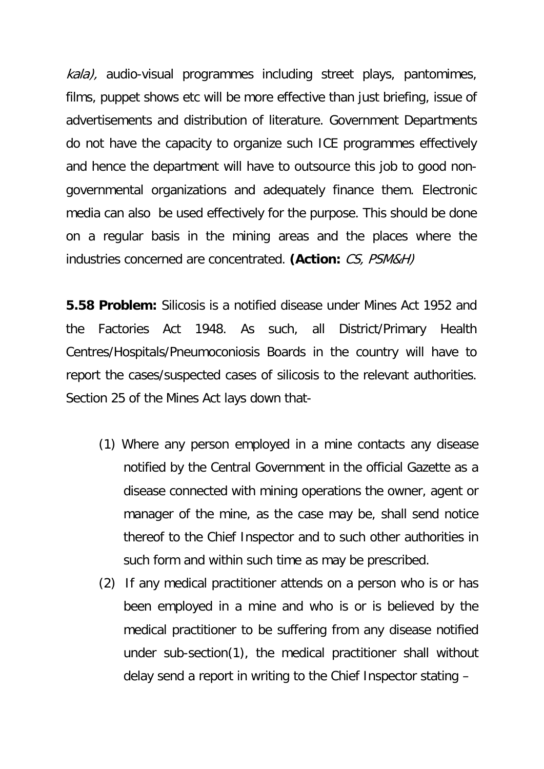*kala),* audio-visual programmes including street plays, pantomimes, films, puppet shows etc will be more effective than just briefing, issue of advertisements and distribution of literature. Government Departments do not have the capacity to organize such ICE programmes effectively and hence the department will have to outsource this job to good non-governmental organizations and adequately finance them. Electronic media can also be used effectively for the purpose. This should be done on a regular basis in the mining areas and the places where the industries concerned are concentrated. **(Action:** *CS, PSM&H)*

**5.58 Problem:** Silicosis is a notified disease under Mines Act 1952 and the Factories Act 1948. As such, all District/Primary Health Centres/Hospitals/Pneumoconiosis Boards in the country will have to report the cases/suspected cases of silicosis to the relevant authorities. Section 25 of the Mines Act lays down that-

(1) Where any person employed in a mine contacts any disease notified by the Central Government in the official Gazette as a disease connected with mining operations the owner, agent or manager of the mine, as the case may be, shall send notice thereof to the Chief Inspector and to such other authorities in such form and within such time as may be prescribed.

(2) If any medical practitioner attends on a person who is or has been employed in a mine and who is or is believed by the medical practitioner to be suffering from any disease notified under sub-section(1), the medical practitioner shall without delay send a report in writing to the Chief Inspector stating –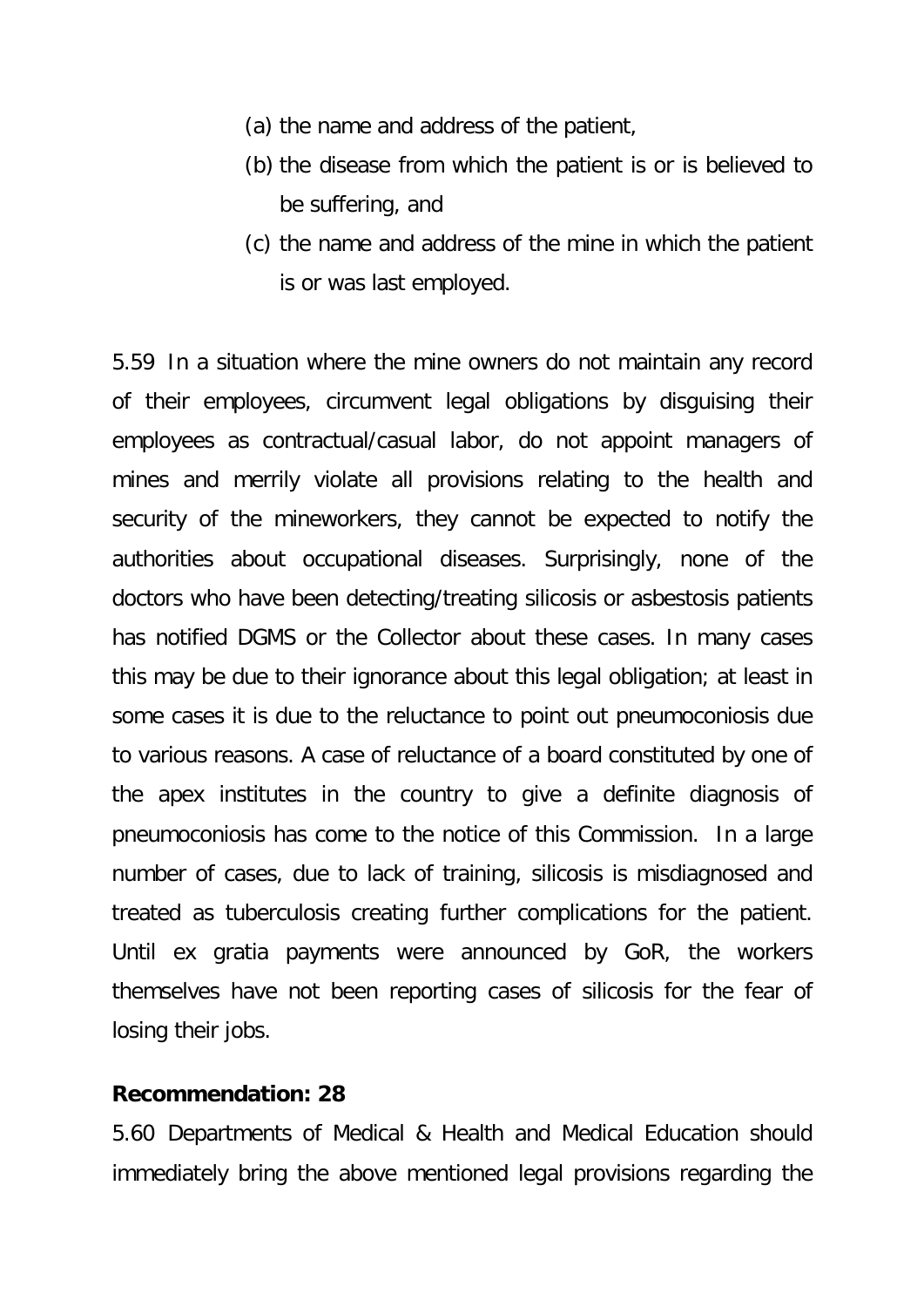(a) the name and address of the patient,

(b) the disease from which the patient is or is believed to be suffering, and

(c) the name and address of the mine in which the patient is or was last employed.

5.59 In a situation where the mine owners do not maintain any record of their employees, circumvent legal obligations by disguising their employees as contractual/casual labor, do not appoint managers of mines and merrily violate all provisions relating to the health and security of the mineworkers, they cannot be expected to notify the authorities about occupational diseases. Surprisingly, none of the doctors who have been detecting/treating silicosis or asbestosis patients has notified DGMS or the Collector about these cases. In many cases this may be due to their ignorance about this legal obligation; at least in some cases it is due to the reluctance to point out pneumoconiosis due to various reasons. A case of reluctance of a board constituted by one of the apex institutes in the country to give a definite diagnosis of pneumoconiosis has come to the notice of this Commission. In a large number of cases, due to lack of training, silicosis is misdiagnosed and treated as tuberculosis creating further complications for the patient. Until ex gratia payments were announced by GoR, the workers themselves have not been reporting cases of silicosis for the fear of losing their jobs.

**Recommendation: 28**

5.60 Departments of Medical & Health and Medical Education should immediately bring the above mentioned legal provisions regarding the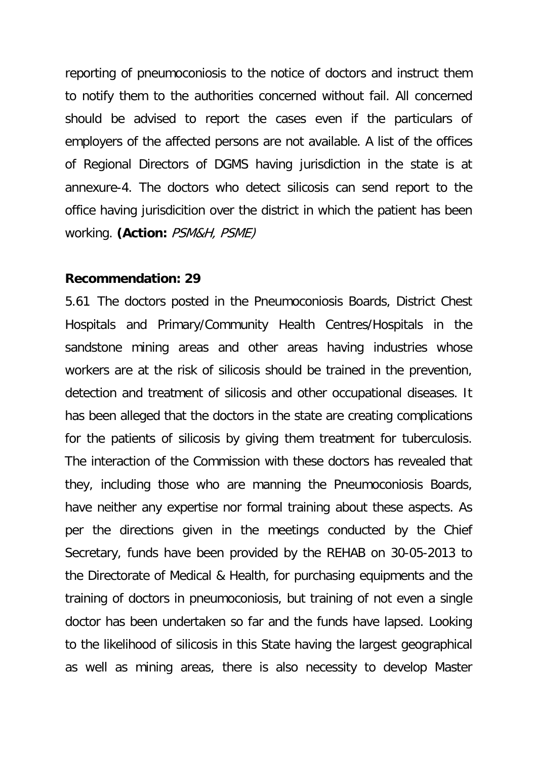reporting of pneumoconiosis to the notice of doctors and instruct them to notify them to the authorities concerned without fail. All concerned should be advised to report the cases even if the particulars of employers of the affected persons are not available. A list of the offices of Regional Directors of DGMS having jurisdiction in the state is at annexure-4. The doctors who detect silicosis can send report to the office having jurisdicition over the district in which the patient has been working. **(Action:** *PSM&H, PSME)*

**Recommendation: 29**

5.61 The doctors posted in the Pneumoconiosis Boards, District Chest Hospitals and Primary/Community Health Centres/Hospitals in the sandstone mining areas and other areas having industries whose workers are at the risk of silicosis should be trained in the prevention, detection and treatment of silicosis and other occupational diseases. It has been alleged that the doctors in the state are creating complications for the patients of silicosis by giving them treatment for tuberculosis. The interaction of the Commission with these doctors has revealed that they, including those who are manning the Pneumoconiosis Boards, have neither any expertise nor formal training about these aspects. As per the directions given in the meetings conducted by the Chief Secretary, funds have been provided by the REHAB on 30-05-2013 to the Directorate of Medical & Health, for purchasing equipments and the training of doctors in pneumoconiosis, but training of not even a single doctor has been undertaken so far and the funds have lapsed. Looking to the likelihood of silicosis in this State having the largest geographical as well as mining areas, there is also necessity to develop Master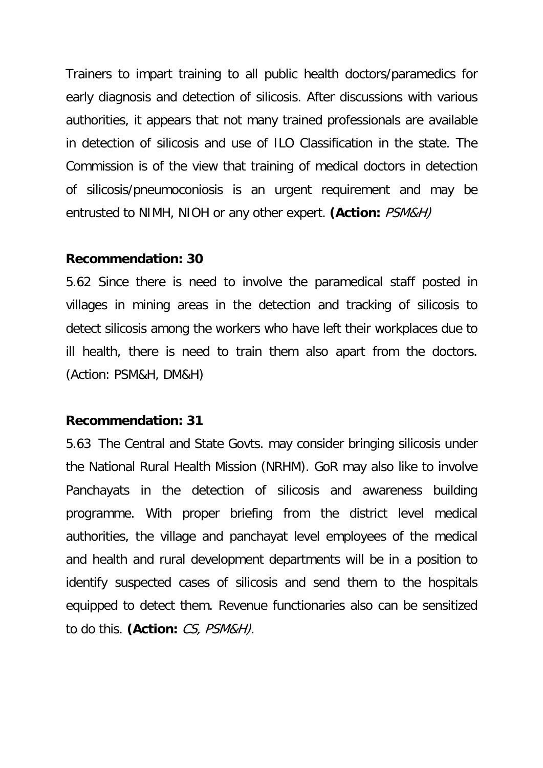Trainers to impart training to all public health doctors/paramedics for early diagnosis and detection of silicosis. After discussions with various authorities, it appears that not many trained professionals are available in detection of silicosis and use of ILO Classification in the state. The Commission is of the view that training of medical doctors in detection of silicosis/pneumoconiosis is an urgent requirement and may be entrusted to NIMH, NIOH or any other expert. **(Action:** *PSM&H)*

**Recommendation: 30**

5.62 Since there is need to involve the paramedical staff posted in villages in mining areas in the detection and tracking of silicosis to detect silicosis among the workers who have left their workplaces due to ill health, there is need to train them also apart from the doctors. (Action: PSM&H, DM&H)

**Recommendation: 31**

5.63 The Central and State Govts. may consider bringing silicosis under the National Rural Health Mission (NRHM). GoR may also like to involve Panchayats in the detection of silicosis and awareness building programme. With proper briefing from the district level medical authorities, the village and panchayat level employees of the medical and health and rural development departments will be in a position to identify suspected cases of silicosis and send them to the hospitals equipped to detect them. Revenue functionaries also can be sensitized to do this. **(Action:** *CS, PSM&H).*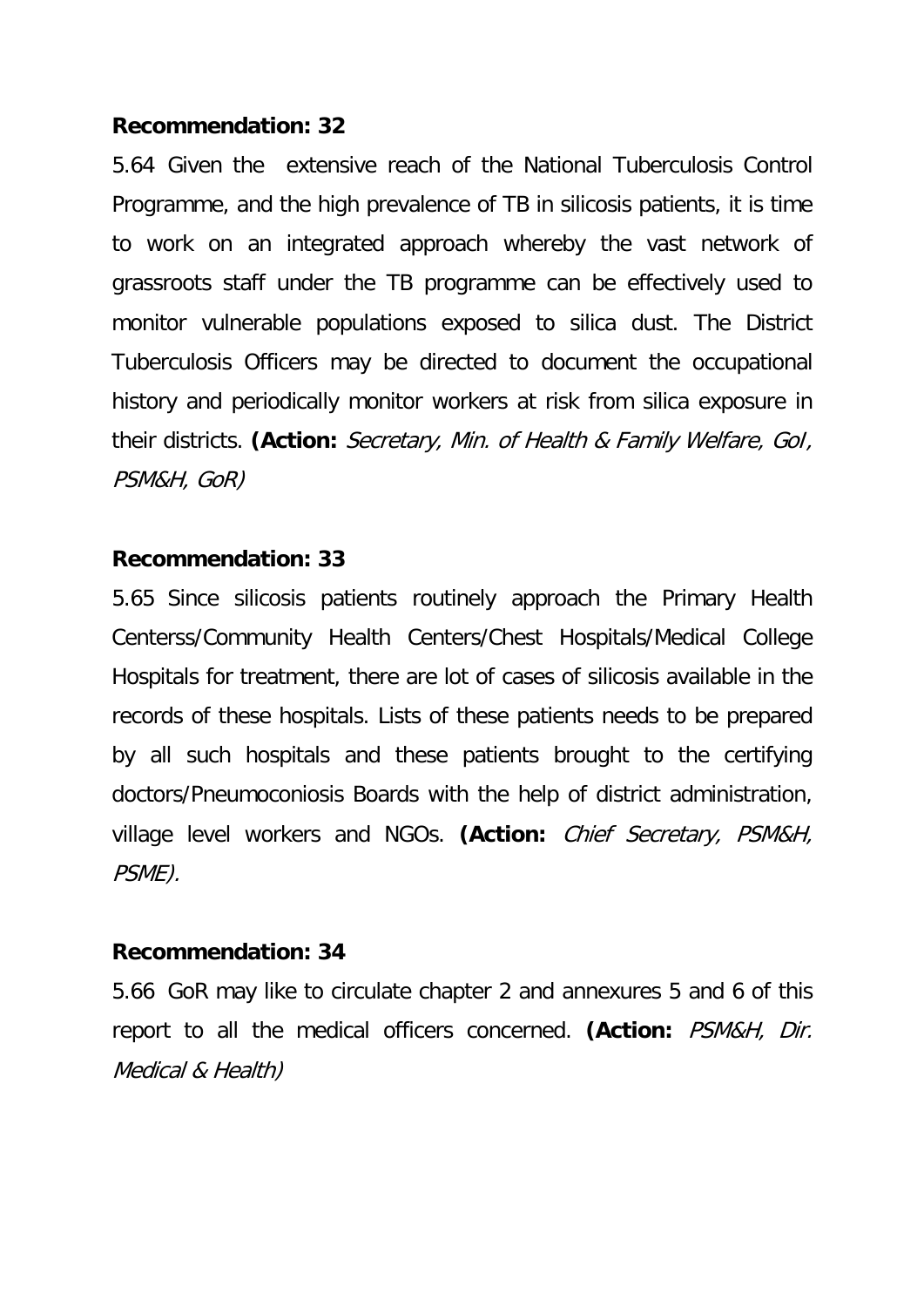**Recommendation: 32**

5.64 Given the extensive reach of the National Tuberculosis Control Programme, and the high prevalence of TB in silicosis patients, it is time to work on an integrated approach whereby the vast network of grassroots staff under the TB programme can be effectively used to monitor vulnerable populations exposed to silica dust. The District Tuberculosis Officers may be directed to document the occupational history and periodically monitor workers at risk from silica exposure in their districts. **(Action:** *Secretary, Min. of Health & Family Welfare, GoI, PSM&H, GoR)*

**Recommendation: 33**

5.65 Since silicosis patients routinely approach the Primary Health Centerss/Community Health Centers/Chest Hospitals/Medical College Hospitals for treatment, there are lot of cases of silicosis available in the records of these hospitals. Lists of these patients needs to be prepared by all such hospitals and these patients brought to the certifying doctors/Pneumoconiosis Boards with the help of district administration, village level workers and NGOs. **(Action:** *Chief Secretary, PSM&H, PSME).*

**Recommendation: 34**

5.66 GoR may like to circulate chapter 2 and annexures 5 and 6 of this report to all the medical officers concerned. **(Action:** *PSM&H, Dir. Medical & Health)*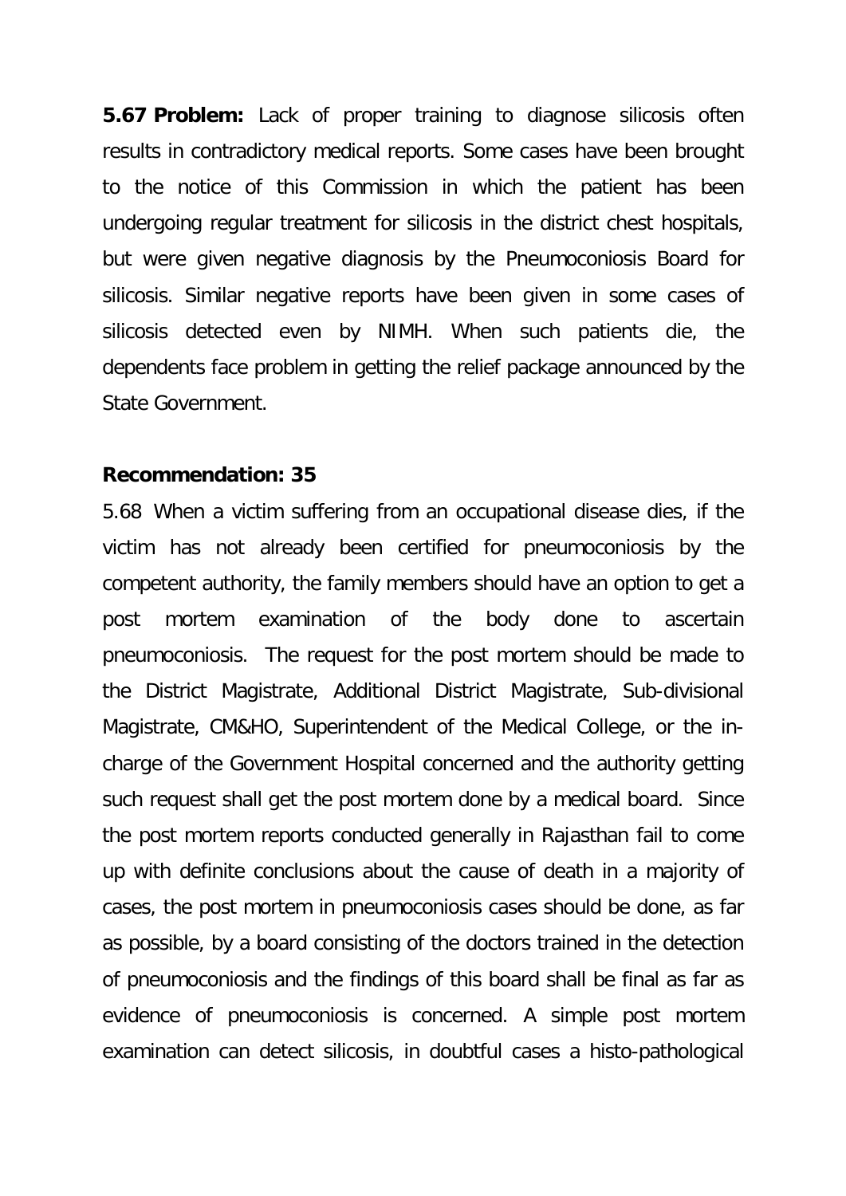**5.67 Problem:** Lack of proper training to diagnose silicosis often results in contradictory medical reports. Some cases have been brought to the notice of this Commission in which the patient has been undergoing regular treatment for silicosis in the district chest hospitals, but were given negative diagnosis by the Pneumoconiosis Board for silicosis. Similar negative reports have been given in some cases of silicosis detected even by NIMH. When such patients die, the dependents face problem in getting the relief package announced by the State Government.

**Recommendation: 35**

5.68 When a victim suffering from an occupational disease dies, if the victim has not already been certified for pneumoconiosis by the competent authority, the family members should have an option to get a post mortem examination of the body done to ascertain pneumoconiosis. The request for the post mortem should be made to the District Magistrate, Additional District Magistrate, Sub-divisional Magistrate, CM&HO, Superintendent of the Medical College, or the in-charge of the Government Hospital concerned and the authority getting such request shall get the post mortem done by a medical board. Since the post mortem reports conducted generally in Rajasthan fail to come up with definite conclusions about the cause of death in a majority of cases, the post mortem in pneumoconiosis cases should be done, as far as possible, by a board consisting of the doctors trained in the detection of pneumoconiosis and the findings of this board shall be final as far as evidence of pneumoconiosis is concerned. A simple post mortem examination can detect silicosis, in doubtful cases a histo-pathological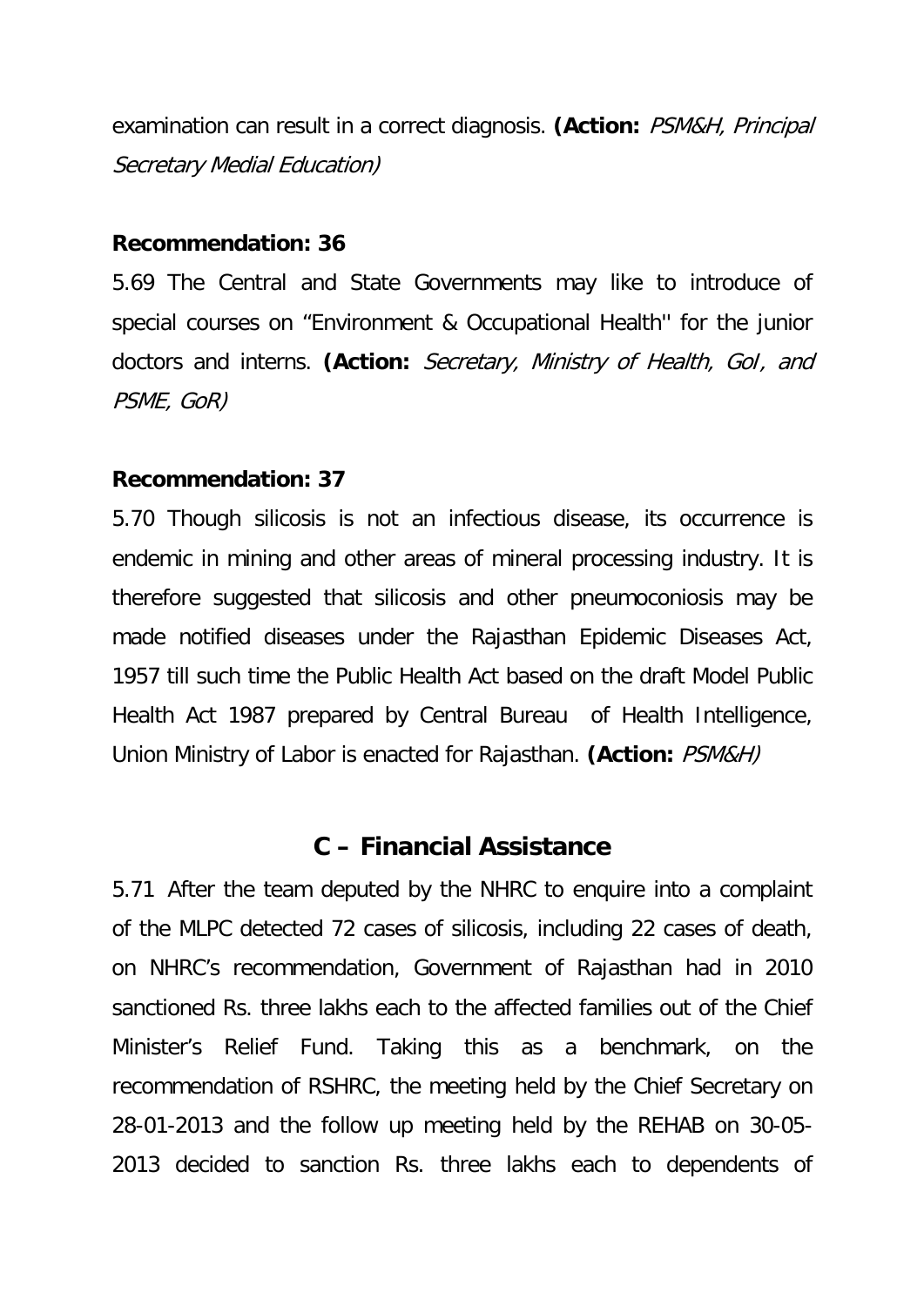examination can result in a correct diagnosis. **(Action:** *PSM&H, Principal Secretary Medial Education)*

**Recommendation: 36**

5.69 The Central and State Governments may like to introduce of special courses on "Environment & Occupational Health'' for the junior doctors and interns. **(Action:** *Secretary, Ministry of Health, GoI, and PSME, GoR)*

**Recommendation: 37**

5.70 Though silicosis is not an infectious disease, its occurrence is endemic in mining and other areas of mineral processing industry. It is therefore suggested that silicosis and other pneumoconiosis may be made notified diseases under the Rajasthan Epidemic Diseases Act, 1957 till such time the Public Health Act based on the draft Model Public Health Act 1987 prepared by Central Bureau of Health Intelligence, Union Ministry of Labor is enacted for Rajasthan. **(Action:** *PSM&H)*

## C – Financial Assistance

5.71 After the team deputed by the NHRC to enquire into a complaint of the MLPC detected 72 cases of silicosis, including 22 cases of death, on NHRC's recommendation, Government of Rajasthan had in 2010 sanctioned Rs. three lakhs each to the affected families out of the Chief Minister's Relief Fund. Taking this as a benchmark, on the recommendation of RSHRC, the meeting held by the Chief Secretary on 28-01-2013 and the follow up meeting held by the REHAB on 30-05-2013 decided to sanction Rs. three lakhs each to dependents of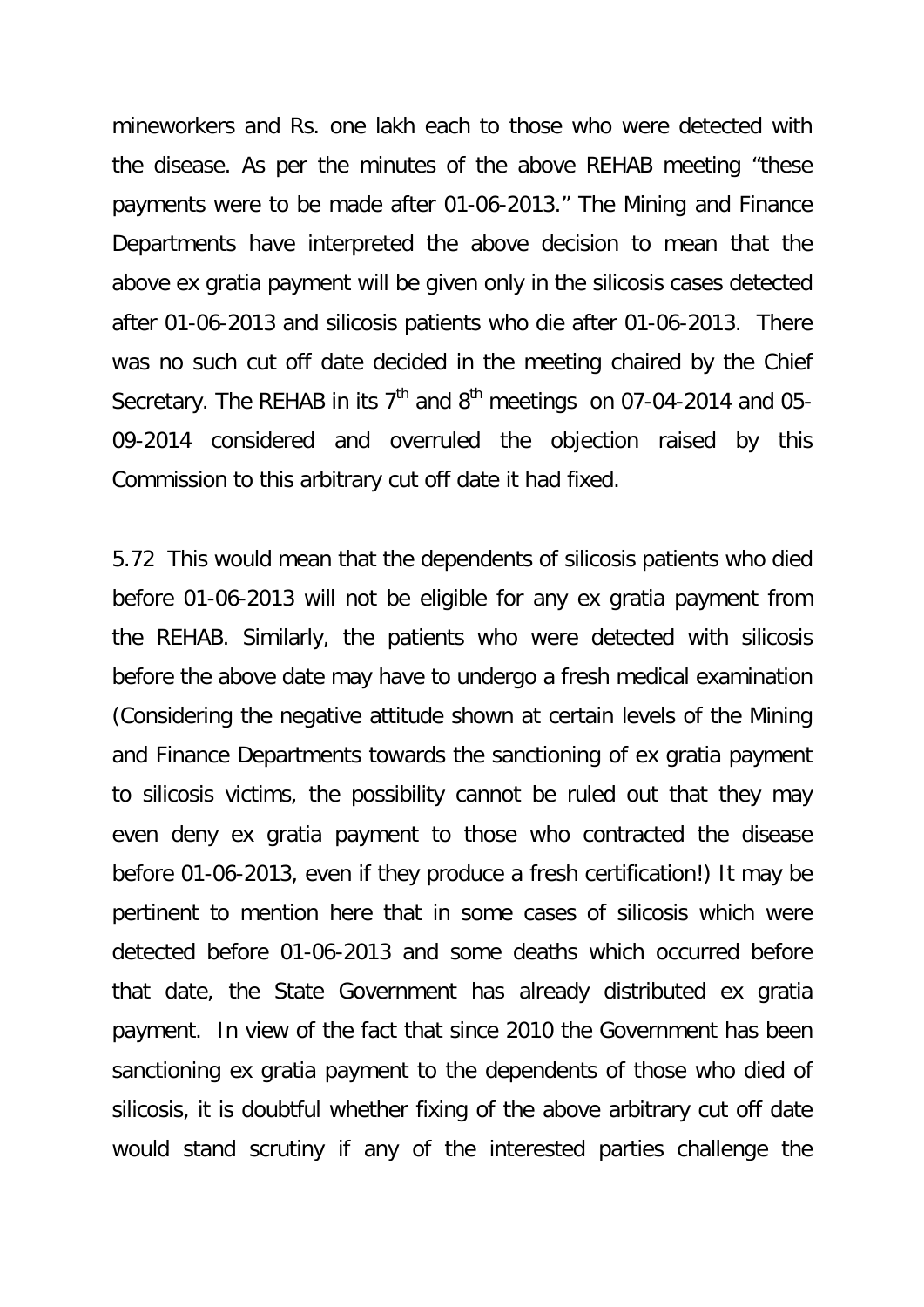mineworkers and Rs. one lakh each to those who were detected with the disease. As per the minutes of the above REHAB meeting "these payments were to be made after 01-06-2013." The Mining and Finance Departments have interpreted the above decision to mean that the above ex gratia payment will be given only in the silicosis cases detected after 01-06-2013 and silicosis patients who die after 01-06-2013. There was no such cut off date decided in the meeting chaired by the Chief Secretary. The REHAB in its 7th and 8th meetings on 07-04-2014 and 05-09-2014 considered and overruled the objection raised by this Commission to this arbitrary cut off date it had fixed.

5.72 This would mean that the dependents of silicosis patients who died before 01-06-2013 will not be eligible for any ex gratia payment from the REHAB. Similarly, the patients who were detected with silicosis before the above date may have to undergo a fresh medical examination (Considering the negative attitude shown at certain levels of the Mining and Finance Departments towards the sanctioning of ex gratia payment to silicosis victims, the possibility cannot be ruled out that they may even deny ex gratia payment to those who contracted the disease before 01-06-2013, even if they produce a fresh certification!) It may be pertinent to mention here that in some cases of silicosis which were detected before 01-06-2013 and some deaths which occurred before that date, the State Government has already distributed ex gratia payment. In view of the fact that since 2010 the Government has been sanctioning ex gratia payment to the dependents of those who died of silicosis, it is doubtful whether fixing of the above arbitrary cut off date would stand scrutiny if any of the interested parties challenge the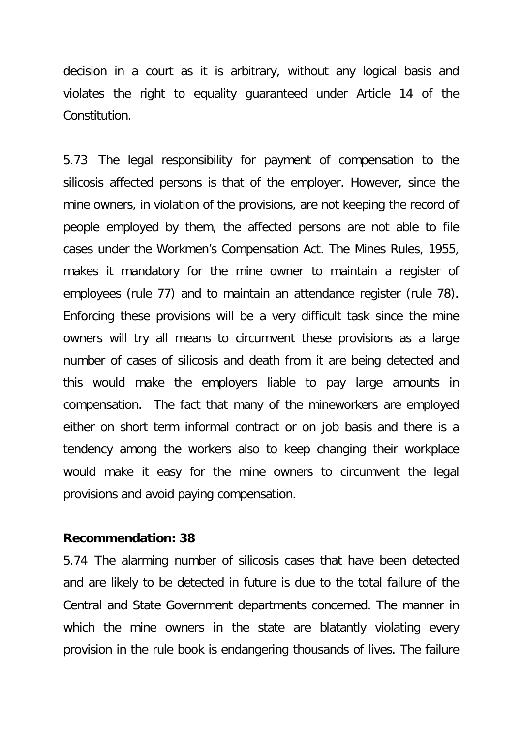decision in a court as it is arbitrary, without any logical basis and violates the right to equality guaranteed under Article 14 of the Constitution.

5.73 The legal responsibility for payment of compensation to the silicosis affected persons is that of the employer. However, since the mine owners, in violation of the provisions, are not keeping the record of people employed by them, the affected persons are not able to file cases under the Workmen's Compensation Act. The Mines Rules, 1955, makes it mandatory for the mine owner to maintain a register of employees (rule 77) and to maintain an attendance register (rule 78). Enforcing these provisions will be a very difficult task since the mine owners will try all means to circumvent these provisions as a large number of cases of silicosis and death from it are being detected and this would make the employers liable to pay large amounts in compensation. The fact that many of the mineworkers are employed either on short term informal contract or on job basis and there is a tendency among the workers also to keep changing their workplace would make it easy for the mine owners to circumvent the legal provisions and avoid paying compensation.

**Recommendation: 38**

5.74 The alarming number of silicosis cases that have been detected and are likely to be detected in future is due to the total failure of the Central and State Government departments concerned. The manner in which the mine owners in the state are blatantly violating every provision in the rule book is endangering thousands of lives. The failure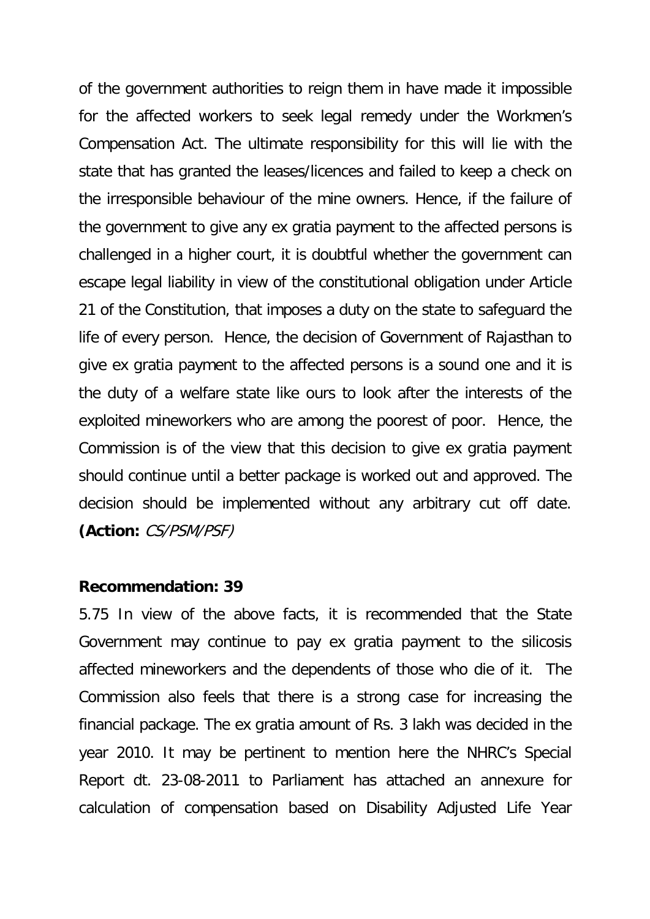of the government authorities to reign them in have made it impossible for the affected workers to seek legal remedy under the Workmen's Compensation Act. The ultimate responsibility for this will lie with the state that has granted the leases/licences and failed to keep a check on the irresponsible behaviour of the mine owners. Hence, if the failure of the government to give any ex gratia payment to the affected persons is challenged in a higher court, it is doubtful whether the government can escape legal liability in view of the constitutional obligation under Article 21 of the Constitution, that imposes a duty on the state to safeguard the life of every person. Hence, the decision of Government of Rajasthan to give ex gratia payment to the affected persons is a sound one and it is the duty of a welfare state like ours to look after the interests of the exploited mineworkers who are among the poorest of poor. Hence, the Commission is of the view that this decision to give ex gratia payment should continue until a better package is worked out and approved. The decision should be implemented without any arbitrary cut off date. **(Action:** *CS/PSM/PSF)*

**Recommendation: 39**

5.75 In view of the above facts, it is recommended that the State Government may continue to pay ex gratia payment to the silicosis affected mineworkers and the dependents of those who die of it. The Commission also feels that there is a strong case for increasing the financial package. The ex gratia amount of Rs. 3 lakh was decided in the year 2010. It may be pertinent to mention here the NHRC's Special Report dt. 23-08-2011 to Parliament has attached an annexure for calculation of compensation based on Disability Adjusted Life Year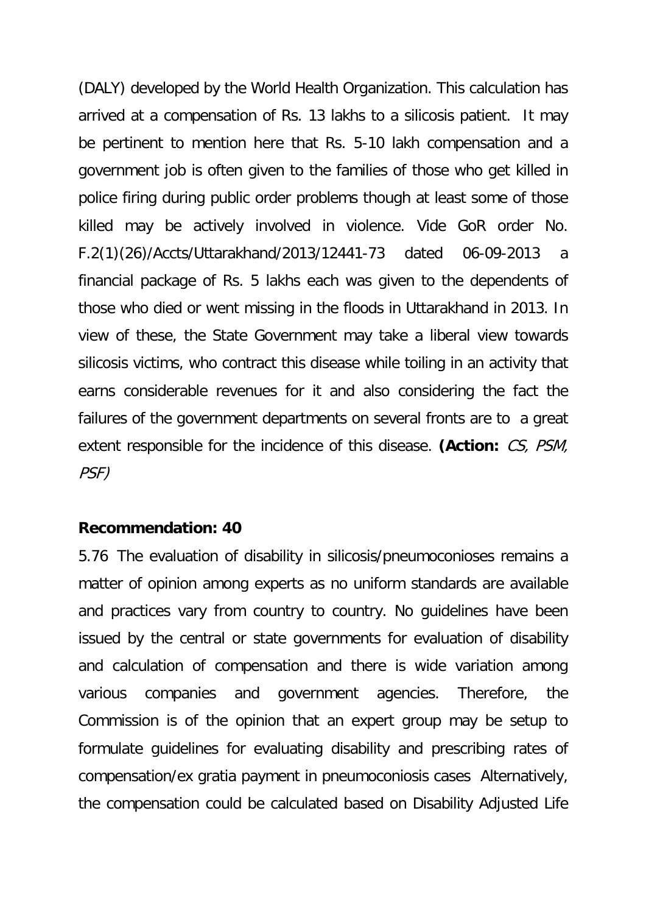(DALY) developed by the World Health Organization. This calculation has arrived at a compensation of Rs. 13 lakhs to a silicosis patient. It may be pertinent to mention here that Rs. 5-10 lakh compensation and a government job is often given to the families of those who get killed in police firing during public order problems though at least some of those killed may be actively involved in violence. Vide GoR order No. F.2(1)(26)/Accts/Uttarakhand/2013/12441-73 dated 06-09-2013 a financial package of Rs. 5 lakhs each was given to the dependents of those who died or went missing in the floods in Uttarakhand in 2013. In view of these, the State Government may take a liberal view towards silicosis victims, who contract this disease while toiling in an activity that earns considerable revenues for it and also considering the fact the failures of the government departments on several fronts are to a great extent responsible for the incidence of this disease. **(Action:** *CS, PSM, PSF)*

**Recommendation: 40**

5.76 The evaluation of disability in silicosis/pneumoconioses remains a matter of opinion among experts as no uniform standards are available and practices vary from country to country. No guidelines have been issued by the central or state governments for evaluation of disability and calculation of compensation and there is wide variation among various companies and government agencies. Therefore, the Commission is of the opinion that an expert group may be setup to formulate guidelines for evaluating disability and prescribing rates of compensation/ex gratia payment in pneumoconiosis cases Alternatively, the compensation could be calculated based on Disability Adjusted Life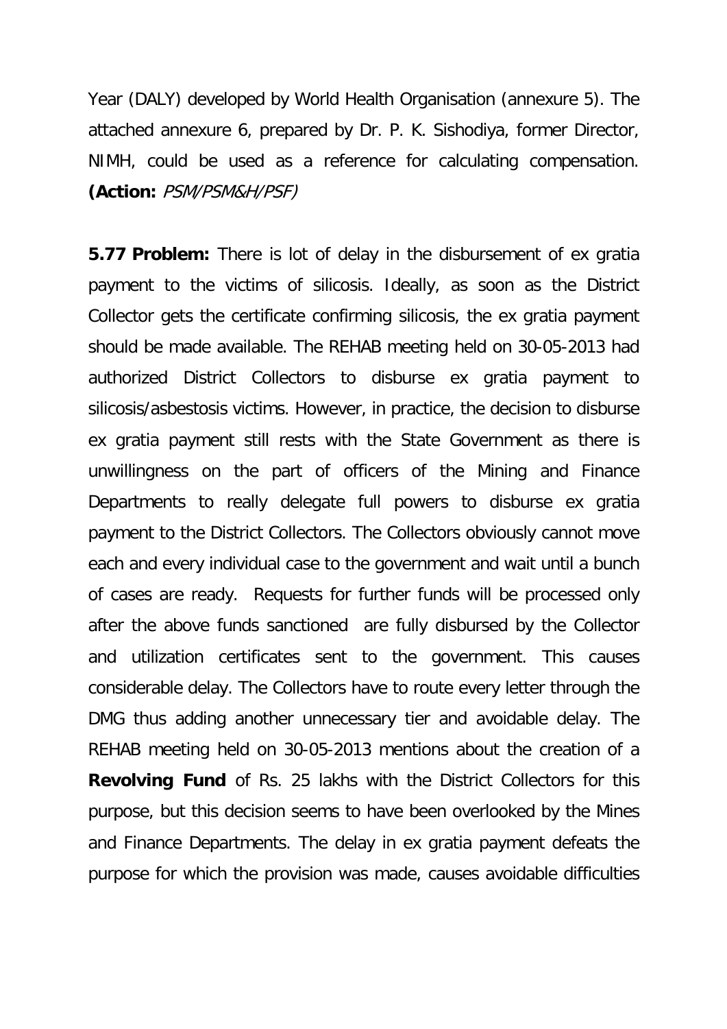Year (DALY) developed by World Health Organisation (annexure 5). The attached annexure 6, prepared by Dr. P. K. Sishodiya, former Director, NIMH, could be used as a reference for calculating compensation. **(Action:** *PSM/PSM&H/PSF)*

**5.77 Problem:** There is lot of delay in the disbursement of ex gratia payment to the victims of silicosis. Ideally, as soon as the District Collector gets the certificate confirming silicosis, the ex gratia payment should be made available. The REHAB meeting held on 30-05-2013 had authorized District Collectors to disburse ex gratia payment to silicosis/asbestosis victims. However, in practice, the decision to disburse ex gratia payment still rests with the State Government as there is unwillingness on the part of officers of the Mining and Finance Departments to really delegate full powers to disburse ex gratia payment to the District Collectors. The Collectors obviously cannot move each and every individual case to the government and wait until a bunch of cases are ready. Requests for further funds will be processed only after the above funds sanctioned are fully disbursed by the Collector and utilization certificates sent to the government. This causes considerable delay. The Collectors have to route every letter through the DMG thus adding another unnecessary tier and avoidable delay. The REHAB meeting held on 30-05-2013 mentions about the creation of a **Revolving Fund** of Rs. 25 lakhs with the District Collectors for this purpose, but this decision seems to have been overlooked by the Mines and Finance Departments. The delay in ex gratia payment defeats the purpose for which the provision was made, causes avoidable difficulties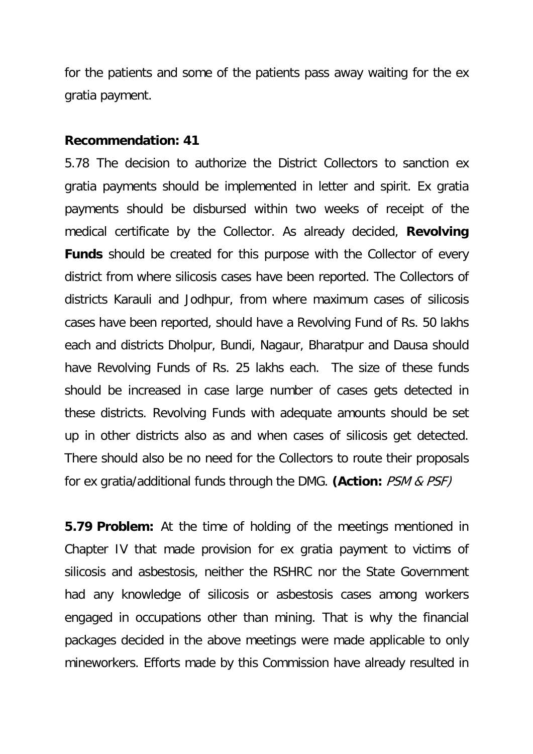for the patients and some of the patients pass away waiting for the ex gratia payment.

**Recommendation: 41**

5.78 The decision to authorize the District Collectors to sanction ex gratia payments should be implemented in letter and spirit. Ex gratia payments should be disbursed within two weeks of receipt of the medical certificate by the Collector. As already decided, **Revolving Funds** should be created for this purpose with the Collector of every district from where silicosis cases have been reported. The Collectors of districts Karauli and Jodhpur, from where maximum cases of silicosis cases have been reported, should have a Revolving Fund of Rs. 50 lakhs each and districts Dholpur, Bundi, Nagaur, Bharatpur and Dausa should have Revolving Funds of Rs. 25 lakhs each. The size of these funds should be increased in case large number of cases gets detected in these districts. Revolving Funds with adequate amounts should be set up in other districts also as and when cases of silicosis get detected. There should also be no need for the Collectors to route their proposals for ex gratia/additional funds through the DMG. **(Action:** *PSM & PSF)*

**5.79 Problem:** At the time of holding of the meetings mentioned in Chapter IV that made provision for ex gratia payment to victims of silicosis and asbestosis, neither the RSHRC nor the State Government had any knowledge of silicosis or asbestosis cases among workers engaged in occupations other than mining. That is why the financial packages decided in the above meetings were made applicable to only mineworkers. Efforts made by this Commission have already resulted in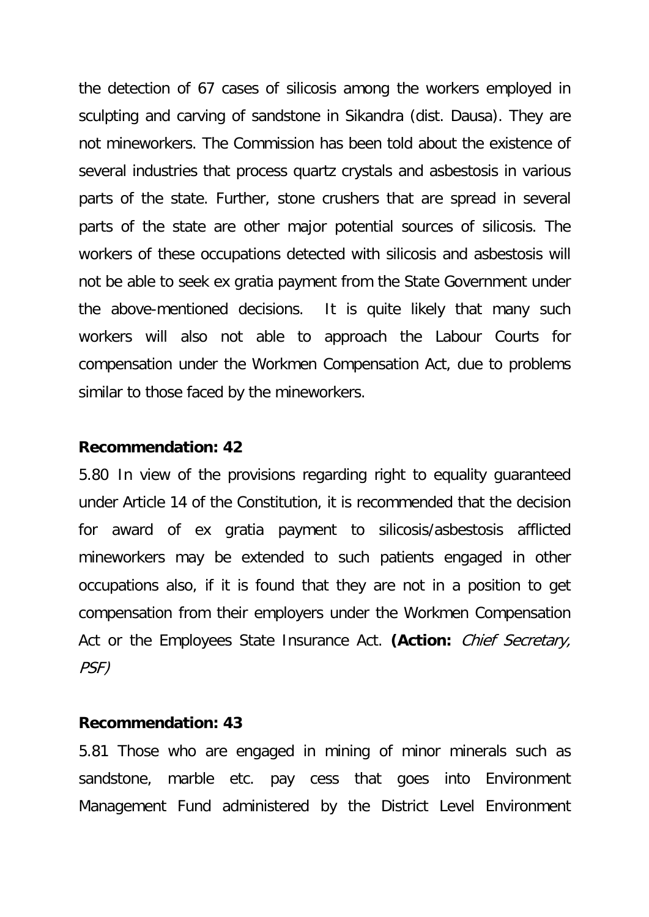the detection of 67 cases of silicosis among the workers employed in sculpting and carving of sandstone in Sikandra (dist. Dausa). They are not mineworkers. The Commission has been told about the existence of several industries that process quartz crystals and asbestosis in various parts of the state. Further, stone crushers that are spread in several parts of the state are other major potential sources of silicosis. The workers of these occupations detected with silicosis and asbestosis will not be able to seek ex gratia payment from the State Government under the above-mentioned decisions. It is quite likely that many such workers will also not able to approach the Labour Courts for compensation under the Workmen Compensation Act, due to problems similar to those faced by the mineworkers.

**Recommendation: 42**

5.80 In view of the provisions regarding right to equality guaranteed under Article 14 of the Constitution, it is recommended that the decision for award of ex gratia payment to silicosis/asbestosis afflicted mineworkers may be extended to such patients engaged in other occupations also, if it is found that they are not in a position to get compensation from their employers under the Workmen Compensation Act or the Employees State Insurance Act. **(Action:** *Chief Secretary, PSF)*

**Recommendation: 43**

5.81 Those who are engaged in mining of minor minerals such as sandstone, marble etc. pay cess that goes into Environment Management Fund administered by the District Level Environment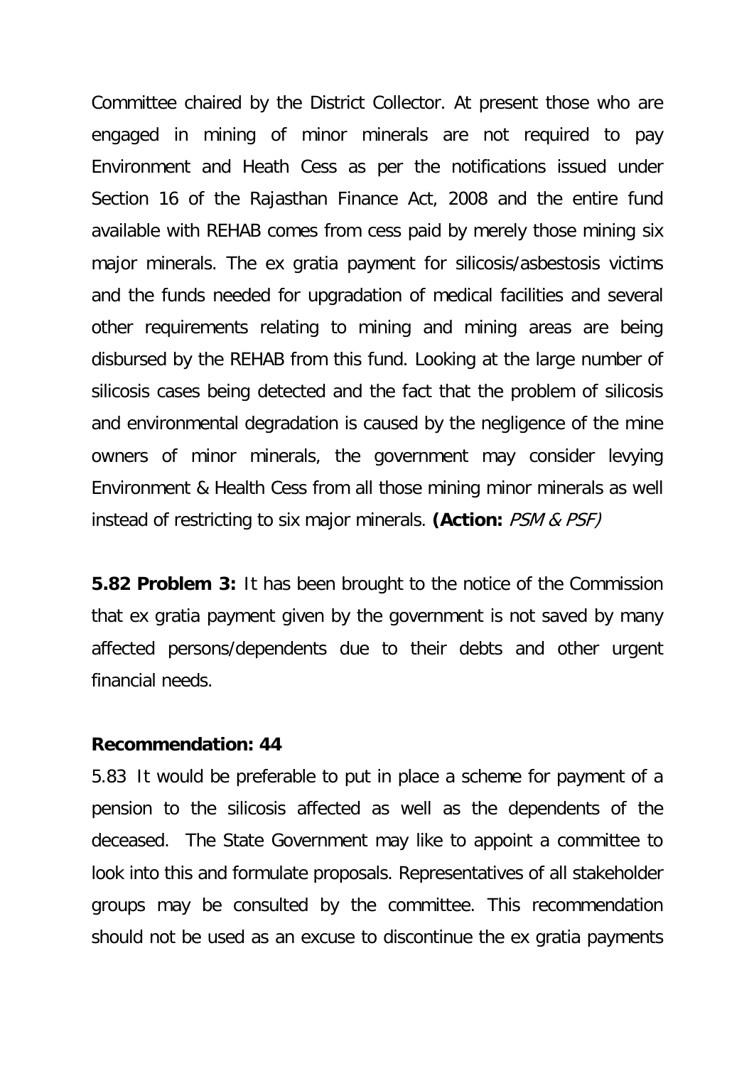Committee chaired by the District Collector. At present those who are engaged in mining of minor minerals are not required to pay Environment and Heath Cess as per the notifications issued under Section 16 of the Rajasthan Finance Act, 2008 and the entire fund available with REHAB comes from cess paid by merely those mining six major minerals. The ex gratia payment for silicosis/asbestosis victims and the funds needed for upgradation of medical facilities and several other requirements relating to mining and mining areas are being disbursed by the REHAB from this fund. Looking at the large number of silicosis cases being detected and the fact that the problem of silicosis and environmental degradation is caused by the negligence of the mine owners of minor minerals, the government may consider levying Environment & Health Cess from all those mining minor minerals as well instead of restricting to six major minerals. **(Action:** *PSM & PSF)*

**5.82 Problem 3:** It has been brought to the notice of the Commission that ex gratia payment given by the government is not saved by many affected persons/dependents due to their debts and other urgent financial needs.

**Recommendation: 44**

5.83 It would be preferable to put in place a scheme for payment of a pension to the silicosis affected as well as the dependents of the deceased. The State Government may like to appoint a committee to look into this and formulate proposals. Representatives of all stakeholder groups may be consulted by the committee. This recommendation should not be used as an excuse to discontinue the ex gratia payments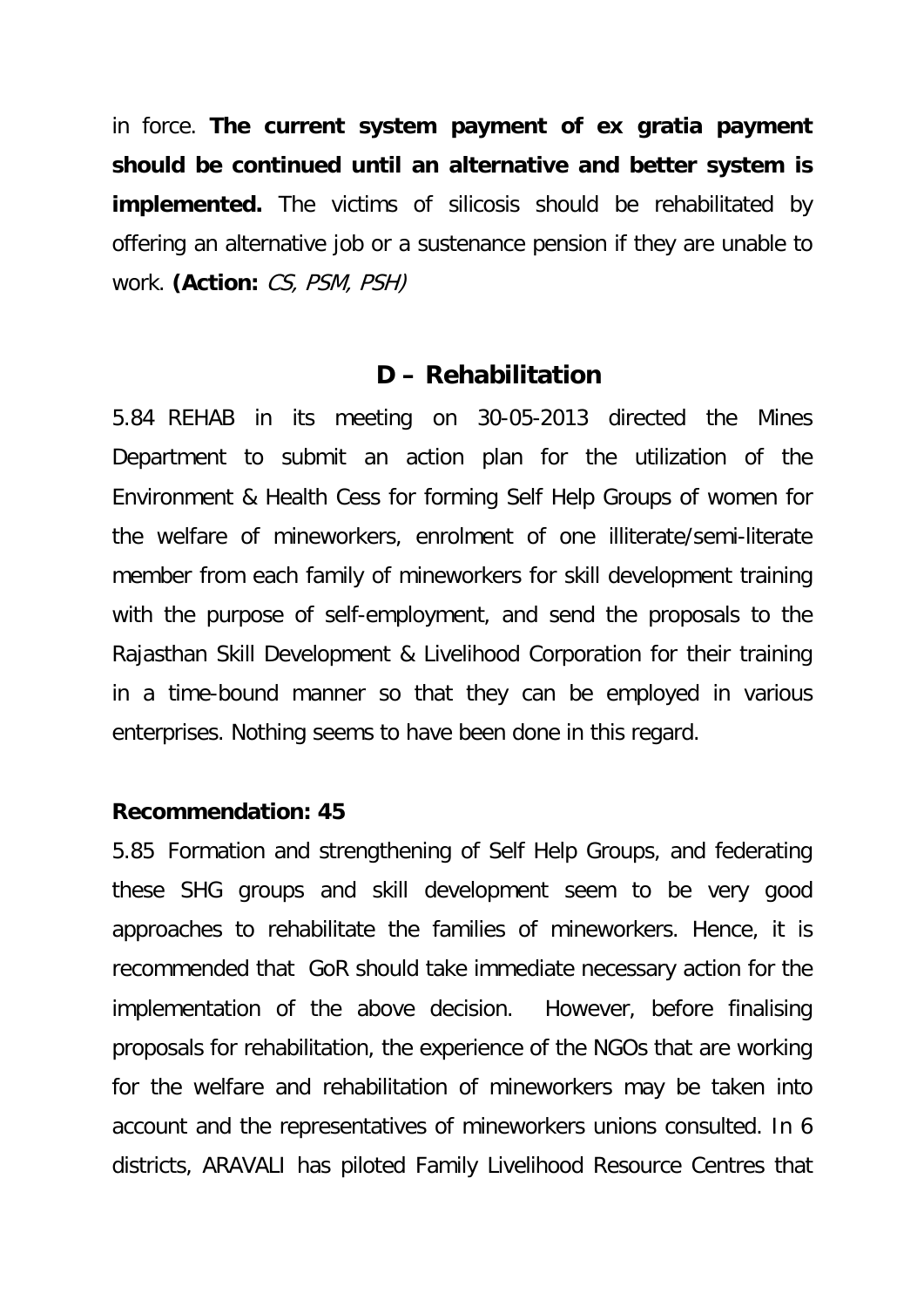in force. **The current system payment of ex gratia payment should be continued until an alternative and better system is implemented.** The victims of silicosis should be rehabilitated by offering an alternative job or a sustenance pension if they are unable to work. **(Action:** *CS, PSM, PSH)*

## D – Rehabilitation

5.84 REHAB in its meeting on 30-05-2013 directed the Mines Department to submit an action plan for the utilization of the Environment & Health Cess for forming Self Help Groups of women for the welfare of mineworkers, enrolment of one illiterate/semi-literate member from each family of mineworkers for skill development training with the purpose of self-employment, and send the proposals to the Rajasthan Skill Development & Livelihood Corporation for their training in a time-bound manner so that they can be employed in various enterprises. Nothing seems to have been done in this regard.

**Recommendation: 45**

5.85 Formation and strengthening of Self Help Groups, and federating these SHG groups and skill development seem to be very good approaches to rehabilitate the families of mineworkers. Hence, it is recommended that GoR should take immediate necessary action for the implementation of the above decision. However, before finalising proposals for rehabilitation, the experience of the NGOs that are working for the welfare and rehabilitation of mineworkers may be taken into account and the representatives of mineworkers unions consulted. In 6 districts, ARAVALI has piloted Family Livelihood Resource Centres that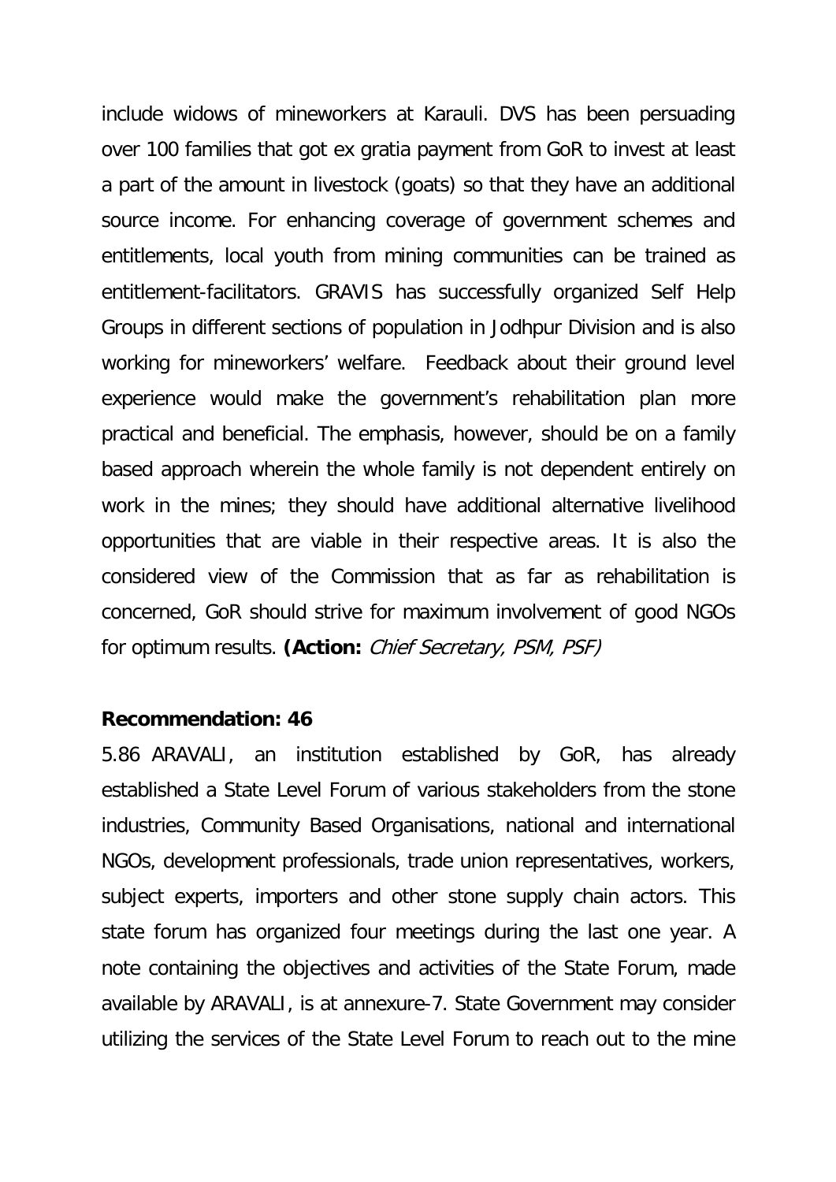include widows of mineworkers at Karauli. DVS has been persuading over 100 families that got ex gratia payment from GoR to invest at least a part of the amount in livestock (goats) so that they have an additional source income. For enhancing coverage of government schemes and entitlements, local youth from mining communities can be trained as entitlement-facilitators. GRAVIS has successfully organized Self Help Groups in different sections of population in Jodhpur Division and is also working for mineworkers' welfare. Feedback about their ground level experience would make the government's rehabilitation plan more practical and beneficial. The emphasis, however, should be on a family based approach wherein the whole family is not dependent entirely on work in the mines; they should have additional alternative livelihood opportunities that are viable in their respective areas. It is also the considered view of the Commission that as far as rehabilitation is concerned, GoR should strive for maximum involvement of good NGOs for optimum results. **(Action:** *Chief Secretary, PSM, PSF)*

**Recommendation: 46**

5.86 ARAVALI, an institution established by GoR, has already established a State Level Forum of various stakeholders from the stone industries, Community Based Organisations, national and international NGOs, development professionals, trade union representatives, workers, subject experts, importers and other stone supply chain actors. This state forum has organized four meetings during the last one year. A note containing the objectives and activities of the State Forum, made available by ARAVALI, is at annexure-7. State Government may consider utilizing the services of the State Level Forum to reach out to the mine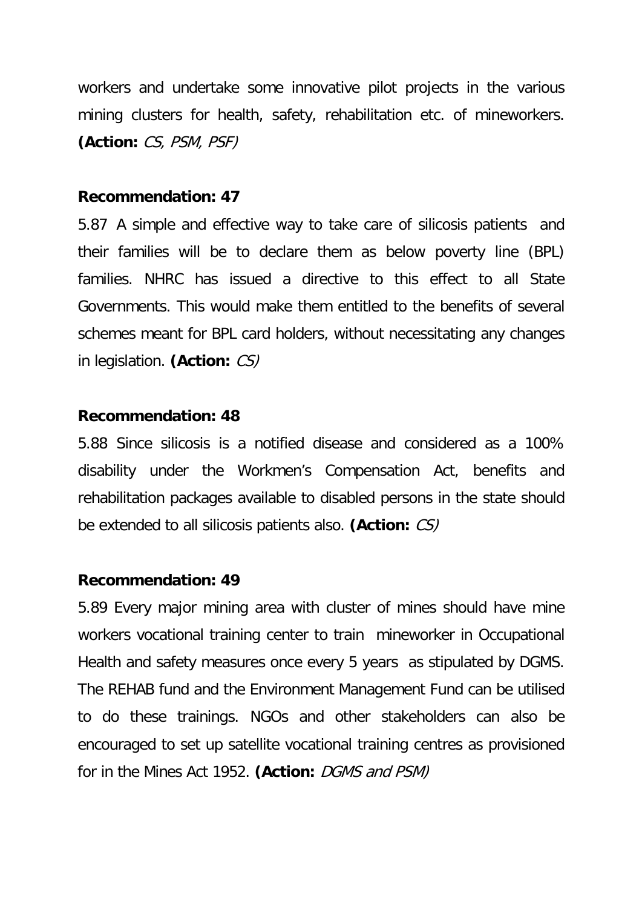workers and undertake some innovative pilot projects in the various mining clusters for health, safety, rehabilitation etc. of mineworkers. **(Action:** *CS, PSM, PSF)*

**Recommendation: 47**

5.87 A simple and effective way to take care of silicosis patients and their families will be to declare them as below poverty line (BPL) families. NHRC has issued a directive to this effect to all State Governments. This would make them entitled to the benefits of several schemes meant for BPL card holders, without necessitating any changes in legislation. **(Action:** *CS)*

**Recommendation: 48**

5.88 Since silicosis is a notified disease and considered as a 100% disability under the Workmen's Compensation Act, benefits and rehabilitation packages available to disabled persons in the state should be extended to all silicosis patients also. **(Action:** *CS)*

**Recommendation: 49**

5.89 Every major mining area with cluster of mines should have mine workers vocational training center to train mineworker in Occupational Health and safety measures once every 5 years as stipulated by DGMS. The REHAB fund and the Environment Management Fund can be utilised to do these trainings. NGOs and other stakeholders can also be encouraged to set up satellite vocational training centres as provisioned for in the Mines Act 1952. **(Action:** *DGMS and PSM)*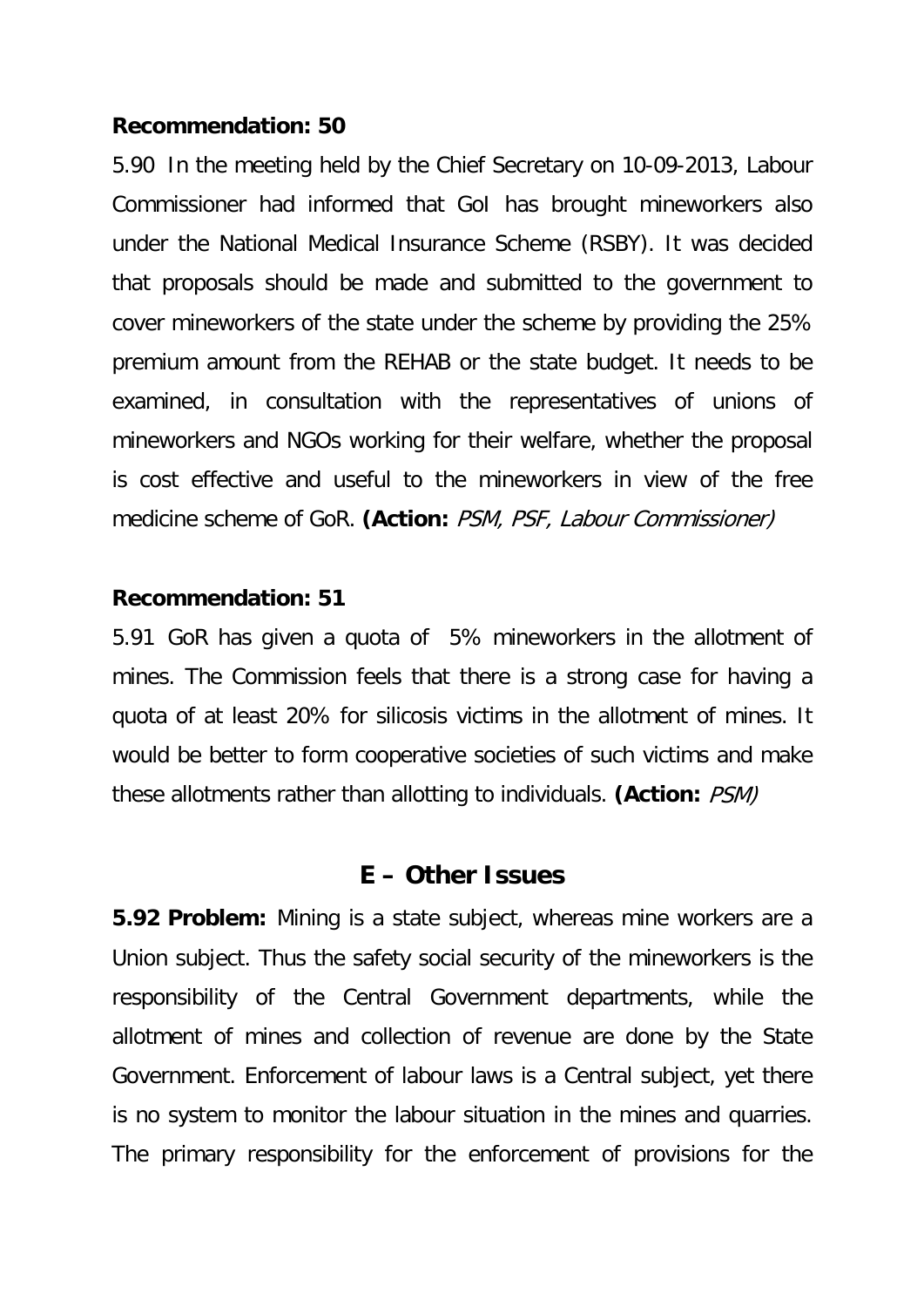**Recommendation: 50**

5.90 In the meeting held by the Chief Secretary on 10-09-2013, Labour Commissioner had informed that GoI has brought mineworkers also under the National Medical Insurance Scheme (RSBY). It was decided that proposals should be made and submitted to the government to cover mineworkers of the state under the scheme by providing the 25% premium amount from the REHAB or the state budget. It needs to be examined, in consultation with the representatives of unions of mineworkers and NGOs working for their welfare, whether the proposal is cost effective and useful to the mineworkers in view of the free medicine scheme of GoR. **(Action:** *PSM, PSF, Labour Commissioner)*

**Recommendation: 51**

5.91 GoR has given a quota of 5% mineworkers in the allotment of mines. The Commission feels that there is a strong case for having a quota of at least 20% for silicosis victims in the allotment of mines. It would be better to form cooperative societies of such victims and make these allotments rather than allotting to individuals. **(Action:** *PSM)*

## E – Other Issues

**5.92 Problem:** Mining is a state subject, whereas mine workers are a Union subject. Thus the safety social security of the mineworkers is the responsibility of the Central Government departments, while the allotment of mines and collection of revenue are done by the State Government. Enforcement of labour laws is a Central subject, yet there is no system to monitor the labour situation in the mines and quarries. The primary responsibility for the enforcement of provisions for the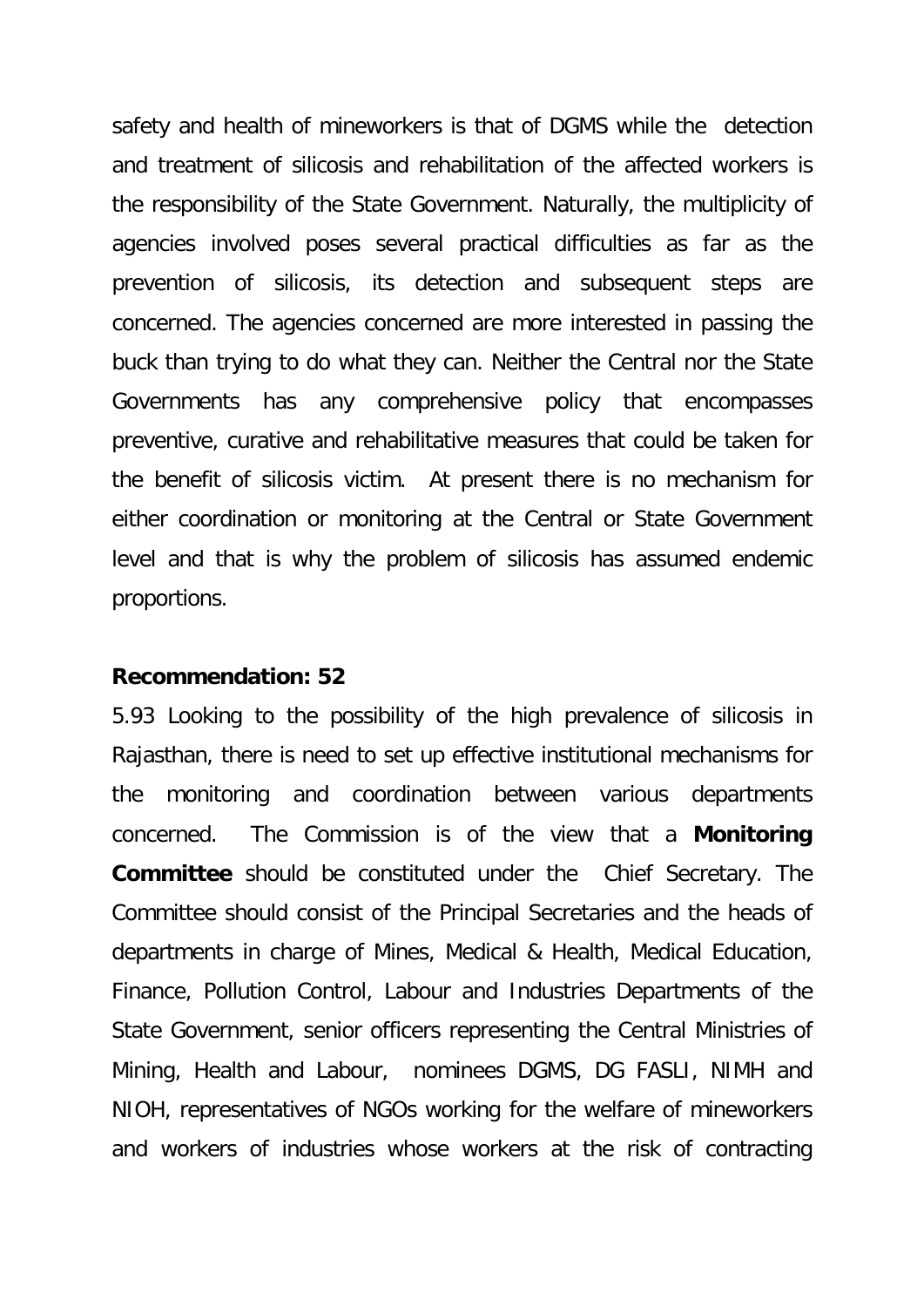safety and health of mineworkers is that of DGMS while the detection and treatment of silicosis and rehabilitation of the affected workers is the responsibility of the State Government. Naturally, the multiplicity of agencies involved poses several practical difficulties as far as the prevention of silicosis, its detection and subsequent steps are concerned. The agencies concerned are more interested in passing the buck than trying to do what they can. Neither the Central nor the State Governments has any comprehensive policy that encompasses preventive, curative and rehabilitative measures that could be taken for the benefit of silicosis victim. At present there is no mechanism for either coordination or monitoring at the Central or State Government level and that is why the problem of silicosis has assumed endemic proportions.

**Recommendation: 52**

5.93 Looking to the possibility of the high prevalence of silicosis in Rajasthan, there is need to set up effective institutional mechanisms for the monitoring and coordination between various departments concerned. The Commission is of the view that a **Monitoring Committee** should be constituted under the Chief Secretary. The Committee should consist of the Principal Secretaries and the heads of departments in charge of Mines, Medical & Health, Medical Education, Finance, Pollution Control, Labour and Industries Departments of the State Government, senior officers representing the Central Ministries of Mining, Health and Labour, nominees DGMS, DG FASLI, NIMH and NIOH, representatives of NGOs working for the welfare of mineworkers and workers of industries whose workers at the risk of contracting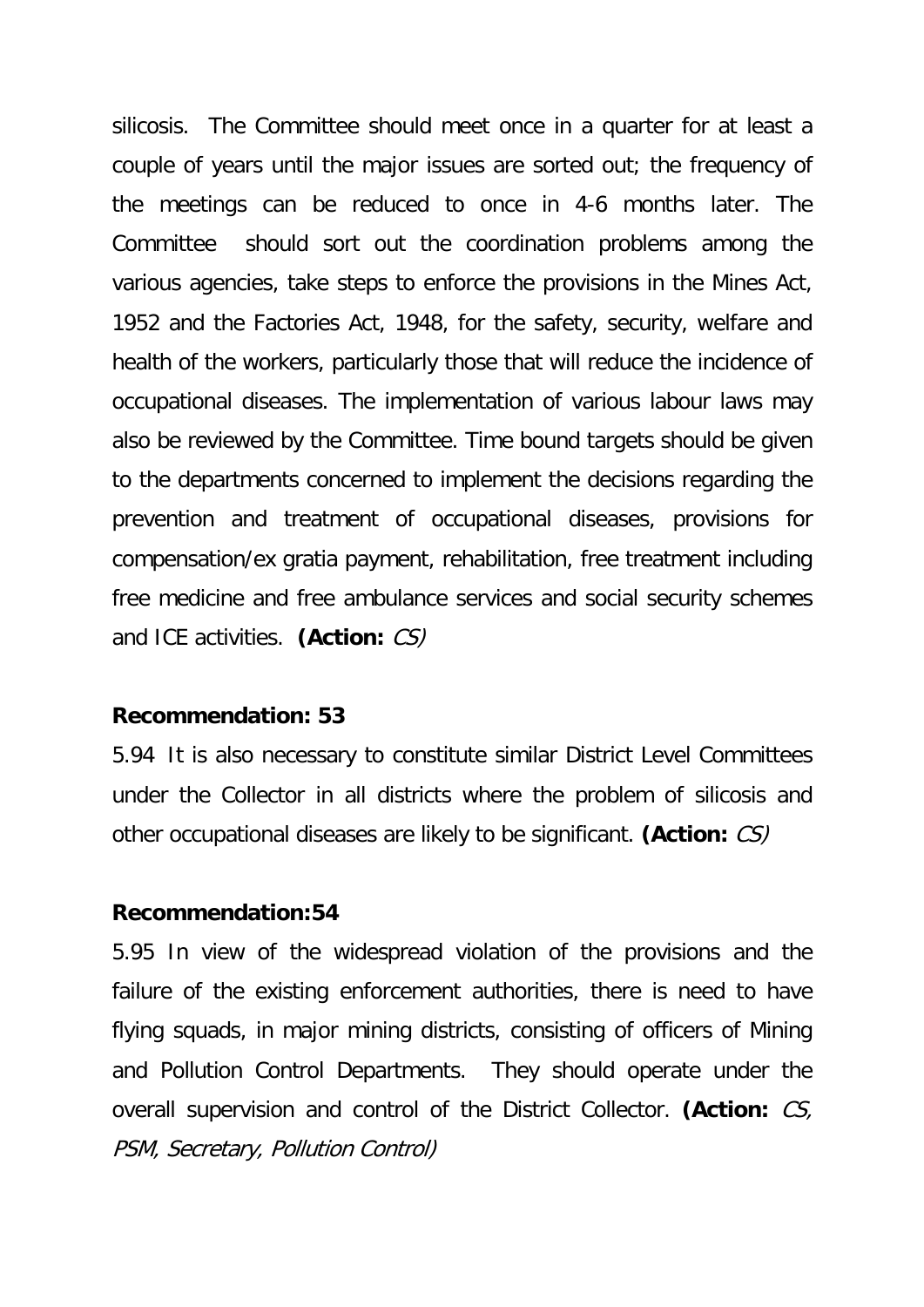silicosis. The Committee should meet once in a quarter for at least a couple of years until the major issues are sorted out; the frequency of the meetings can be reduced to once in 4-6 months later. The Committee should sort out the coordination problems among the various agencies, take steps to enforce the provisions in the Mines Act, 1952 and the Factories Act, 1948, for the safety, security, welfare and health of the workers, particularly those that will reduce the incidence of occupational diseases. The implementation of various labour laws may also be reviewed by the Committee. Time bound targets should be given to the departments concerned to implement the decisions regarding the prevention and treatment of occupational diseases, provisions for compensation/ex gratia payment, rehabilitation, free treatment including free medicine and free ambulance services and social security schemes and ICE activities. **(Action:** *CS)*

**Recommendation: 53**

5.94 It is also necessary to constitute similar District Level Committees under the Collector in all districts where the problem of silicosis and other occupational diseases are likely to be significant. **(Action:** *CS)*

**Recommendation:54**

5.95 In view of the widespread violation of the provisions and the failure of the existing enforcement authorities, there is need to have flying squads, in major mining districts, consisting of officers of Mining and Pollution Control Departments. They should operate under the overall supervision and control of the District Collector. **(Action:** *CS, PSM, Secretary, Pollution Control)*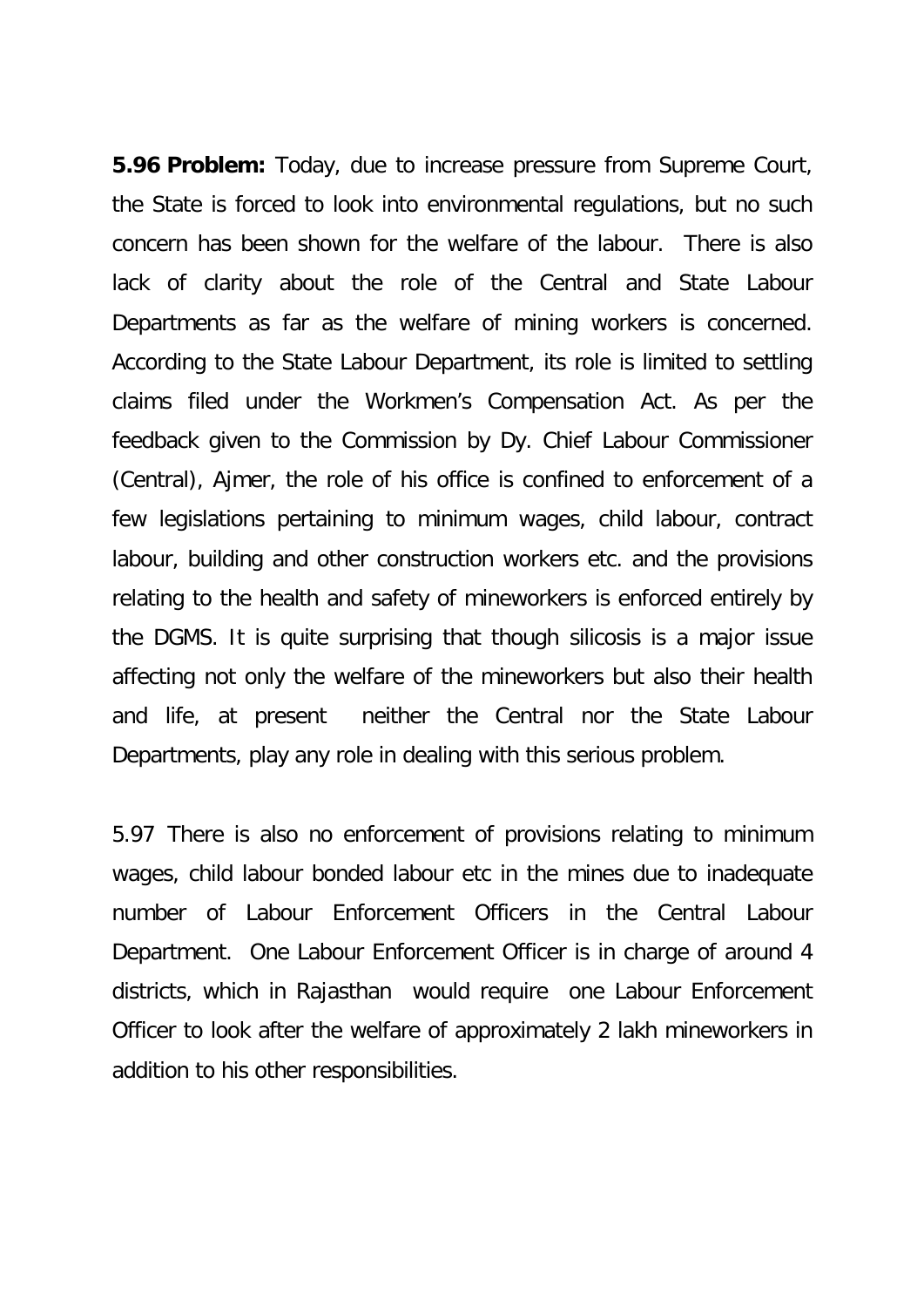**5.96 Problem:** Today, due to increase pressure from Supreme Court, the State is forced to look into environmental regulations, but no such concern has been shown for the welfare of the labour. There is also lack of clarity about the role of the Central and State Labour Departments as far as the welfare of mining workers is concerned. According to the State Labour Department, its role is limited to settling claims filed under the Workmen's Compensation Act. As per the feedback given to the Commission by Dy. Chief Labour Commissioner (Central), Ajmer, the role of his office is confined to enforcement of a few legislations pertaining to minimum wages, child labour, contract labour, building and other construction workers etc. and the provisions relating to the health and safety of mineworkers is enforced entirely by the DGMS. It is quite surprising that though silicosis is a major issue affecting not only the welfare of the mineworkers but also their health and life, at present neither the Central nor the State Labour Departments, play any role in dealing with this serious problem.

5.97 There is also no enforcement of provisions relating to minimum wages, child labour bonded labour etc in the mines due to inadequate number of Labour Enforcement Officers in the Central Labour Department. One Labour Enforcement Officer is in charge of around 4 districts, which in Rajasthan would require one Labour Enforcement Officer to look after the welfare of approximately 2 lakh mineworkers in addition to his other responsibilities.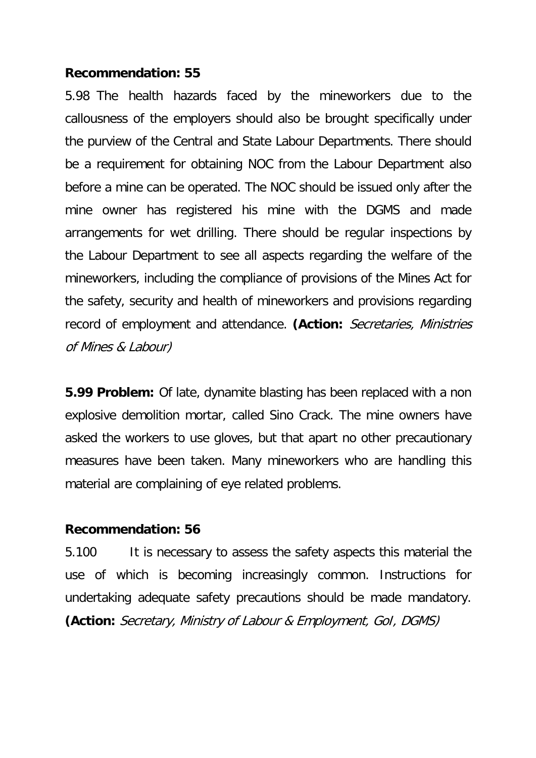**Recommendation: 55**

5.98 The health hazards faced by the mineworkers due to the callousness of the employers should also be brought specifically under the purview of the Central and State Labour Departments. There should be a requirement for obtaining NOC from the Labour Department also before a mine can be operated. The NOC should be issued only after the mine owner has registered his mine with the DGMS and made arrangements for wet drilling. There should be regular inspections by the Labour Department to see all aspects regarding the welfare of the mineworkers, including the compliance of provisions of the Mines Act for the safety, security and health of mineworkers and provisions regarding record of employment and attendance. **(Action:** *Secretaries, Ministries of Mines & Labour)*

**5.99 Problem:** Of late, dynamite blasting has been replaced with a non explosive demolition mortar, called Sino Crack. The mine owners have asked the workers to use gloves, but that apart no other precautionary measures have been taken. Many mineworkers who are handling this material are complaining of eye related problems.

**Recommendation: 56**

5.100 It is necessary to assess the safety aspects this material the use of which is becoming increasingly common. Instructions for undertaking adequate safety precautions should be made mandatory. **(Action:** *Secretary, Ministry of Labour & Employment, GoI, DGMS)*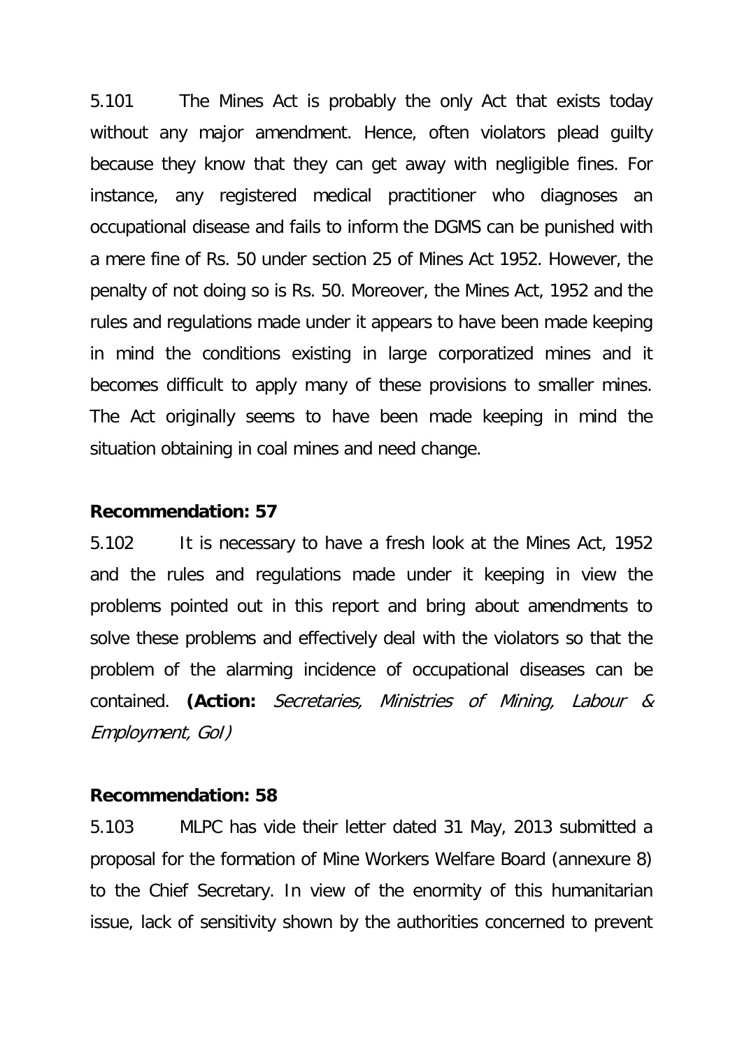5.101 The Mines Act is probably the only Act that exists today without any major amendment. Hence, often violators plead guilty because they know that they can get away with negligible fines. For instance, any registered medical practitioner who diagnoses an occupational disease and fails to inform the DGMS can be punished with a mere fine of Rs. 50 under section 25 of Mines Act 1952. However, the penalty of not doing so is Rs. 50. Moreover, the Mines Act, 1952 and the rules and regulations made under it appears to have been made keeping in mind the conditions existing in large corporatized mines and it becomes difficult to apply many of these provisions to smaller mines. The Act originally seems to have been made keeping in mind the situation obtaining in coal mines and need change.

**Recommendation: 57**

5.102 It is necessary to have a fresh look at the Mines Act, 1952 and the rules and regulations made under it keeping in view the problems pointed out in this report and bring about amendments to solve these problems and effectively deal with the violators so that the problem of the alarming incidence of occupational diseases can be contained. **(Action:** *Secretaries, Ministries of Mining, Labour & Employment, GoI)*

**Recommendation: 58**

5.103 MLPC has vide their letter dated 31 May, 2013 submitted a proposal for the formation of Mine Workers Welfare Board (annexure 8) to the Chief Secretary. In view of the enormity of this humanitarian issue, lack of sensitivity shown by the authorities concerned to prevent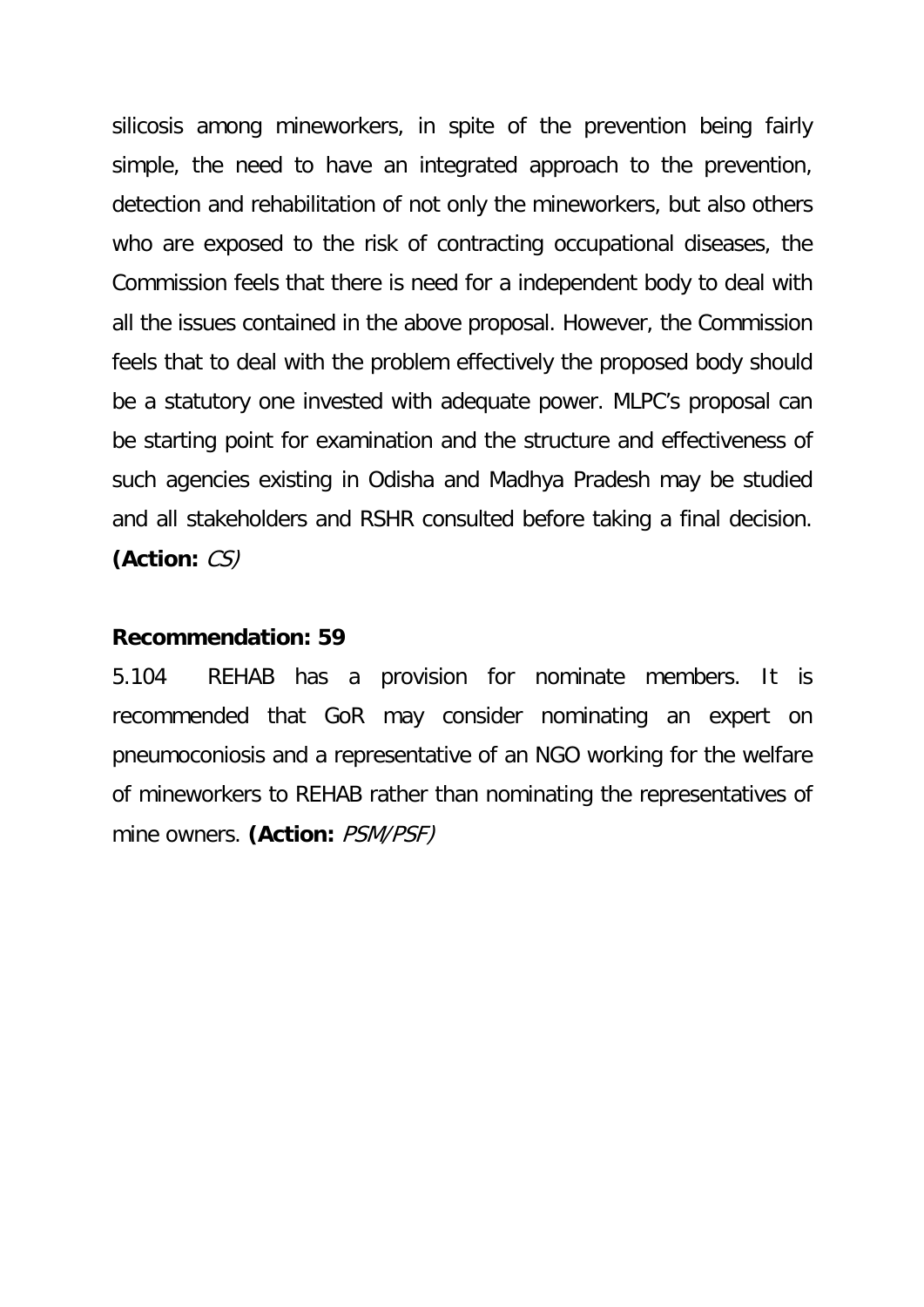silicosis among mineworkers, in spite of the prevention being fairly simple, the need to have an integrated approach to the prevention, detection and rehabilitation of not only the mineworkers, but also others who are exposed to the risk of contracting occupational diseases, the Commission feels that there is need for a independent body to deal with all the issues contained in the above proposal. However, the Commission feels that to deal with the problem effectively the proposed body should be a statutory one invested with adequate power. MLPC's proposal can be starting point for examination and the structure and effectiveness of such agencies existing in Odisha and Madhya Pradesh may be studied and all stakeholders and RSHR consulted before taking a final decision. **(Action:** *CS)*

**Recommendation: 59**

5.104 REHAB has a provision for nominate members. It is recommended that GoR may consider nominating an expert on pneumoconiosis and a representative of an NGO working for the welfare of mineworkers to REHAB rather than nominating the representatives of mine owners. **(Action:** *PSM/PSF)*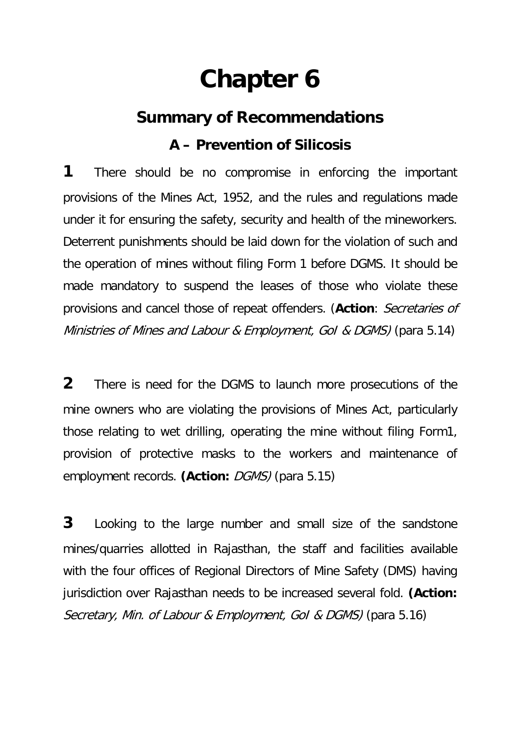# Chapter 6

## Summary of Recommendations

### A – Prevention of Silicosis

**1** There should be no compromise in enforcing the important provisions of the Mines Act, 1952, and the rules and regulations made under it for ensuring the safety, security and health of the mineworkers. Deterrent punishments should be laid down for the violation of such and the operation of mines without filing Form 1 before DGMS. It should be made mandatory to suspend the leases of those who violate these provisions and cancel those of repeat offenders. (**Action**: *Secretaries of Ministries of Mines and Labour & Employment, GoI & DGMS)* (para 5.14)

**2** There is need for the DGMS to launch more prosecutions of the mine owners who are violating the provisions of Mines Act, particularly those relating to wet drilling, operating the mine without filing Form1, provision of protective masks to the workers and maintenance of employment records. **(Action:** *DGMS)* (para 5.15)

**3** Looking to the large number and small size of the sandstone mines/quarries allotted in Rajasthan, the staff and facilities available with the four offices of Regional Directors of Mine Safety (DMS) having jurisdiction over Rajasthan needs to be increased several fold. **(Action:** *Secretary, Min. of Labour & Employment, GoI & DGMS)* (para 5.16)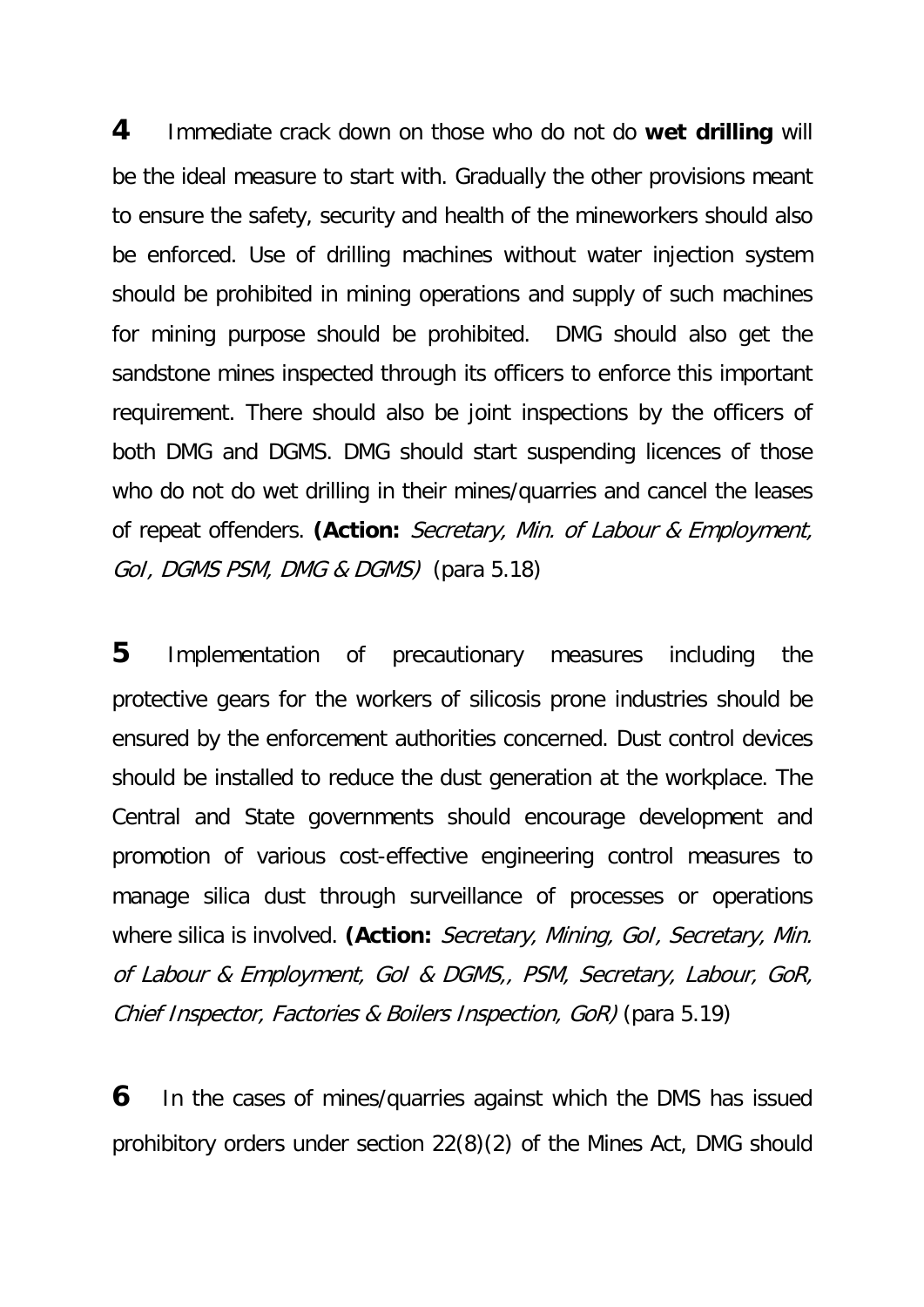**4** Immediate crack down on those who do not do **wet drilling** will be the ideal measure to start with. Gradually the other provisions meant to ensure the safety, security and health of the mineworkers should also be enforced. Use of drilling machines without water injection system should be prohibited in mining operations and supply of such machines for mining purpose should be prohibited. DMG should also get the sandstone mines inspected through its officers to enforce this important requirement. There should also be joint inspections by the officers of both DMG and DGMS. DMG should start suspending licences of those who do not do wet drilling in their mines/quarries and cancel the leases of repeat offenders. **(Action:** *Secretary, Min. of Labour & Employment, GoI, DGMS PSM, DMG & DGMS)* (para 5.18)

**5** Implementation of precautionary measures including the protective gears for the workers of silicosis prone industries should be ensured by the enforcement authorities concerned. Dust control devices should be installed to reduce the dust generation at the workplace. The Central and State governments should encourage development and promotion of various cost-effective engineering control measures to manage silica dust through surveillance of processes or operations where silica is involved. **(Action:** *Secretary, Mining, GoI, Secretary, Min. of Labour & Employment, GoI & DGMS,, PSM, Secretary, Labour, GoR, Chief Inspector, Factories & Boilers Inspection, GoR)* (para 5.19)

**6** In the cases of mines/quarries against which the DMS has issued prohibitory orders under section 22(8)(2) of the Mines Act, DMG should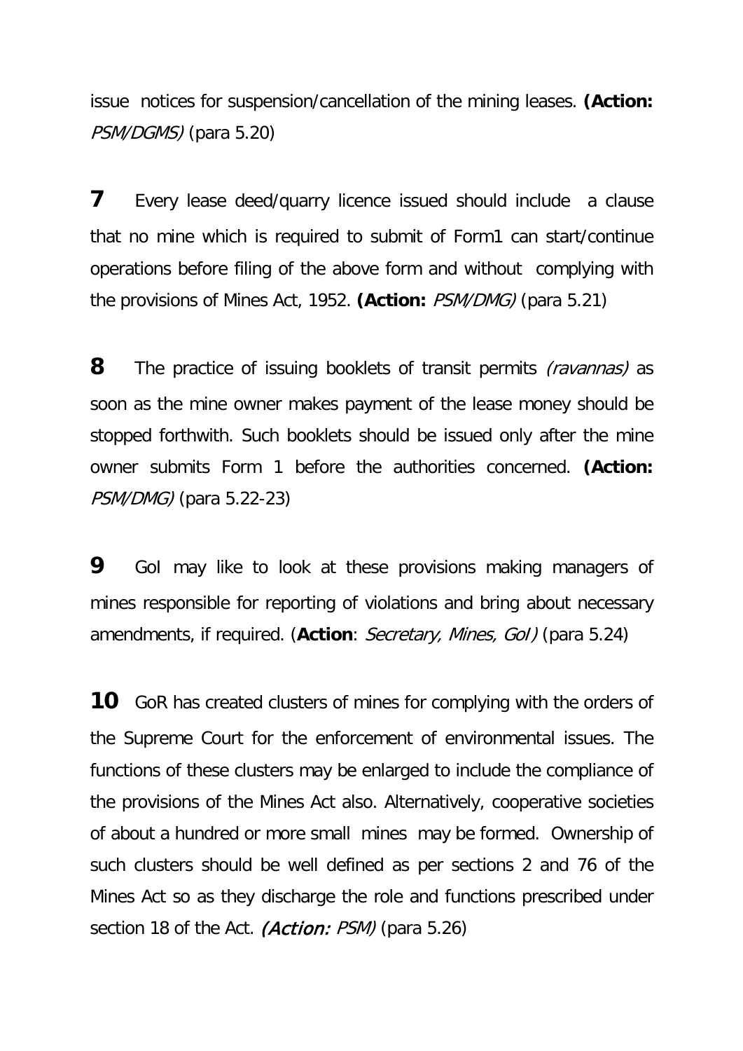issue notices for suspension/cancellation of the mining leases. **(Action:** *PSM/DGMS)* (para 5.20)

**7** Every lease deed/quarry licence issued should include a clause that no mine which is required to submit of Form1 can start/continue operations before filing of the above form and without complying with the provisions of Mines Act, 1952. **(Action:** *PSM/DMG)* (para 5.21)

**8** The practice of issuing booklets of transit permits *(ravannas)* as soon as the mine owner makes payment of the lease money should be stopped forthwith. Such booklets should be issued only after the mine owner submits Form 1 before the authorities concerned. **(Action:** *PSM/DMG)* (para 5.22-23)

**9** GoI may like to look at these provisions making managers of mines responsible for reporting of violations and bring about necessary amendments, if required. (**Action**: *Secretary, Mines, GoI)* (para 5.24)

**10** GoR has created clusters of mines for complying with the orders of the Supreme Court for the enforcement of environmental issues. The functions of these clusters may be enlarged to include the compliance of the provisions of the Mines Act also. Alternatively, cooperative societies of about a hundred or more small mines may be formed. Ownership of such clusters should be well defined as per sections 2 and 76 of the Mines Act so as they discharge the role and functions prescribed under section 18 of the Act. *(Action: PSM)* (para 5.26)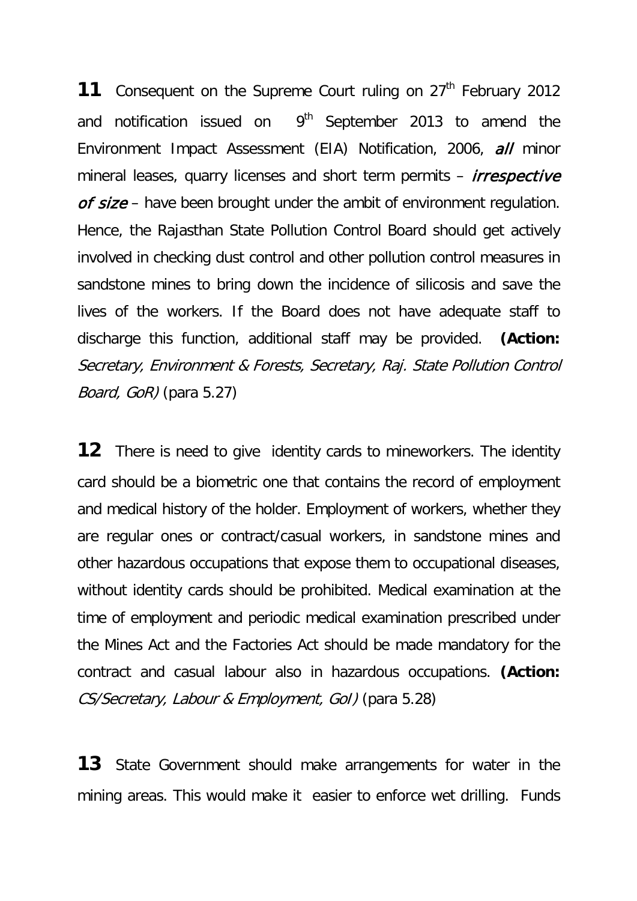**11** Consequent on the Supreme Court ruling on 27th February 2012 and notification issued on 9th September 2013 to amend the Environment Impact Assessment (EIA) Notification, 2006, ***all*** minor mineral leases, quarry licenses and short term permits – *irrespective of size* – have been brought under the ambit of environment regulation. Hence, the Rajasthan State Pollution Control Board should get actively involved in checking dust control and other pollution control measures in sandstone mines to bring down the incidence of silicosis and save the lives of the workers. If the Board does not have adequate staff to discharge this function, additional staff may be provided. **(Action:** *Secretary, Environment & Forests, Secretary, Raj. State Pollution Control Board, GoR)* (para 5.27)

**12** There is need to give identity cards to mineworkers. The identity card should be a biometric one that contains the record of employment and medical history of the holder. Employment of workers, whether they are regular ones or contract/casual workers, in sandstone mines and other hazardous occupations that expose them to occupational diseases, without identity cards should be prohibited. Medical examination at the time of employment and periodic medical examination prescribed under the Mines Act and the Factories Act should be made mandatory for the contract and casual labour also in hazardous occupations. **(Action:** *CS/Secretary, Labour & Employment, GoI)* (para 5.28)

**13** State Government should make arrangements for water in the mining areas. This would make it easier to enforce wet drilling. Funds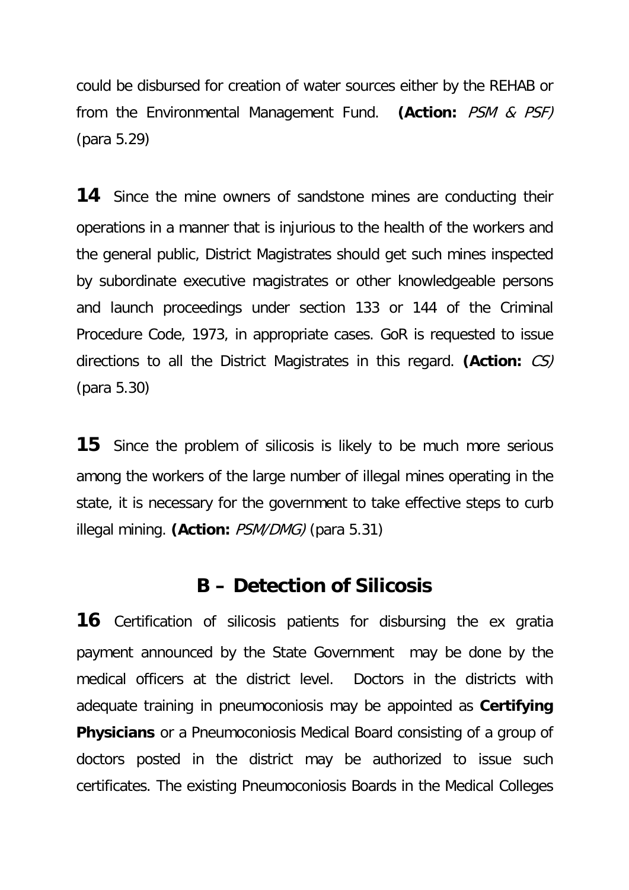could be disbursed for creation of water sources either by the REHAB or from the Environmental Management Fund. **(Action:** *PSM & PSF)* (para 5.29)

**14** Since the mine owners of sandstone mines are conducting their operations in a manner that is injurious to the health of the workers and the general public, District Magistrates should get such mines inspected by subordinate executive magistrates or other knowledgeable persons and launch proceedings under section 133 or 144 of the Criminal Procedure Code, 1973, in appropriate cases. GoR is requested to issue directions to all the District Magistrates in this regard. **(Action:** *CS)* (para 5.30)

**15** Since the problem of silicosis is likely to be much more serious among the workers of the large number of illegal mines operating in the state, it is necessary for the government to take effective steps to curb illegal mining. **(Action:** *PSM/DMG)* (para 5.31)

## B – Detection of Silicosis

**16** Certification of silicosis patients for disbursing the ex gratia payment announced by the State Government may be done by the medical officers at the district level. Doctors in the districts with adequate training in pneumoconiosis may be appointed as **Certifying Physicians** or a Pneumoconiosis Medical Board consisting of a group of doctors posted in the district may be authorized to issue such certificates. The existing Pneumoconiosis Boards in the Medical Colleges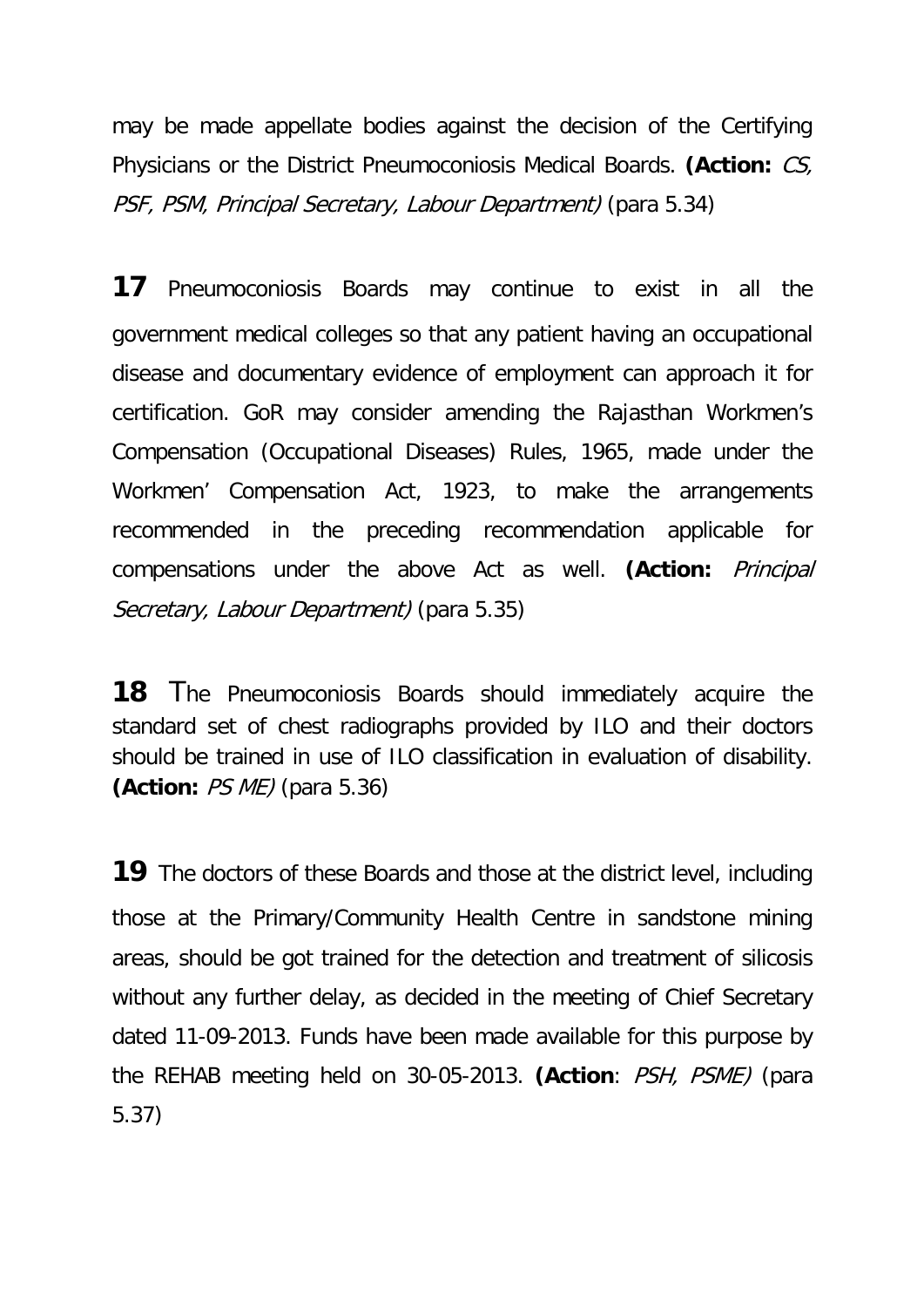may be made appellate bodies against the decision of the Certifying Physicians or the District Pneumoconiosis Medical Boards. **(Action:** *CS, PSF, PSM, Principal Secretary, Labour Department)* (para 5.34)

**17** Pneumoconiosis Boards may continue to exist in all the government medical colleges so that any patient having an occupational disease and documentary evidence of employment can approach it for certification. GoR may consider amending the Rajasthan Workmen's Compensation (Occupational Diseases) Rules, 1965, made under the Workmen' Compensation Act, 1923, to make the arrangements recommended in the preceding recommendation applicable for compensations under the above Act as well. **(Action:** *Principal Secretary, Labour Department)* (para 5.35)

**18** The Pneumoconiosis Boards should immediately acquire the standard set of chest radiographs provided by ILO and their doctors should be trained in use of ILO classification in evaluation of disability. **(Action:** *PS ME)* (para 5.36)

**19** The doctors of these Boards and those at the district level, including those at the Primary/Community Health Centre in sandstone mining areas, should be got trained for the detection and treatment of silicosis without any further delay, as decided in the meeting of Chief Secretary dated 11-09-2013. Funds have been made available for this purpose by the REHAB meeting held on 30-05-2013. **(Action**: *PSH, PSME)* (para 5.37)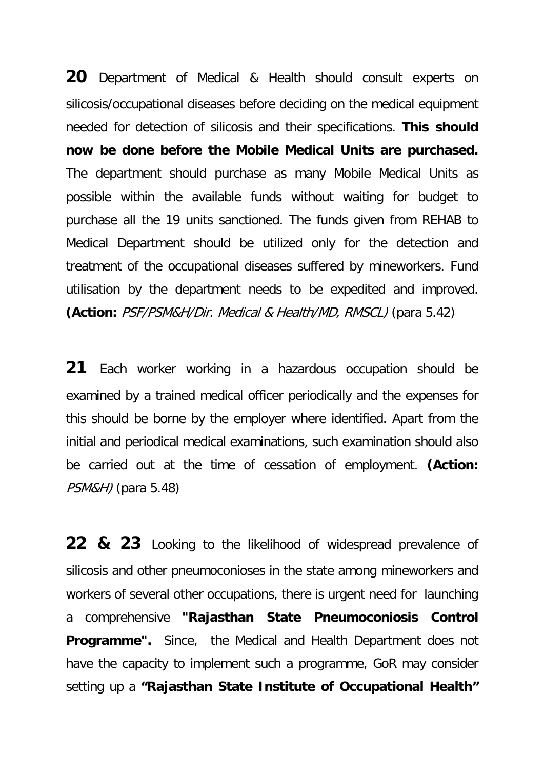**20** Department of Medical & Health should consult experts on silicosis/occupational diseases before deciding on the medical equipment needed for detection of silicosis and their specifications. **This should now be done before the Mobile Medical Units are purchased.** The department should purchase as many Mobile Medical Units as possible within the available funds without waiting for budget to purchase all the 19 units sanctioned. The funds given from REHAB to Medical Department should be utilized only for the detection and treatment of the occupational diseases suffered by mineworkers. Fund utilisation by the department needs to be expedited and improved. **(Action:** *PSF/PSM&H/Dir. Medical & Health/MD, RMSCL)* (para 5.42)

**21** Each worker working in a hazardous occupation should be examined by a trained medical officer periodically and the expenses for this should be borne by the employer where identified. Apart from the initial and periodical medical examinations, such examination should also be carried out at the time of cessation of employment. **(Action:** *PSM&H)* (para 5.48)

**22 & 23** Looking to the likelihood of widespread prevalence of silicosis and other pneumoconioses in the state among mineworkers and workers of several other occupations, there is urgent need for launching a comprehensive **"Rajasthan State Pneumoconiosis Control Programme".** Since, the Medical and Health Department does not have the capacity to implement such a programme, GoR may consider setting up a **"Rajasthan State Institute of Occupational Health"**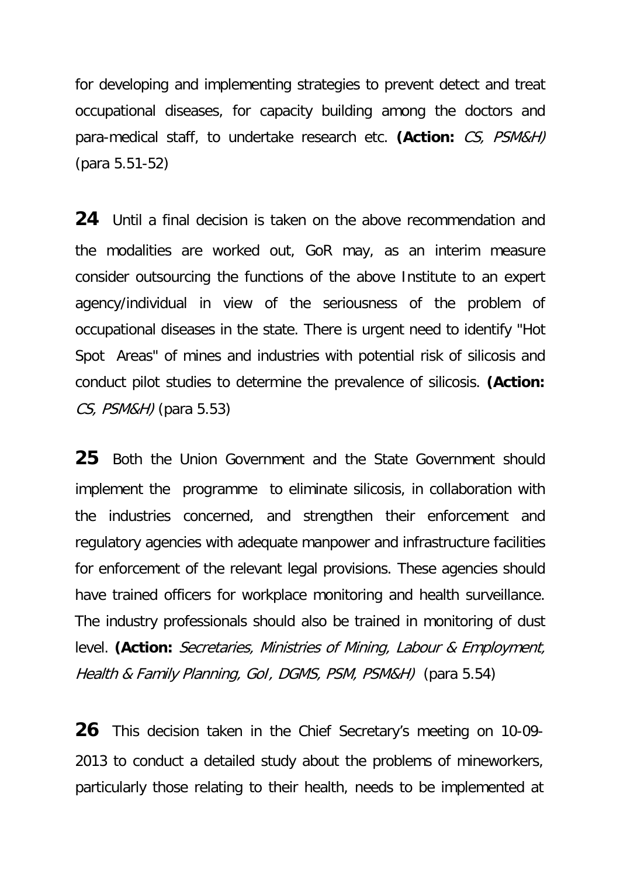for developing and implementing strategies to prevent detect and treat occupational diseases, for capacity building among the doctors and para-medical staff, to undertake research etc. **(Action:** *CS, PSM&H)* (para 5.51-52)

**24** Until a final decision is taken on the above recommendation and the modalities are worked out, GoR may, as an interim measure consider outsourcing the functions of the above Institute to an expert agency/individual in view of the seriousness of the problem of occupational diseases in the state. There is urgent need to identify "Hot Spot Areas" of mines and industries with potential risk of silicosis and conduct pilot studies to determine the prevalence of silicosis. **(Action:** *CS, PSM&H)* (para 5.53)

**25** Both the Union Government and the State Government should implement the programme to eliminate silicosis, in collaboration with the industries concerned, and strengthen their enforcement and regulatory agencies with adequate manpower and infrastructure facilities for enforcement of the relevant legal provisions. These agencies should have trained officers for workplace monitoring and health surveillance. The industry professionals should also be trained in monitoring of dust level. **(Action:** *Secretaries, Ministries of Mining, Labour & Employment, Health & Family Planning, GoI, DGMS, PSM, PSM&H)* (para 5.54)

**26** This decision taken in the Chief Secretary's meeting on 10-09-2013 to conduct a detailed study about the problems of mineworkers, particularly those relating to their health, needs to be implemented at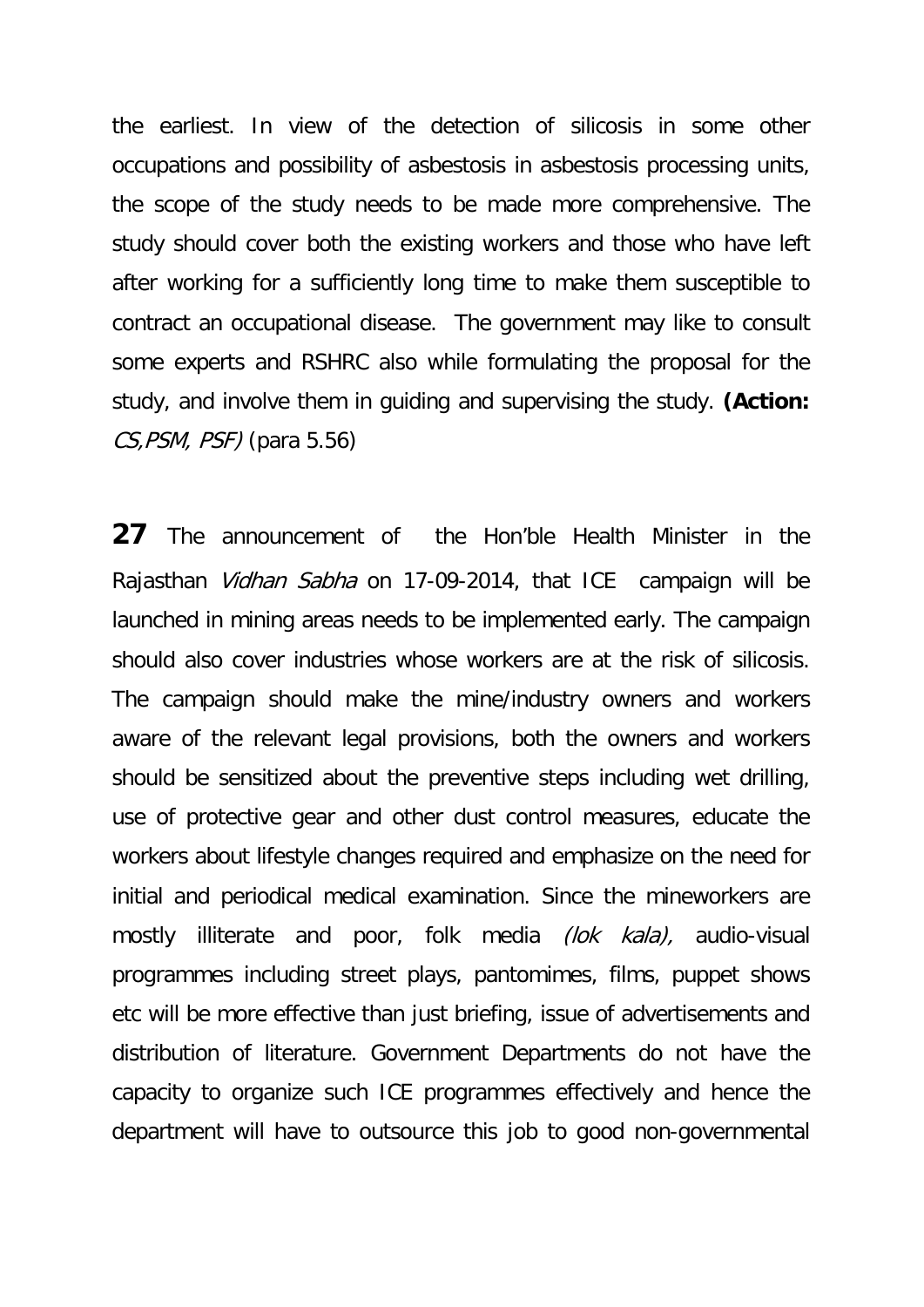the earliest. In view of the detection of silicosis in some other occupations and possibility of asbestosis in asbestosis processing units, the scope of the study needs to be made more comprehensive. The study should cover both the existing workers and those who have left after working for a sufficiently long time to make them susceptible to contract an occupational disease. The government may like to consult some experts and RSHRC also while formulating the proposal for the study, and involve them in guiding and supervising the study. **(Action:** *CS,PSM, PSF)* (para 5.56)

**27** The announcement of the Hon'ble Health Minister in the Rajasthan *Vidhan Sabha* on 17-09-2014, that ICE campaign will be launched in mining areas needs to be implemented early. The campaign should also cover industries whose workers are at the risk of silicosis. The campaign should make the mine/industry owners and workers aware of the relevant legal provisions, both the owners and workers should be sensitized about the preventive steps including wet drilling, use of protective gear and other dust control measures, educate the workers about lifestyle changes required and emphasize on the need for initial and periodical medical examination. Since the mineworkers are mostly illiterate and poor, folk media *(lok kala),* audio-visual programmes including street plays, pantomimes, films, puppet shows etc will be more effective than just briefing, issue of advertisements and distribution of literature. Government Departments do not have the capacity to organize such ICE programmes effectively and hence the department will have to outsource this job to good non-governmental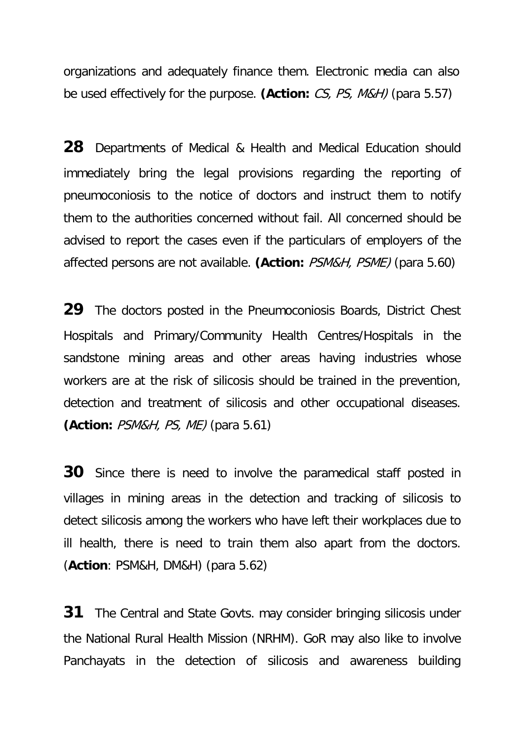organizations and adequately finance them. Electronic media can also be used effectively for the purpose. **(Action:** *CS, PS, M&H)* (para 5.57)

**28** Departments of Medical & Health and Medical Education should immediately bring the legal provisions regarding the reporting of pneumoconiosis to the notice of doctors and instruct them to notify them to the authorities concerned without fail. All concerned should be advised to report the cases even if the particulars of employers of the affected persons are not available. **(Action:** *PSM&H, PSME)* (para 5.60)

**29** The doctors posted in the Pneumoconiosis Boards, District Chest Hospitals and Primary/Community Health Centres/Hospitals in the sandstone mining areas and other areas having industries whose workers are at the risk of silicosis should be trained in the prevention, detection and treatment of silicosis and other occupational diseases. **(Action:** *PSM&H, PS, ME)* (para 5.61)

**30** Since there is need to involve the paramedical staff posted in villages in mining areas in the detection and tracking of silicosis to detect silicosis among the workers who have left their workplaces due to ill health, there is need to train them also apart from the doctors. (**Action**: PSM&H, DM&H) (para 5.62)

**31** The Central and State Govts. may consider bringing silicosis under the National Rural Health Mission (NRHM). GoR may also like to involve Panchayats in the detection of silicosis and awareness building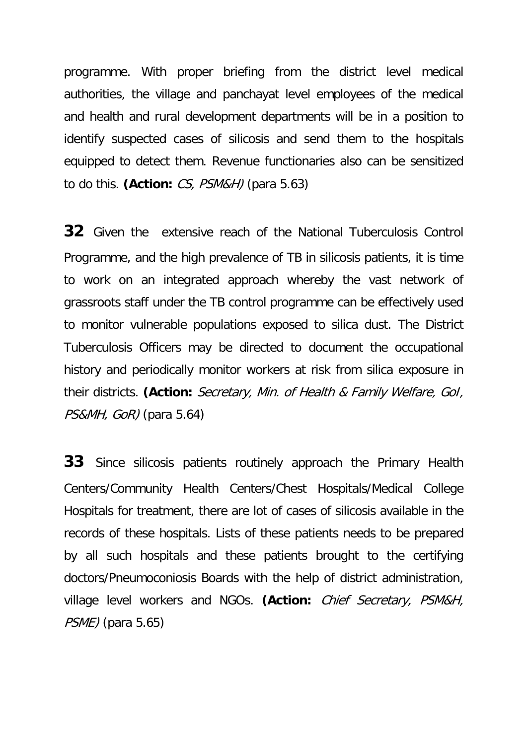programme. With proper briefing from the district level medical authorities, the village and panchayat level employees of the medical and health and rural development departments will be in a position to identify suspected cases of silicosis and send them to the hospitals equipped to detect them. Revenue functionaries also can be sensitized to do this. **(Action:** *CS, PSM&H)* (para 5.63)

**32** Given the extensive reach of the National Tuberculosis Control Programme, and the high prevalence of TB in silicosis patients, it is time to work on an integrated approach whereby the vast network of grassroots staff under the TB control programme can be effectively used to monitor vulnerable populations exposed to silica dust. The District Tuberculosis Officers may be directed to document the occupational history and periodically monitor workers at risk from silica exposure in their districts. **(Action:** *Secretary, Min. of Health & Family Welfare, GoI, PS&MH, GoR)* (para 5.64)

**33** Since silicosis patients routinely approach the Primary Health Centers/Community Health Centers/Chest Hospitals/Medical College Hospitals for treatment, there are lot of cases of silicosis available in the records of these hospitals. Lists of these patients needs to be prepared by all such hospitals and these patients brought to the certifying doctors/Pneumoconiosis Boards with the help of district administration, village level workers and NGOs. **(Action:** *Chief Secretary, PSM&H, PSME)* (para 5.65)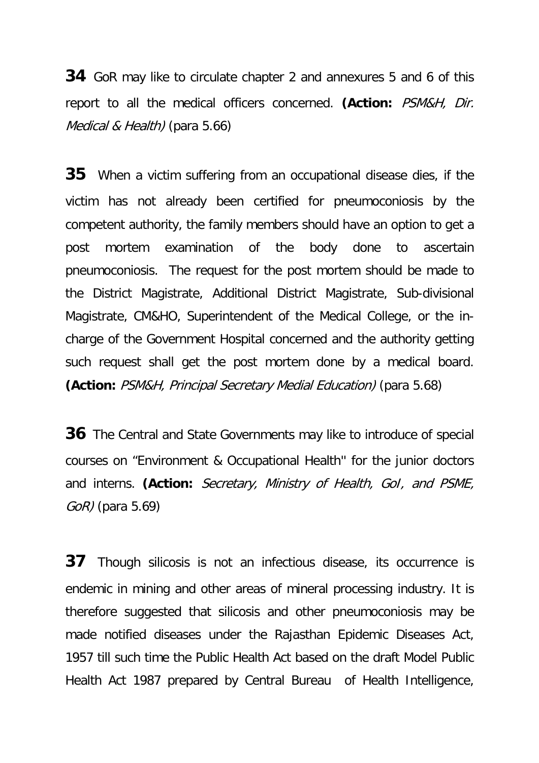**34** GoR may like to circulate chapter 2 and annexures 5 and 6 of this report to all the medical officers concerned. **(Action:** *PSM&H, Dir. Medical & Health)* (para 5.66)

**35** When a victim suffering from an occupational disease dies, if the victim has not already been certified for pneumoconiosis by the competent authority, the family members should have an option to get a post mortem examination of the body done to ascertain pneumoconiosis. The request for the post mortem should be made to the District Magistrate, Additional District Magistrate, Sub-divisional Magistrate, CM&HO, Superintendent of the Medical College, or the in-charge of the Government Hospital concerned and the authority getting such request shall get the post mortem done by a medical board. **(Action:** *PSM&H, Principal Secretary Medial Education)* (para 5.68)

**36** The Central and State Governments may like to introduce of special courses on "Environment & Occupational Health" for the junior doctors and interns. **(Action:** *Secretary, Ministry of Health, GoI, and PSME, GoR)* (para 5.69)

**37** Though silicosis is not an infectious disease, its occurrence is endemic in mining and other areas of mineral processing industry. It is therefore suggested that silicosis and other pneumoconiosis may be made notified diseases under the Rajasthan Epidemic Diseases Act, 1957 till such time the Public Health Act based on the draft Model Public Health Act 1987 prepared by Central Bureau of Health Intelligence,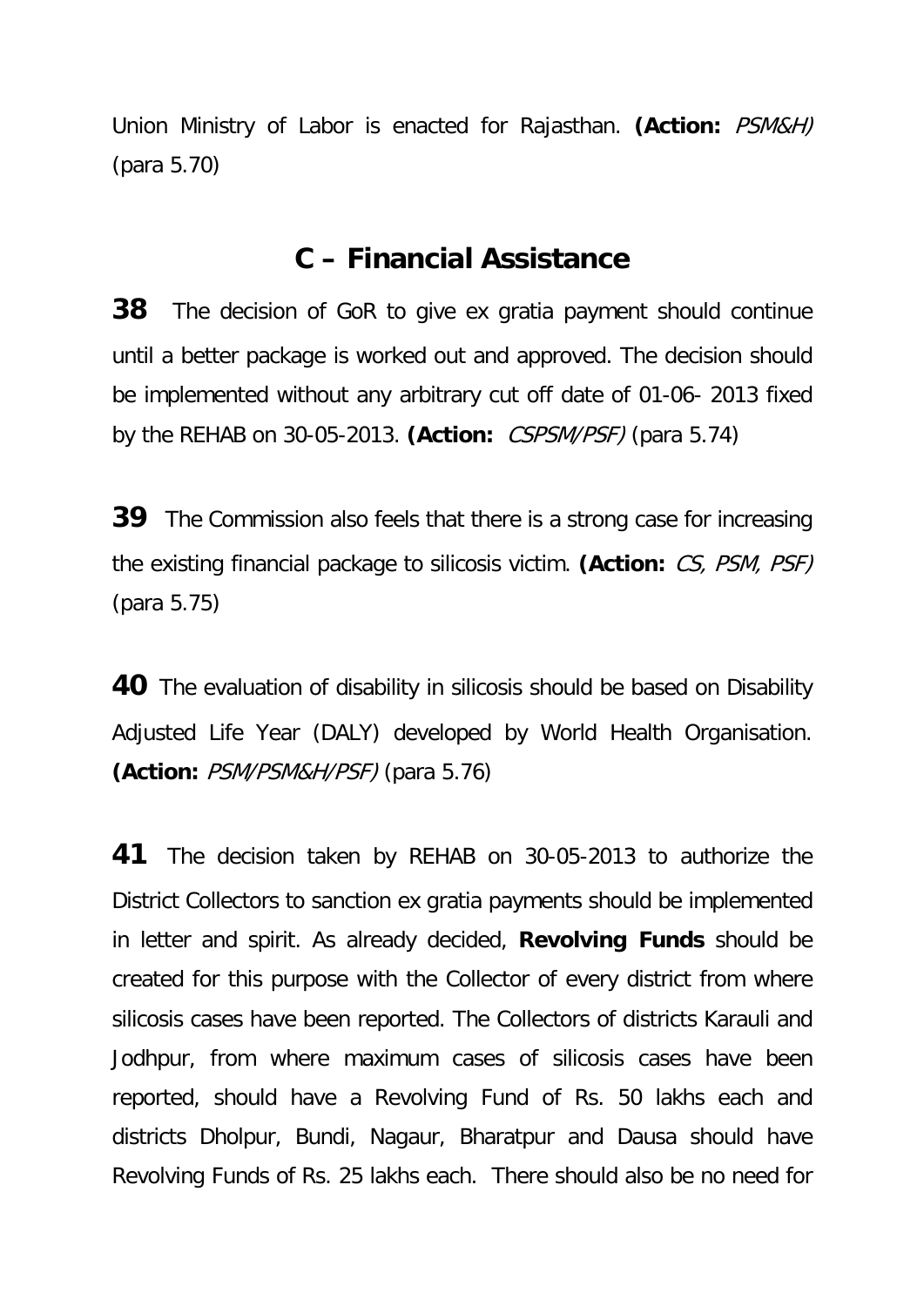Union Ministry of Labor is enacted for Rajasthan. **(Action:** *PSM&H)* (para 5.70)

## C – Financial Assistance

**38** The decision of GoR to give ex gratia payment should continue until a better package is worked out and approved. The decision should be implemented without any arbitrary cut off date of 01-06- 2013 fixed by the REHAB on 30-05-2013. **(Action:** *CSPSM/PSF)* (para 5.74)

**39** The Commission also feels that there is a strong case for increasing the existing financial package to silicosis victim. **(Action:** *CS, PSM, PSF)* (para 5.75)

**40** The evaluation of disability in silicosis should be based on Disability Adjusted Life Year (DALY) developed by World Health Organisation. **(Action:** *PSM/PSM&H/PSF)* (para 5.76)

**41** The decision taken by REHAB on 30-05-2013 to authorize the District Collectors to sanction ex gratia payments should be implemented in letter and spirit. As already decided, **Revolving Funds** should be created for this purpose with the Collector of every district from where silicosis cases have been reported. The Collectors of districts Karauli and Jodhpur, from where maximum cases of silicosis cases have been reported, should have a Revolving Fund of Rs. 50 lakhs each and districts Dholpur, Bundi, Nagaur, Bharatpur and Dausa should have Revolving Funds of Rs. 25 lakhs each. There should also be no need for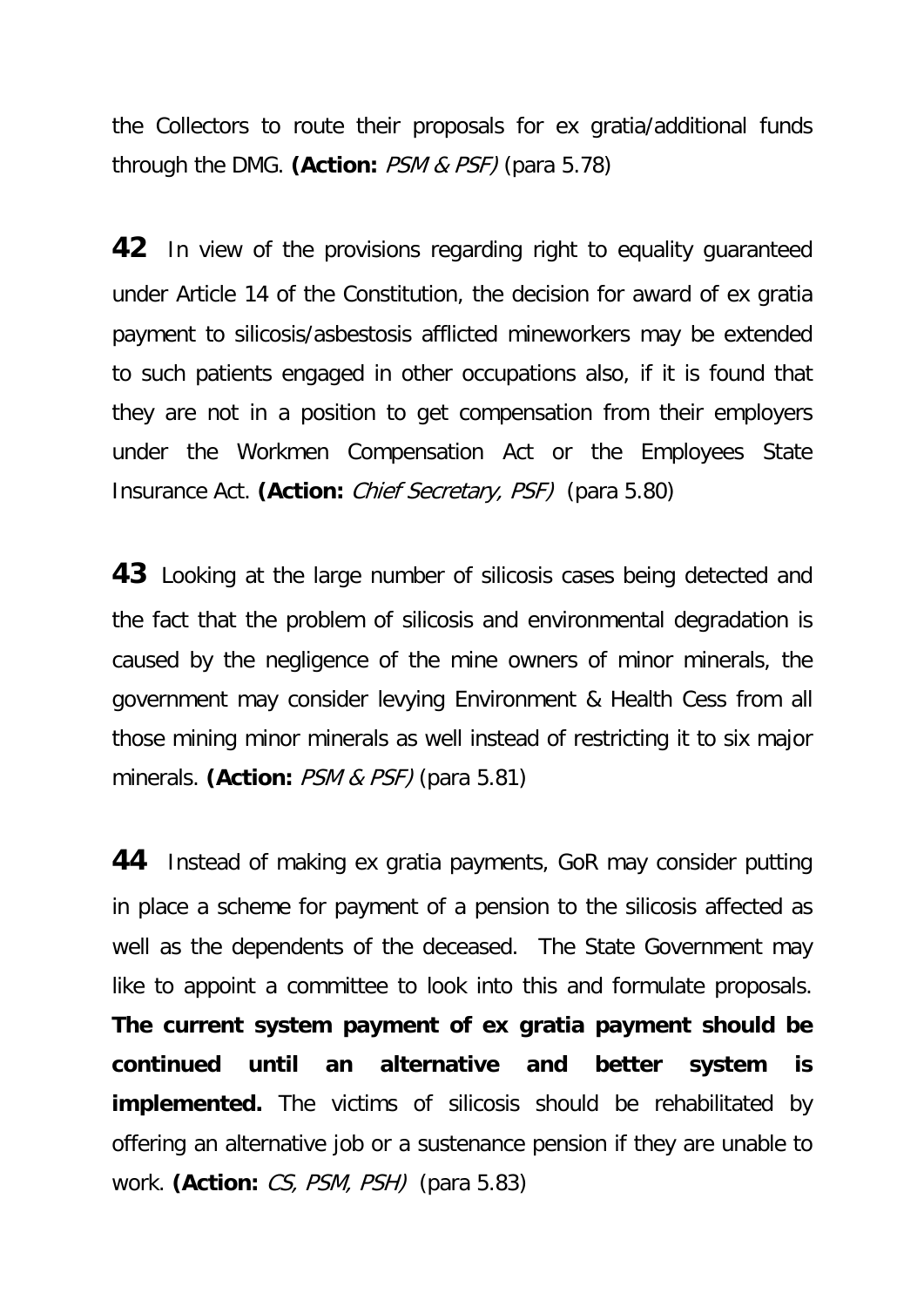the Collectors to route their proposals for ex gratia/additional funds through the DMG. **(Action:** *PSM & PSF)* (para 5.78)

**42** In view of the provisions regarding right to equality guaranteed under Article 14 of the Constitution, the decision for award of ex gratia payment to silicosis/asbestosis afflicted mineworkers may be extended to such patients engaged in other occupations also, if it is found that they are not in a position to get compensation from their employers under the Workmen Compensation Act or the Employees State Insurance Act. **(Action:** *Chief Secretary, PSF)* (para 5.80)

**43** Looking at the large number of silicosis cases being detected and the fact that the problem of silicosis and environmental degradation is caused by the negligence of the mine owners of minor minerals, the government may consider levying Environment & Health Cess from all those mining minor minerals as well instead of restricting it to six major minerals. **(Action:** *PSM & PSF)* (para 5.81)

**44** Instead of making ex gratia payments, GoR may consider putting in place a scheme for payment of a pension to the silicosis affected as well as the dependents of the deceased. The State Government may like to appoint a committee to look into this and formulate proposals. **The current system payment of ex gratia payment should be continued until an alternative and better system is implemented.** The victims of silicosis should be rehabilitated by offering an alternative job or a sustenance pension if they are unable to work. **(Action:** *CS, PSM, PSH)* (para 5.83)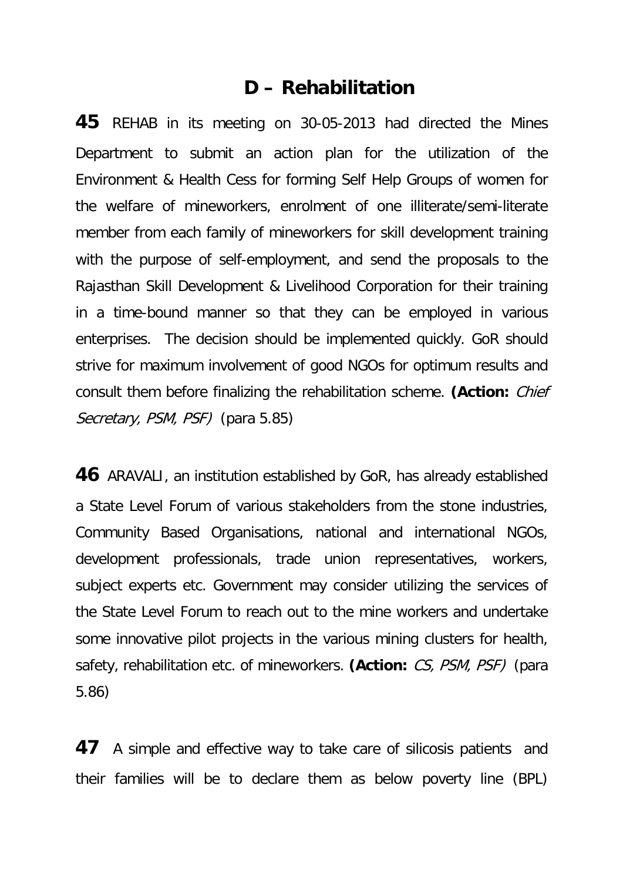## D – Rehabilitation

**45** REHAB in its meeting on 30-05-2013 had directed the Mines Department to submit an action plan for the utilization of the Environment & Health Cess for forming Self Help Groups of women for the welfare of mineworkers, enrolment of one illiterate/semi-literate member from each family of mineworkers for skill development training with the purpose of self-employment, and send the proposals to the Rajasthan Skill Development & Livelihood Corporation for their training in a time-bound manner so that they can be employed in various enterprises. The decision should be implemented quickly. GoR should strive for maximum involvement of good NGOs for optimum results and consult them before finalizing the rehabilitation scheme. **(Action:** *Chief Secretary, PSM, PSF)* (para 5.85)

**46** ARAVALI, an institution established by GoR, has already established a State Level Forum of various stakeholders from the stone industries, Community Based Organisations, national and international NGOs, development professionals, trade union representatives, workers, subject experts etc. Government may consider utilizing the services of the State Level Forum to reach out to the mine workers and undertake some innovative pilot projects in the various mining clusters for health, safety, rehabilitation etc. of mineworkers. **(Action:** *CS, PSM, PSF)* (para 5.86)

**47** A simple and effective way to take care of silicosis patients and their families will be to declare them as below poverty line (BPL)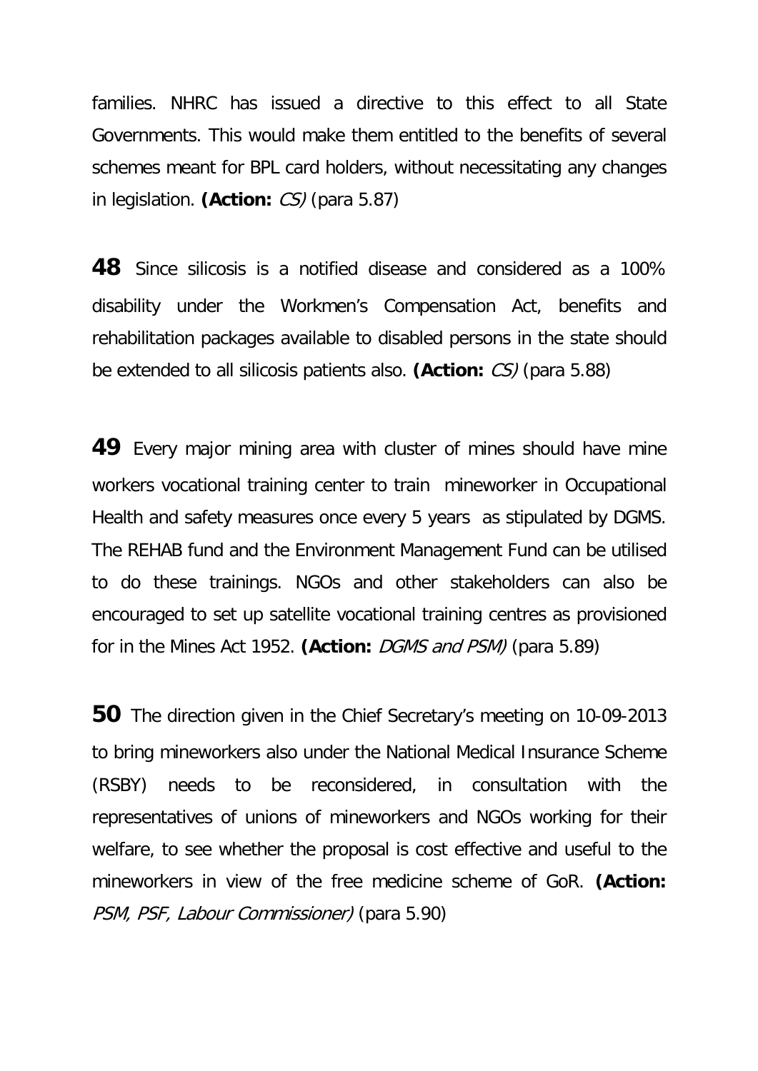families. NHRC has issued a directive to this effect to all State Governments. This would make them entitled to the benefits of several schemes meant for BPL card holders, without necessitating any changes in legislation. **(Action:** *CS)* (para 5.87)

**48** Since silicosis is a notified disease and considered as a 100% disability under the Workmen's Compensation Act, benefits and rehabilitation packages available to disabled persons in the state should be extended to all silicosis patients also. **(Action:** *CS)* (para 5.88)

**49** Every major mining area with cluster of mines should have mine workers vocational training center to train mineworker in Occupational Health and safety measures once every 5 years as stipulated by DGMS. The REHAB fund and the Environment Management Fund can be utilised to do these trainings. NGOs and other stakeholders can also be encouraged to set up satellite vocational training centres as provisioned for in the Mines Act 1952. **(Action:** *DGMS and PSM)* (para 5.89)

**50** The direction given in the Chief Secretary's meeting on 10-09-2013 to bring mineworkers also under the National Medical Insurance Scheme (RSBY) needs to be reconsidered, in consultation with the representatives of unions of mineworkers and NGOs working for their welfare, to see whether the proposal is cost effective and useful to the mineworkers in view of the free medicine scheme of GoR. **(Action:** *PSM, PSF, Labour Commissioner)* (para 5.90)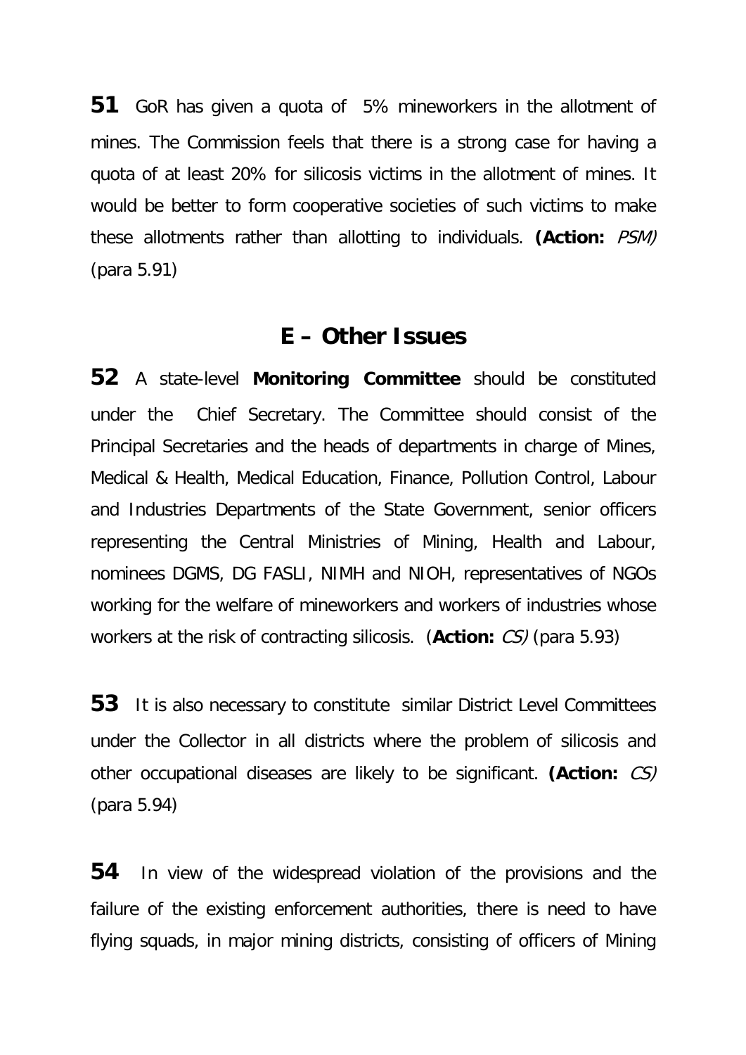**51** GoR has given a quota of 5% mineworkers in the allotment of mines. The Commission feels that there is a strong case for having a quota of at least 20% for silicosis victims in the allotment of mines. It would be better to form cooperative societies of such victims to make these allotments rather than allotting to individuals. **(Action:** *PSM)* (para 5.91)

## E – Other Issues

**52** A state-level **Monitoring Committee** should be constituted under the Chief Secretary. The Committee should consist of the Principal Secretaries and the heads of departments in charge of Mines, Medical & Health, Medical Education, Finance, Pollution Control, Labour and Industries Departments of the State Government, senior officers representing the Central Ministries of Mining, Health and Labour, nominees DGMS, DG FASLI, NIMH and NIOH, representatives of NGOs working for the welfare of mineworkers and workers of industries whose workers at the risk of contracting silicosis. (**Action:** *CS)* (para 5.93)

**53** It is also necessary to constitute similar District Level Committees under the Collector in all districts where the problem of silicosis and other occupational diseases are likely to be significant. **(Action:** *CS)* (para 5.94)

**54** In view of the widespread violation of the provisions and the failure of the existing enforcement authorities, there is need to have flying squads, in major mining districts, consisting of officers of Mining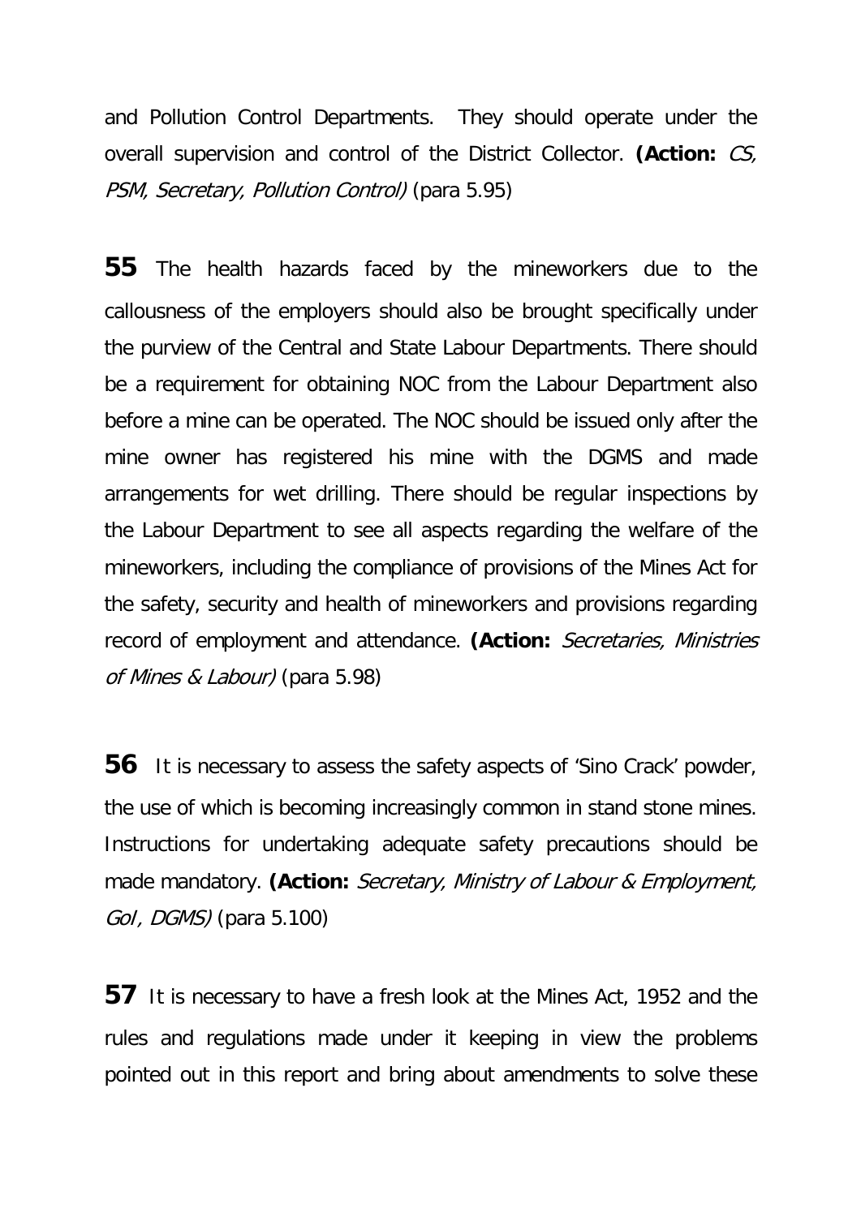and Pollution Control Departments. They should operate under the overall supervision and control of the District Collector. **(Action:** *CS, PSM, Secretary, Pollution Control)* (para 5.95)

**55** The health hazards faced by the mineworkers due to the callousness of the employers should also be brought specifically under the purview of the Central and State Labour Departments. There should be a requirement for obtaining NOC from the Labour Department also before a mine can be operated. The NOC should be issued only after the mine owner has registered his mine with the DGMS and made arrangements for wet drilling. There should be regular inspections by the Labour Department to see all aspects regarding the welfare of the mineworkers, including the compliance of provisions of the Mines Act for the safety, security and health of mineworkers and provisions regarding record of employment and attendance. **(Action:** *Secretaries, Ministries of Mines & Labour)* (para 5.98)

**56** It is necessary to assess the safety aspects of 'Sino Crack' powder, the use of which is becoming increasingly common in stand stone mines. Instructions for undertaking adequate safety precautions should be made mandatory. **(Action:** *Secretary, Ministry of Labour & Employment, GoI, DGMS)* (para 5.100)

**57** It is necessary to have a fresh look at the Mines Act, 1952 and the rules and regulations made under it keeping in view the problems pointed out in this report and bring about amendments to solve these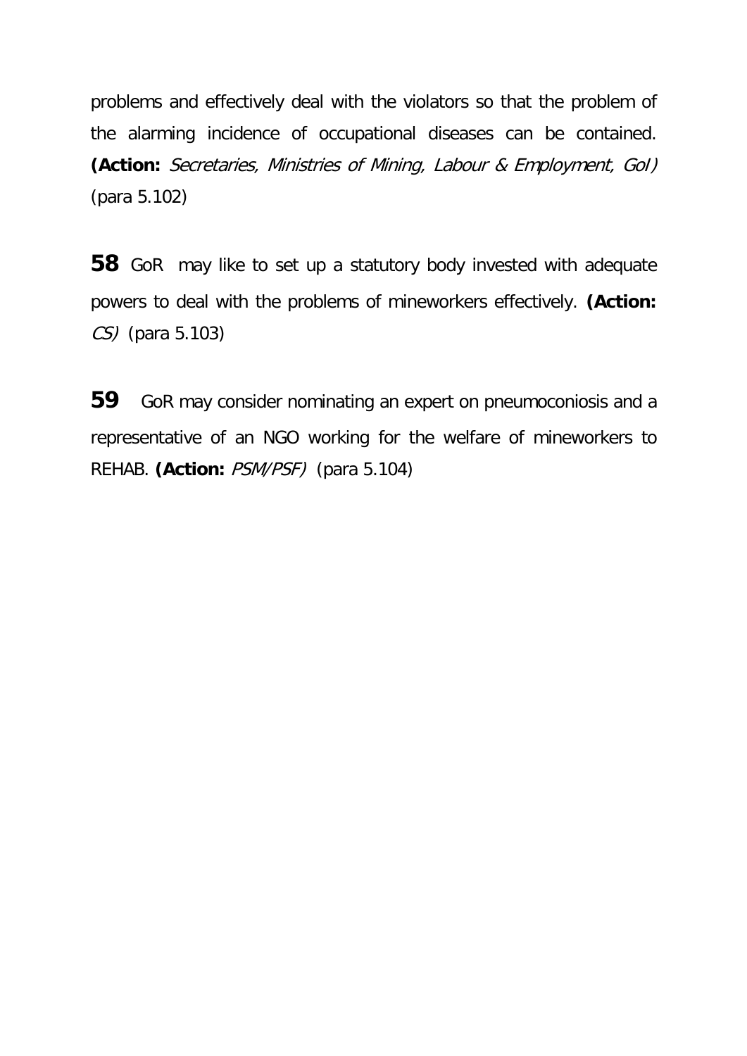problems and effectively deal with the violators so that the problem of the alarming incidence of occupational diseases can be contained. **(Action:** *Secretaries, Ministries of Mining, Labour & Employment, GoI)* (para 5.102)

**58** GoR may like to set up a statutory body invested with adequate powers to deal with the problems of mineworkers effectively. **(Action:** *CS)* (para 5.103)

**59** GoR may consider nominating an expert on pneumoconiosis and a representative of an NGO working for the welfare of mineworkers to REHAB. **(Action:** *PSM/PSF)* (para 5.104)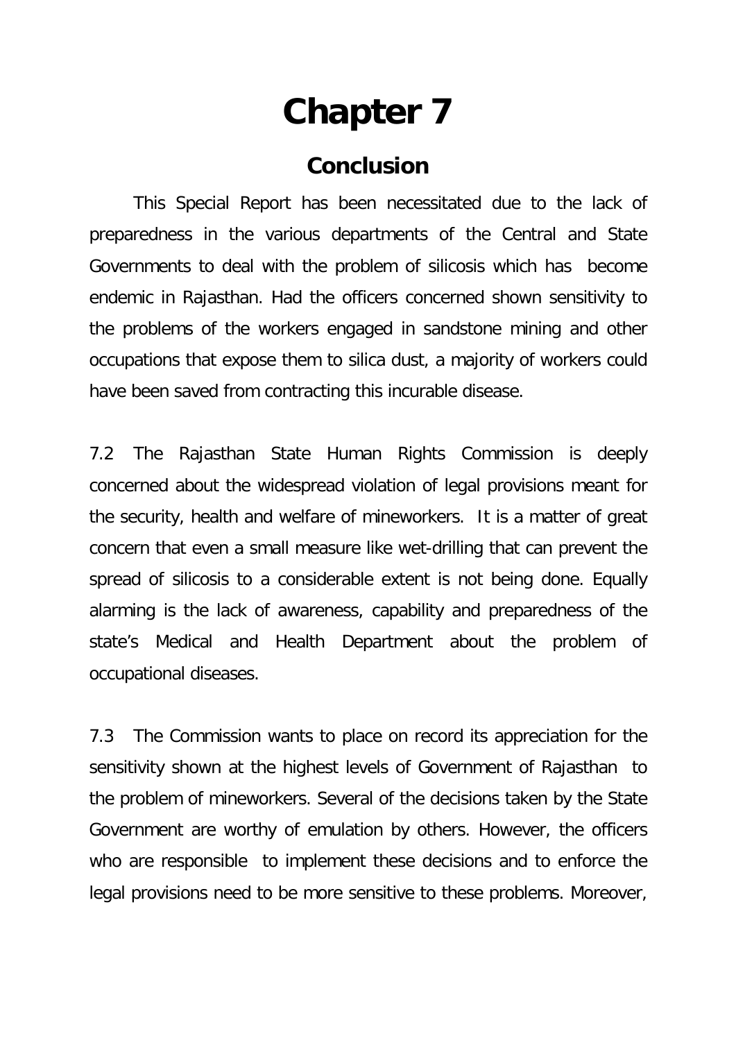# Chapter 7

## Conclusion

This Special Report has been necessitated due to the lack of preparedness in the various departments of the Central and State Governments to deal with the problem of silicosis which has become endemic in Rajasthan. Had the officers concerned shown sensitivity to the problems of the workers engaged in sandstone mining and other occupations that expose them to silica dust, a majority of workers could have been saved from contracting this incurable disease.

7.2 The Rajasthan State Human Rights Commission is deeply concerned about the widespread violation of legal provisions meant for the security, health and welfare of mineworkers. It is a matter of great concern that even a small measure like wet-drilling that can prevent the spread of silicosis to a considerable extent is not being done. Equally alarming is the lack of awareness, capability and preparedness of the state's Medical and Health Department about the problem of occupational diseases.

7.3 The Commission wants to place on record its appreciation for the sensitivity shown at the highest levels of Government of Rajasthan to the problem of mineworkers. Several of the decisions taken by the State Government are worthy of emulation by others. However, the officers who are responsible to implement these decisions and to enforce the legal provisions need to be more sensitive to these problems. Moreover,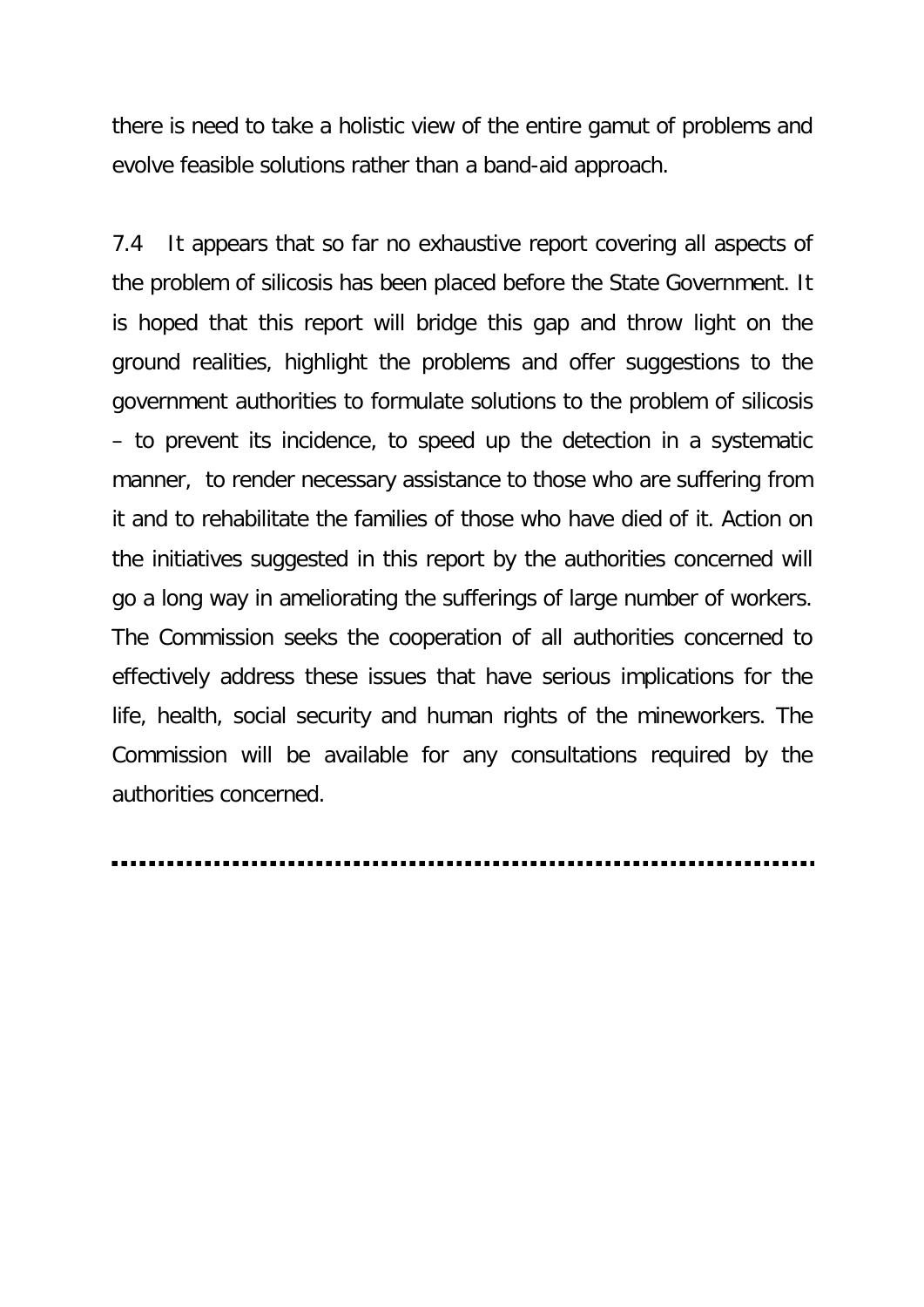there is need to take a holistic view of the entire gamut of problems and evolve feasible solutions rather than a band-aid approach.

7.4 It appears that so far no exhaustive report covering all aspects of the problem of silicosis has been placed before the State Government. It is hoped that this report will bridge this gap and throw light on the ground realities, highlight the problems and offer suggestions to the government authorities to formulate solutions to the problem of silicosis – to prevent its incidence, to speed up the detection in a systematic manner, to render necessary assistance to those who are suffering from it and to rehabilitate the families of those who have died of it. Action on the initiatives suggested in this report by the authorities concerned will go a long way in ameliorating the sufferings of large number of workers. The Commission seeks the cooperation of all authorities concerned to effectively address these issues that have serious implications for the life, health, social security and human rights of the mineworkers. The Commission will be available for any consultations required by the authorities concerned.

---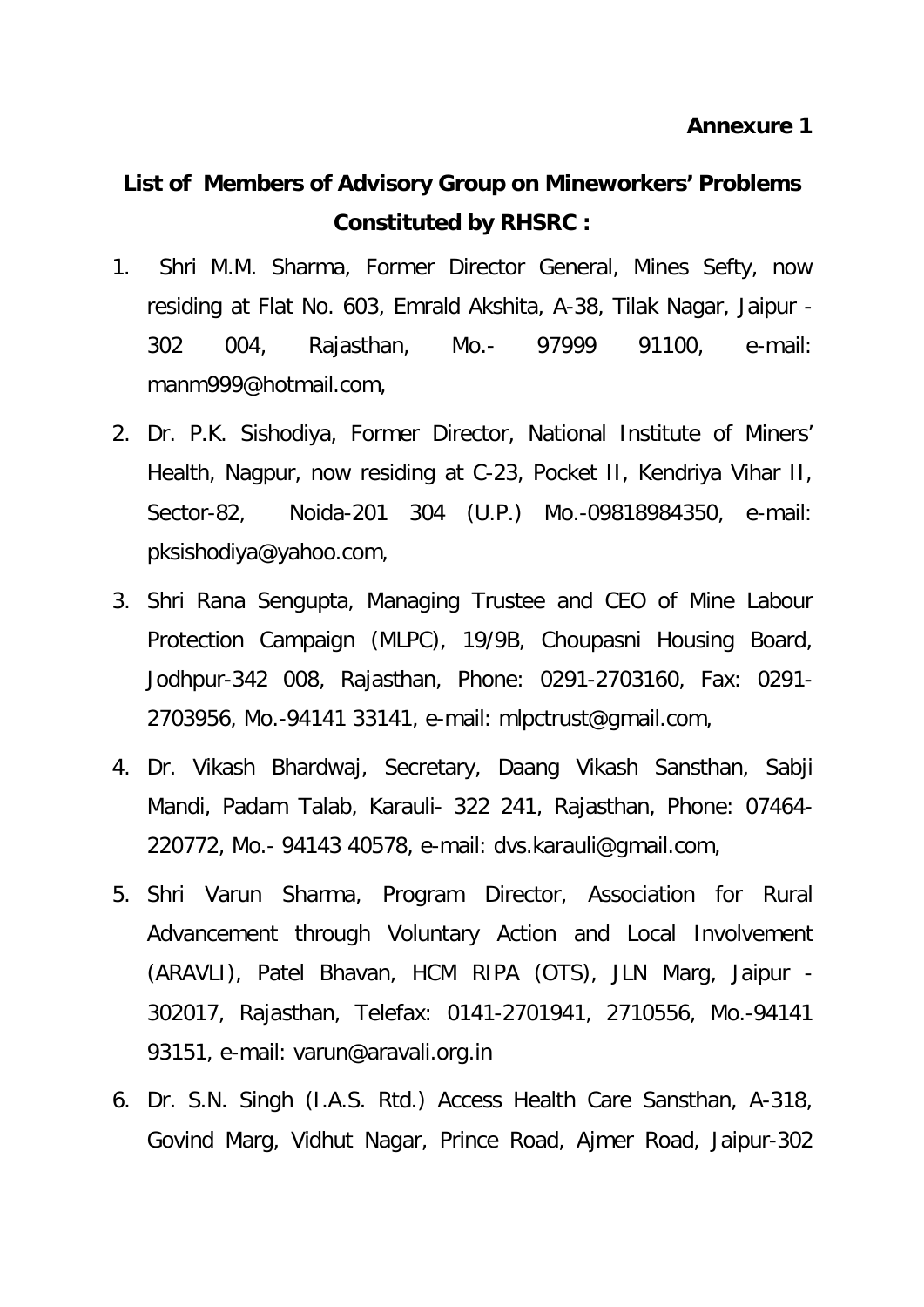**Annexure 1**

## List of Members of Advisory Group on Mineworkers' Problems Constituted by RHSRC :

1. Shri M.M. Sharma, Former Director General, Mines Sefty, now residing at Flat No. 603, Emrald Akshita, A-38, Tilak Nagar, Jaipur - 302 004, Rajasthan, Mo.- 97999 91100, e-mail: manm999@hotmail.com,

2. Dr. P.K. Sishodiya, Former Director, National Institute of Miners' Health, Nagpur, now residing at C-23, Pocket II, Kendriya Vihar II, Sector-82, Noida-201 304 (U.P.) Mo.-09818984350, e-mail: pksishodiya@yahoo.com,

3. Shri Rana Sengupta, Managing Trustee and CEO of Mine Labour Protection Campaign (MLPC), 19/9B, Choupasni Housing Board, Jodhpur-342 008, Rajasthan, Phone: 0291-2703160, Fax: 0291-2703956, Mo.-94141 33141, e-mail: mlpctrust@gmail.com,

4. Dr. Vikash Bhardwaj, Secretary, Daang Vikash Sansthan, Sabji Mandi, Padam Talab, Karauli- 322 241, Rajasthan, Phone: 07464-220772, Mo.- 94143 40578, e-mail: dvs.karauli@gmail.com,

5. Shri Varun Sharma, Program Director, Association for Rural Advancement through Voluntary Action and Local Involvement (ARAVLI), Patel Bhavan, HCM RIPA (OTS), JLN Marg, Jaipur - 302017, Rajasthan, Telefax: 0141-2701941, 2710556, Mo.-94141 93151, e-mail: varun@aravali.org.in

6. Dr. S.N. Singh (I.A.S. Rtd.) Access Health Care Sansthan, A-318, Govind Marg, Vidhut Nagar, Prince Road, Ajmer Road, Jaipur-302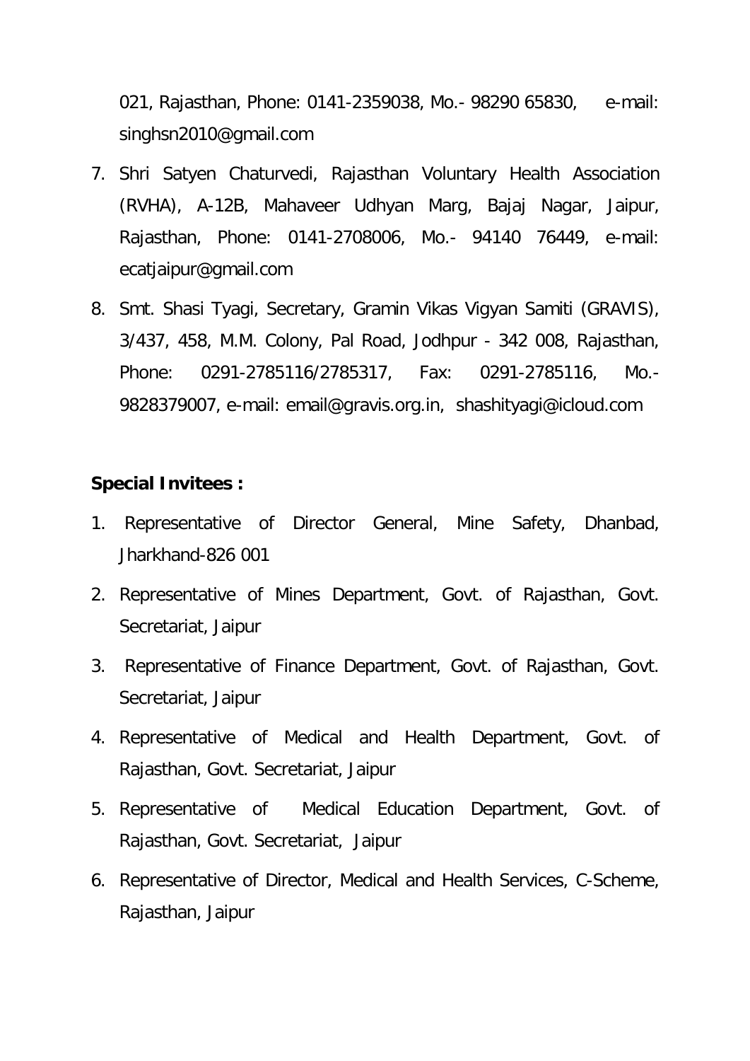021, Rajasthan, Phone: 0141-2359038, Mo.- 98290 65830, e-mail: singhsn2010@gmail.com

7. Shri Satyen Chaturvedi, Rajasthan Voluntary Health Association (RVHA), A-12B, Mahaveer Udhyan Marg, Bajaj Nagar, Jaipur, Rajasthan, Phone: 0141-2708006, Mo.- 94140 76449, e-mail: ecatjaipur@gmail.com
8. Smt. Shasi Tyagi, Secretary, Gramin Vikas Vigyan Samiti (GRAVIS), 3/437, 458, M.M. Colony, Pal Road, Jodhpur - 342 008, Rajasthan, Phone: 0291-2785116/2785317, Fax: 0291-2785116, Mo.- 9828379007, e-mail: email@gravis.org.in, shashityagi@icloud.com

**Special Invitees :**

1. Representative of Director General, Mine Safety, Dhanbad, Jharkhand-826 001
2. Representative of Mines Department, Govt. of Rajasthan, Govt. Secretariat, Jaipur
3. Representative of Finance Department, Govt. of Rajasthan, Govt. Secretariat, Jaipur
4. Representative of Medical and Health Department, Govt. of Rajasthan, Govt. Secretariat, Jaipur
5. Representative of Medical Education Department, Govt. of Rajasthan, Govt. Secretariat, Jaipur
6. Representative of Director, Medical and Health Services, C-Scheme, Rajasthan, Jaipur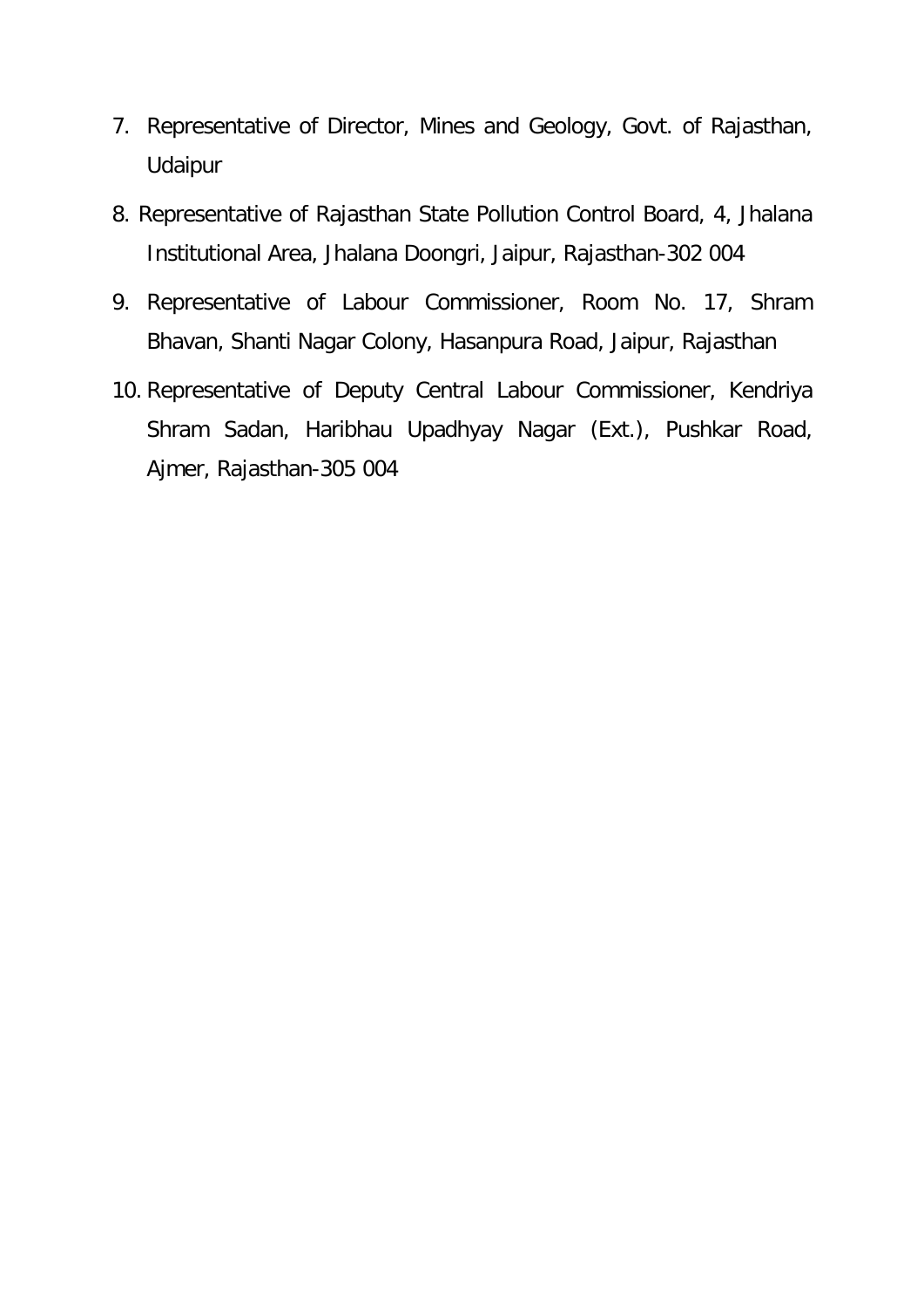7. Representative of Director, Mines and Geology, Govt. of Rajasthan, Udaipur
8. Representative of Rajasthan State Pollution Control Board, 4, Jhalana Institutional Area, Jhalana Doongri, Jaipur, Rajasthan-302 004
9. Representative of Labour Commissioner, Room No. 17, Shram Bhavan, Shanti Nagar Colony, Hasanpura Road, Jaipur, Rajasthan
10. Representative of Deputy Central Labour Commissioner, Kendriya Shram Sadan, Haribhau Upadhyay Nagar (Ext.), Pushkar Road, Ajmer, Rajasthan-305 004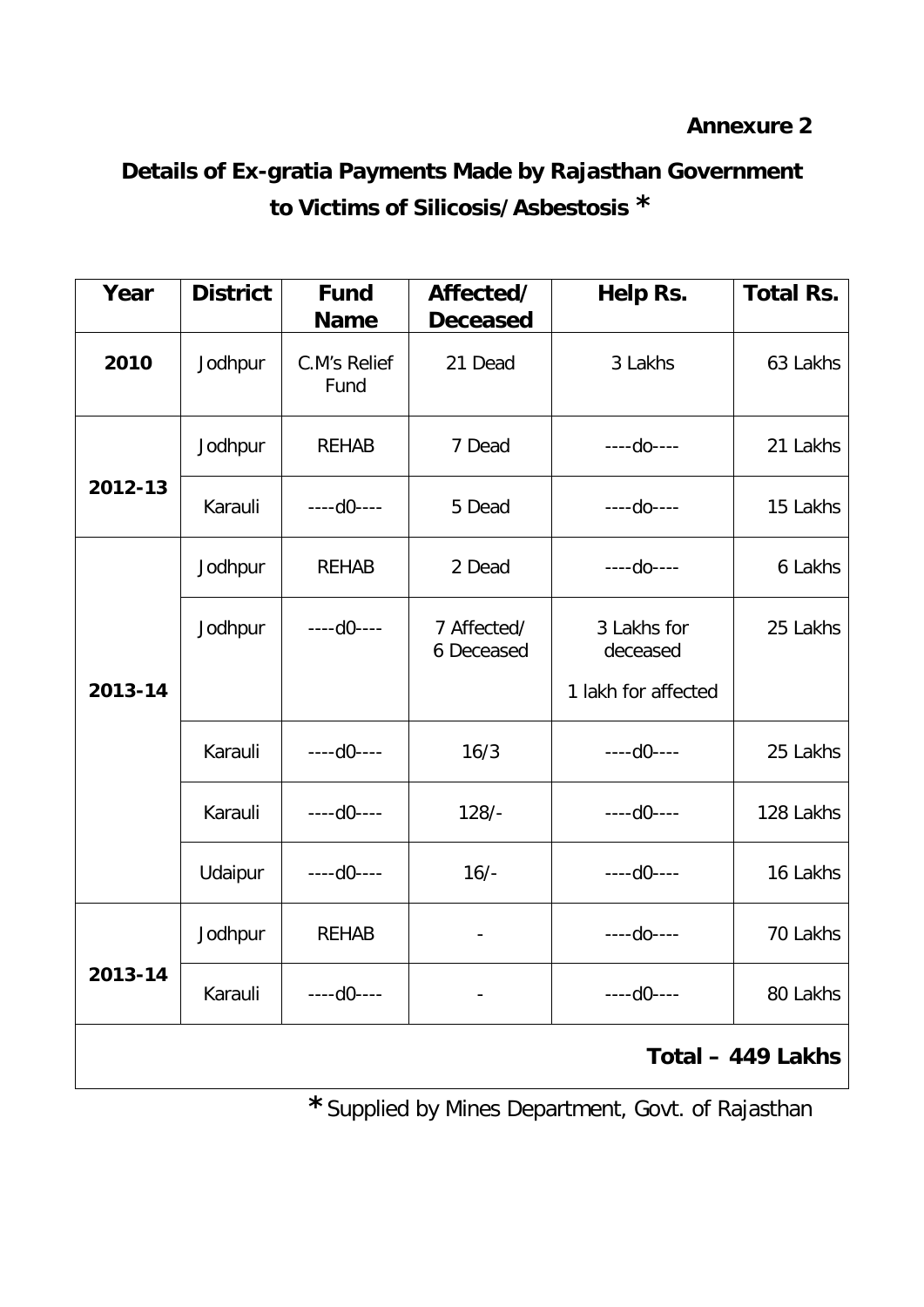**Annexure 2**

## Details of Ex-gratia Payments Made by Rajasthan Government to Victims of Silicosis/Asbestosis *

| Year | District | Fund Name | Affected/ Deceased | Help Rs. | Total Rs. |
|---|---|---|---|---|---|
| 2010 | Jodhpur | C.M's Relief Fund | 21 Dead | 3 Lakhs | 63 Lakhs |
| 2012-13 | Jodhpur | REHAB | 7 Dead | ----do---- | 21 Lakhs |
| | Karauli | ----d0---- | 5 Dead | ----do---- | 15 Lakhs |
| 2013-14 | Jodhpur | REHAB | 2 Dead | ----do---- | 6 Lakhs |
| | Jodhpur | ----d0---- | 7 Affected/ 6 Deceased | 3 Lakhs for deceased<br>1 lakh for affected | 25 Lakhs |
| | Karauli | ----d0---- | 16/3 | ----d0---- | 25 Lakhs |
| | Karauli | ----d0---- | 128/- | ----d0---- | 128 Lakhs |
| | Udaipur | ----d0---- | 16/- | ----d0---- | 16 Lakhs |
| 2013-14 | Jodhpur | REHAB | - | ----do---- | 70 Lakhs |
| | Karauli | ----d0---- | - | ----d0---- | 80 Lakhs |
| **Total – 449 Lakhs** | | | | | |

* Supplied by Mines Department, Govt. of Rajasthan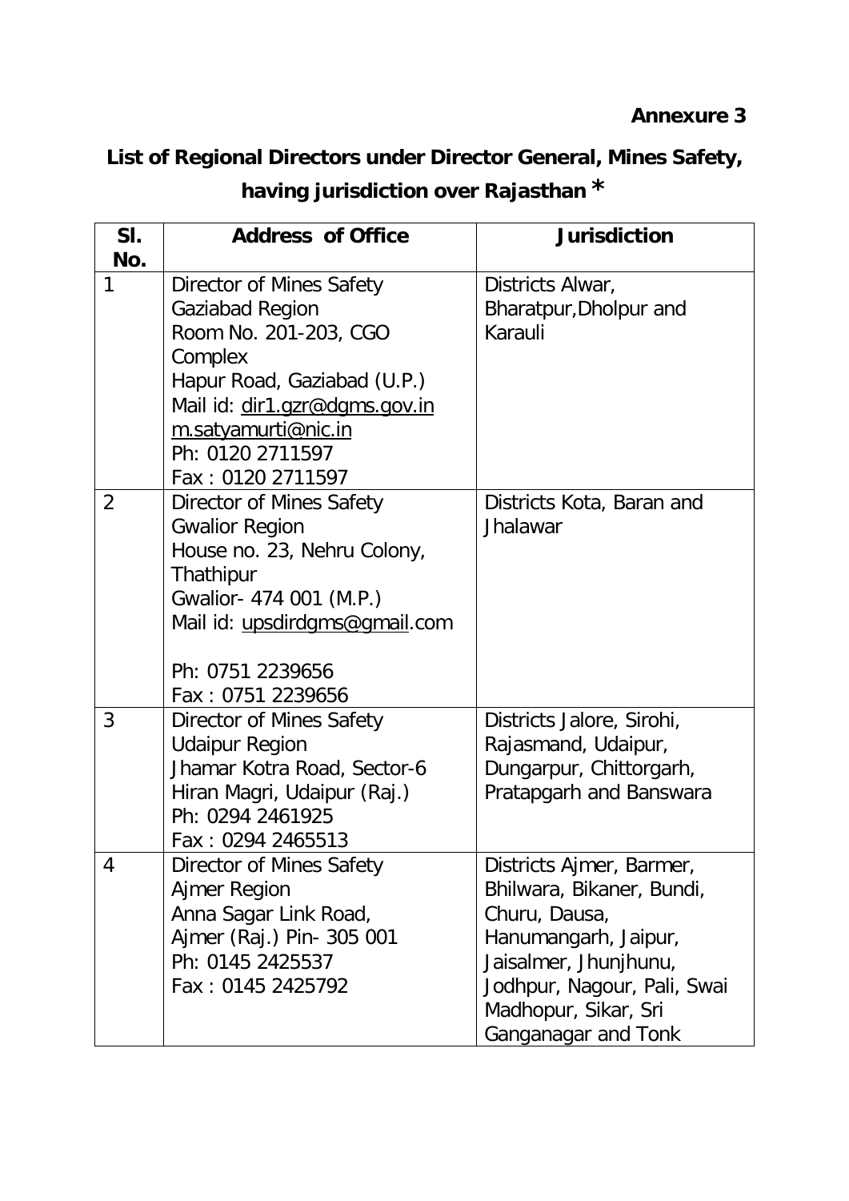**Annexure 3**

## List of Regional Directors under Director General, Mines Safety, having jurisdiction over Rajasthan *

| Sl. No. | Address of Office | Jurisdiction |
|---|---|---|
| 1 | Director of Mines Safety<br>Gaziabad Region<br>Room No. 201-203, CGO Complex<br>Hapur Road, Gaziabad (U.P.)<br>Mail id: dir1.gzr@dgms.gov.in<br>m.satyamurti@nic.in<br>Ph: 0120 2711597<br>Fax : 0120 2711597 | Districts Alwar, Bharatpur,Dholpur and Karauli |
| 2 | Director of Mines Safety<br>Gwalior Region<br>House no. 23, Nehru Colony, Thathipur<br>Gwalior- 474 001 (M.P.)<br>Mail id: upsdirdgms@gmail.com<br><br>Ph: 0751 2239656<br>Fax : 0751 2239656 | Districts Kota, Baran and Jhalawar |
| 3 | Director of Mines Safety<br>Udaipur Region<br>Jhamar Kotra Road, Sector-6<br>Hiran Magri, Udaipur (Raj.)<br>Ph: 0294 2461925<br>Fax : 0294 2465513 | Districts Jalore, Sirohi, Rajasmand, Udaipur, Dungarpur, Chittorgarh, Pratapgarh and Banswara |
| 4 | Director of Mines Safety<br>Ajmer Region<br>Anna Sagar Link Road,<br>Ajmer (Raj.) Pin- 305 001<br>Ph: 0145 2425537<br>Fax : 0145 2425792 | Districts Ajmer, Barmer, Bhilwara, Bikaner, Bundi, Churu, Dausa, Hanumangarh, Jaipur, Jaisalmer, Jhunjhunu, Jodhpur, Nagour, Pali, Swai Madhopur, Sikar, Sri Ganganagar and Tonk |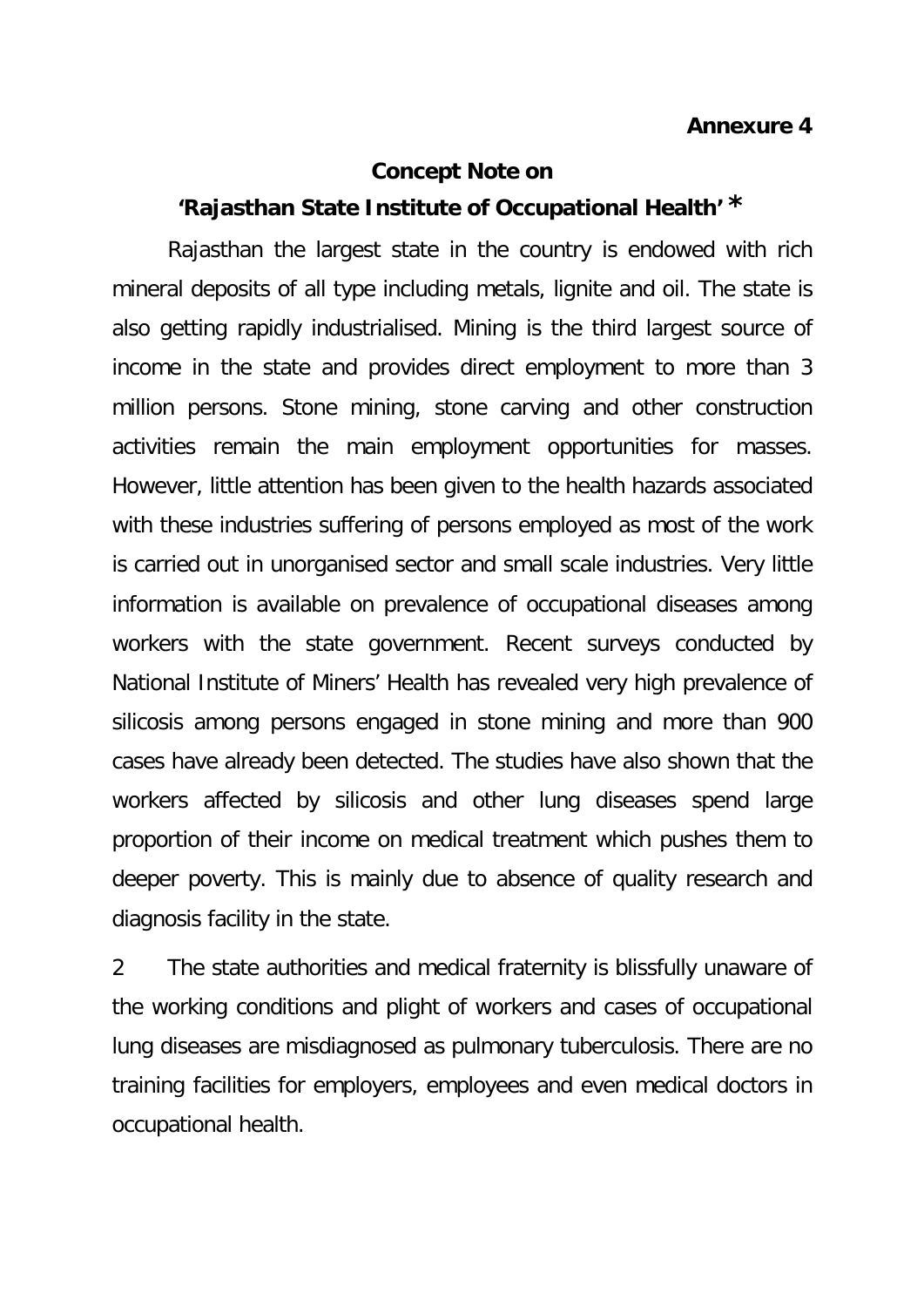**Annexure 4**

**Concept Note on**

**'Rajasthan State Institute of Occupational Health' ***

Rajasthan the largest state in the country is endowed with rich mineral deposits of all type including metals, lignite and oil. The state is also getting rapidly industrialised. Mining is the third largest source of income in the state and provides direct employment to more than 3 million persons. Stone mining, stone carving and other construction activities remain the main employment opportunities for masses. However, little attention has been given to the health hazards associated with these industries suffering of persons employed as most of the work is carried out in unorganised sector and small scale industries. Very little information is available on prevalence of occupational diseases among workers with the state government. Recent surveys conducted by National Institute of Miners' Health has revealed very high prevalence of silicosis among persons engaged in stone mining and more than 900 cases have already been detected. The studies have also shown that the workers affected by silicosis and other lung diseases spend large proportion of their income on medical treatment which pushes them to deeper poverty. This is mainly due to absence of quality research and diagnosis facility in the state.

2 The state authorities and medical fraternity is blissfully unaware of the working conditions and plight of workers and cases of occupational lung diseases are misdiagnosed as pulmonary tuberculosis. There are no training facilities for employers, employees and even medical doctors in occupational health.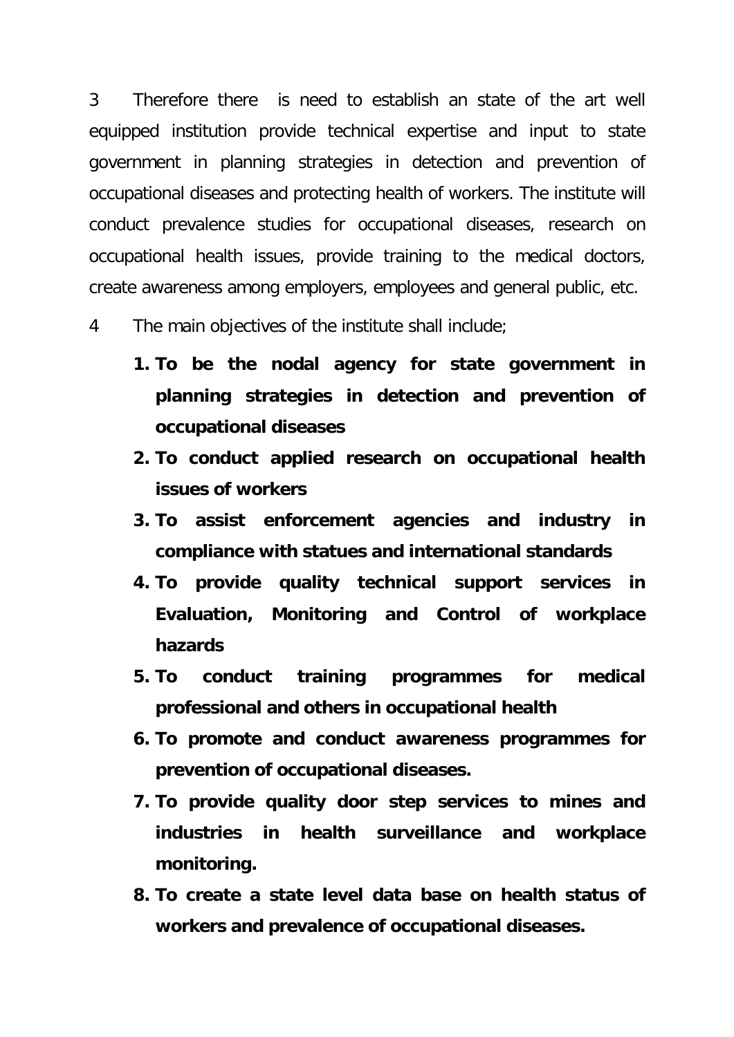3 Therefore there is need to establish an state of the art well equipped institution provide technical expertise and input to state government in planning strategies in detection and prevention of occupational diseases and protecting health of workers. The institute will conduct prevalence studies for occupational diseases, research on occupational health issues, provide training to the medical doctors, create awareness among employers, employees and general public, etc.

4 The main objectives of the institute shall include;

1. **To be the nodal agency for state government in planning strategies in detection and prevention of occupational diseases**
2. **To conduct applied research on occupational health issues of workers**
3. **To assist enforcement agencies and industry in compliance with statues and international standards**
4. **To provide quality technical support services in Evaluation, Monitoring and Control of workplace hazards**
5. **To conduct training programmes for medical professional and others in occupational health**
6. **To promote and conduct awareness programmes for prevention of occupational diseases.**
7. **To provide quality door step services to mines and industries in health surveillance and workplace monitoring.**
8. **To create a state level data base on health status of workers and prevalence of occupational diseases.**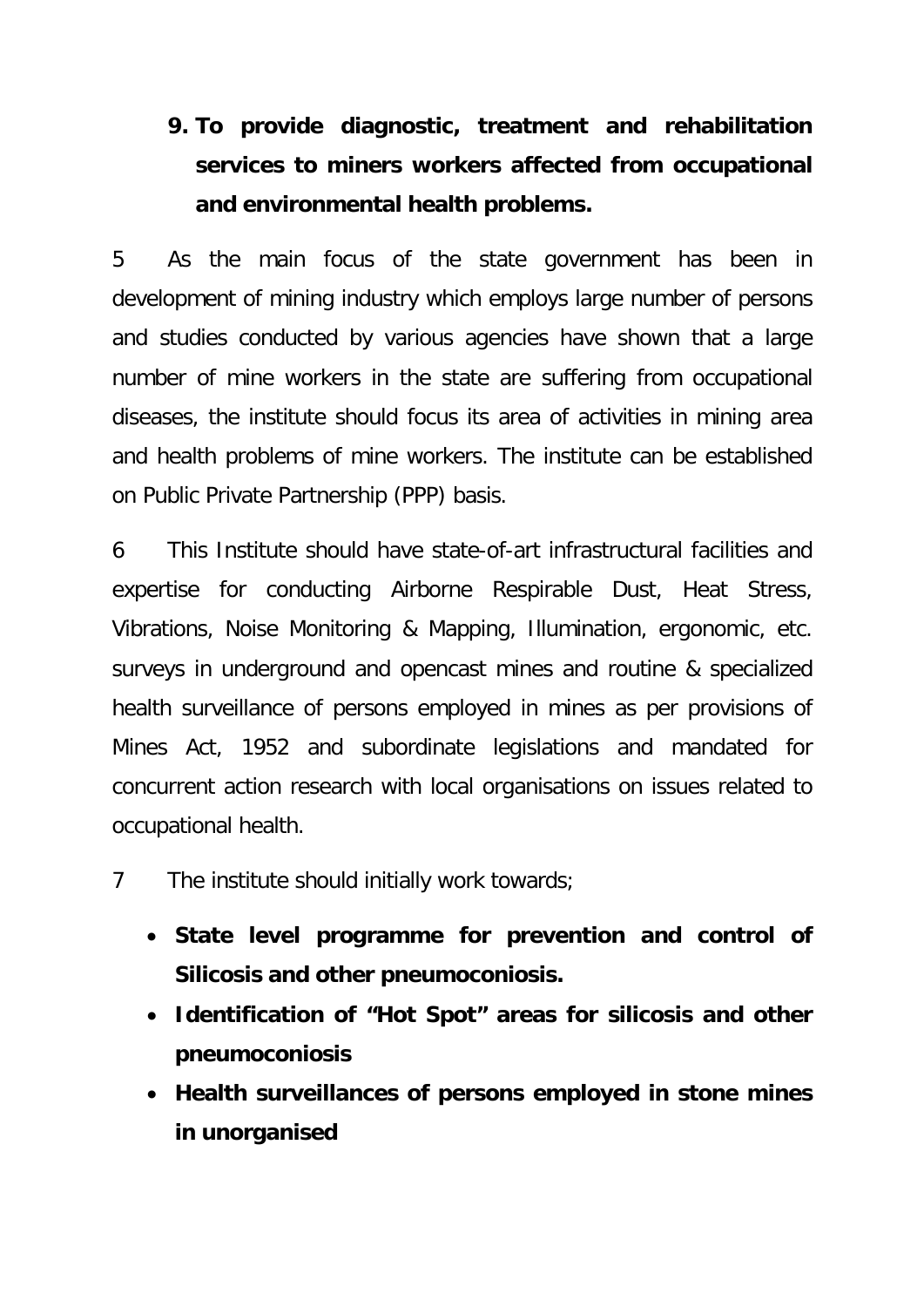9. **To provide diagnostic, treatment and rehabilitation services to miners workers affected from occupational and environmental health problems.**

5 As the main focus of the state government has been in development of mining industry which employs large number of persons and studies conducted by various agencies have shown that a large number of mine workers in the state are suffering from occupational diseases, the institute should focus its area of activities in mining area and health problems of mine workers. The institute can be established on Public Private Partnership (PPP) basis.

6 This Institute should have state-of-art infrastructural facilities and expertise for conducting Airborne Respirable Dust, Heat Stress, Vibrations, Noise Monitoring & Mapping, Illumination, ergonomic, etc. surveys in underground and opencast mines and routine & specialized health surveillance of persons employed in mines as per provisions of Mines Act, 1952 and subordinate legislations and mandated for concurrent action research with local organisations on issues related to occupational health.

7 The institute should initially work towards;

- **State level programme for prevention and control of Silicosis and other pneumoconiosis.**
- **Identification of "Hot Spot" areas for silicosis and other pneumoconiosis**
- **Health surveillances of persons employed in stone mines in unorganised**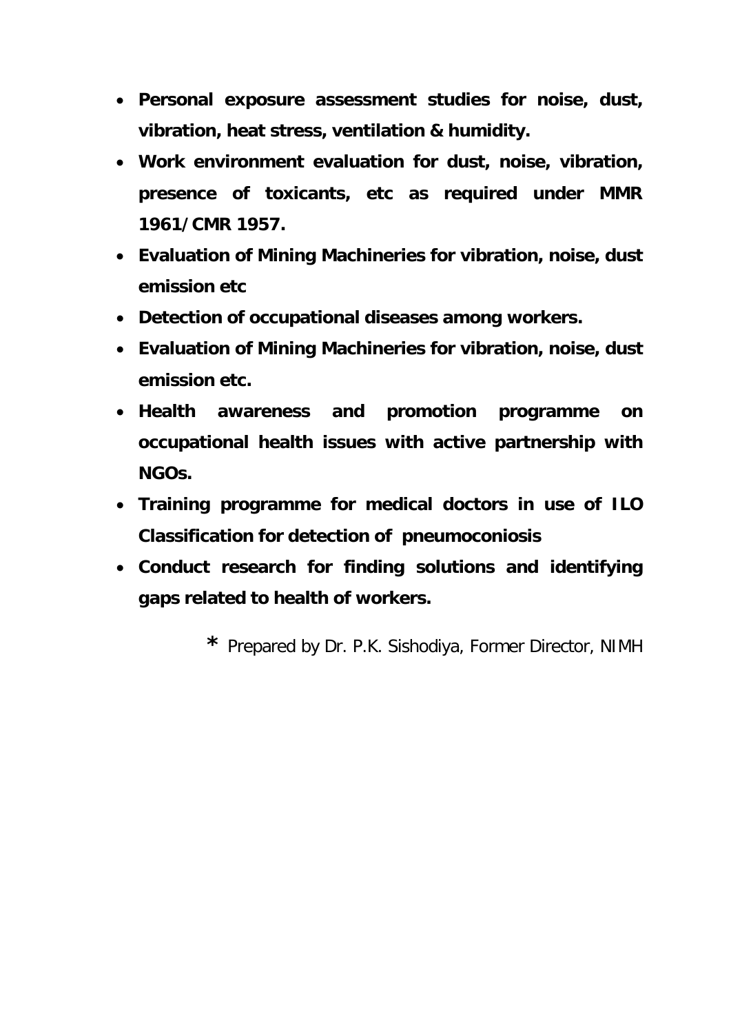- **Personal exposure assessment studies for noise, dust, vibration, heat stress, ventilation & humidity.**
- **Work environment evaluation for dust, noise, vibration, presence of toxicants, etc as required under MMR 1961/CMR 1957.**
- **Evaluation of Mining Machineries for vibration, noise, dust emission etc**
- **Detection of occupational diseases among workers.**
- **Evaluation of Mining Machineries for vibration, noise, dust emission etc.**
- **Health awareness and promotion programme on occupational health issues with active partnership with NGOs.**
- **Training programme for medical doctors in use of ILO Classification for detection of pneumoconiosis**
- **Conduct research for finding solutions and identifying gaps related to health of workers.**

**\*** Prepared by Dr. P.K. Sishodiya, Former Director, NIMH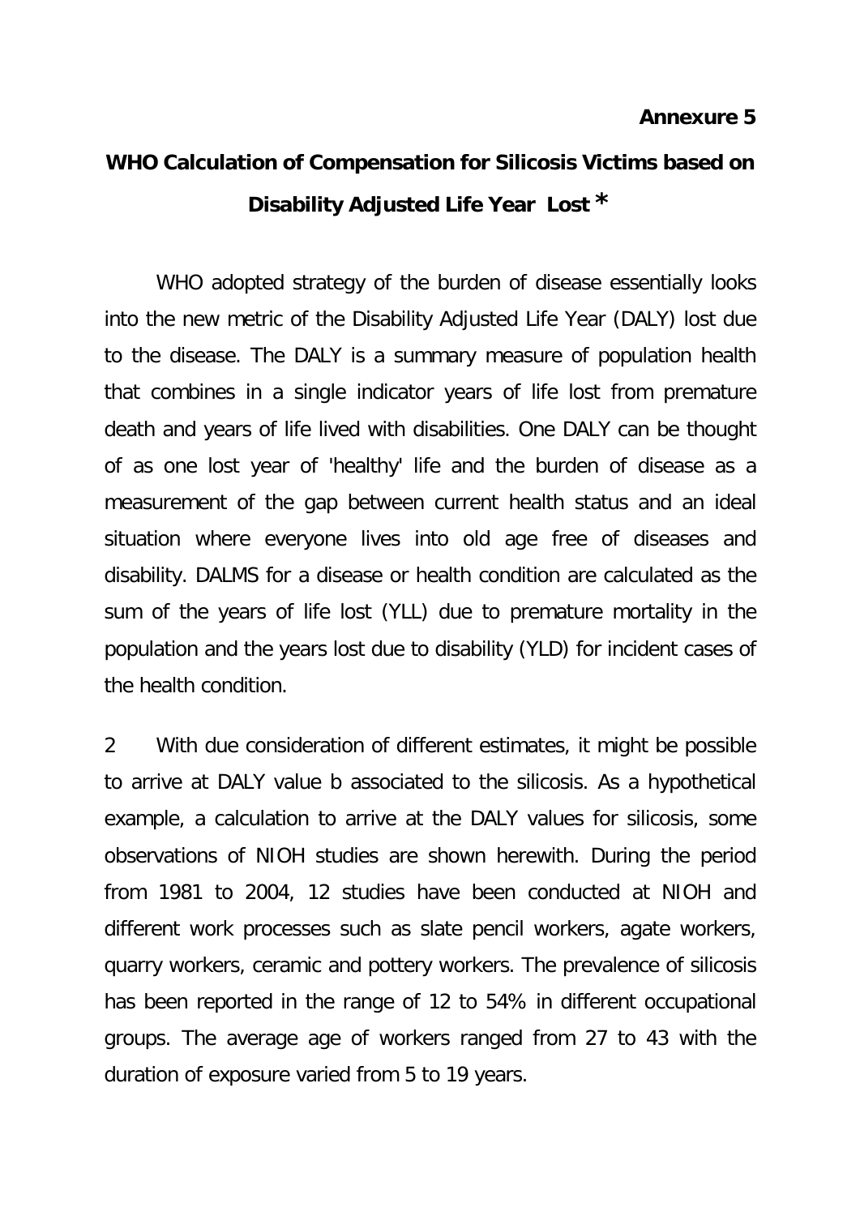**Annexure 5**

# WHO Calculation of Compensation for Silicosis Victims based on Disability Adjusted Life Year Lost *

WHO adopted strategy of the burden of disease essentially looks into the new metric of the Disability Adjusted Life Year (DALY) lost due to the disease. The DALY is a summary measure of population health that combines in a single indicator years of life lost from premature death and years of life lived with disabilities. One DALY can be thought of as one lost year of 'healthy' life and the burden of disease as a measurement of the gap between current health status and an ideal situation where everyone lives into old age free of diseases and disability. DALMS for a disease or health condition are calculated as the sum of the years of life lost (YLL) due to premature mortality in the population and the years lost due to disability (YLD) for incident cases of the health condition.

2 With due consideration of different estimates, it might be possible to arrive at DALY value b associated to the silicosis. As a hypothetical example, a calculation to arrive at the DALY values for silicosis, some observations of NIOH studies are shown herewith. During the period from 1981 to 2004, 12 studies have been conducted at NIOH and different work processes such as slate pencil workers, agate workers, quarry workers, ceramic and pottery workers. The prevalence of silicosis has been reported in the range of 12 to 54% in different occupational groups. The average age of workers ranged from 27 to 43 with the duration of exposure varied from 5 to 19 years.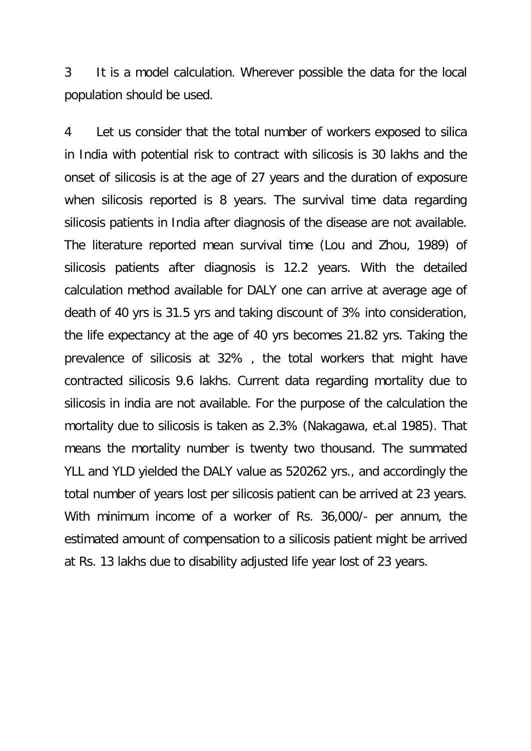3 It is a model calculation. Wherever possible the data for the local population should be used.

4 Let us consider that the total number of workers exposed to silica in India with potential risk to contract with silicosis is 30 lakhs and the onset of silicosis is at the age of 27 years and the duration of exposure when silicosis reported is 8 years. The survival time data regarding silicosis patients in India after diagnosis of the disease are not available. The literature reported mean survival time (Lou and Zhou, 1989) of silicosis patients after diagnosis is 12.2 years. With the detailed calculation method available for DALY one can arrive at average age of death of 40 yrs is 31.5 yrs and taking discount of 3% into consideration, the life expectancy at the age of 40 yrs becomes 21.82 yrs. Taking the prevalence of silicosis at 32% , the total workers that might have contracted silicosis 9.6 lakhs. Current data regarding mortality due to silicosis in india are not available. For the purpose of the calculation the mortality due to silicosis is taken as 2.3% (Nakagawa, et.al 1985). That means the mortality number is twenty two thousand. The summated YLL and YLD yielded the DALY value as 520262 yrs., and accordingly the total number of years lost per silicosis patient can be arrived at 23 years. With minimum income of a worker of Rs. 36,000/- per annum, the estimated amount of compensation to a silicosis patient might be arrived at Rs. 13 lakhs due to disability adjusted life year lost of 23 years.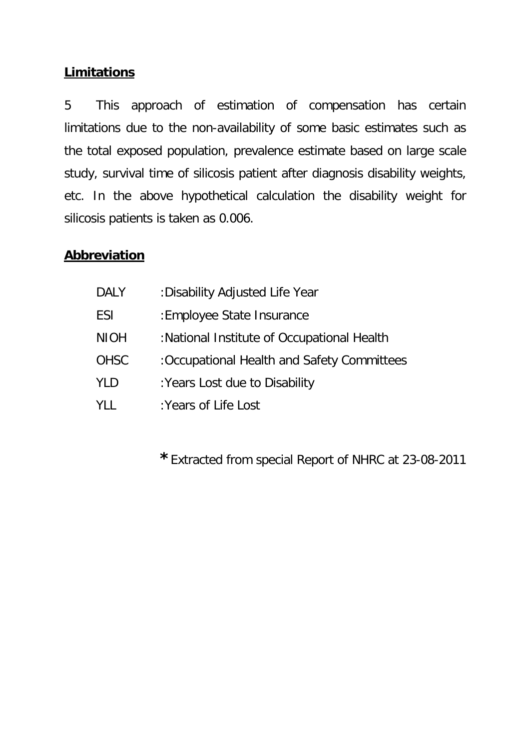## Limitations

5 This approach of estimation of compensation has certain limitations due to the non-availability of some basic estimates such as the total exposed population, prevalence estimate based on large scale study, survival time of silicosis patient after diagnosis disability weights, etc. In the above hypothetical calculation the disability weight for silicosis patients is taken as 0.006.

## Abbreviation

| | |
|---|---|
| DALY | :Disability Adjusted Life Year |
| ESI | :Employee State Insurance |
| NIOH | :National Institute of Occupational Health |
| OHSC | :Occupational Health and Safety Committees |
| YLD | :Years Lost due to Disability |
| YLL | :Years of Life Lost |

* Extracted from special Report of NHRC at 23-08-2011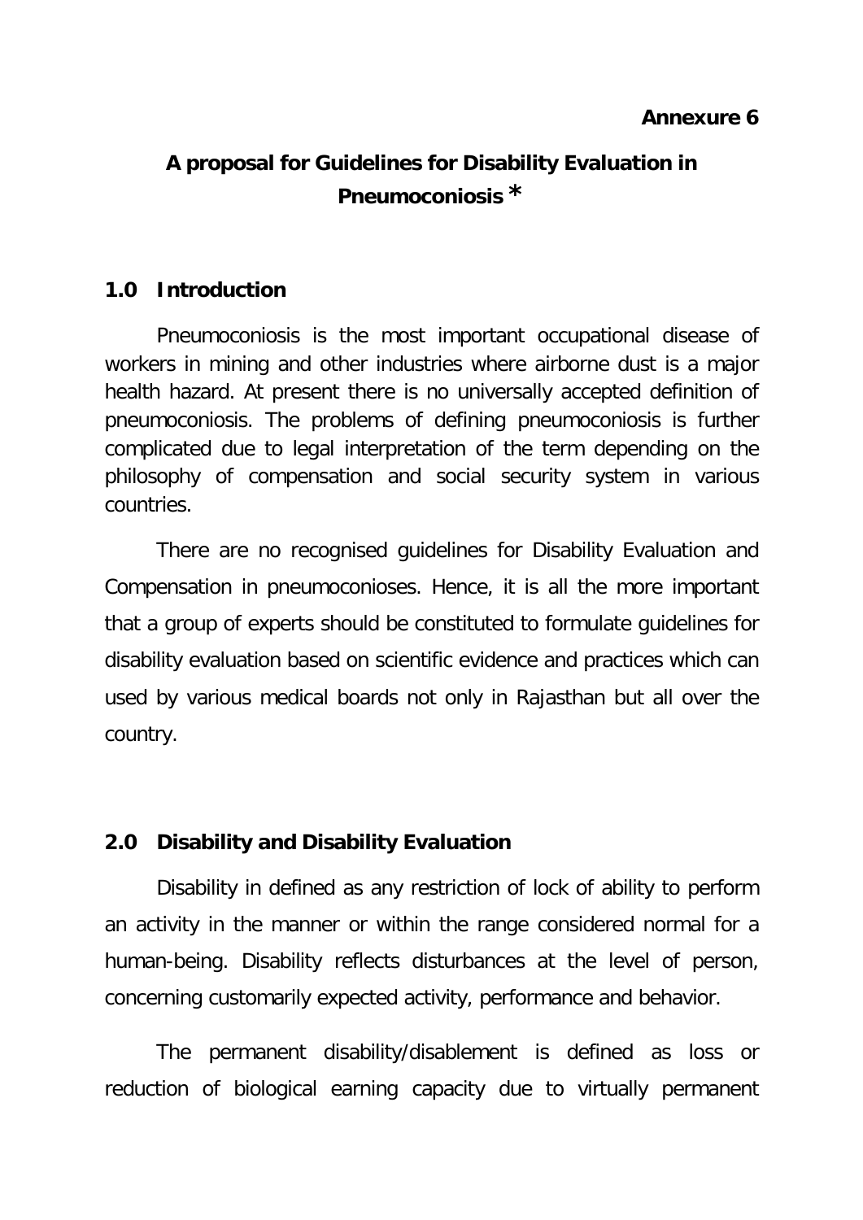**Annexure 6**

# A proposal for Guidelines for Disability Evaluation in Pneumoconiosis *

## 1.0 Introduction

Pneumoconiosis is the most important occupational disease of workers in mining and other industries where airborne dust is a major health hazard. At present there is no universally accepted definition of pneumoconiosis. The problems of defining pneumoconiosis is further complicated due to legal interpretation of the term depending on the philosophy of compensation and social security system in various countries.

There are no recognised guidelines for Disability Evaluation and Compensation in pneumoconioses. Hence, it is all the more important that a group of experts should be constituted to formulate guidelines for disability evaluation based on scientific evidence and practices which can used by various medical boards not only in Rajasthan but all over the country.

## 2.0 Disability and Disability Evaluation

Disability in defined as any restriction of lock of ability to perform an activity in the manner or within the range considered normal for a human-being. Disability reflects disturbances at the level of person, concerning customarily expected activity, performance and behavior.

The permanent disability/disablement is defined as loss or reduction of biological earning capacity due to virtually permanent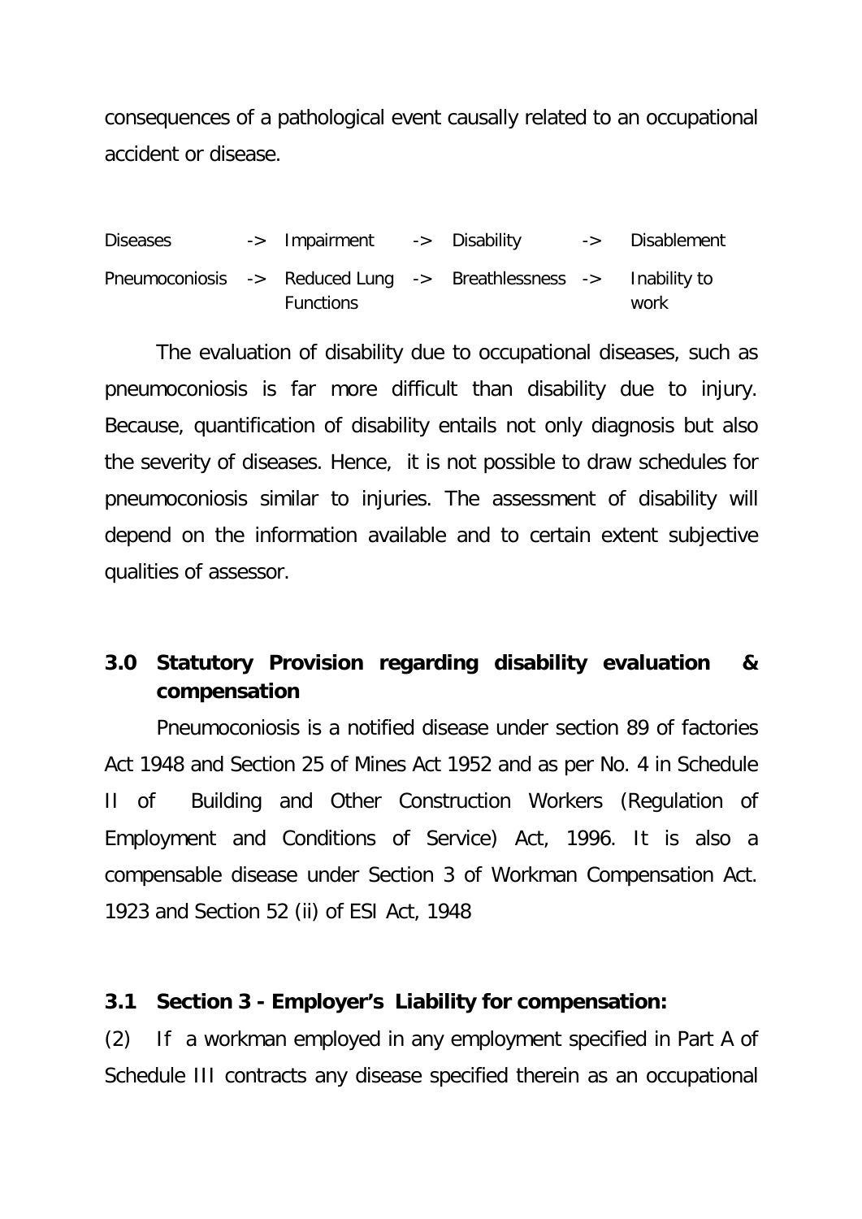consequences of a pathological event causally related to an occupational accident or disease.

| Diseases | -> | Impairment | -> | Disability | -> | Disablement |
|---|---|---|---|---|---|---|
| Pneumoconiosis | -> | Reduced Lung Functions | -> | Breathlessness | -> | Inability to work |

The evaluation of disability due to occupational diseases, such as pneumoconiosis is far more difficult than disability due to injury. Because, quantification of disability entails not only diagnosis but also the severity of diseases. Hence, it is not possible to draw schedules for pneumoconiosis similar to injuries. The assessment of disability will depend on the information available and to certain extent subjective qualities of assessor.

## 3.0 Statutory Provision regarding disability evaluation & compensation

Pneumoconiosis is a notified disease under section 89 of factories Act 1948 and Section 25 of Mines Act 1952 and as per No. 4 in Schedule II of Building and Other Construction Workers (Regulation of Employment and Conditions of Service) Act, 1996. It is also a compensable disease under Section 3 of Workman Compensation Act. 1923 and Section 52 (ii) of ESI Act, 1948

### 3.1 Section 3 - Employer's Liability for compensation:

(2) If a workman employed in any employment specified in Part A of Schedule III contracts any disease specified therein as an occupational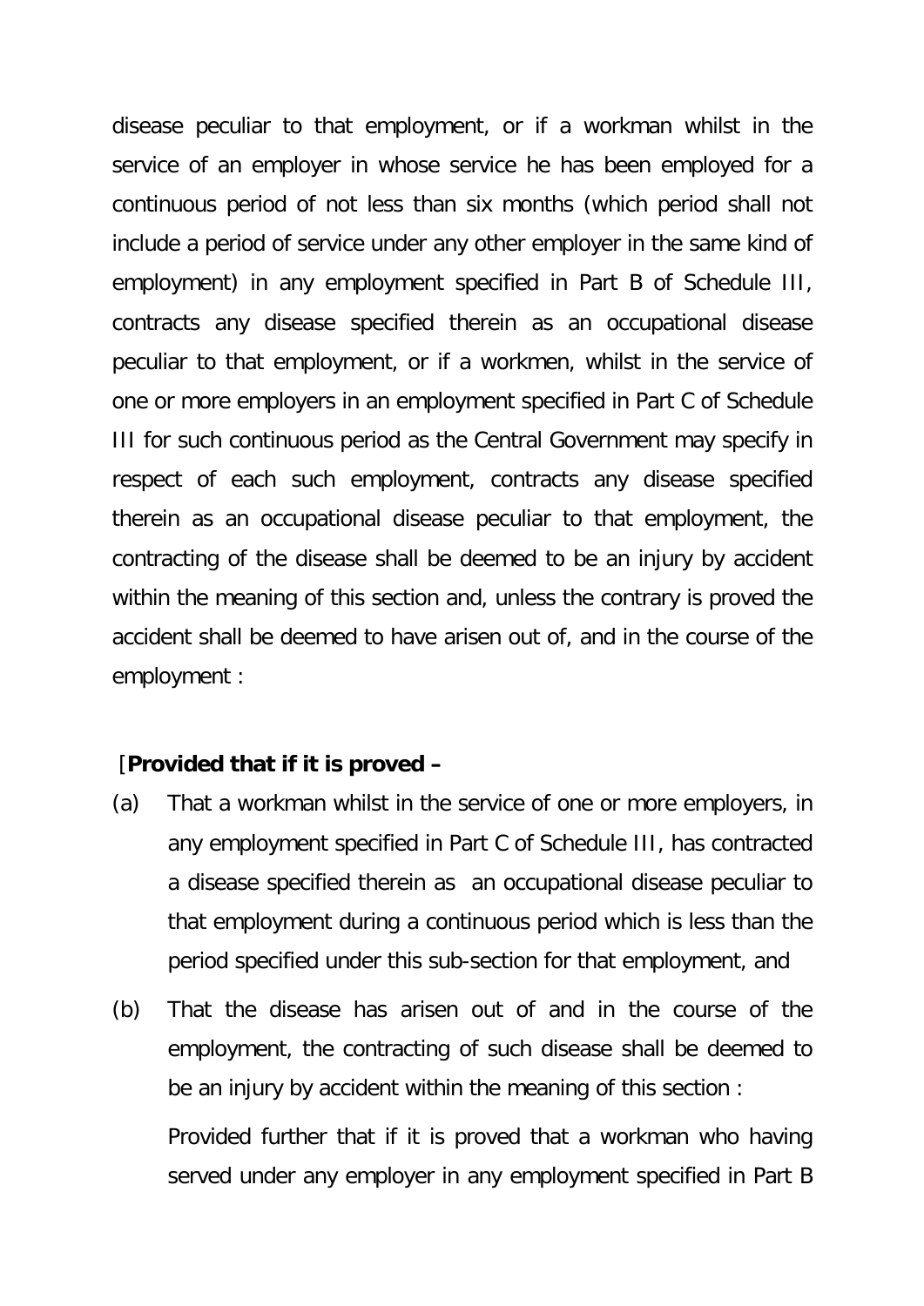disease peculiar to that employment, or if a workman whilst in the service of an employer in whose service he has been employed for a continuous period of not less than six months (which period shall not include a period of service under any other employer in the same kind of employment) in any employment specified in Part B of Schedule III, contracts any disease specified therein as an occupational disease peculiar to that employment, or if a workmen, whilst in the service of one or more employers in an employment specified in Part C of Schedule III for such continuous period as the Central Government may specify in respect of each such employment, contracts any disease specified therein as an occupational disease peculiar to that employment, the contracting of the disease shall be deemed to be an injury by accident within the meaning of this section and, unless the contrary is proved the accident shall be deemed to have arisen out of, and in the course of the employment :

[**Provided that if it is proved –**

(a) That a workman whilst in the service of one or more employers, in any employment specified in Part C of Schedule III, has contracted a disease specified therein as an occupational disease peculiar to that employment during a continuous period which is less than the period specified under this sub-section for that employment, and

(b) That the disease has arisen out of and in the course of the employment, the contracting of such disease shall be deemed to be an injury by accident within the meaning of this section :

Provided further that if it is proved that a workman who having served under any employer in any employment specified in Part B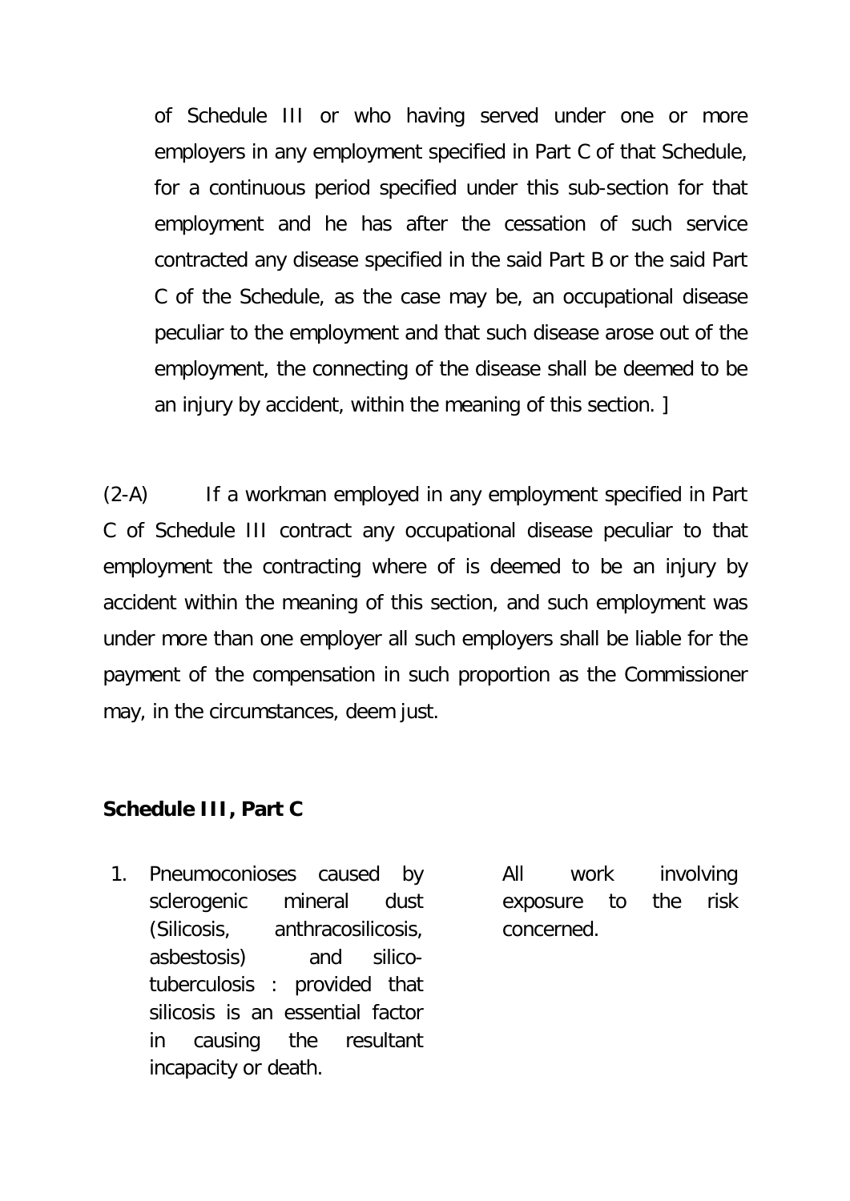of Schedule III or who having served under one or more employers in any employment specified in Part C of that Schedule, for a continuous period specified under this sub-section for that employment and he has after the cessation of such service contracted any disease specified in the said Part B or the said Part C of the Schedule, as the case may be, an occupational disease peculiar to the employment and that such disease arose out of the employment, the connecting of the disease shall be deemed to be an injury by accident, within the meaning of this section. ]

(2-A) If a workman employed in any employment specified in Part C of Schedule III contract any occupational disease peculiar to that employment the contracting where of is deemed to be an injury by accident within the meaning of this section, and such employment was under more than one employer all such employers shall be liable for the payment of the compensation in such proportion as the Commissioner may, in the circumstances, deem just.

**Schedule III, Part C**

| | |
|---|---|
| 1. Pneumoconioses caused by sclerogenic mineral dust (Silicosis, anthracosilicosis, asbestosis) and silico-tuberculosis : provided that silicosis is an essential factor in causing the resultant incapacity or death. | All work involving exposure to the risk concerned. |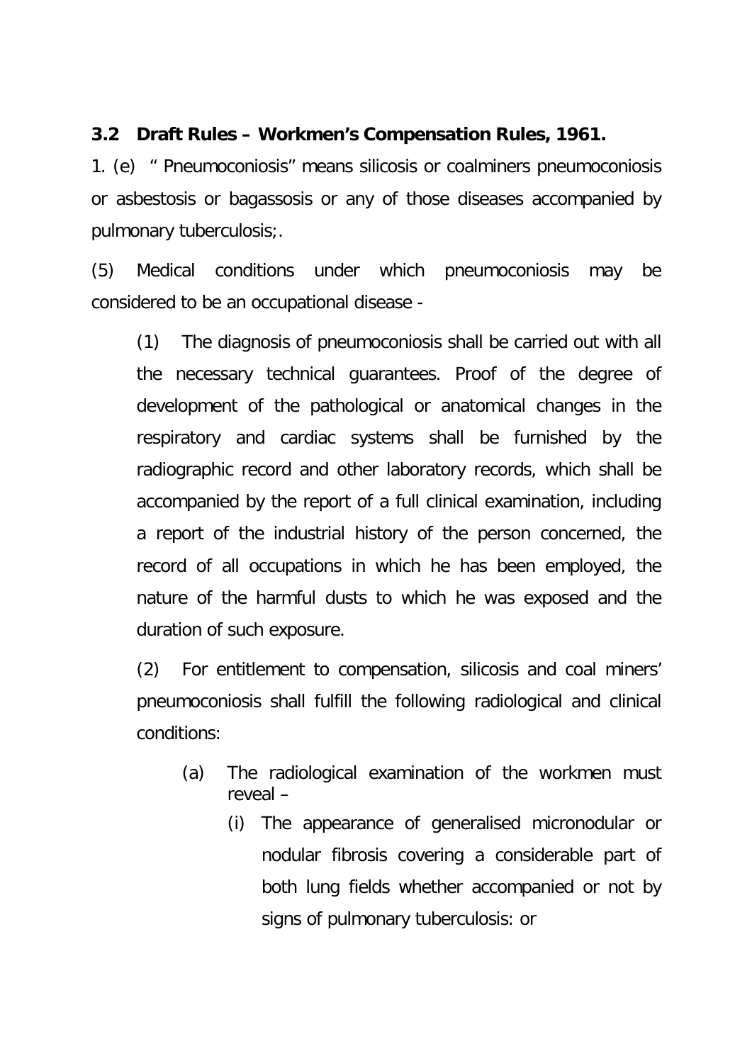### 3.2 Draft Rules – Workmen's Compensation Rules, 1961.

1. (e) " Pneumoconiosis" means silicosis or coalminers pneumoconiosis or asbestosis or bagassosis or any of those diseases accompanied by pulmonary tuberculosis;.

(5) Medical conditions under which pneumoconiosis may be considered to be an occupational disease -

(1) The diagnosis of pneumoconiosis shall be carried out with all the necessary technical guarantees. Proof of the degree of development of the pathological or anatomical changes in the respiratory and cardiac systems shall be furnished by the radiographic record and other laboratory records, which shall be accompanied by the report of a full clinical examination, including a report of the industrial history of the person concerned, the record of all occupations in which he has been employed, the nature of the harmful dusts to which he was exposed and the duration of such exposure.

(2) For entitlement to compensation, silicosis and coal miners' pneumoconiosis shall fulfill the following radiological and clinical conditions:

(a) The radiological examination of the workmen must reveal –

(i) The appearance of generalised micronodular or nodular fibrosis covering a considerable part of both lung fields whether accompanied or not by signs of pulmonary tuberculosis: or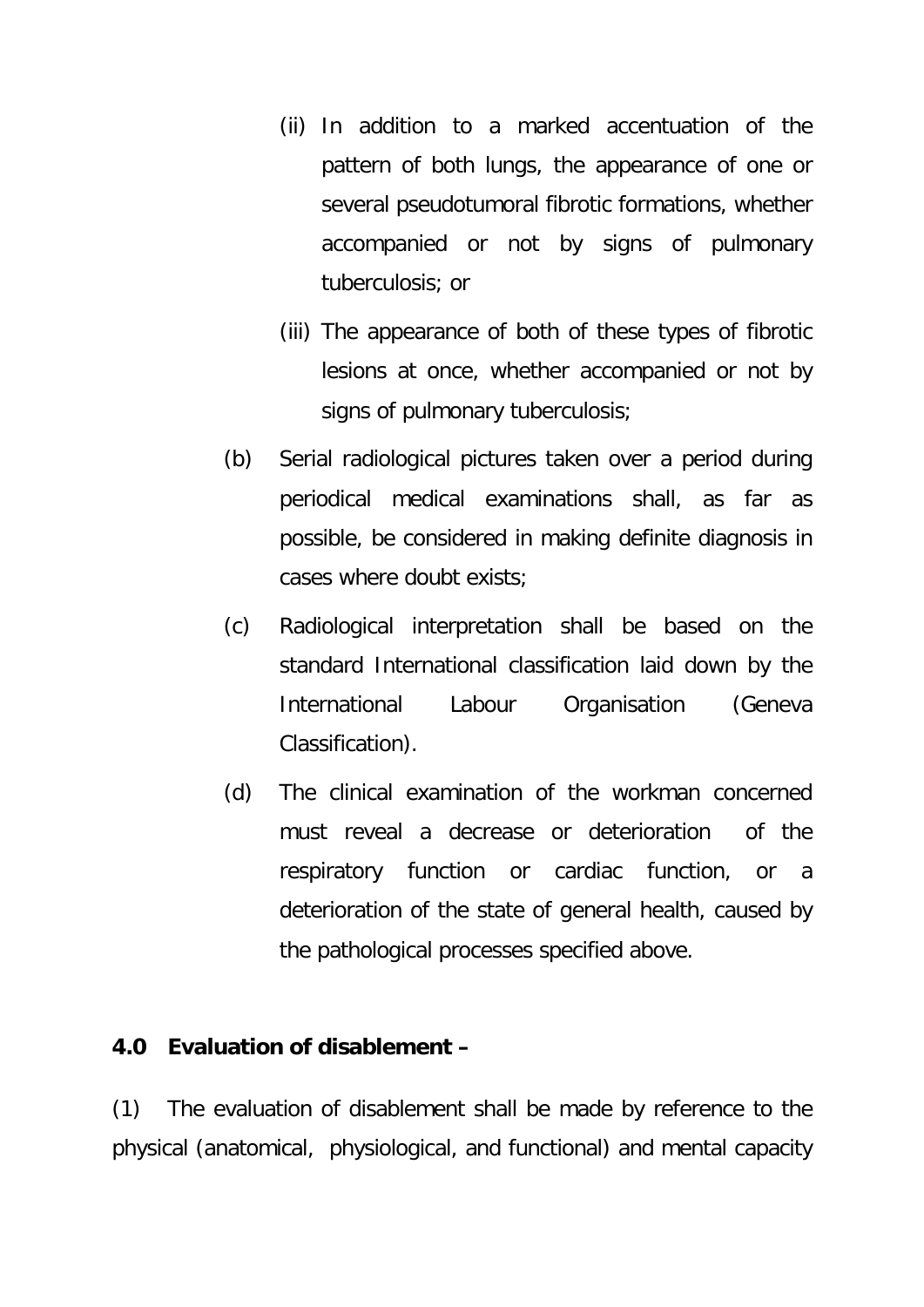(ii) In addition to a marked accentuation of the pattern of both lungs, the appearance of one or several pseudotumoral fibrotic formations, whether accompanied or not by signs of pulmonary tuberculosis; or

(iii) The appearance of both of these types of fibrotic lesions at once, whether accompanied or not by signs of pulmonary tuberculosis;

(b) Serial radiological pictures taken over a period during periodical medical examinations shall, as far as possible, be considered in making definite diagnosis in cases where doubt exists;

(c) Radiological interpretation shall be based on the standard International classification laid down by the International Labour Organisation (Geneva Classification).

(d) The clinical examination of the workman concerned must reveal a decrease or deterioration of the respiratory function or cardiac function, or a deterioration of the state of general health, caused by the pathological processes specified above.

**4.0 Evaluation of disablement –**

(1) The evaluation of disablement shall be made by reference to the physical (anatomical, physiological, and functional) and mental capacity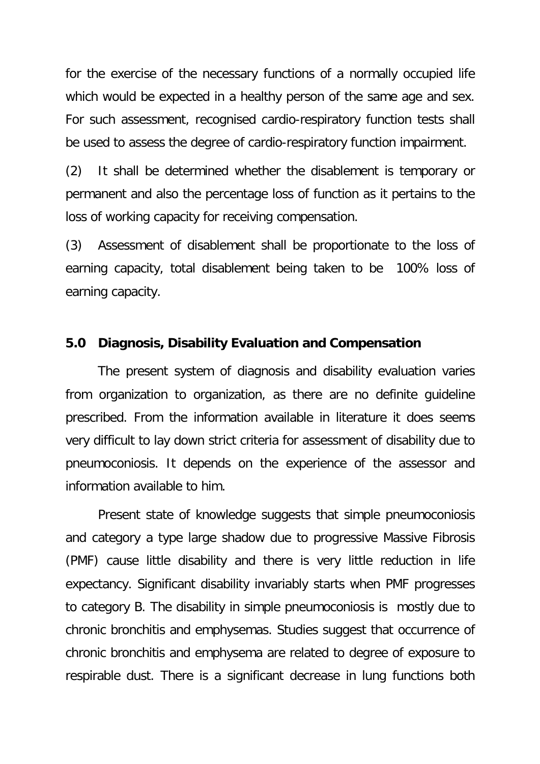for the exercise of the necessary functions of a normally occupied life which would be expected in a healthy person of the same age and sex. For such assessment, recognised cardio-respiratory function tests shall be used to assess the degree of cardio-respiratory function impairment.

(2) It shall be determined whether the disablement is temporary or permanent and also the percentage loss of function as it pertains to the loss of working capacity for receiving compensation.

(3) Assessment of disablement shall be proportionate to the loss of earning capacity, total disablement being taken to be 100% loss of earning capacity.

## 5.0 Diagnosis, Disability Evaluation and Compensation

The present system of diagnosis and disability evaluation varies from organization to organization, as there are no definite guideline prescribed. From the information available in literature it does seems very difficult to lay down strict criteria for assessment of disability due to pneumoconiosis. It depends on the experience of the assessor and information available to him.

Present state of knowledge suggests that simple pneumoconiosis and category a type large shadow due to progressive Massive Fibrosis (PMF) cause little disability and there is very little reduction in life expectancy. Significant disability invariably starts when PMF progresses to category B. The disability in simple pneumoconiosis is mostly due to chronic bronchitis and emphysemas. Studies suggest that occurrence of chronic bronchitis and emphysema are related to degree of exposure to respirable dust. There is a significant decrease in lung functions both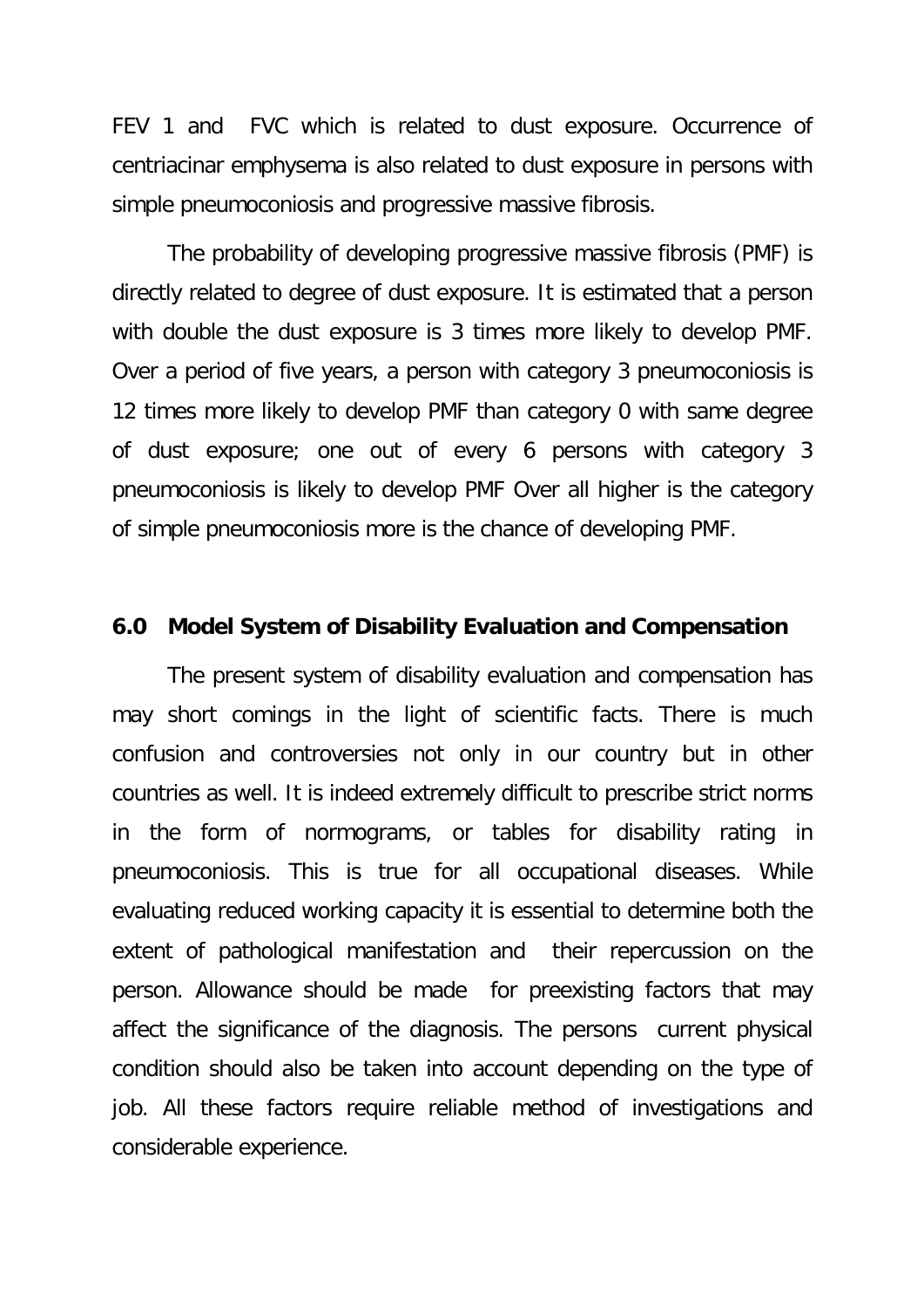FEV 1 and FVC which is related to dust exposure. Occurrence of centriacinar emphysema is also related to dust exposure in persons with simple pneumoconiosis and progressive massive fibrosis.

The probability of developing progressive massive fibrosis (PMF) is directly related to degree of dust exposure. It is estimated that a person with double the dust exposure is 3 times more likely to develop PMF. Over a period of five years, a person with category 3 pneumoconiosis is 12 times more likely to develop PMF than category 0 with same degree of dust exposure; one out of every 6 persons with category 3 pneumoconiosis is likely to develop PMF Over all higher is the category of simple pneumoconiosis more is the chance of developing PMF.

## 6.0 Model System of Disability Evaluation and Compensation

The present system of disability evaluation and compensation has may short comings in the light of scientific facts. There is much confusion and controversies not only in our country but in other countries as well. It is indeed extremely difficult to prescribe strict norms in the form of normograms, or tables for disability rating in pneumoconiosis. This is true for all occupational diseases. While evaluating reduced working capacity it is essential to determine both the extent of pathological manifestation and their repercussion on the person. Allowance should be made for preexisting factors that may affect the significance of the diagnosis. The persons current physical condition should also be taken into account depending on the type of job. All these factors require reliable method of investigations and considerable experience.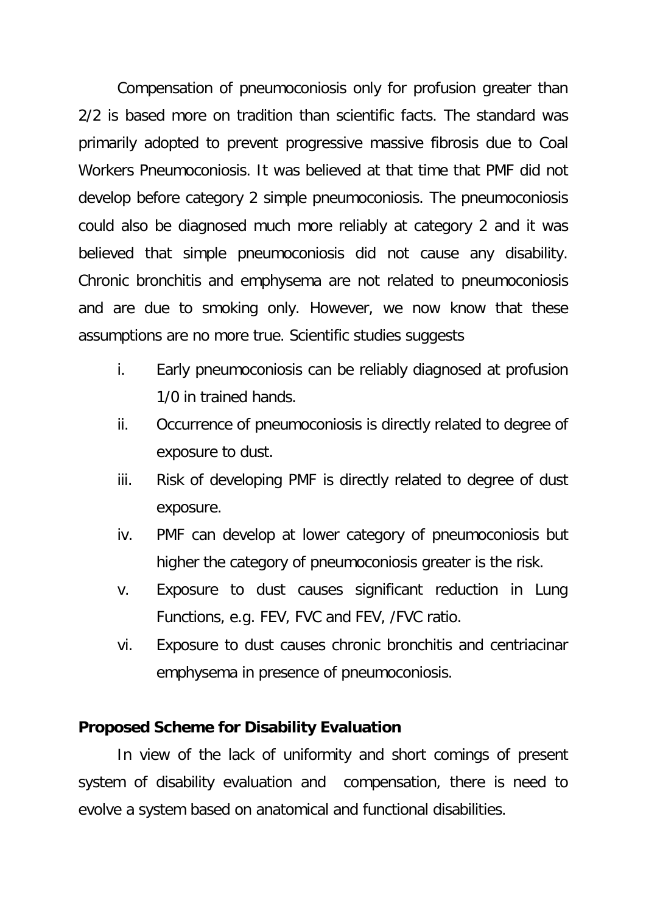Compensation of pneumoconiosis only for profusion greater than 2/2 is based more on tradition than scientific facts. The standard was primarily adopted to prevent progressive massive fibrosis due to Coal Workers Pneumoconiosis. It was believed at that time that PMF did not develop before category 2 simple pneumoconiosis. The pneumoconiosis could also be diagnosed much more reliably at category 2 and it was believed that simple pneumoconiosis did not cause any disability. Chronic bronchitis and emphysema are not related to pneumoconiosis and are due to smoking only. However, we now know that these assumptions are no more true. Scientific studies suggests

i. Early pneumoconiosis can be reliably diagnosed at profusion 1/0 in trained hands.
ii. Occurrence of pneumoconiosis is directly related to degree of exposure to dust.
iii. Risk of developing PMF is directly related to degree of dust exposure.
iv. PMF can develop at lower category of pneumoconiosis but higher the category of pneumoconiosis greater is the risk.
v. Exposure to dust causes significant reduction in Lung Functions, e.g. FEV, FVC and FEV, /FVC ratio.
vi. Exposure to dust causes chronic bronchitis and centriacinar emphysema in presence of pneumoconiosis.

**Proposed Scheme for Disability Evaluation**

In view of the lack of uniformity and short comings of present system of disability evaluation and compensation, there is need to evolve a system based on anatomical and functional disabilities.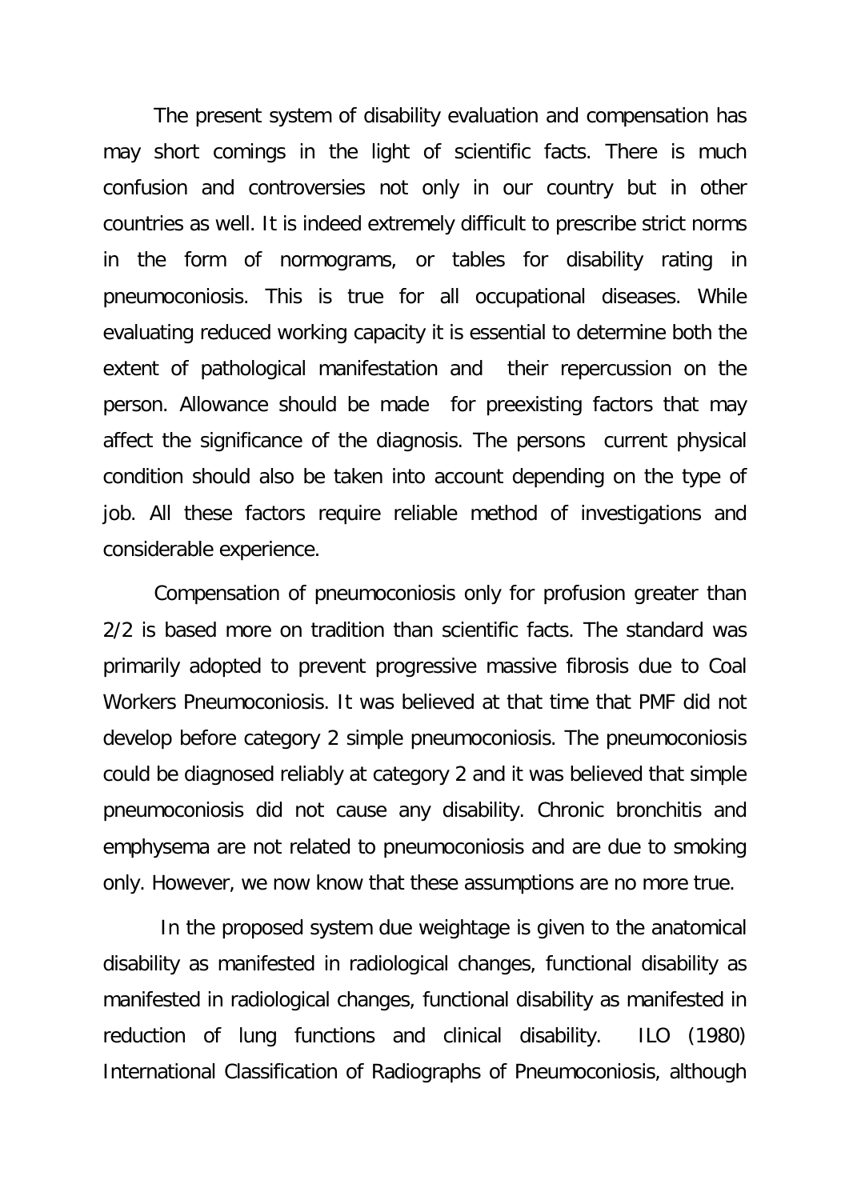The present system of disability evaluation and compensation has may short comings in the light of scientific facts. There is much confusion and controversies not only in our country but in other countries as well. It is indeed extremely difficult to prescribe strict norms in the form of normograms, or tables for disability rating in pneumoconiosis. This is true for all occupational diseases. While evaluating reduced working capacity it is essential to determine both the extent of pathological manifestation and their repercussion on the person. Allowance should be made for preexisting factors that may affect the significance of the diagnosis. The persons current physical condition should also be taken into account depending on the type of job. All these factors require reliable method of investigations and considerable experience.

Compensation of pneumoconiosis only for profusion greater than 2/2 is based more on tradition than scientific facts. The standard was primarily adopted to prevent progressive massive fibrosis due to Coal Workers Pneumoconiosis. It was believed at that time that PMF did not develop before category 2 simple pneumoconiosis. The pneumoconiosis could be diagnosed reliably at category 2 and it was believed that simple pneumoconiosis did not cause any disability. Chronic bronchitis and emphysema are not related to pneumoconiosis and are due to smoking only. However, we now know that these assumptions are no more true.

In the proposed system due weightage is given to the anatomical disability as manifested in radiological changes, functional disability as manifested in radiological changes, functional disability as manifested in reduction of lung functions and clinical disability. ILO (1980) International Classification of Radiographs of Pneumoconiosis, although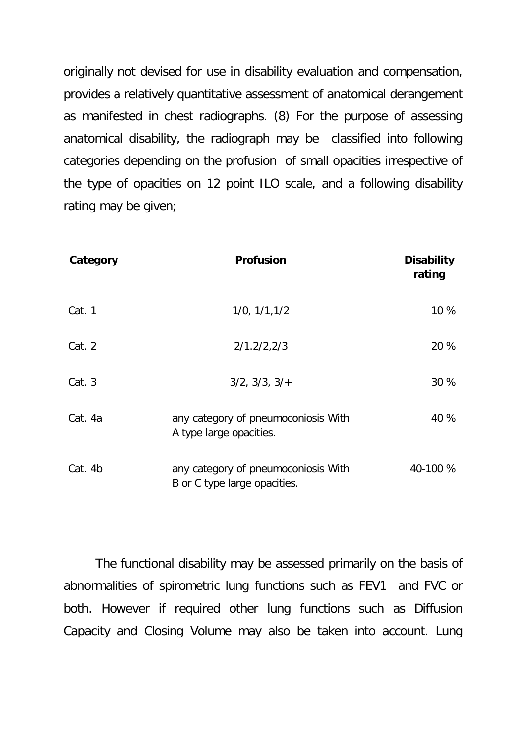originally not devised for use in disability evaluation and compensation, provides a relatively quantitative assessment of anatomical derangement as manifested in chest radiographs. (8) For the purpose of assessing anatomical disability, the radiograph may be classified into following categories depending on the profusion of small opacities irrespective of the type of opacities on 12 point ILO scale, and a following disability rating may be given;

| **Category** | **Profusion** | **Disability rating** |
|---|---|---|
| Cat. 1 | 1/0, 1/1,1/2 | 10 % |
| Cat. 2 | 2/1.2/2,2/3 | 20 % |
| Cat. 3 | 3/2, 3/3, 3/+ | 30 % |
| Cat. 4a | any category of pneumoconiosis With A type large opacities. | 40 % |
| Cat. 4b | any category of pneumoconiosis With B or C type large opacities. | 40-100 % |

The functional disability may be assessed primarily on the basis of abnormalities of spirometric lung functions such as FEV1 and FVC or both. However if required other lung functions such as Diffusion Capacity and Closing Volume may also be taken into account. Lung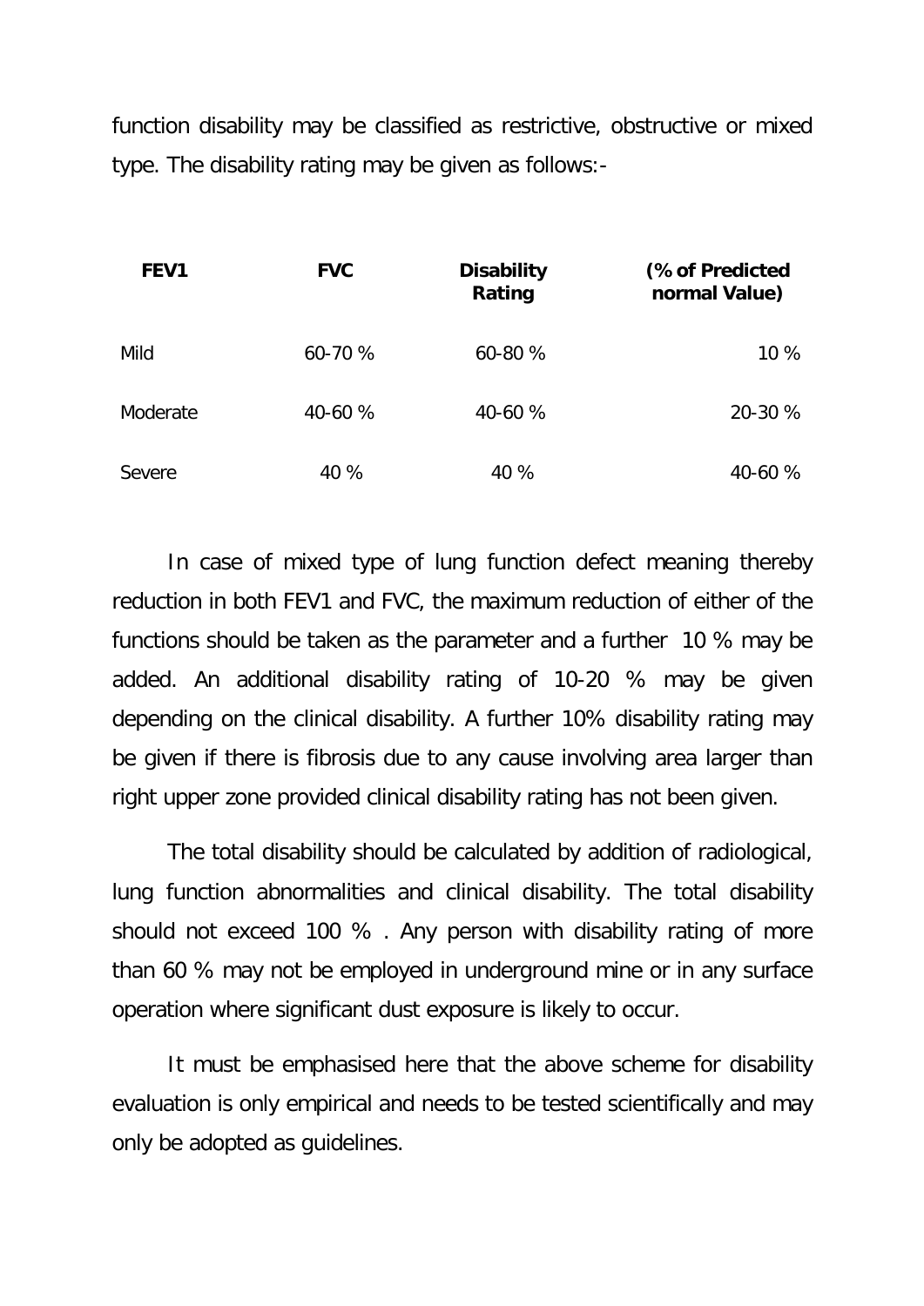function disability may be classified as restrictive, obstructive or mixed type. The disability rating may be given as follows:-

| FEV1 | FVC | Disability Rating | (% of Predicted normal Value) |
|---|---|---|---|
| Mild | 60-70 % | 60-80 % | 10 % |
| Moderate | 40-60 % | 40-60 % | 20-30 % |
| Severe | 40 % | 40 % | 40-60 % |

In case of mixed type of lung function defect meaning thereby reduction in both FEV1 and FVC, the maximum reduction of either of the functions should be taken as the parameter and a further 10 % may be added. An additional disability rating of 10-20 % may be given depending on the clinical disability. A further 10% disability rating may be given if there is fibrosis due to any cause involving area larger than right upper zone provided clinical disability rating has not been given.

The total disability should be calculated by addition of radiological, lung function abnormalities and clinical disability. The total disability should not exceed 100 % . Any person with disability rating of more than 60 % may not be employed in underground mine or in any surface operation where significant dust exposure is likely to occur.

It must be emphasised here that the above scheme for disability evaluation is only empirical and needs to be tested scientifically and may only be adopted as guidelines.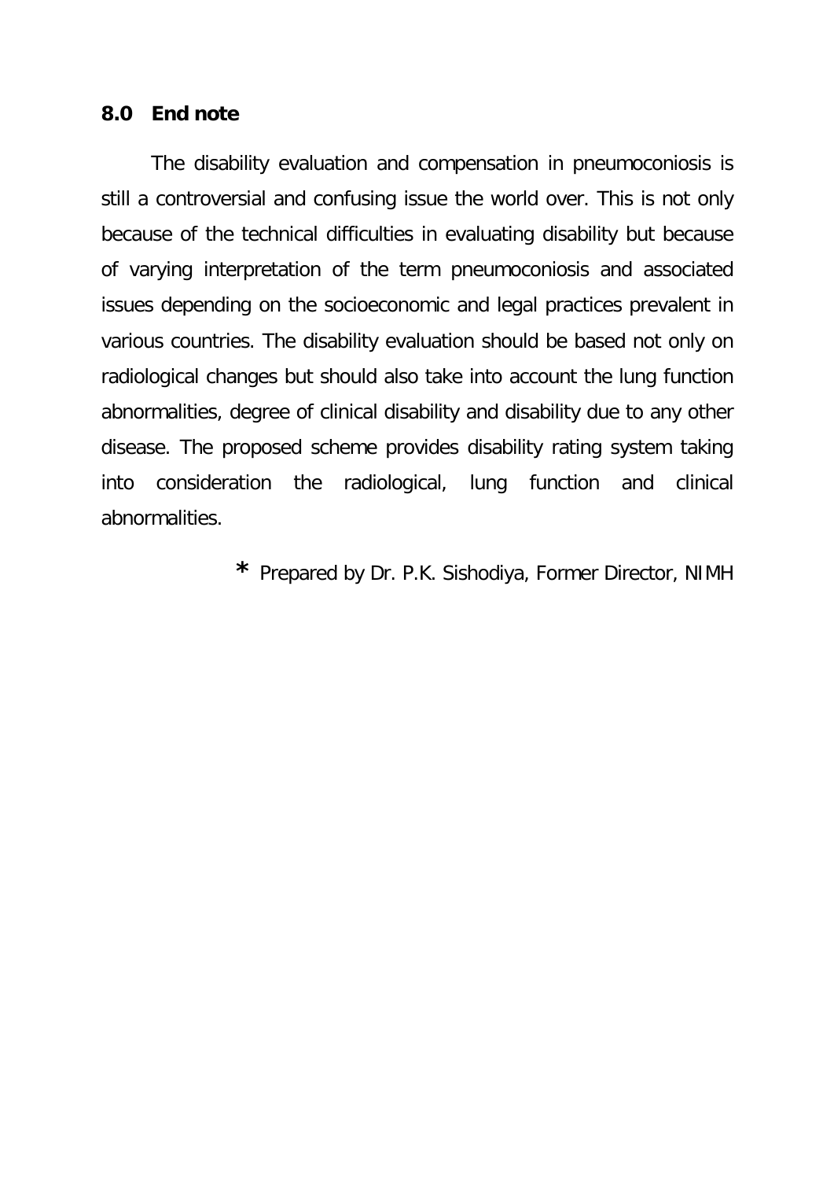## 8.0 End note

The disability evaluation and compensation in pneumoconiosis is still a controversial and confusing issue the world over. This is not only because of the technical difficulties in evaluating disability but because of varying interpretation of the term pneumoconiosis and associated issues depending on the socioeconomic and legal practices prevalent in various countries. The disability evaluation should be based not only on radiological changes but should also take into account the lung function abnormalities, degree of clinical disability and disability due to any other disease. The proposed scheme provides disability rating system taking into consideration the radiological, lung function and clinical abnormalities.

\* Prepared by Dr. P.K. Sishodiya, Former Director, NIMH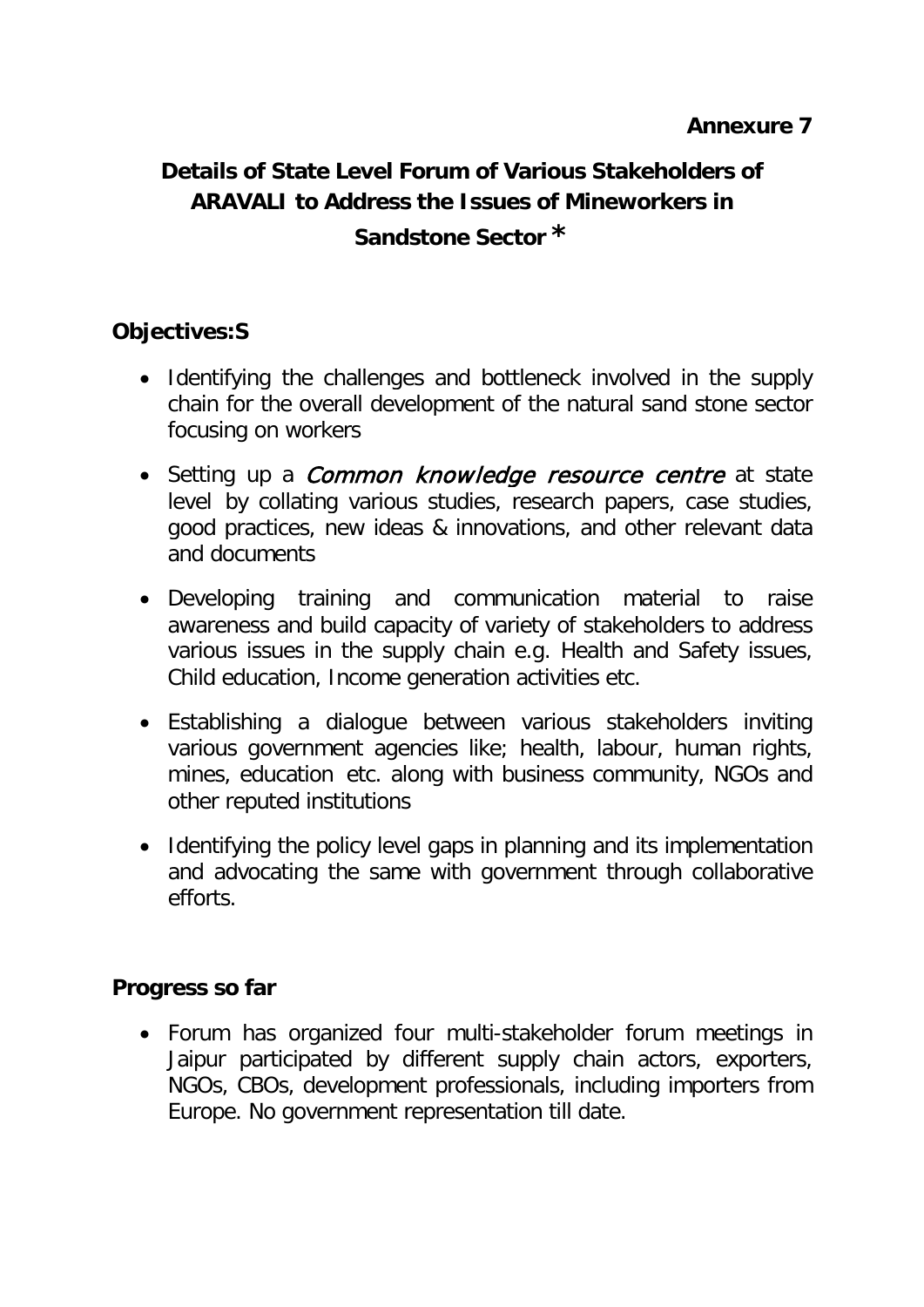**Annexure 7**

# Details of State Level Forum of Various Stakeholders of ARAVALI to Address the Issues of Mineworkers in Sandstone Sector *

**Objectives:S**

- Identifying the challenges and bottleneck involved in the supply chain for the overall development of the natural sand stone sector focusing on workers
- Setting up a *Common knowledge resource centre* at state level by collating various studies, research papers, case studies, good practices, new ideas & innovations, and other relevant data and documents
- Developing training and communication material to raise awareness and build capacity of variety of stakeholders to address various issues in the supply chain e.g. Health and Safety issues, Child education, Income generation activities etc.
- Establishing a dialogue between various stakeholders inviting various government agencies like; health, labour, human rights, mines, education etc. along with business community, NGOs and other reputed institutions
- Identifying the policy level gaps in planning and its implementation and advocating the same with government through collaborative efforts.

**Progress so far**

- Forum has organized four multi-stakeholder forum meetings in Jaipur participated by different supply chain actors, exporters, NGOs, CBOs, development professionals, including importers from Europe. No government representation till date.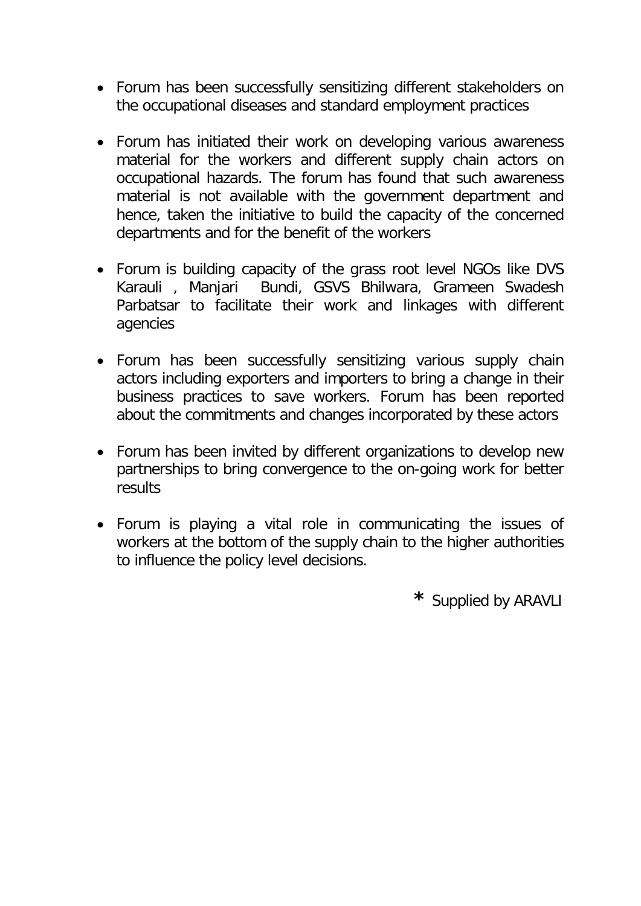- Forum has been successfully sensitizing different stakeholders on the occupational diseases and standard employment practices

- Forum has initiated their work on developing various awareness material for the workers and different supply chain actors on occupational hazards. The forum has found that such awareness material is not available with the government department and hence, taken the initiative to build the capacity of the concerned departments and for the benefit of the workers

- Forum is building capacity of the grass root level NGOs like DVS Karauli , Manjari Bundi, GSVS Bhilwara, Grameen Swadesh Parbatsar to facilitate their work and linkages with different agencies

- Forum has been successfully sensitizing various supply chain actors including exporters and importers to bring a change in their business practices to save workers. Forum has been reported about the commitments and changes incorporated by these actors

- Forum has been invited by different organizations to develop new partnerships to bring convergence to the on-going work for better results

- Forum is playing a vital role in communicating the issues of workers at the bottom of the supply chain to the higher authorities to influence the policy level decisions.

\* Supplied by ARAVLI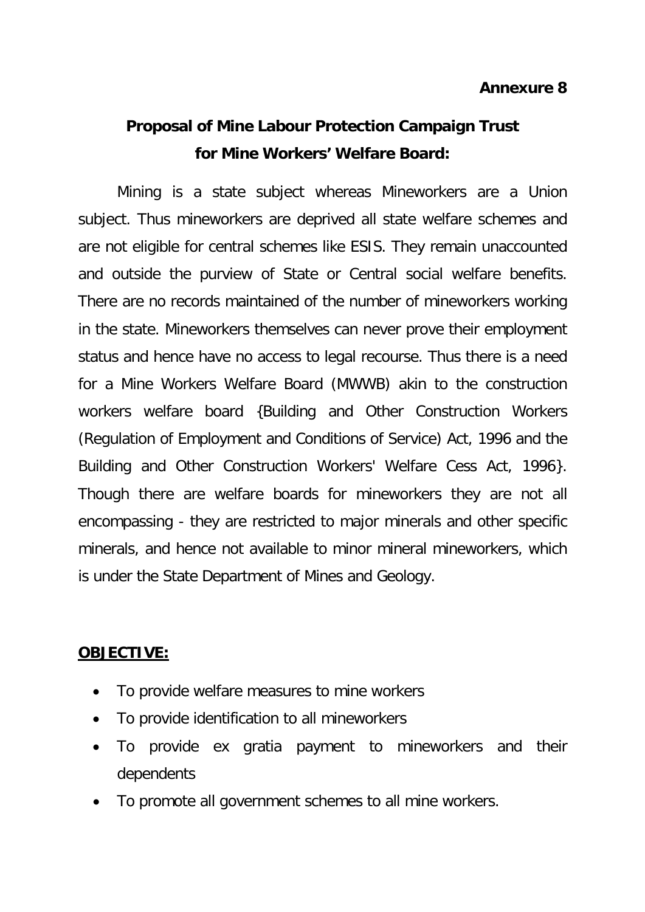**Annexure 8**

## Proposal of Mine Labour Protection Campaign Trust for Mine Workers' Welfare Board:

Mining is a state subject whereas Mineworkers are a Union subject. Thus mineworkers are deprived all state welfare schemes and are not eligible for central schemes like ESIS. They remain unaccounted and outside the purview of State or Central social welfare benefits. There are no records maintained of the number of mineworkers working in the state. Mineworkers themselves can never prove their employment status and hence have no access to legal recourse. Thus there is a need for a Mine Workers Welfare Board (MWWB) akin to the construction workers welfare board {Building and Other Construction Workers (Regulation of Employment and Conditions of Service) Act, 1996 and the Building and Other Construction Workers' Welfare Cess Act, 1996}. Though there are welfare boards for mineworkers they are not all encompassing - they are restricted to major minerals and other specific minerals, and hence not available to minor mineral mineworkers, which is under the State Department of Mines and Geology.

**OBJECTIVE:**

- To provide welfare measures to mine workers
- To provide identification to all mineworkers
- To provide ex gratia payment to mineworkers and their dependents
- To promote all government schemes to all mine workers.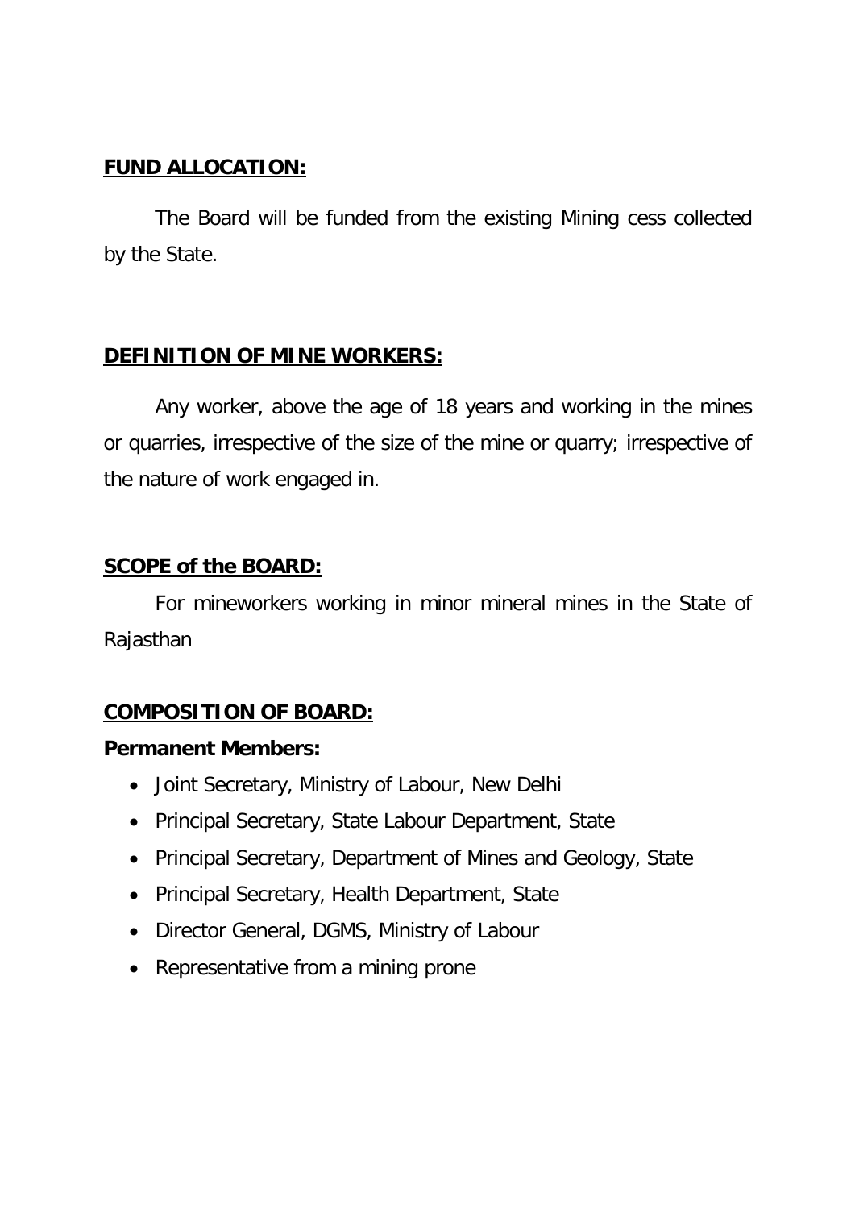**FUND ALLOCATION:**

The Board will be funded from the existing Mining cess collected by the State.

**DEFINITION OF MINE WORKERS:**

Any worker, above the age of 18 years and working in the mines or quarries, irrespective of the size of the mine or quarry; irrespective of the nature of work engaged in.

**SCOPE of the BOARD:**

For mineworkers working in minor mineral mines in the State of Rajasthan

**COMPOSITION OF BOARD:**

**Permanent Members:**

- Joint Secretary, Ministry of Labour, New Delhi
- Principal Secretary, State Labour Department, State
- Principal Secretary, Department of Mines and Geology, State
- Principal Secretary, Health Department, State
- Director General, DGMS, Ministry of Labour
- Representative from a mining prone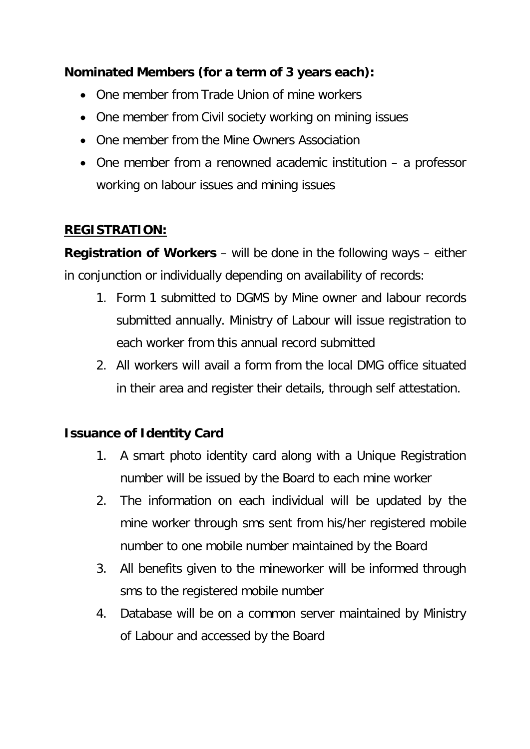**Nominated Members (for a term of 3 years each):**

- One member from Trade Union of mine workers
- One member from Civil society working on mining issues
- One member from the Mine Owners Association
- One member from a renowned academic institution – a professor working on labour issues and mining issues

**<u>REGISTRATION:</u>**

**Registration of Workers** – will be done in the following ways – either in conjunction or individually depending on availability of records:

1. Form 1 submitted to DGMS by Mine owner and labour records submitted annually. Ministry of Labour will issue registration to each worker from this annual record submitted
2. All workers will avail a form from the local DMG office situated in their area and register their details, through self attestation.

**Issuance of Identity Card**

1. A smart photo identity card along with a Unique Registration number will be issued by the Board to each mine worker
2. The information on each individual will be updated by the mine worker through sms sent from his/her registered mobile number to one mobile number maintained by the Board
3. All benefits given to the mineworker will be informed through sms to the registered mobile number
4. Database will be on a common server maintained by Ministry of Labour and accessed by the Board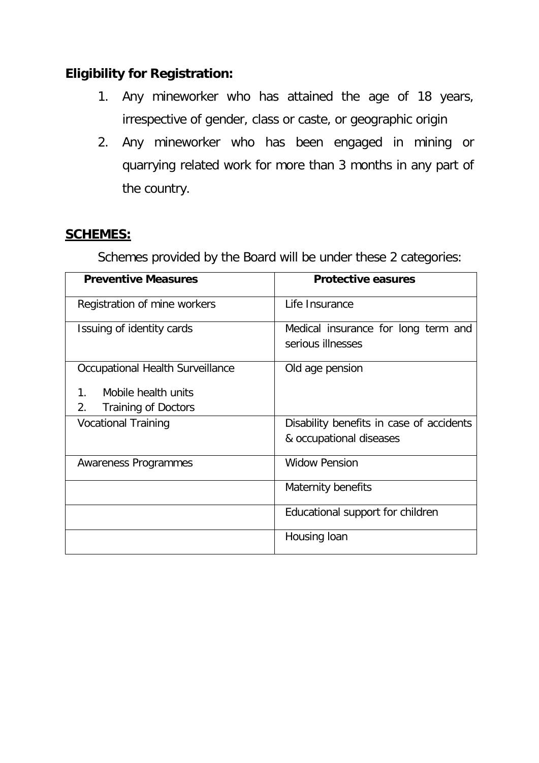**Eligibility for Registration:**

1. Any mineworker who has attained the age of 18 years, irrespective of gender, class or caste, or geographic origin
2. Any mineworker who has been engaged in mining or quarrying related work for more than 3 months in any part of the country.

**SCHEMES:**

Schemes provided by the Board will be under these 2 categories:

| **Preventive Measures** | **Protective easures** |
|---|---|
| Registration of mine workers | Life Insurance |
| Issuing of identity cards | Medical insurance for long term and serious illnesses |
| Occupational Health Surveillance<br>1. Mobile health units<br>2. Training of Doctors | Old age pension |
| Vocational Training | Disability benefits in case of accidents & occupational diseases |
| Awareness Programmes | Widow Pension |
| | Maternity benefits |
| | Educational support for children |
| | Housing loan |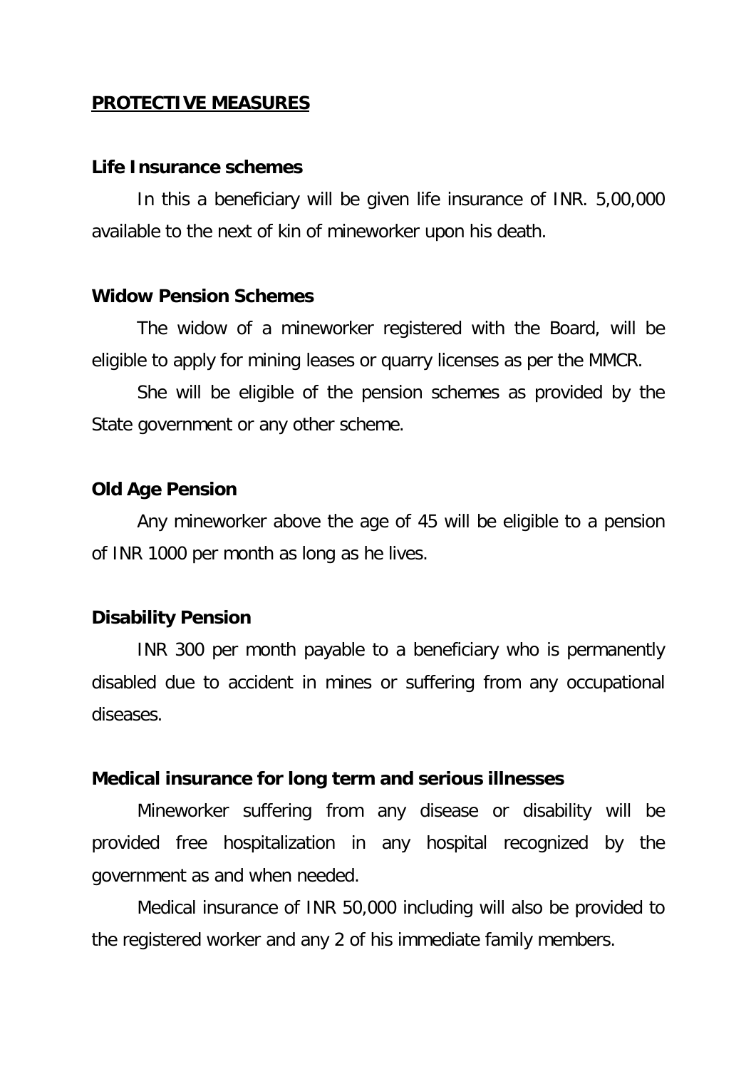## **PROTECTIVE MEASURES**

**Life Insurance schemes**

In this a beneficiary will be given life insurance of INR. 5,00,000 available to the next of kin of mineworker upon his death.

**Widow Pension Schemes**

The widow of a mineworker registered with the Board, will be eligible to apply for mining leases or quarry licenses as per the MMCR.

She will be eligible of the pension schemes as provided by the State government or any other scheme.

**Old Age Pension**

Any mineworker above the age of 45 will be eligible to a pension of INR 1000 per month as long as he lives.

**Disability Pension**

INR 300 per month payable to a beneficiary who is permanently disabled due to accident in mines or suffering from any occupational diseases.

**Medical insurance for long term and serious illnesses**

Mineworker suffering from any disease or disability will be provided free hospitalization in any hospital recognized by the government as and when needed.

Medical insurance of INR 50,000 including will also be provided to the registered worker and any 2 of his immediate family members.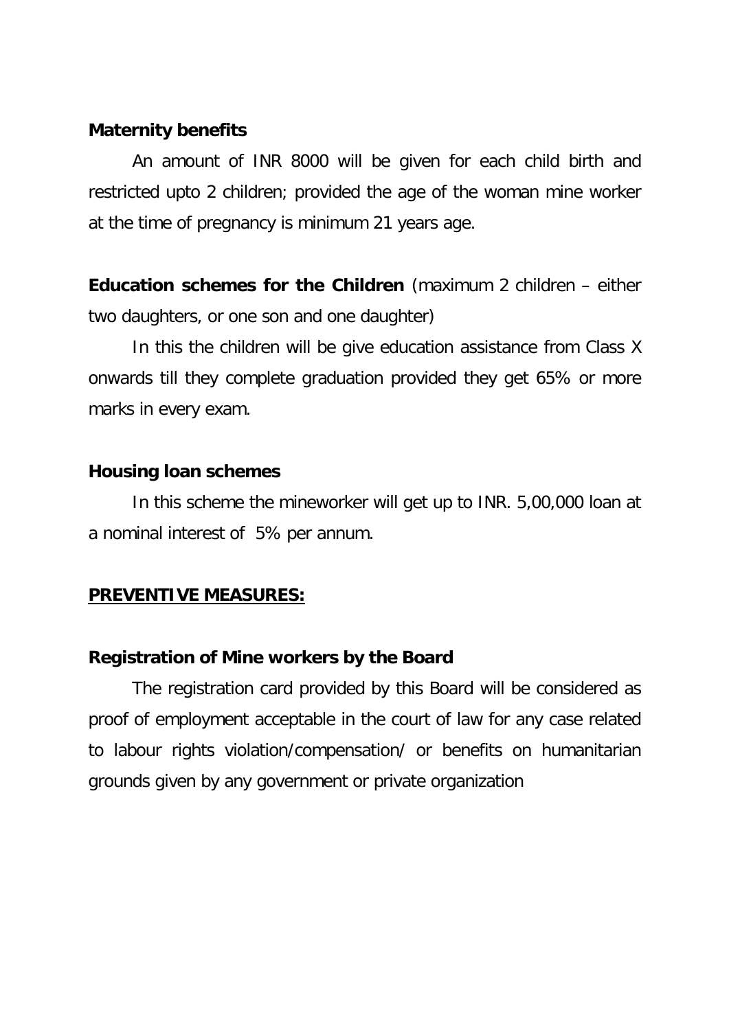**Maternity benefits**

An amount of INR 8000 will be given for each child birth and restricted upto 2 children; provided the age of the woman mine worker at the time of pregnancy is minimum 21 years age.

**Education schemes for the Children** (maximum 2 children – either two daughters, or one son and one daughter)

In this the children will be give education assistance from Class X onwards till they complete graduation provided they get 65% or more marks in every exam.

**Housing loan schemes**

In this scheme the mineworker will get up to INR. 5,00,000 loan at a nominal interest of 5% per annum.

**<u>PREVENTIVE MEASURES:</u>**

**Registration of Mine workers by the Board**

The registration card provided by this Board will be considered as proof of employment acceptable in the court of law for any case related to labour rights violation/compensation/ or benefits on humanitarian grounds given by any government or private organization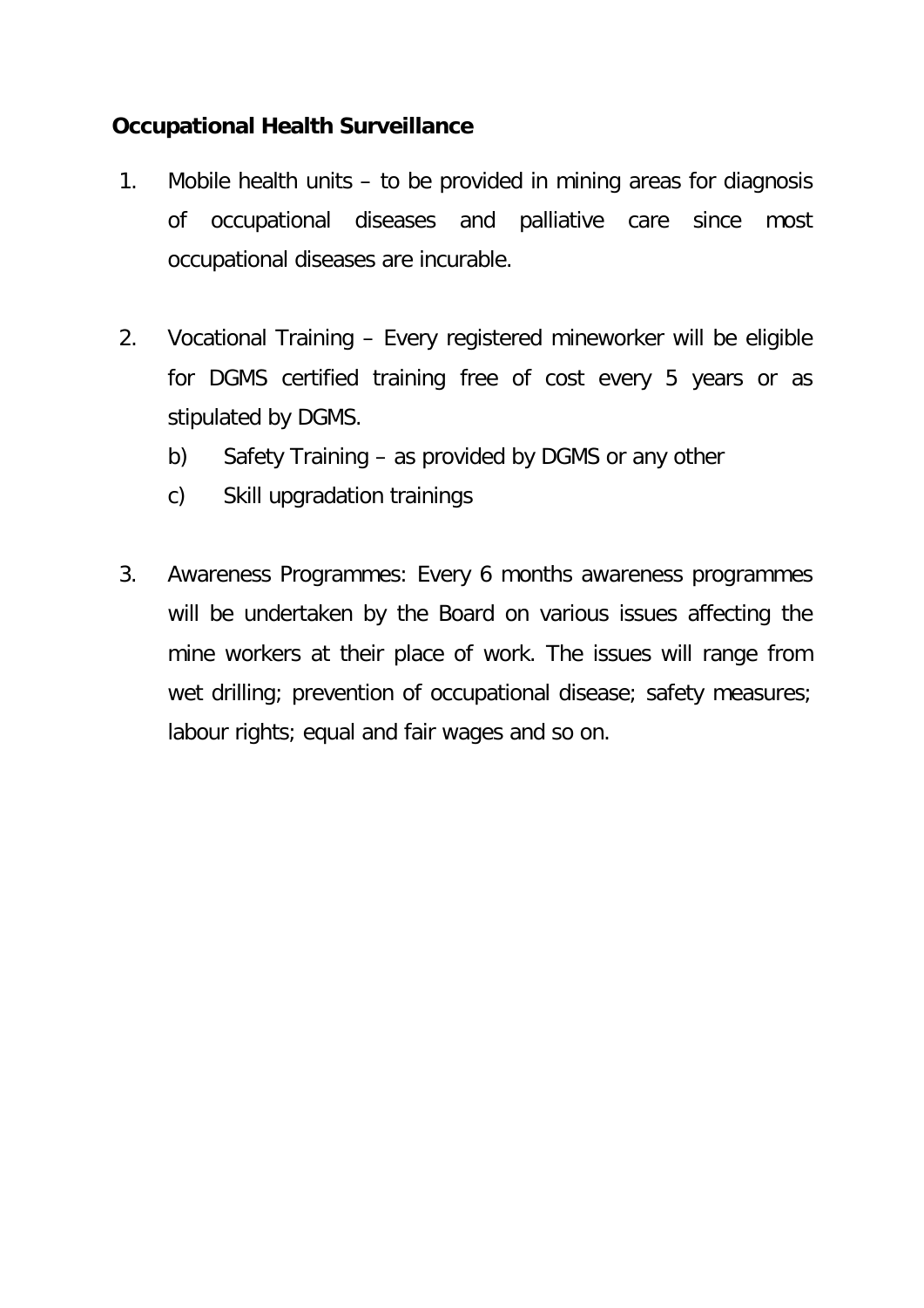**Occupational Health Surveillance**

1. Mobile health units – to be provided in mining areas for diagnosis of occupational diseases and palliative care since most occupational diseases are incurable.

2. Vocational Training – Every registered mineworker will be eligible for DGMS certified training free of cost every 5 years or as stipulated by DGMS.

   b) Safety Training – as provided by DGMS or any other

   c) Skill upgradation trainings

3. Awareness Programmes: Every 6 months awareness programmes will be undertaken by the Board on various issues affecting the mine workers at their place of work. The issues will range from wet drilling; prevention of occupational disease; safety measures; labour rights; equal and fair wages and so on.